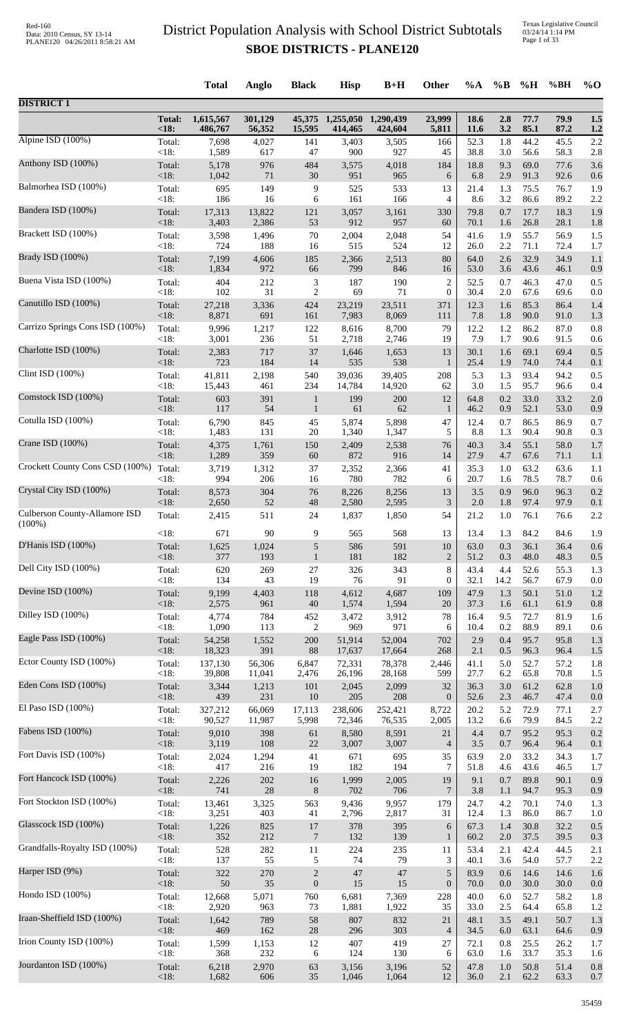# District Population Analysis with School District Subtotals

## SBOE DISTRICTS - PLANE120

Red-160
Data: 2010 Census, SY 13-14
PLANE120 04/26/2011 8:58:21 AM

Texas Legislative Council
03/24/14 1:14 PM

| | | Total | Anglo | Black | Hisp | B+H | Other | %A | %B | %H | %BH | %O |
|---|---|---|---|---|---|---|---|---|---|---|---|---|
| **DISTRICT 1** | | | | | | | | | | | | |
| | **Total:** | **1,615,567** | **301,129** | **45,375** | **1,255,050** | **1,290,439** | **23,999** | **18.6** | **2.8** | **77.7** | **79.9** | **1.5** |
| | **<18:** | **486,767** | **56,352** | **15,595** | **414,465** | **424,604** | **5,811** | **11.6** | **3.2** | **85.1** | **87.2** | **1.2** |
| Alpine ISD (100%) | Total: | 7,698 | 4,027 | 141 | 3,403 | 3,505 | 166 | 52.3 | 1.8 | 44.2 | 45.5 | 2.2 |
| | <18: | 1,589 | 617 | 47 | 900 | 927 | 45 | 38.8 | 3.0 | 56.6 | 58.3 | 2.8 |
| Anthony ISD (100%) | Total: | 5,178 | 976 | 484 | 3,575 | 4,018 | 184 | 18.8 | 9.3 | 69.0 | 77.6 | 3.6 |
| | <18: | 1,042 | 71 | 30 | 951 | 965 | 6 | 6.8 | 2.9 | 91.3 | 92.6 | 0.6 |
| Balmorhea ISD (100%) | Total: | 695 | 149 | 9 | 525 | 533 | 13 | 21.4 | 1.3 | 75.5 | 76.7 | 1.9 |
| | <18: | 186 | 16 | 6 | 161 | 166 | 4 | 8.6 | 3.2 | 86.6 | 89.2 | 2.2 |
| Bandera ISD (100%) | Total: | 17,313 | 13,822 | 121 | 3,057 | 3,161 | 330 | 79.8 | 0.7 | 17.7 | 18.3 | 1.9 |
| | <18: | 3,403 | 2,386 | 53 | 912 | 957 | 60 | 70.1 | 1.6 | 26.8 | 28.1 | 1.8 |
| Brackett ISD (100%) | Total: | 3,598 | 1,496 | 70 | 2,004 | 2,048 | 54 | 41.6 | 1.9 | 55.7 | 56.9 | 1.5 |
| | <18: | 724 | 188 | 16 | 515 | 524 | 12 | 26.0 | 2.2 | 71.1 | 72.4 | 1.7 |
| Brady ISD (100%) | Total: | 7,199 | 4,606 | 185 | 2,366 | 2,513 | 80 | 64.0 | 2.6 | 32.9 | 34.9 | 1.1 |
| | <18: | 1,834 | 972 | 66 | 799 | 846 | 16 | 53.0 | 3.6 | 43.6 | 46.1 | 0.9 |
| Buena Vista ISD (100%) | Total: | 404 | 212 | 3 | 187 | 190 | 2 | 52.5 | 0.7 | 46.3 | 47.0 | 0.5 |
| | <18: | 102 | 31 | 2 | 69 | 71 | 0 | 30.4 | 2.0 | 67.6 | 69.6 | 0.0 |
| Canutillo ISD (100%) | Total: | 27,218 | 3,336 | 424 | 23,219 | 23,511 | 371 | 12.3 | 1.6 | 85.3 | 86.4 | 1.4 |
| | <18: | 8,871 | 691 | 161 | 7,983 | 8,069 | 111 | 7.8 | 1.8 | 90.0 | 91.0 | 1.3 |
| Carrizo Springs Cons ISD (100%) | Total: | 9,996 | 1,217 | 122 | 8,616 | 8,700 | 79 | 12.2 | 1.2 | 86.2 | 87.0 | 0.8 |
| | <18: | 3,001 | 236 | 51 | 2,718 | 2,746 | 19 | 7.9 | 1.7 | 90.6 | 91.5 | 0.6 |
| Charlotte ISD (100%) | Total: | 2,383 | 717 | 37 | 1,646 | 1,653 | 13 | 30.1 | 1.6 | 69.1 | 69.4 | 0.5 |
| | <18: | 723 | 184 | 14 | 535 | 538 | 1 | 25.4 | 1.9 | 74.0 | 74.4 | 0.1 |
| Clint ISD (100%) | Total: | 41,811 | 2,198 | 540 | 39,036 | 39,405 | 208 | 5.3 | 1.3 | 93.4 | 94.2 | 0.5 |
| | <18: | 15,443 | 461 | 234 | 14,784 | 14,920 | 62 | 3.0 | 1.5 | 95.7 | 96.6 | 0.4 |
| Comstock ISD (100%) | Total: | 603 | 391 | 1 | 199 | 200 | 12 | 64.8 | 0.2 | 33.0 | 33.2 | 2.0 |
| | <18: | 117 | 54 | 1 | 61 | 62 | 1 | 46.2 | 0.9 | 52.1 | 53.0 | 0.9 |
| Cotulla ISD (100%) | Total: | 6,790 | 845 | 45 | 5,874 | 5,898 | 47 | 12.4 | 0.7 | 86.5 | 86.9 | 0.7 |
| | <18: | 1,483 | 131 | 20 | 1,340 | 1,347 | 5 | 8.8 | 1.3 | 90.4 | 90.8 | 0.3 |
| Crane ISD (100%) | Total: | 4,375 | 1,761 | 150 | 2,409 | 2,538 | 76 | 40.3 | 3.4 | 55.1 | 58.0 | 1.7 |
| | <18: | 1,289 | 359 | 60 | 872 | 916 | 14 | 27.9 | 4.7 | 67.6 | 71.1 | 1.1 |
| Crockett County Cons CSD (100%) | Total: | 3,719 | 1,312 | 37 | 2,352 | 2,366 | 41 | 35.3 | 1.0 | 63.2 | 63.6 | 1.1 |
| | <18: | 994 | 206 | 16 | 780 | 782 | 6 | 20.7 | 1.6 | 78.5 | 78.7 | 0.6 |
| Crystal City ISD (100%) | Total: | 8,573 | 304 | 76 | 8,226 | 8,256 | 13 | 3.5 | 0.9 | 96.0 | 96.3 | 0.2 |
| | <18: | 2,650 | 52 | 48 | 2,580 | 2,595 | 3 | 2.0 | 1.8 | 97.4 | 97.9 | 0.1 |
| Culberson County-Allamore ISD (100%) | Total: | 2,415 | 511 | 24 | 1,837 | 1,850 | 54 | 21.2 | 1.0 | 76.1 | 76.6 | 2.2 |
| | <18: | 671 | 90 | 9 | 565 | 568 | 13 | 13.4 | 1.3 | 84.2 | 84.6 | 1.9 |
| D'Hanis ISD (100%) | Total: | 1,625 | 1,024 | 5 | 586 | 591 | 10 | 63.0 | 0.3 | 36.1 | 36.4 | 0.6 |
| | <18: | 377 | 193 | 1 | 181 | 182 | 2 | 51.2 | 0.3 | 48.0 | 48.3 | 0.5 |
| Dell City ISD (100%) | Total: | 620 | 269 | 27 | 326 | 343 | 8 | 43.4 | 4.4 | 52.6 | 55.3 | 1.3 |
| | <18: | 134 | 43 | 19 | 76 | 91 | 0 | 32.1 | 14.2 | 56.7 | 67.9 | 0.0 |
| Devine ISD (100%) | Total: | 9,199 | 4,403 | 118 | 4,612 | 4,687 | 109 | 47.9 | 1.3 | 50.1 | 51.0 | 1.2 |
| | <18: | 2,575 | 961 | 40 | 1,574 | 1,594 | 20 | 37.3 | 1.6 | 61.1 | 61.9 | 0.8 |
| Dilley ISD (100%) | Total: | 4,774 | 784 | 452 | 3,472 | 3,912 | 78 | 16.4 | 9.5 | 72.7 | 81.9 | 1.6 |
| | <18: | 1,090 | 113 | 2 | 969 | 971 | 6 | 10.4 | 0.2 | 88.9 | 89.1 | 0.6 |
| Eagle Pass ISD (100%) | Total: | 54,258 | 1,552 | 200 | 51,914 | 52,004 | 702 | 2.9 | 0.4 | 95.7 | 95.8 | 1.3 |
| | <18: | 18,323 | 391 | 88 | 17,637 | 17,664 | 268 | 2.1 | 0.5 | 96.3 | 96.4 | 1.5 |
| Ector County ISD (100%) | Total: | 137,130 | 56,306 | 6,847 | 72,331 | 78,378 | 2,446 | 41.1 | 5.0 | 52.7 | 57.2 | 1.8 |
| | <18: | 39,808 | 11,041 | 2,476 | 26,196 | 28,168 | 599 | 27.7 | 6.2 | 65.8 | 70.8 | 1.5 |
| Eden Cons ISD (100%) | Total: | 3,344 | 1,213 | 101 | 2,045 | 2,099 | 32 | 36.3 | 3.0 | 61.2 | 62.8 | 1.0 |
| | <18: | 439 | 231 | 10 | 205 | 208 | 0 | 52.6 | 2.3 | 46.7 | 47.4 | 0.0 |
| El Paso ISD (100%) | Total: | 327,212 | 66,069 | 17,113 | 238,606 | 252,421 | 8,722 | 20.2 | 5.2 | 72.9 | 77.1 | 2.7 |
| | <18: | 90,527 | 11,987 | 5,998 | 72,346 | 76,535 | 2,005 | 13.2 | 6.6 | 79.9 | 84.5 | 2.2 |
| Fabens ISD (100%) | Total: | 9,010 | 398 | 61 | 8,580 | 8,591 | 21 | 4.4 | 0.7 | 95.2 | 95.3 | 0.2 |
| | <18: | 3,119 | 108 | 22 | 3,007 | 3,007 | 4 | 3.5 | 0.7 | 96.4 | 96.4 | 0.1 |
| Fort Davis ISD (100%) | Total: | 2,024 | 1,294 | 41 | 671 | 695 | 35 | 63.9 | 2.0 | 33.2 | 34.3 | 1.7 |
| | <18: | 417 | 216 | 19 | 182 | 194 | 7 | 51.8 | 4.6 | 43.6 | 46.5 | 1.7 |
| Fort Hancock ISD (100%) | Total: | 2,226 | 202 | 16 | 1,999 | 2,005 | 19 | 9.1 | 0.7 | 89.8 | 90.1 | 0.9 |
| | <18: | 741 | 28 | 8 | 702 | 706 | 7 | 3.8 | 1.1 | 94.7 | 95.3 | 0.9 |
| Fort Stockton ISD (100%) | Total: | 13,461 | 3,325 | 563 | 9,436 | 9,957 | 179 | 24.7 | 4.2 | 70.1 | 74.0 | 1.3 |
| | <18: | 3,251 | 403 | 41 | 2,796 | 2,817 | 31 | 12.4 | 1.3 | 86.0 | 86.7 | 1.0 |
| Glasscock ISD (100%) | Total: | 1,226 | 825 | 17 | 378 | 395 | 6 | 67.3 | 1.4 | 30.8 | 32.2 | 0.5 |
| | <18: | 352 | 212 | 7 | 132 | 139 | 1 | 60.2 | 2.0 | 37.5 | 39.5 | 0.3 |
| Grandfalls-Royalty ISD (100%) | Total: | 528 | 282 | 11 | 224 | 235 | 11 | 53.4 | 2.1 | 42.4 | 44.5 | 2.1 |
| | <18: | 137 | 55 | 5 | 74 | 79 | 3 | 40.1 | 3.6 | 54.0 | 57.7 | 2.2 |
| Harper ISD (9%) | Total: | 322 | 270 | 2 | 47 | 47 | 5 | 83.9 | 0.6 | 14.6 | 14.6 | 1.6 |
| | <18: | 50 | 35 | 0 | 15 | 15 | 0 | 70.0 | 0.0 | 30.0 | 30.0 | 0.0 |
| Hondo ISD (100%) | Total: | 12,668 | 5,071 | 760 | 6,681 | 7,369 | 228 | 40.0 | 6.0 | 52.7 | 58.2 | 1.8 |
| | <18: | 2,920 | 963 | 73 | 1,881 | 1,922 | 35 | 33.0 | 2.5 | 64.4 | 65.8 | 1.2 |
| Iraan-Sheffield ISD (100%) | Total: | 1,642 | 789 | 58 | 807 | 832 | 21 | 48.1 | 3.5 | 49.1 | 50.7 | 1.3 |
| | <18: | 469 | 162 | 28 | 296 | 303 | 4 | 34.5 | 6.0 | 63.1 | 64.6 | 0.9 |
| Irion County ISD (100%) | Total: | 1,599 | 1,153 | 12 | 407 | 419 | 27 | 72.1 | 0.8 | 25.5 | 26.2 | 1.7 |
| | <18: | 368 | 232 | 6 | 124 | 130 | 6 | 63.0 | 1.6 | 33.7 | 35.3 | 1.6 |
| Jourdanton ISD (100%) | Total: | 6,218 | 2,970 | 63 | 3,156 | 3,196 | 52 | 47.8 | 1.0 | 50.8 | 51.4 | 0.8 |
| | <18: | 1,682 | 606 | 35 | 1,046 | 1,064 | 12 | 36.0 | 2.1 | 62.2 | 63.3 | 0.7 |

35459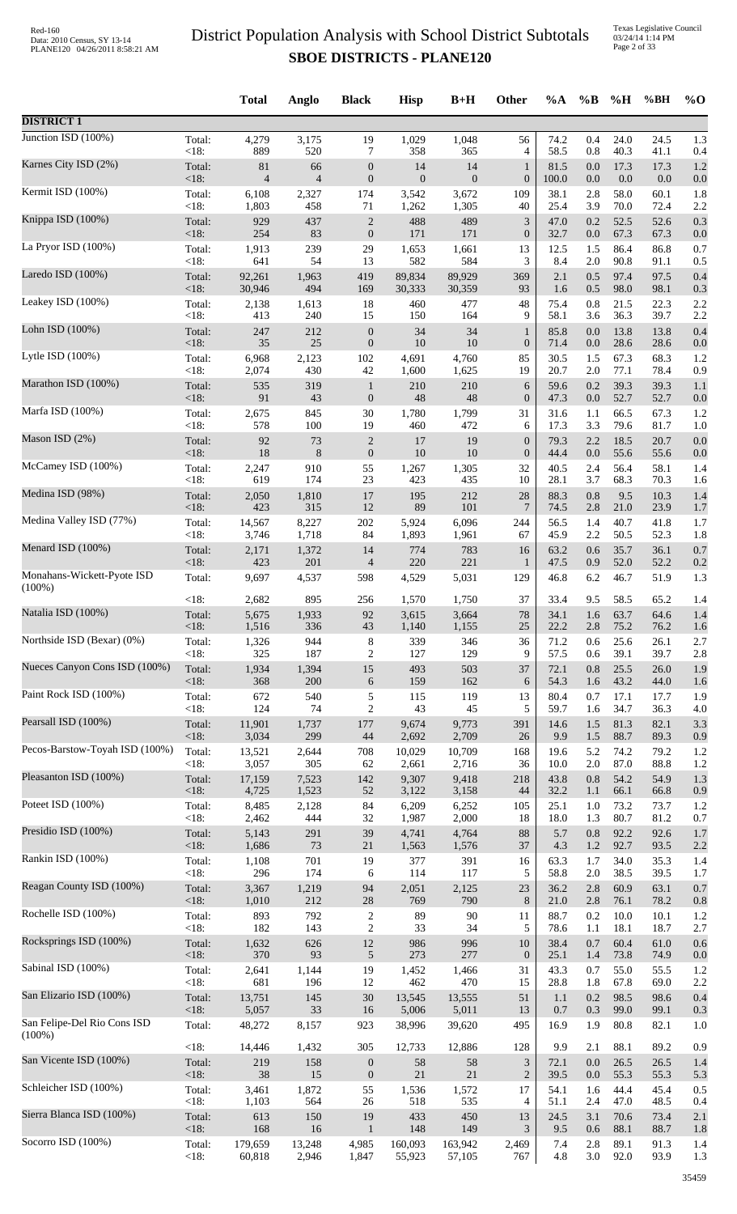# District Population Analysis with School District Subtotals

## SBOE DISTRICTS - PLANE120

| | | Total | Anglo | Black | Hisp | B+H | Other | %A | %B | %H | %BH | %O |
|---|---|---|---|---|---|---|---|---|---|---|---|---|
| **DISTRICT 1** | | | | | | | | | | | | |
| Junction ISD (100%) | Total: | 4,279 | 3,175 | 19 | 1,029 | 1,048 | 56 | 74.2 | 0.4 | 24.0 | 24.5 | 1.3 |
| | <18: | 889 | 520 | 7 | 358 | 365 | 4 | 58.5 | 0.8 | 40.3 | 41.1 | 0.4 |
| Karnes City ISD (2%) | Total: | 81 | 66 | 0 | 14 | 14 | 1 | 81.5 | 0.0 | 17.3 | 17.3 | 1.2 |
| | <18: | 4 | 4 | 0 | 0 | 0 | 0 | 100.0 | 0.0 | 0.0 | 0.0 | 0.0 |
| Kermit ISD (100%) | Total: | 6,108 | 2,327 | 174 | 3,542 | 3,672 | 109 | 38.1 | 2.8 | 58.0 | 60.1 | 1.8 |
| | <18: | 1,803 | 458 | 71 | 1,262 | 1,305 | 40 | 25.4 | 3.9 | 70.0 | 72.4 | 2.2 |
| Knippa ISD (100%) | Total: | 929 | 437 | 2 | 488 | 489 | 3 | 47.0 | 0.2 | 52.5 | 52.6 | 0.3 |
| | <18: | 254 | 83 | 0 | 171 | 171 | 0 | 32.7 | 0.0 | 67.3 | 67.3 | 0.0 |
| La Pryor ISD (100%) | Total: | 1,913 | 239 | 29 | 1,653 | 1,661 | 13 | 12.5 | 1.5 | 86.4 | 86.8 | 0.7 |
| | <18: | 641 | 54 | 13 | 582 | 584 | 3 | 8.4 | 2.0 | 90.8 | 91.1 | 0.5 |
| Laredo ISD (100%) | Total: | 92,261 | 1,963 | 419 | 89,834 | 89,929 | 369 | 2.1 | 0.5 | 97.4 | 97.5 | 0.4 |
| | <18: | 30,946 | 494 | 169 | 30,333 | 30,359 | 93 | 1.6 | 0.5 | 98.0 | 98.1 | 0.3 |
| Leakey ISD (100%) | Total: | 2,138 | 1,613 | 18 | 460 | 477 | 48 | 75.4 | 0.8 | 21.5 | 22.3 | 2.2 |
| | <18: | 413 | 240 | 15 | 150 | 164 | 9 | 58.1 | 3.6 | 36.3 | 39.7 | 2.2 |
| Lohn ISD (100%) | Total: | 247 | 212 | 0 | 34 | 34 | 1 | 85.8 | 0.0 | 13.8 | 13.8 | 0.4 |
| | <18: | 35 | 25 | 0 | 10 | 10 | 0 | 71.4 | 0.0 | 28.6 | 28.6 | 0.0 |
| Lytle ISD (100%) | Total: | 6,968 | 2,123 | 102 | 4,691 | 4,760 | 85 | 30.5 | 1.5 | 67.3 | 68.3 | 1.2 |
| | <18: | 2,074 | 430 | 42 | 1,600 | 1,625 | 19 | 20.7 | 2.0 | 77.1 | 78.4 | 0.9 |
| Marathon ISD (100%) | Total: | 535 | 319 | 1 | 210 | 210 | 6 | 59.6 | 0.2 | 39.3 | 39.3 | 1.1 |
| | <18: | 91 | 43 | 0 | 48 | 48 | 0 | 47.3 | 0.0 | 52.7 | 52.7 | 0.0 |
| Marfa ISD (100%) | Total: | 2,675 | 845 | 30 | 1,780 | 1,799 | 31 | 31.6 | 1.1 | 66.5 | 67.3 | 1.2 |
| | <18: | 578 | 100 | 19 | 460 | 472 | 6 | 17.3 | 3.3 | 79.6 | 81.7 | 1.0 |
| Mason ISD (2%) | Total: | 92 | 73 | 2 | 17 | 19 | 0 | 79.3 | 2.2 | 18.5 | 20.7 | 0.0 |
| | <18: | 18 | 8 | 0 | 10 | 10 | 0 | 44.4 | 0.0 | 55.6 | 55.6 | 0.0 |
| McCamey ISD (100%) | Total: | 2,247 | 910 | 55 | 1,267 | 1,305 | 32 | 40.5 | 2.4 | 56.4 | 58.1 | 1.4 |
| | <18: | 619 | 174 | 23 | 423 | 435 | 10 | 28.1 | 3.7 | 68.3 | 70.3 | 1.6 |
| Medina ISD (98%) | Total: | 2,050 | 1,810 | 17 | 195 | 212 | 28 | 88.3 | 0.8 | 9.5 | 10.3 | 1.4 |
| | <18: | 423 | 315 | 12 | 89 | 101 | 7 | 74.5 | 2.8 | 21.0 | 23.9 | 1.7 |
| Medina Valley ISD (77%) | Total: | 14,567 | 8,227 | 202 | 5,924 | 6,096 | 244 | 56.5 | 1.4 | 40.7 | 41.8 | 1.7 |
| | <18: | 3,746 | 1,718 | 84 | 1,893 | 1,961 | 67 | 45.9 | 2.2 | 50.5 | 52.3 | 1.8 |
| Menard ISD (100%) | Total: | 2,171 | 1,372 | 14 | 774 | 783 | 16 | 63.2 | 0.6 | 35.7 | 36.1 | 0.7 |
| | <18: | 423 | 201 | 4 | 220 | 221 | 1 | 47.5 | 0.9 | 52.0 | 52.2 | 0.2 |
| Monahans-Wickett-Pyote ISD (100%) | Total: | 9,697 | 4,537 | 598 | 4,529 | 5,031 | 129 | 46.8 | 6.2 | 46.7 | 51.9 | 1.3 |
| | <18: | 2,682 | 895 | 256 | 1,570 | 1,750 | 37 | 33.4 | 9.5 | 58.5 | 65.2 | 1.4 |
| Natalia ISD (100%) | Total: | 5,675 | 1,933 | 92 | 3,615 | 3,664 | 78 | 34.1 | 1.6 | 63.7 | 64.6 | 1.4 |
| | <18: | 1,516 | 336 | 43 | 1,140 | 1,155 | 25 | 22.2 | 2.8 | 75.2 | 76.2 | 1.6 |
| Northside ISD (Bexar) (0%) | Total: | 1,326 | 944 | 8 | 339 | 346 | 36 | 71.2 | 0.6 | 25.6 | 26.1 | 2.7 |
| | <18: | 325 | 187 | 2 | 127 | 129 | 9 | 57.5 | 0.6 | 39.1 | 39.7 | 2.8 |
| Nueces Canyon Cons ISD (100%) | Total: | 1,934 | 1,394 | 15 | 493 | 503 | 37 | 72.1 | 0.8 | 25.5 | 26.0 | 1.9 |
| | <18: | 368 | 200 | 6 | 159 | 162 | 6 | 54.3 | 1.6 | 43.2 | 44.0 | 1.6 |
| Paint Rock ISD (100%) | Total: | 672 | 540 | 5 | 115 | 119 | 13 | 80.4 | 0.7 | 17.1 | 17.7 | 1.9 |
| | <18: | 124 | 74 | 2 | 43 | 45 | 5 | 59.7 | 1.6 | 34.7 | 36.3 | 4.0 |
| Pearsall ISD (100%) | Total: | 11,901 | 1,737 | 177 | 9,674 | 9,773 | 391 | 14.6 | 1.5 | 81.3 | 82.1 | 3.3 |
| | <18: | 3,034 | 299 | 44 | 2,692 | 2,709 | 26 | 9.9 | 1.5 | 88.7 | 89.3 | 0.9 |
| Pecos-Barstow-Toyah ISD (100%) | Total: | 13,521 | 2,644 | 708 | 10,029 | 10,709 | 168 | 19.6 | 5.2 | 74.2 | 79.2 | 1.2 |
| | <18: | 3,057 | 305 | 62 | 2,661 | 2,716 | 36 | 10.0 | 2.0 | 87.0 | 88.8 | 1.2 |
| Pleasanton ISD (100%) | Total: | 17,159 | 7,523 | 142 | 9,307 | 9,418 | 218 | 43.8 | 0.8 | 54.2 | 54.9 | 1.3 |
| | <18: | 4,725 | 1,523 | 52 | 3,122 | 3,158 | 44 | 32.2 | 1.1 | 66.1 | 66.8 | 0.9 |
| Poteet ISD (100%) | Total: | 8,485 | 2,128 | 84 | 6,209 | 6,252 | 105 | 25.1 | 1.0 | 73.2 | 73.7 | 1.2 |
| | <18: | 2,462 | 444 | 32 | 1,987 | 2,000 | 18 | 18.0 | 1.3 | 80.7 | 81.2 | 0.7 |
| Presidio ISD (100%) | Total: | 5,143 | 291 | 39 | 4,741 | 4,764 | 88 | 5.7 | 0.8 | 92.2 | 92.6 | 1.7 |
| | <18: | 1,686 | 73 | 21 | 1,563 | 1,576 | 37 | 4.3 | 1.2 | 92.7 | 93.5 | 2.2 |
| Rankin ISD (100%) | Total: | 1,108 | 701 | 19 | 377 | 391 | 16 | 63.3 | 1.7 | 34.0 | 35.3 | 1.4 |
| | <18: | 296 | 174 | 6 | 114 | 117 | 5 | 58.8 | 2.0 | 38.5 | 39.5 | 1.7 |
| Reagan County ISD (100%) | Total: | 3,367 | 1,219 | 94 | 2,051 | 2,125 | 23 | 36.2 | 2.8 | 60.9 | 63.1 | 0.7 |
| | <18: | 1,010 | 212 | 28 | 769 | 790 | 8 | 21.0 | 2.8 | 76.1 | 78.2 | 0.8 |
| Rochelle ISD (100%) | Total: | 893 | 792 | 2 | 89 | 90 | 11 | 88.7 | 0.2 | 10.0 | 10.1 | 1.2 |
| | <18: | 182 | 143 | 2 | 33 | 34 | 5 | 78.6 | 1.1 | 18.1 | 18.7 | 2.7 |
| Rocksprings ISD (100%) | Total: | 1,632 | 626 | 12 | 986 | 996 | 10 | 38.4 | 0.7 | 60.4 | 61.0 | 0.6 |
| | <18: | 370 | 93 | 5 | 273 | 277 | 0 | 25.1 | 1.4 | 73.8 | 74.9 | 0.0 |
| Sabinal ISD (100%) | Total: | 2,641 | 1,144 | 19 | 1,452 | 1,466 | 31 | 43.3 | 0.7 | 55.0 | 55.5 | 1.2 |
| | <18: | 681 | 196 | 12 | 462 | 470 | 15 | 28.8 | 1.8 | 67.8 | 69.0 | 2.2 |
| San Elizario ISD (100%) | Total: | 13,751 | 145 | 30 | 13,545 | 13,555 | 51 | 1.1 | 0.2 | 98.5 | 98.6 | 0.4 |
| | <18: | 5,057 | 33 | 16 | 5,006 | 5,011 | 13 | 0.7 | 0.3 | 99.0 | 99.1 | 0.3 |
| San Felipe-Del Rio Cons ISD (100%) | Total: | 48,272 | 8,157 | 923 | 38,996 | 39,620 | 495 | 16.9 | 1.9 | 80.8 | 82.1 | 1.0 |
| | <18: | 14,446 | 1,432 | 305 | 12,733 | 12,886 | 128 | 9.9 | 2.1 | 88.1 | 89.2 | 0.9 |
| San Vicente ISD (100%) | Total: | 219 | 158 | 0 | 58 | 58 | 3 | 72.1 | 0.0 | 26.5 | 26.5 | 1.4 |
| | <18: | 38 | 15 | 0 | 21 | 21 | 2 | 39.5 | 0.0 | 55.3 | 55.3 | 5.3 |
| Schleicher ISD (100%) | Total: | 3,461 | 1,872 | 55 | 1,536 | 1,572 | 17 | 54.1 | 1.6 | 44.4 | 45.4 | 0.5 |
| | <18: | 1,103 | 564 | 26 | 518 | 535 | 4 | 51.1 | 2.4 | 47.0 | 48.5 | 0.4 |
| Sierra Blanca ISD (100%) | Total: | 613 | 150 | 19 | 433 | 450 | 13 | 24.5 | 3.1 | 70.6 | 73.4 | 2.1 |
| | <18: | 168 | 16 | 1 | 148 | 149 | 3 | 9.5 | 0.6 | 88.1 | 88.7 | 1.8 |
| Socorro ISD (100%) | Total: | 179,659 | 13,248 | 4,985 | 160,093 | 163,942 | 2,469 | 7.4 | 2.8 | 89.1 | 91.3 | 1.4 |
| | <18: | 60,818 | 2,946 | 1,847 | 55,923 | 57,105 | 767 | 4.8 | 3.0 | 92.0 | 93.9 | 1.3 |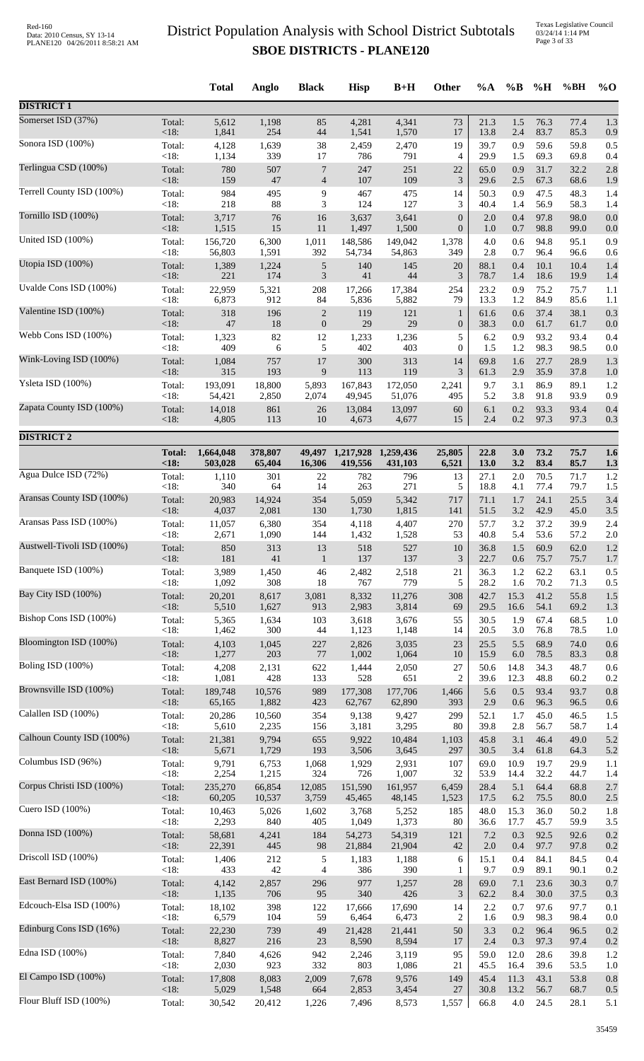# District Population Analysis with School District Subtotals

## SBOE DISTRICTS - PLANE120

| | | Total | Anglo | Black | Hisp | B+H | Other | %A | %B | %H | %BH | %O |
|---|---|---|---|---|---|---|---|---|---|---|---|---|
| **DISTRICT 1** | | | | | | | | | | | | |
| Somerset ISD (37%) | Total: | 5,612 | 1,198 | 85 | 4,281 | 4,341 | 73 | 21.3 | 1.5 | 76.3 | 77.4 | 1.3 |
| | <18: | 1,841 | 254 | 44 | 1,541 | 1,570 | 17 | 13.8 | 2.4 | 83.7 | 85.3 | 0.9 |
| Sonora ISD (100%) | Total: | 4,128 | 1,639 | 38 | 2,459 | 2,470 | 19 | 39.7 | 0.9 | 59.6 | 59.8 | 0.5 |
| | <18: | 1,134 | 339 | 17 | 786 | 791 | 4 | 29.9 | 1.5 | 69.3 | 69.8 | 0.4 |
| Terlingua CSD (100%) | Total: | 780 | 507 | 7 | 247 | 251 | 22 | 65.0 | 0.9 | 31.7 | 32.2 | 2.8 |
| | <18: | 159 | 47 | 4 | 107 | 109 | 3 | 29.6 | 2.5 | 67.3 | 68.6 | 1.9 |
| Terrell County ISD (100%) | Total: | 984 | 495 | 9 | 467 | 475 | 14 | 50.3 | 0.9 | 47.5 | 48.3 | 1.4 |
| | <18: | 218 | 88 | 3 | 124 | 127 | 3 | 40.4 | 1.4 | 56.9 | 58.3 | 1.4 |
| Tornillo ISD (100%) | Total: | 3,717 | 76 | 16 | 3,637 | 3,641 | 0 | 2.0 | 0.4 | 97.8 | 98.0 | 0.0 |
| | <18: | 1,515 | 15 | 11 | 1,497 | 1,500 | 0 | 1.0 | 0.7 | 98.8 | 99.0 | 0.0 |
| United ISD (100%) | Total: | 156,720 | 6,300 | 1,011 | 148,586 | 149,042 | 1,378 | 4.0 | 0.6 | 94.8 | 95.1 | 0.9 |
| | <18: | 56,803 | 1,591 | 392 | 54,734 | 54,863 | 349 | 2.8 | 0.7 | 96.4 | 96.6 | 0.6 |
| Utopia ISD (100%) | Total: | 1,389 | 1,224 | 5 | 140 | 145 | 20 | 88.1 | 0.4 | 10.1 | 10.4 | 1.4 |
| | <18: | 221 | 174 | 3 | 41 | 44 | 3 | 78.7 | 1.4 | 18.6 | 19.9 | 1.4 |
| Uvalde Cons ISD (100%) | Total: | 22,959 | 5,321 | 208 | 17,266 | 17,384 | 254 | 23.2 | 0.9 | 75.2 | 75.7 | 1.1 |
| | <18: | 6,873 | 912 | 84 | 5,836 | 5,882 | 79 | 13.3 | 1.2 | 84.9 | 85.6 | 1.1 |
| Valentine ISD (100%) | Total: | 318 | 196 | 2 | 119 | 121 | 1 | 61.6 | 0.6 | 37.4 | 38.1 | 0.3 |
| | <18: | 47 | 18 | 0 | 29 | 29 | 0 | 38.3 | 0.0 | 61.7 | 61.7 | 0.0 |
| Webb Cons ISD (100%) | Total: | 1,323 | 82 | 12 | 1,233 | 1,236 | 5 | 6.2 | 0.9 | 93.2 | 93.4 | 0.4 |
| | <18: | 409 | 6 | 5 | 402 | 403 | 0 | 1.5 | 1.2 | 98.3 | 98.5 | 0.0 |
| Wink-Loving ISD (100%) | Total: | 1,084 | 757 | 17 | 300 | 313 | 14 | 69.8 | 1.6 | 27.7 | 28.9 | 1.3 |
| | <18: | 315 | 193 | 9 | 113 | 119 | 3 | 61.3 | 2.9 | 35.9 | 37.8 | 1.0 |
| Ysleta ISD (100%) | Total: | 193,091 | 18,800 | 5,893 | 167,843 | 172,050 | 2,241 | 9.7 | 3.1 | 86.9 | 89.1 | 1.2 |
| | <18: | 54,421 | 2,850 | 2,074 | 49,945 | 51,076 | 495 | 5.2 | 3.8 | 91.8 | 93.9 | 0.9 |
| Zapata County ISD (100%) | Total: | 14,018 | 861 | 26 | 13,084 | 13,097 | 60 | 6.1 | 0.2 | 93.3 | 93.4 | 0.4 |
| | <18: | 4,805 | 113 | 10 | 4,673 | 4,677 | 15 | 2.4 | 0.2 | 97.3 | 97.3 | 0.3 |
| **DISTRICT 2** | | | | | | | | | | | | |
| | **Total:** | **1,664,048** | **378,807** | **49,497** | **1,217,928** | **1,259,436** | **25,805** | **22.8** | **3.0** | **73.2** | **75.7** | **1.6** |
| | **<18:** | **503,028** | **65,404** | **16,306** | **419,556** | **431,103** | **6,521** | **13.0** | **3.2** | **83.4** | **85.7** | **1.3** |
| Agua Dulce ISD (72%) | Total: | 1,110 | 301 | 22 | 782 | 796 | 13 | 27.1 | 2.0 | 70.5 | 71.7 | 1.2 |
| | <18: | 340 | 64 | 14 | 263 | 271 | 5 | 18.8 | 4.1 | 77.4 | 79.7 | 1.5 |
| Aransas County ISD (100%) | Total: | 20,983 | 14,924 | 354 | 5,059 | 5,342 | 717 | 71.1 | 1.7 | 24.1 | 25.5 | 3.4 |
| | <18: | 4,037 | 2,081 | 130 | 1,730 | 1,815 | 141 | 51.5 | 3.2 | 42.9 | 45.0 | 3.5 |
| Aransas Pass ISD (100%) | Total: | 11,057 | 6,380 | 354 | 4,118 | 4,407 | 270 | 57.7 | 3.2 | 37.2 | 39.9 | 2.4 |
| | <18: | 2,671 | 1,090 | 144 | 1,432 | 1,528 | 53 | 40.8 | 5.4 | 53.6 | 57.2 | 2.0 |
| Austwell-Tivoli ISD (100%) | Total: | 850 | 313 | 13 | 518 | 527 | 10 | 36.8 | 1.5 | 60.9 | 62.0 | 1.2 |
| | <18: | 181 | 41 | 1 | 137 | 137 | 3 | 22.7 | 0.6 | 75.7 | 75.7 | 1.7 |
| Banquete ISD (100%) | Total: | 3,989 | 1,450 | 46 | 2,482 | 2,518 | 21 | 36.3 | 1.2 | 62.2 | 63.1 | 0.5 |
| | <18: | 1,092 | 308 | 18 | 767 | 779 | 5 | 28.2 | 1.6 | 70.2 | 71.3 | 0.5 |
| Bay City ISD (100%) | Total: | 20,201 | 8,617 | 3,081 | 8,332 | 11,276 | 308 | 42.7 | 15.3 | 41.2 | 55.8 | 1.5 |
| | <18: | 5,510 | 1,627 | 913 | 2,983 | 3,814 | 69 | 29.5 | 16.6 | 54.1 | 69.2 | 1.3 |
| Bishop Cons ISD (100%) | Total: | 5,365 | 1,634 | 103 | 3,618 | 3,676 | 55 | 30.5 | 1.9 | 67.4 | 68.5 | 1.0 |
| | <18: | 1,462 | 300 | 44 | 1,123 | 1,148 | 14 | 20.5 | 3.0 | 76.8 | 78.5 | 1.0 |
| Bloomington ISD (100%) | Total: | 4,103 | 1,045 | 227 | 2,826 | 3,035 | 23 | 25.5 | 5.5 | 68.9 | 74.0 | 0.6 |
| | <18: | 1,277 | 203 | 77 | 1,002 | 1,064 | 10 | 15.9 | 6.0 | 78.5 | 83.3 | 0.8 |
| Boling ISD (100%) | Total: | 4,208 | 2,131 | 622 | 1,444 | 2,050 | 27 | 50.6 | 14.8 | 34.3 | 48.7 | 0.6 |
| | <18: | 1,081 | 428 | 133 | 528 | 651 | 2 | 39.6 | 12.3 | 48.8 | 60.2 | 0.2 |
| Brownsville ISD (100%) | Total: | 189,748 | 10,576 | 989 | 177,308 | 177,706 | 1,466 | 5.6 | 0.5 | 93.4 | 93.7 | 0.8 |
| | <18: | 65,165 | 1,882 | 423 | 62,767 | 62,890 | 393 | 2.9 | 0.6 | 96.3 | 96.5 | 0.6 |
| Calallen ISD (100%) | Total: | 20,286 | 10,560 | 354 | 9,138 | 9,427 | 299 | 52.1 | 1.7 | 45.0 | 46.5 | 1.5 |
| | <18: | 5,610 | 2,235 | 156 | 3,181 | 3,295 | 80 | 39.8 | 2.8 | 56.7 | 58.7 | 1.4 |
| Calhoun County ISD (100%) | Total: | 21,381 | 9,794 | 655 | 9,922 | 10,484 | 1,103 | 45.8 | 3.1 | 46.4 | 49.0 | 5.2 |
| | <18: | 5,671 | 1,729 | 193 | 3,506 | 3,645 | 297 | 30.5 | 3.4 | 61.8 | 64.3 | 5.2 |
| Columbus ISD (96%) | Total: | 9,791 | 6,753 | 1,068 | 1,929 | 2,931 | 107 | 69.0 | 10.9 | 19.7 | 29.9 | 1.1 |
| | <18: | 2,254 | 1,215 | 324 | 726 | 1,007 | 32 | 53.9 | 14.4 | 32.2 | 44.7 | 1.4 |
| Corpus Christi ISD (100%) | Total: | 235,270 | 66,854 | 12,085 | 151,590 | 161,957 | 6,459 | 28.4 | 5.1 | 64.4 | 68.8 | 2.7 |
| | <18: | 60,205 | 10,537 | 3,759 | 45,465 | 48,145 | 1,523 | 17.5 | 6.2 | 75.5 | 80.0 | 2.5 |
| Cuero ISD (100%) | Total: | 10,463 | 5,026 | 1,602 | 3,768 | 5,252 | 185 | 48.0 | 15.3 | 36.0 | 50.2 | 1.8 |
| | <18: | 2,293 | 840 | 405 | 1,049 | 1,373 | 80 | 36.6 | 17.7 | 45.7 | 59.9 | 3.5 |
| Donna ISD (100%) | Total: | 58,681 | 4,241 | 184 | 54,273 | 54,319 | 121 | 7.2 | 0.3 | 92.5 | 92.6 | 0.2 |
| | <18: | 22,391 | 445 | 98 | 21,884 | 21,904 | 42 | 2.0 | 0.4 | 97.7 | 97.8 | 0.2 |
| Driscoll ISD (100%) | Total: | 1,406 | 212 | 5 | 1,183 | 1,188 | 6 | 15.1 | 0.4 | 84.1 | 84.5 | 0.4 |
| | <18: | 433 | 42 | 4 | 386 | 390 | 1 | 9.7 | 0.9 | 89.1 | 90.1 | 0.2 |
| East Bernard ISD (100%) | Total: | 4,142 | 2,857 | 296 | 977 | 1,257 | 28 | 69.0 | 7.1 | 23.6 | 30.3 | 0.7 |
| | <18: | 1,135 | 706 | 95 | 340 | 426 | 3 | 62.2 | 8.4 | 30.0 | 37.5 | 0.3 |
| Edcouch-Elsa ISD (100%) | Total: | 18,102 | 398 | 122 | 17,666 | 17,690 | 14 | 2.2 | 0.7 | 97.6 | 97.7 | 0.1 |
| | <18: | 6,579 | 104 | 59 | 6,464 | 6,473 | 2 | 1.6 | 0.9 | 98.3 | 98.4 | 0.0 |
| Edinburg Cons ISD (16%) | Total: | 22,230 | 739 | 49 | 21,428 | 21,441 | 50 | 3.3 | 0.2 | 96.4 | 96.5 | 0.2 |
| | <18: | 8,827 | 216 | 23 | 8,590 | 8,594 | 17 | 2.4 | 0.3 | 97.3 | 97.4 | 0.2 |
| Edna ISD (100%) | Total: | 7,840 | 4,626 | 942 | 2,246 | 3,119 | 95 | 59.0 | 12.0 | 28.6 | 39.8 | 1.2 |
| | <18: | 2,030 | 923 | 332 | 803 | 1,086 | 21 | 45.5 | 16.4 | 39.6 | 53.5 | 1.0 |
| El Campo ISD (100%) | Total: | 17,808 | 8,083 | 2,009 | 7,678 | 9,576 | 149 | 45.4 | 11.3 | 43.1 | 53.8 | 0.8 |
| | <18: | 5,029 | 1,548 | 664 | 2,853 | 3,454 | 27 | 30.8 | 13.2 | 56.7 | 68.7 | 0.5 |
| Flour Bluff ISD (100%) | Total: | 30,542 | 20,412 | 1,226 | 7,496 | 8,573 | 1,557 | 66.8 | 4.0 | 24.5 | 28.1 | 5.1 |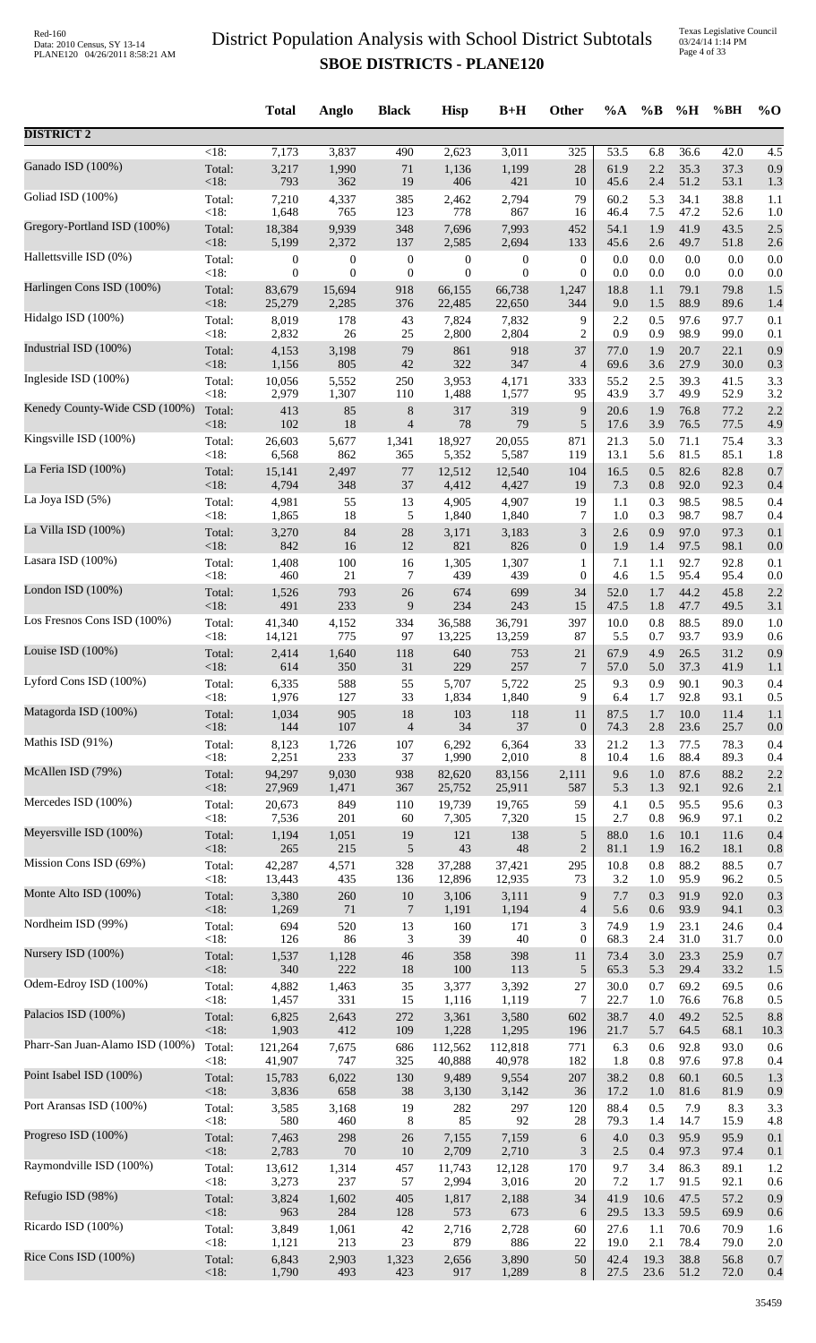# District Population Analysis with School District Subtotals

## SBOE DISTRICTS - PLANE120

Red-160
Data: 2010 Census, SY 13-14
PLANE120 04/26/2011 8:58:21 AM

Texas Legislative Council
03/24/14 1:14 PM
Page 4 of 33

| | | Total | Anglo | Black | Hisp | B+H | Other | %A | %B | %H | %BH | %O |
|---|---|---|---|---|---|---|---|---|---|---|---|---|
| **DISTRICT 2** | | | | | | | | | | | | |
| | <18: | 7,173 | 3,837 | 490 | 2,623 | 3,011 | 325 | 53.5 | 6.8 | 36.6 | 42.0 | 4.5 |
| Ganado ISD (100%) | Total: | 3,217 | 1,990 | 71 | 1,136 | 1,199 | 28 | 61.9 | 2.2 | 35.3 | 37.3 | 0.9 |
| | <18: | 793 | 362 | 19 | 406 | 421 | 10 | 45.6 | 2.4 | 51.2 | 53.1 | 1.3 |
| Goliad ISD (100%) | Total: | 7,210 | 4,337 | 385 | 2,462 | 2,794 | 79 | 60.2 | 5.3 | 34.1 | 38.8 | 1.1 |
| | <18: | 1,648 | 765 | 123 | 778 | 867 | 16 | 46.4 | 7.5 | 47.2 | 52.6 | 1.0 |
| Gregory-Portland ISD (100%) | Total: | 18,384 | 9,939 | 348 | 7,696 | 7,993 | 452 | 54.1 | 1.9 | 41.9 | 43.5 | 2.5 |
| | <18: | 5,199 | 2,372 | 137 | 2,585 | 2,694 | 133 | 45.6 | 2.6 | 49.7 | 51.8 | 2.6 |
| Hallettsville ISD (0%) | Total: | 0 | 0 | 0 | 0 | 0 | 0 | 0.0 | 0.0 | 0.0 | 0.0 | 0.0 |
| | <18: | 0 | 0 | 0 | 0 | 0 | 0 | 0.0 | 0.0 | 0.0 | 0.0 | 0.0 |
| Harlingen Cons ISD (100%) | Total: | 83,679 | 15,694 | 918 | 66,155 | 66,738 | 1,247 | 18.8 | 1.1 | 79.1 | 79.8 | 1.5 |
| | <18: | 25,279 | 2,285 | 376 | 22,485 | 22,650 | 344 | 9.0 | 1.5 | 88.9 | 89.6 | 1.4 |
| Hidalgo ISD (100%) | Total: | 8,019 | 178 | 43 | 7,824 | 7,832 | 9 | 2.2 | 0.5 | 97.6 | 97.7 | 0.1 |
| | <18: | 2,832 | 26 | 25 | 2,800 | 2,804 | 2 | 0.9 | 0.9 | 98.9 | 99.0 | 0.1 |
| Industrial ISD (100%) | Total: | 4,153 | 3,198 | 79 | 861 | 918 | 37 | 77.0 | 1.9 | 20.7 | 22.1 | 0.9 |
| | <18: | 1,156 | 805 | 42 | 322 | 347 | 4 | 69.6 | 3.6 | 27.9 | 30.0 | 0.3 |
| Ingleside ISD (100%) | Total: | 10,056 | 5,552 | 250 | 3,953 | 4,171 | 333 | 55.2 | 2.5 | 39.3 | 41.5 | 3.3 |
| | <18: | 2,979 | 1,307 | 110 | 1,488 | 1,577 | 95 | 43.9 | 3.7 | 49.9 | 52.9 | 3.2 |
| Kenedy County-Wide CSD (100%) | Total: | 413 | 85 | 8 | 317 | 319 | 9 | 20.6 | 1.9 | 76.8 | 77.2 | 2.2 |
| | <18: | 102 | 18 | 4 | 78 | 79 | 5 | 17.6 | 3.9 | 76.5 | 77.5 | 4.9 |
| Kingsville ISD (100%) | Total: | 26,603 | 5,677 | 1,341 | 18,927 | 20,055 | 871 | 21.3 | 5.0 | 71.1 | 75.4 | 3.3 |
| | <18: | 6,568 | 862 | 365 | 5,352 | 5,587 | 119 | 13.1 | 5.6 | 81.5 | 85.1 | 1.8 |
| La Feria ISD (100%) | Total: | 15,141 | 2,497 | 77 | 12,512 | 12,540 | 104 | 16.5 | 0.5 | 82.6 | 82.8 | 0.7 |
| | <18: | 4,794 | 348 | 37 | 4,412 | 4,427 | 19 | 7.3 | 0.8 | 92.0 | 92.3 | 0.4 |
| La Joya ISD (5%) | Total: | 4,981 | 55 | 13 | 4,905 | 4,907 | 19 | 1.1 | 0.3 | 98.5 | 98.5 | 0.4 |
| | <18: | 1,865 | 18 | 5 | 1,840 | 1,840 | 7 | 1.0 | 0.3 | 98.7 | 98.7 | 0.4 |
| La Villa ISD (100%) | Total: | 3,270 | 84 | 28 | 3,171 | 3,183 | 3 | 2.6 | 0.9 | 97.0 | 97.3 | 0.1 |
| | <18: | 842 | 16 | 12 | 821 | 826 | 0 | 1.9 | 1.4 | 97.5 | 98.1 | 0.0 |
| Lasara ISD (100%) | Total: | 1,408 | 100 | 16 | 1,305 | 1,307 | 1 | 7.1 | 1.1 | 92.7 | 92.8 | 0.1 |
| | <18: | 460 | 21 | 7 | 439 | 439 | 0 | 4.6 | 1.5 | 95.4 | 95.4 | 0.0 |
| London ISD (100%) | Total: | 1,526 | 793 | 26 | 674 | 699 | 34 | 52.0 | 1.7 | 44.2 | 45.8 | 2.2 |
| | <18: | 491 | 233 | 9 | 234 | 243 | 15 | 47.5 | 1.8 | 47.7 | 49.5 | 3.1 |
| Los Fresnos Cons ISD (100%) | Total: | 41,340 | 4,152 | 334 | 36,588 | 36,791 | 397 | 10.0 | 0.8 | 88.5 | 89.0 | 1.0 |
| | <18: | 14,121 | 775 | 97 | 13,225 | 13,259 | 87 | 5.5 | 0.7 | 93.7 | 93.9 | 0.6 |
| Louise ISD (100%) | Total: | 2,414 | 1,640 | 118 | 640 | 753 | 21 | 67.9 | 4.9 | 26.5 | 31.2 | 0.9 |
| | <18: | 614 | 350 | 31 | 229 | 257 | 7 | 57.0 | 5.0 | 37.3 | 41.9 | 1.1 |
| Lyford Cons ISD (100%) | Total: | 6,335 | 588 | 55 | 5,707 | 5,722 | 25 | 9.3 | 0.9 | 90.1 | 90.3 | 0.4 |
| | <18: | 1,976 | 127 | 33 | 1,834 | 1,840 | 9 | 6.4 | 1.7 | 92.8 | 93.1 | 0.5 |
| Matagorda ISD (100%) | Total: | 1,034 | 905 | 18 | 103 | 118 | 11 | 87.5 | 1.7 | 10.0 | 11.4 | 1.1 |
| | <18: | 144 | 107 | 4 | 34 | 37 | 0 | 74.3 | 2.8 | 23.6 | 25.7 | 0.0 |
| Mathis ISD (91%) | Total: | 8,123 | 1,726 | 107 | 6,292 | 6,364 | 33 | 21.2 | 1.3 | 77.5 | 78.3 | 0.4 |
| | <18: | 2,251 | 233 | 37 | 1,990 | 2,010 | 8 | 10.4 | 1.6 | 88.4 | 89.3 | 0.4 |
| McAllen ISD (79%) | Total: | 94,297 | 9,030 | 938 | 82,620 | 83,156 | 2,111 | 9.6 | 1.0 | 87.6 | 88.2 | 2.2 |
| | <18: | 27,969 | 1,471 | 367 | 25,752 | 25,911 | 587 | 5.3 | 1.3 | 92.1 | 92.6 | 2.1 |
| Mercedes ISD (100%) | Total: | 20,673 | 849 | 110 | 19,739 | 19,765 | 59 | 4.1 | 0.5 | 95.5 | 95.6 | 0.3 |
| | <18: | 7,536 | 201 | 60 | 7,305 | 7,320 | 15 | 2.7 | 0.8 | 96.9 | 97.1 | 0.2 |
| Meyersville ISD (100%) | Total: | 1,194 | 1,051 | 19 | 121 | 138 | 5 | 88.0 | 1.6 | 10.1 | 11.6 | 0.4 |
| | <18: | 265 | 215 | 5 | 43 | 48 | 2 | 81.1 | 1.9 | 16.2 | 18.1 | 0.8 |
| Mission Cons ISD (69%) | Total: | 42,287 | 4,571 | 328 | 37,288 | 37,421 | 295 | 10.8 | 0.8 | 88.2 | 88.5 | 0.7 |
| | <18: | 13,443 | 435 | 136 | 12,896 | 12,935 | 73 | 3.2 | 1.0 | 95.9 | 96.2 | 0.5 |
| Monte Alto ISD (100%) | Total: | 3,380 | 260 | 10 | 3,106 | 3,111 | 9 | 7.7 | 0.3 | 91.9 | 92.0 | 0.3 |
| | <18: | 1,269 | 71 | 7 | 1,191 | 1,194 | 4 | 5.6 | 0.6 | 93.9 | 94.1 | 0.3 |
| Nordheim ISD (99%) | Total: | 694 | 520 | 13 | 160 | 171 | 3 | 74.9 | 1.9 | 23.1 | 24.6 | 0.4 |
| | <18: | 126 | 86 | 3 | 39 | 40 | 0 | 68.3 | 2.4 | 31.0 | 31.7 | 0.0 |
| Nursery ISD (100%) | Total: | 1,537 | 1,128 | 46 | 358 | 398 | 11 | 73.4 | 3.0 | 23.3 | 25.9 | 0.7 |
| | <18: | 340 | 222 | 18 | 100 | 113 | 5 | 65.3 | 5.3 | 29.4 | 33.2 | 1.5 |
| Odem-Edroy ISD (100%) | Total: | 4,882 | 1,463 | 35 | 3,377 | 3,392 | 27 | 30.0 | 0.7 | 69.2 | 69.5 | 0.6 |
| | <18: | 1,457 | 331 | 15 | 1,116 | 1,119 | 7 | 22.7 | 1.0 | 76.6 | 76.8 | 0.5 |
| Palacios ISD (100%) | Total: | 6,825 | 2,643 | 272 | 3,361 | 3,580 | 602 | 38.7 | 4.0 | 49.2 | 52.5 | 8.8 |
| | <18: | 1,903 | 412 | 109 | 1,228 | 1,295 | 196 | 21.7 | 5.7 | 64.5 | 68.1 | 10.3 |
| Pharr-San Juan-Alamo ISD (100%) | Total: | 121,264 | 7,675 | 686 | 112,562 | 112,818 | 771 | 6.3 | 0.6 | 92.8 | 93.0 | 0.6 |
| | <18: | 41,907 | 747 | 325 | 40,888 | 40,978 | 182 | 1.8 | 0.8 | 97.6 | 97.8 | 0.4 |
| Point Isabel ISD (100%) | Total: | 15,783 | 6,022 | 130 | 9,489 | 9,554 | 207 | 38.2 | 0.8 | 60.1 | 60.5 | 1.3 |
| | <18: | 3,836 | 658 | 38 | 3,130 | 3,142 | 36 | 17.2 | 1.0 | 81.6 | 81.9 | 0.9 |
| Port Aransas ISD (100%) | Total: | 3,585 | 3,168 | 19 | 282 | 297 | 120 | 88.4 | 0.5 | 7.9 | 8.3 | 3.3 |
| | <18: | 580 | 460 | 8 | 85 | 92 | 28 | 79.3 | 1.4 | 14.7 | 15.9 | 4.8 |
| Progreso ISD (100%) | Total: | 7,463 | 298 | 26 | 7,155 | 7,159 | 6 | 4.0 | 0.3 | 95.9 | 95.9 | 0.1 |
| | <18: | 2,783 | 70 | 10 | 2,709 | 2,710 | 3 | 2.5 | 0.4 | 97.3 | 97.4 | 0.1 |
| Raymondville ISD (100%) | Total: | 13,612 | 1,314 | 457 | 11,743 | 12,128 | 170 | 9.7 | 3.4 | 86.3 | 89.1 | 1.2 |
| | <18: | 3,273 | 237 | 57 | 2,994 | 3,016 | 20 | 7.2 | 1.7 | 91.5 | 92.1 | 0.6 |
| Refugio ISD (98%) | Total: | 3,824 | 1,602 | 405 | 1,817 | 2,188 | 34 | 41.9 | 10.6 | 47.5 | 57.2 | 0.9 |
| | <18: | 963 | 284 | 128 | 573 | 673 | 6 | 29.5 | 13.3 | 59.5 | 69.9 | 0.6 |
| Ricardo ISD (100%) | Total: | 3,849 | 1,061 | 42 | 2,716 | 2,728 | 60 | 27.6 | 1.1 | 70.6 | 70.9 | 1.6 |
| | <18: | 1,121 | 213 | 23 | 879 | 886 | 22 | 19.0 | 2.1 | 78.4 | 79.0 | 2.0 |
| Rice Cons ISD (100%) | Total: | 6,843 | 2,903 | 1,323 | 2,656 | 3,890 | 50 | 42.4 | 19.3 | 38.8 | 56.8 | 0.7 |
| | <18: | 1,790 | 493 | 423 | 917 | 1,289 | 8 | 27.5 | 23.6 | 51.2 | 72.0 | 0.4 |

35459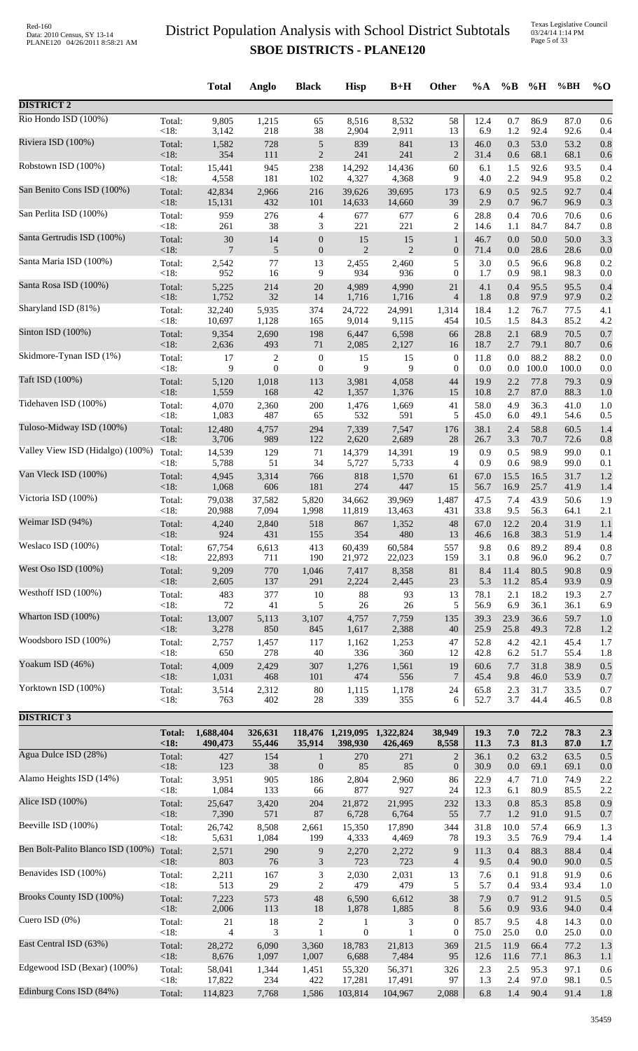# District Population Analysis with School District Subtotals

## SBOE DISTRICTS - PLANE120

| | | Total | Anglo | Black | Hisp | B+H | Other | %A | %B | %H | %BH | %O |
|---|---|---|---|---|---|---|---|---|---|---|---|---|
| **DISTRICT 2** | | | | | | | | | | | | |
| Rio Hondo ISD (100%) | Total: | 9,805 | 1,215 | 65 | 8,516 | 8,532 | 58 | 12.4 | 0.7 | 86.9 | 87.0 | 0.6 |
| | <18: | 3,142 | 218 | 38 | 2,904 | 2,911 | 13 | 6.9 | 1.2 | 92.4 | 92.6 | 0.4 |
| Riviera ISD (100%) | Total: | 1,582 | 728 | 5 | 839 | 841 | 13 | 46.0 | 0.3 | 53.0 | 53.2 | 0.8 |
| | <18: | 354 | 111 | 2 | 241 | 241 | 2 | 31.4 | 0.6 | 68.1 | 68.1 | 0.6 |
| Robstown ISD (100%) | Total: | 15,441 | 945 | 238 | 14,292 | 14,436 | 60 | 6.1 | 1.5 | 92.6 | 93.5 | 0.4 |
| | <18: | 4,558 | 181 | 102 | 4,327 | 4,368 | 9 | 4.0 | 2.2 | 94.9 | 95.8 | 0.2 |
| San Benito Cons ISD (100%) | Total: | 42,834 | 2,966 | 216 | 39,626 | 39,695 | 173 | 6.9 | 0.5 | 92.5 | 92.7 | 0.4 |
| | <18: | 15,131 | 432 | 101 | 14,633 | 14,660 | 39 | 2.9 | 0.7 | 96.7 | 96.9 | 0.3 |
| San Perlita ISD (100%) | Total: | 959 | 276 | 4 | 677 | 677 | 6 | 28.8 | 0.4 | 70.6 | 70.6 | 0.6 |
| | <18: | 261 | 38 | 3 | 221 | 221 | 2 | 14.6 | 1.1 | 84.7 | 84.7 | 0.8 |
| Santa Gertrudis ISD (100%) | Total: | 30 | 14 | 0 | 15 | 15 | 1 | 46.7 | 0.0 | 50.0 | 50.0 | 3.3 |
| | <18: | 7 | 5 | 0 | 2 | 2 | 0 | 71.4 | 0.0 | 28.6 | 28.6 | 0.0 |
| Santa Maria ISD (100%) | Total: | 2,542 | 77 | 13 | 2,455 | 2,460 | 5 | 3.0 | 0.5 | 96.6 | 96.8 | 0.2 |
| | <18: | 952 | 16 | 9 | 934 | 936 | 0 | 1.7 | 0.9 | 98.1 | 98.3 | 0.0 |
| Santa Rosa ISD (100%) | Total: | 5,225 | 214 | 20 | 4,989 | 4,990 | 21 | 4.1 | 0.4 | 95.5 | 95.5 | 0.4 |
| | <18: | 1,752 | 32 | 14 | 1,716 | 1,716 | 4 | 1.8 | 0.8 | 97.9 | 97.9 | 0.2 |
| Sharyland ISD (81%) | Total: | 32,240 | 5,935 | 374 | 24,722 | 24,991 | 1,314 | 18.4 | 1.2 | 76.7 | 77.5 | 4.1 |
| | <18: | 10,697 | 1,128 | 165 | 9,014 | 9,115 | 454 | 10.5 | 1.5 | 84.3 | 85.2 | 4.2 |
| Sinton ISD (100%) | Total: | 9,354 | 2,690 | 198 | 6,447 | 6,598 | 66 | 28.8 | 2.1 | 68.9 | 70.5 | 0.7 |
| | <18: | 2,636 | 493 | 71 | 2,085 | 2,127 | 16 | 18.7 | 2.7 | 79.1 | 80.7 | 0.6 |
| Skidmore-Tynan ISD (1%) | Total: | 17 | 2 | 0 | 15 | 15 | 0 | 11.8 | 0.0 | 88.2 | 88.2 | 0.0 |
| | <18: | 9 | 0 | 0 | 9 | 9 | 0 | 0.0 | 0.0 | 100.0 | 100.0 | 0.0 |
| Taft ISD (100%) | Total: | 5,120 | 1,018 | 113 | 3,981 | 4,058 | 44 | 19.9 | 2.2 | 77.8 | 79.3 | 0.9 |
| | <18: | 1,559 | 168 | 42 | 1,357 | 1,376 | 15 | 10.8 | 2.7 | 87.0 | 88.3 | 1.0 |
| Tidehaven ISD (100%) | Total: | 4,070 | 2,360 | 200 | 1,476 | 1,669 | 41 | 58.0 | 4.9 | 36.3 | 41.0 | 1.0 |
| | <18: | 1,083 | 487 | 65 | 532 | 591 | 5 | 45.0 | 6.0 | 49.1 | 54.6 | 0.5 |
| Tuloso-Midway ISD (100%) | Total: | 12,480 | 4,757 | 294 | 7,339 | 7,547 | 176 | 38.1 | 2.4 | 58.8 | 60.5 | 1.4 |
| | <18: | 3,706 | 989 | 122 | 2,620 | 2,689 | 28 | 26.7 | 3.3 | 70.7 | 72.6 | 0.8 |
| Valley View ISD (Hidalgo) (100%) | Total: | 14,539 | 129 | 71 | 14,379 | 14,391 | 19 | 0.9 | 0.5 | 98.9 | 99.0 | 0.1 |
| | <18: | 5,788 | 51 | 34 | 5,727 | 5,733 | 4 | 0.9 | 0.6 | 98.9 | 99.0 | 0.1 |
| Van Vleck ISD (100%) | Total: | 4,945 | 3,314 | 766 | 818 | 1,570 | 61 | 67.0 | 15.5 | 16.5 | 31.7 | 1.2 |
| | <18: | 1,068 | 606 | 181 | 274 | 447 | 15 | 56.7 | 16.9 | 25.7 | 41.9 | 1.4 |
| Victoria ISD (100%) | Total: | 79,038 | 37,582 | 5,820 | 34,662 | 39,969 | 1,487 | 47.5 | 7.4 | 43.9 | 50.6 | 1.9 |
| | <18: | 20,988 | 7,094 | 1,998 | 11,819 | 13,463 | 431 | 33.8 | 9.5 | 56.3 | 64.1 | 2.1 |
| Weimar ISD (94%) | Total: | 4,240 | 2,840 | 518 | 867 | 1,352 | 48 | 67.0 | 12.2 | 20.4 | 31.9 | 1.1 |
| | <18: | 924 | 431 | 155 | 354 | 480 | 13 | 46.6 | 16.8 | 38.3 | 51.9 | 1.4 |
| Weslaco ISD (100%) | Total: | 67,754 | 6,613 | 413 | 60,439 | 60,584 | 557 | 9.8 | 0.6 | 89.2 | 89.4 | 0.8 |
| | <18: | 22,893 | 711 | 190 | 21,972 | 22,023 | 159 | 3.1 | 0.8 | 96.0 | 96.2 | 0.7 |
| West Oso ISD (100%) | Total: | 9,209 | 770 | 1,046 | 7,417 | 8,358 | 81 | 8.4 | 11.4 | 80.5 | 90.8 | 0.9 |
| | <18: | 2,605 | 137 | 291 | 2,224 | 2,445 | 23 | 5.3 | 11.2 | 85.4 | 93.9 | 0.9 |
| Westhoff ISD (100%) | Total: | 483 | 377 | 10 | 88 | 93 | 13 | 78.1 | 2.1 | 18.2 | 19.3 | 2.7 |
| | <18: | 72 | 41 | 5 | 26 | 26 | 5 | 56.9 | 6.9 | 36.1 | 36.1 | 6.9 |
| Wharton ISD (100%) | Total: | 13,007 | 5,113 | 3,107 | 4,757 | 7,759 | 135 | 39.3 | 23.9 | 36.6 | 59.7 | 1.0 |
| | <18: | 3,278 | 850 | 845 | 1,617 | 2,388 | 40 | 25.9 | 25.8 | 49.3 | 72.8 | 1.2 |
| Woodsboro ISD (100%) | Total: | 2,757 | 1,457 | 117 | 1,162 | 1,253 | 47 | 52.8 | 4.2 | 42.1 | 45.4 | 1.7 |
| | <18: | 650 | 278 | 40 | 336 | 360 | 12 | 42.8 | 6.2 | 51.7 | 55.4 | 1.8 |
| Yoakum ISD (46%) | Total: | 4,009 | 2,429 | 307 | 1,276 | 1,561 | 19 | 60.6 | 7.7 | 31.8 | 38.9 | 0.5 |
| | <18: | 1,031 | 468 | 101 | 474 | 556 | 7 | 45.4 | 9.8 | 46.0 | 53.9 | 0.7 |
| Yorktown ISD (100%) | Total: | 3,514 | 2,312 | 80 | 1,115 | 1,178 | 24 | 65.8 | 2.3 | 31.7 | 33.5 | 0.7 |
| | <18: | 763 | 402 | 28 | 339 | 355 | 6 | 52.7 | 3.7 | 44.4 | 46.5 | 0.8 |
| **DISTRICT 3** | | | | | | | | | | | | |
| | **Total:** | **1,688,404** | **326,631** | **118,476** | **1,219,095** | **1,322,824** | **38,949** | **19.3** | **7.0** | **72.2** | **78.3** | **2.3** |
| | **<18:** | **490,473** | **55,446** | **35,914** | **398,930** | **426,469** | **8,558** | **11.3** | **7.3** | **81.3** | **87.0** | **1.7** |
| Agua Dulce ISD (28%) | Total: | 427 | 154 | 1 | 270 | 271 | 2 | 36.1 | 0.2 | 63.2 | 63.5 | 0.5 |
| | <18: | 123 | 38 | 0 | 85 | 85 | 0 | 30.9 | 0.0 | 69.1 | 69.1 | 0.0 |
| Alamo Heights ISD (14%) | Total: | 3,951 | 905 | 186 | 2,804 | 2,960 | 86 | 22.9 | 4.7 | 71.0 | 74.9 | 2.2 |
| | <18: | 1,084 | 133 | 66 | 877 | 927 | 24 | 12.3 | 6.1 | 80.9 | 85.5 | 2.2 |
| Alice ISD (100%) | Total: | 25,647 | 3,420 | 204 | 21,872 | 21,995 | 232 | 13.3 | 0.8 | 85.3 | 85.8 | 0.9 |
| | <18: | 7,390 | 571 | 87 | 6,728 | 6,764 | 55 | 7.7 | 1.2 | 91.0 | 91.5 | 0.7 |
| Beeville ISD (100%) | Total: | 26,742 | 8,508 | 2,661 | 15,350 | 17,890 | 344 | 31.8 | 10.0 | 57.4 | 66.9 | 1.3 |
| | <18: | 5,631 | 1,084 | 199 | 4,333 | 4,469 | 78 | 19.3 | 3.5 | 76.9 | 79.4 | 1.4 |
| Ben Bolt-Palito Blanco ISD (100%) | Total: | 2,571 | 290 | 9 | 2,270 | 2,272 | 9 | 11.3 | 0.4 | 88.3 | 88.4 | 0.4 |
| | <18: | 803 | 76 | 3 | 723 | 723 | 4 | 9.5 | 0.4 | 90.0 | 90.0 | 0.5 |
| Benavides ISD (100%) | Total: | 2,211 | 167 | 3 | 2,030 | 2,031 | 13 | 7.6 | 0.1 | 91.8 | 91.9 | 0.6 |
| | <18: | 513 | 29 | 2 | 479 | 479 | 5 | 5.7 | 0.4 | 93.4 | 93.4 | 1.0 |
| Brooks County ISD (100%) | Total: | 7,223 | 573 | 48 | 6,590 | 6,612 | 38 | 7.9 | 0.7 | 91.2 | 91.5 | 0.5 |
| | <18: | 2,006 | 113 | 18 | 1,878 | 1,885 | 8 | 5.6 | 0.9 | 93.6 | 94.0 | 0.4 |
| Cuero ISD (0%) | Total: | 21 | 18 | 2 | 1 | 3 | 0 | 85.7 | 9.5 | 4.8 | 14.3 | 0.0 |
| | <18: | 4 | 3 | 1 | 0 | 1 | 0 | 75.0 | 25.0 | 0.0 | 25.0 | 0.0 |
| East Central ISD (63%) | Total: | 28,272 | 6,090 | 3,360 | 18,783 | 21,813 | 369 | 21.5 | 11.9 | 66.4 | 77.2 | 1.3 |
| | <18: | 8,676 | 1,097 | 1,007 | 6,688 | 7,484 | 95 | 12.6 | 11.6 | 77.1 | 86.3 | 1.1 |
| Edgewood ISD (Bexar) (100%) | Total: | 58,041 | 1,344 | 1,451 | 55,320 | 56,371 | 326 | 2.3 | 2.5 | 95.3 | 97.1 | 0.6 |
| | <18: | 17,822 | 234 | 422 | 17,281 | 17,491 | 97 | 1.3 | 2.4 | 97.0 | 98.1 | 0.5 |
| Edinburg Cons ISD (84%) | Total: | 114,823 | 7,768 | 1,586 | 103,814 | 104,967 | 2,088 | 6.8 | 1.4 | 90.4 | 91.4 | 1.8 |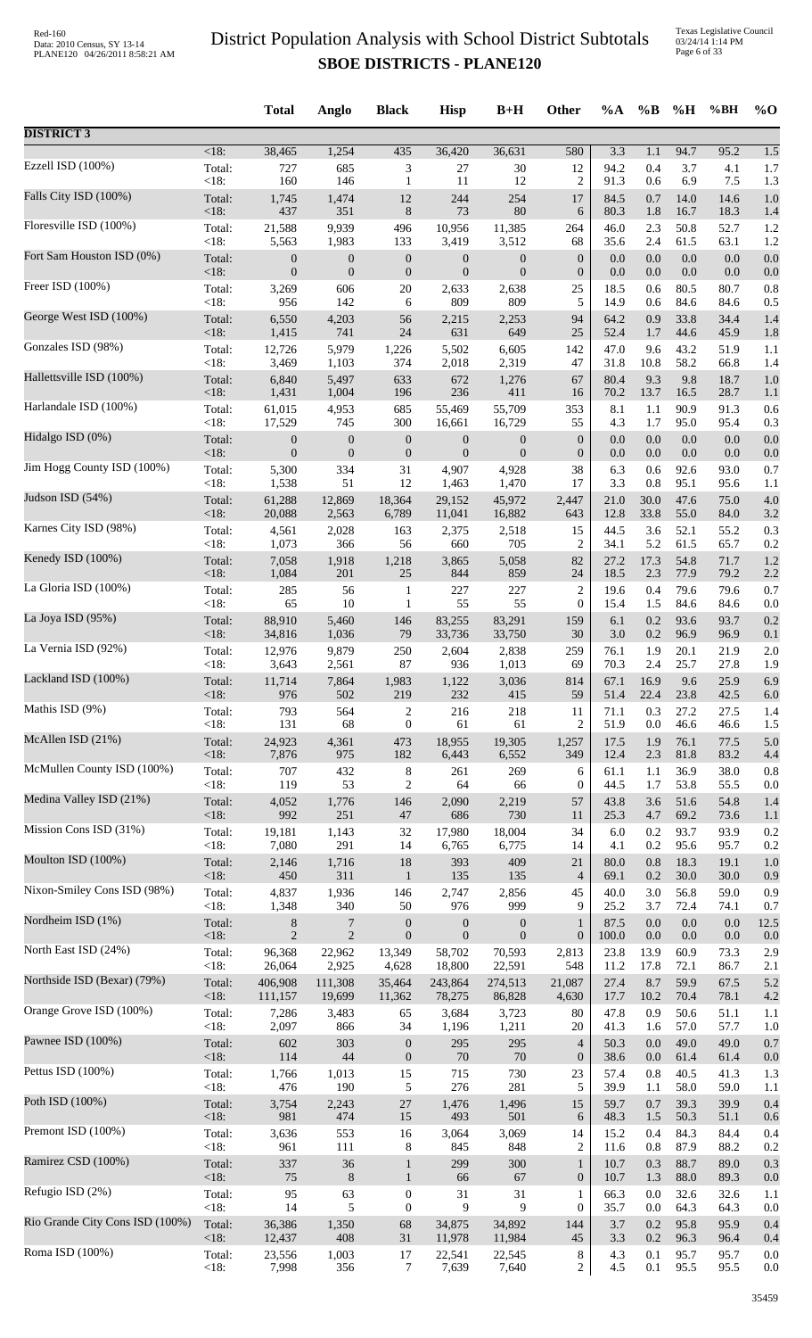# District Population Analysis with School District Subtotals

## SBOE DISTRICTS - PLANE120

| | | Total | Anglo | Black | Hisp | B+H | Other | %A | %B | %H | %BH | %O |
|---|---|---|---|---|---|---|---|---|---|---|---|---|
| **DISTRICT 3** | | | | | | | | | | | | |
| | <18: | 38,465 | 1,254 | 435 | 36,420 | 36,631 | 580 | 3.3 | 1.1 | 94.7 | 95.2 | 1.5 |
| Ezzell ISD (100%) | Total: | 727 | 685 | 3 | 27 | 30 | 12 | 94.2 | 0.4 | 3.7 | 4.1 | 1.7 |
| | <18: | 160 | 146 | 1 | 11 | 12 | 2 | 91.3 | 0.6 | 6.9 | 7.5 | 1.3 |
| Falls City ISD (100%) | Total: | 1,745 | 1,474 | 12 | 244 | 254 | 17 | 84.5 | 0.7 | 14.0 | 14.6 | 1.0 |
| | <18: | 437 | 351 | 8 | 73 | 80 | 6 | 80.3 | 1.8 | 16.7 | 18.3 | 1.4 |
| Floresville ISD (100%) | Total: | 21,588 | 9,939 | 496 | 10,956 | 11,385 | 264 | 46.0 | 2.3 | 50.8 | 52.7 | 1.2 |
| | <18: | 5,563 | 1,983 | 133 | 3,419 | 3,512 | 68 | 35.6 | 2.4 | 61.5 | 63.1 | 1.2 |
| Fort Sam Houston ISD (0%) | Total: | 0 | 0 | 0 | 0 | 0 | 0 | 0.0 | 0.0 | 0.0 | 0.0 | 0.0 |
| | <18: | 0 | 0 | 0 | 0 | 0 | 0 | 0.0 | 0.0 | 0.0 | 0.0 | 0.0 |
| Freer ISD (100%) | Total: | 3,269 | 606 | 20 | 2,633 | 2,638 | 25 | 18.5 | 0.6 | 80.5 | 80.7 | 0.8 |
| | <18: | 956 | 142 | 6 | 809 | 809 | 5 | 14.9 | 0.6 | 84.6 | 84.6 | 0.5 |
| George West ISD (100%) | Total: | 6,550 | 4,203 | 56 | 2,215 | 2,253 | 94 | 64.2 | 0.9 | 33.8 | 34.4 | 1.4 |
| | <18: | 1,415 | 741 | 24 | 631 | 649 | 25 | 52.4 | 1.7 | 44.6 | 45.9 | 1.8 |
| Gonzales ISD (98%) | Total: | 12,726 | 5,979 | 1,226 | 5,502 | 6,605 | 142 | 47.0 | 9.6 | 43.2 | 51.9 | 1.1 |
| | <18: | 3,469 | 1,103 | 374 | 2,018 | 2,319 | 47 | 31.8 | 10.8 | 58.2 | 66.8 | 1.4 |
| Hallettsville ISD (100%) | Total: | 6,840 | 5,497 | 633 | 672 | 1,276 | 67 | 80.4 | 9.3 | 9.8 | 18.7 | 1.0 |
| | <18: | 1,431 | 1,004 | 196 | 236 | 411 | 16 | 70.2 | 13.7 | 16.5 | 28.7 | 1.1 |
| Harlandale ISD (100%) | Total: | 61,015 | 4,953 | 685 | 55,469 | 55,709 | 353 | 8.1 | 1.1 | 90.9 | 91.3 | 0.6 |
| | <18: | 17,529 | 745 | 300 | 16,661 | 16,729 | 55 | 4.3 | 1.7 | 95.0 | 95.4 | 0.3 |
| Hidalgo ISD (0%) | Total: | 0 | 0 | 0 | 0 | 0 | 0 | 0.0 | 0.0 | 0.0 | 0.0 | 0.0 |
| | <18: | 0 | 0 | 0 | 0 | 0 | 0 | 0.0 | 0.0 | 0.0 | 0.0 | 0.0 |
| Jim Hogg County ISD (100%) | Total: | 5,300 | 334 | 31 | 4,907 | 4,928 | 38 | 6.3 | 0.6 | 92.6 | 93.0 | 0.7 |
| | <18: | 1,538 | 51 | 12 | 1,463 | 1,470 | 17 | 3.3 | 0.8 | 95.1 | 95.6 | 1.1 |
| Judson ISD (54%) | Total: | 61,288 | 12,869 | 18,364 | 29,152 | 45,972 | 2,447 | 21.0 | 30.0 | 47.6 | 75.0 | 4.0 |
| | <18: | 20,088 | 2,563 | 6,789 | 11,041 | 16,882 | 643 | 12.8 | 33.8 | 55.0 | 84.0 | 3.2 |
| Karnes City ISD (98%) | Total: | 4,561 | 2,028 | 163 | 2,375 | 2,518 | 15 | 44.5 | 3.6 | 52.1 | 55.2 | 0.3 |
| | <18: | 1,073 | 366 | 56 | 660 | 705 | 2 | 34.1 | 5.2 | 61.5 | 65.7 | 0.2 |
| Kenedy ISD (100%) | Total: | 7,058 | 1,918 | 1,218 | 3,865 | 5,058 | 82 | 27.2 | 17.3 | 54.8 | 71.7 | 1.2 |
| | <18: | 1,084 | 201 | 25 | 844 | 859 | 24 | 18.5 | 2.3 | 77.9 | 79.2 | 2.2 |
| La Gloria ISD (100%) | Total: | 285 | 56 | 1 | 227 | 227 | 2 | 19.6 | 0.4 | 79.6 | 79.6 | 0.7 |
| | <18: | 65 | 10 | 1 | 55 | 55 | 0 | 15.4 | 1.5 | 84.6 | 84.6 | 0.0 |
| La Joya ISD (95%) | Total: | 88,910 | 5,460 | 146 | 83,255 | 83,291 | 159 | 6.1 | 0.2 | 93.6 | 93.7 | 0.2 |
| | <18: | 34,816 | 1,036 | 79 | 33,736 | 33,750 | 30 | 3.0 | 0.2 | 96.9 | 96.9 | 0.1 |
| La Vernia ISD (92%) | Total: | 12,976 | 9,879 | 250 | 2,604 | 2,838 | 259 | 76.1 | 1.9 | 20.1 | 21.9 | 2.0 |
| | <18: | 3,643 | 2,561 | 87 | 936 | 1,013 | 69 | 70.3 | 2.4 | 25.7 | 27.8 | 1.9 |
| Lackland ISD (100%) | Total: | 11,714 | 7,864 | 1,983 | 1,122 | 3,036 | 814 | 67.1 | 16.9 | 9.6 | 25.9 | 6.9 |
| | <18: | 976 | 502 | 219 | 232 | 415 | 59 | 51.4 | 22.4 | 23.8 | 42.5 | 6.0 |
| Mathis ISD (9%) | Total: | 793 | 564 | 2 | 216 | 218 | 11 | 71.1 | 0.3 | 27.2 | 27.5 | 1.4 |
| | <18: | 131 | 68 | 0 | 61 | 61 | 2 | 51.9 | 0.0 | 46.6 | 46.6 | 1.5 |
| McAllen ISD (21%) | Total: | 24,923 | 4,361 | 473 | 18,955 | 19,305 | 1,257 | 17.5 | 1.9 | 76.1 | 77.5 | 5.0 |
| | <18: | 7,876 | 975 | 182 | 6,443 | 6,552 | 349 | 12.4 | 2.3 | 81.8 | 83.2 | 4.4 |
| McMullen County ISD (100%) | Total: | 707 | 432 | 8 | 261 | 269 | 6 | 61.1 | 1.1 | 36.9 | 38.0 | 0.8 |
| | <18: | 119 | 53 | 2 | 64 | 66 | 0 | 44.5 | 1.7 | 53.8 | 55.5 | 0.0 |
| Medina Valley ISD (21%) | Total: | 4,052 | 1,776 | 146 | 2,090 | 2,219 | 57 | 43.8 | 3.6 | 51.6 | 54.8 | 1.4 |
| | <18: | 992 | 251 | 47 | 686 | 730 | 11 | 25.3 | 4.7 | 69.2 | 73.6 | 1.1 |
| Mission Cons ISD (31%) | Total: | 19,181 | 1,143 | 32 | 17,980 | 18,004 | 34 | 6.0 | 0.2 | 93.7 | 93.9 | 0.2 |
| | <18: | 7,080 | 291 | 14 | 6,765 | 6,775 | 14 | 4.1 | 0.2 | 95.6 | 95.7 | 0.2 |
| Moulton ISD (100%) | Total: | 2,146 | 1,716 | 18 | 393 | 409 | 21 | 80.0 | 0.8 | 18.3 | 19.1 | 1.0 |
| | <18: | 450 | 311 | 1 | 135 | 135 | 4 | 69.1 | 0.2 | 30.0 | 30.0 | 0.9 |
| Nixon-Smiley Cons ISD (98%) | Total: | 4,837 | 1,936 | 146 | 2,747 | 2,856 | 45 | 40.0 | 3.0 | 56.8 | 59.0 | 0.9 |
| | <18: | 1,348 | 340 | 50 | 976 | 999 | 9 | 25.2 | 3.7 | 72.4 | 74.1 | 0.7 |
| Nordheim ISD (1%) | Total: | 8 | 7 | 0 | 0 | 0 | 1 | 87.5 | 0.0 | 0.0 | 0.0 | 12.5 |
| | <18: | 2 | 2 | 0 | 0 | 0 | 0 | 100.0 | 0.0 | 0.0 | 0.0 | 0.0 |
| North East ISD (24%) | Total: | 96,368 | 22,962 | 13,349 | 58,702 | 70,593 | 2,813 | 23.8 | 13.9 | 60.9 | 73.3 | 2.9 |
| | <18: | 26,064 | 2,925 | 4,628 | 18,800 | 22,591 | 548 | 11.2 | 17.8 | 72.1 | 86.7 | 2.1 |
| Northside ISD (Bexar) (79%) | Total: | 406,908 | 111,308 | 35,464 | 243,864 | 274,513 | 21,087 | 27.4 | 8.7 | 59.9 | 67.5 | 5.2 |
| | <18: | 111,157 | 19,699 | 11,362 | 78,275 | 86,828 | 4,630 | 17.7 | 10.2 | 70.4 | 78.1 | 4.2 |
| Orange Grove ISD (100%) | Total: | 7,286 | 3,483 | 65 | 3,684 | 3,723 | 80 | 47.8 | 0.9 | 50.6 | 51.1 | 1.1 |
| | <18: | 2,097 | 866 | 34 | 1,196 | 1,211 | 20 | 41.3 | 1.6 | 57.0 | 57.7 | 1.0 |
| Pawnee ISD (100%) | Total: | 602 | 303 | 0 | 295 | 295 | 4 | 50.3 | 0.0 | 49.0 | 49.0 | 0.7 |
| | <18: | 114 | 44 | 0 | 70 | 70 | 0 | 38.6 | 0.0 | 61.4 | 61.4 | 0.0 |
| Pettus ISD (100%) | Total: | 1,766 | 1,013 | 15 | 715 | 730 | 23 | 57.4 | 0.8 | 40.5 | 41.3 | 1.3 |
| | <18: | 476 | 190 | 5 | 276 | 281 | 5 | 39.9 | 1.1 | 58.0 | 59.0 | 1.1 |
| Poth ISD (100%) | Total: | 3,754 | 2,243 | 27 | 1,476 | 1,496 | 15 | 59.7 | 0.7 | 39.3 | 39.9 | 0.4 |
| | <18: | 981 | 474 | 15 | 493 | 501 | 6 | 48.3 | 1.5 | 50.3 | 51.1 | 0.6 |
| Premont ISD (100%) | Total: | 3,636 | 553 | 16 | 3,064 | 3,069 | 14 | 15.2 | 0.4 | 84.3 | 84.4 | 0.4 |
| | <18: | 961 | 111 | 8 | 845 | 848 | 2 | 11.6 | 0.8 | 87.9 | 88.2 | 0.2 |
| Ramirez CSD (100%) | Total: | 337 | 36 | 1 | 299 | 300 | 1 | 10.7 | 0.3 | 88.7 | 89.0 | 0.3 |
| | <18: | 75 | 8 | 1 | 66 | 67 | 0 | 10.7 | 1.3 | 88.0 | 89.3 | 0.0 |
| Refugio ISD (2%) | Total: | 95 | 63 | 0 | 31 | 31 | 1 | 66.3 | 0.0 | 32.6 | 32.6 | 1.1 |
| | <18: | 14 | 5 | 0 | 9 | 9 | 0 | 35.7 | 0.0 | 64.3 | 64.3 | 0.0 |
| Rio Grande City Cons ISD (100%) | Total: | 36,386 | 1,350 | 68 | 34,875 | 34,892 | 144 | 3.7 | 0.2 | 95.8 | 95.9 | 0.4 |
| | <18: | 12,437 | 408 | 31 | 11,978 | 11,984 | 45 | 3.3 | 0.2 | 96.3 | 96.4 | 0.4 |
| Roma ISD (100%) | Total: | 23,556 | 1,003 | 17 | 22,541 | 22,545 | 8 | 4.3 | 0.1 | 95.7 | 95.7 | 0.0 |
| | <18: | 7,998 | 356 | 7 | 7,639 | 7,640 | 2 | 4.5 | 0.1 | 95.5 | 95.5 | 0.0 |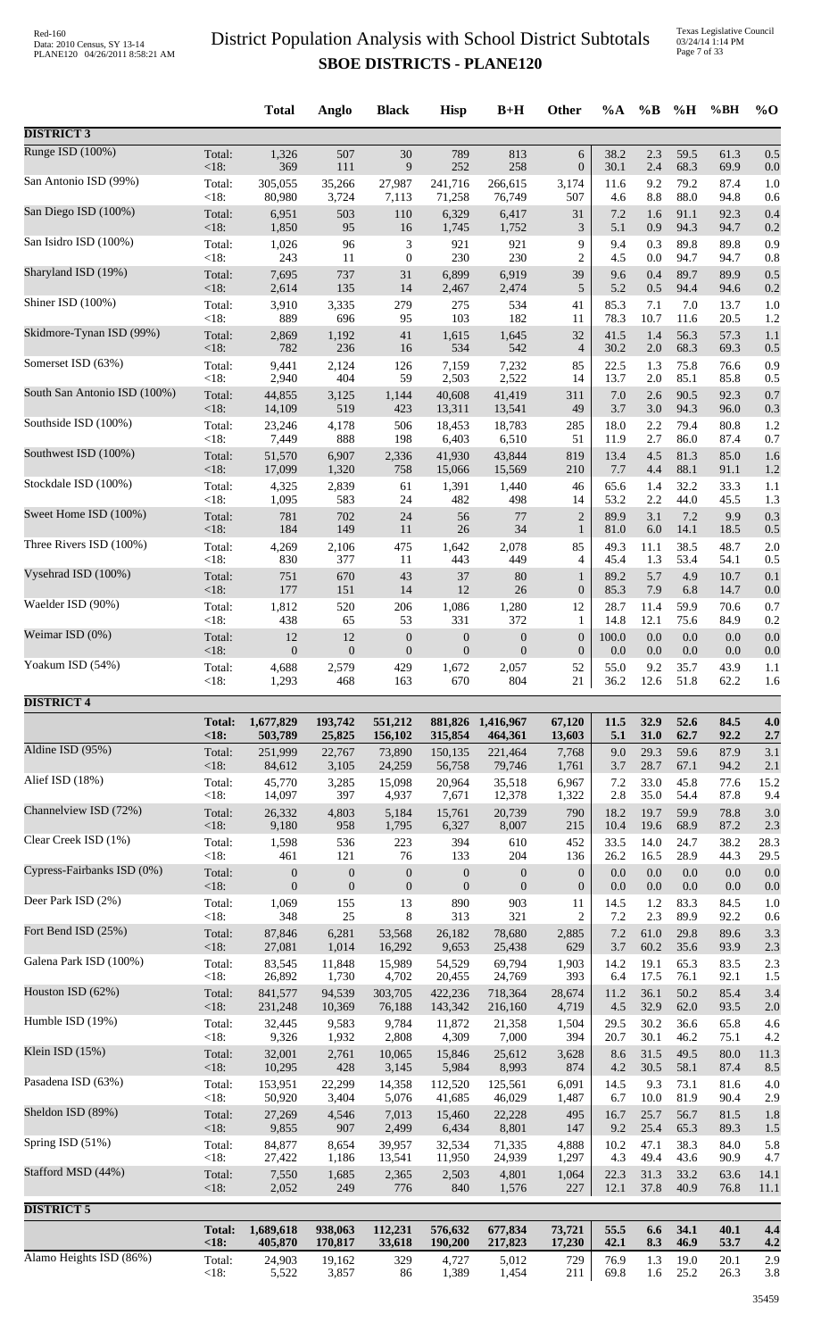# District Population Analysis with School District Subtotals

## SBOE DISTRICTS - PLANE120

| | | Total | Anglo | Black | Hisp | B+H | Other | %A | %B | %H | %BH | %O |
|---|---|---|---|---|---|---|---|---|---|---|---|---|
| **DISTRICT 3** | | | | | | | | | | | | |
| Runge ISD (100%) | Total: | 1,326 | 507 | 30 | 789 | 813 | 6 | 38.2 | 2.3 | 59.5 | 61.3 | 0.5 |
| | <18: | 369 | 111 | 9 | 252 | 258 | 0 | 30.1 | 2.4 | 68.3 | 69.9 | 0.0 |
| San Antonio ISD (99%) | Total: | 305,055 | 35,266 | 27,987 | 241,716 | 266,615 | 3,174 | 11.6 | 9.2 | 79.2 | 87.4 | 1.0 |
| | <18: | 80,980 | 3,724 | 7,113 | 71,258 | 76,749 | 507 | 4.6 | 8.8 | 88.0 | 94.8 | 0.6 |
| San Diego ISD (100%) | Total: | 6,951 | 503 | 110 | 6,329 | 6,417 | 31 | 7.2 | 1.6 | 91.1 | 92.3 | 0.4 |
| | <18: | 1,850 | 95 | 16 | 1,745 | 1,752 | 3 | 5.1 | 0.9 | 94.3 | 94.7 | 0.2 |
| San Isidro ISD (100%) | Total: | 1,026 | 96 | 3 | 921 | 921 | 9 | 9.4 | 0.3 | 89.8 | 89.8 | 0.9 |
| | <18: | 243 | 11 | 0 | 230 | 230 | 2 | 4.5 | 0.0 | 94.7 | 94.7 | 0.8 |
| Sharyland ISD (19%) | Total: | 7,695 | 737 | 31 | 6,899 | 6,919 | 39 | 9.6 | 0.4 | 89.7 | 89.9 | 0.5 |
| | <18: | 2,614 | 135 | 14 | 2,467 | 2,474 | 5 | 5.2 | 0.5 | 94.4 | 94.6 | 0.2 |
| Shiner ISD (100%) | Total: | 3,910 | 3,335 | 279 | 275 | 534 | 41 | 85.3 | 7.1 | 7.0 | 13.7 | 1.0 |
| | <18: | 889 | 696 | 95 | 103 | 182 | 11 | 78.3 | 10.7 | 11.6 | 20.5 | 1.2 |
| Skidmore-Tynan ISD (99%) | Total: | 2,869 | 1,192 | 41 | 1,615 | 1,645 | 32 | 41.5 | 1.4 | 56.3 | 57.3 | 1.1 |
| | <18: | 782 | 236 | 16 | 534 | 542 | 4 | 30.2 | 2.0 | 68.3 | 69.3 | 0.5 |
| Somerset ISD (63%) | Total: | 9,441 | 2,124 | 126 | 7,159 | 7,232 | 85 | 22.5 | 1.3 | 75.8 | 76.6 | 0.9 |
| | <18: | 2,940 | 404 | 59 | 2,503 | 2,522 | 14 | 13.7 | 2.0 | 85.1 | 85.8 | 0.5 |
| South San Antonio ISD (100%) | Total: | 44,855 | 3,125 | 1,144 | 40,608 | 41,419 | 311 | 7.0 | 2.6 | 90.5 | 92.3 | 0.7 |
| | <18: | 14,109 | 519 | 423 | 13,311 | 13,541 | 49 | 3.7 | 3.0 | 94.3 | 96.0 | 0.3 |
| Southside ISD (100%) | Total: | 23,246 | 4,178 | 506 | 18,453 | 18,783 | 285 | 18.0 | 2.2 | 79.4 | 80.8 | 1.2 |
| | <18: | 7,449 | 888 | 198 | 6,403 | 6,510 | 51 | 11.9 | 2.7 | 86.0 | 87.4 | 0.7 |
| Southwest ISD (100%) | Total: | 51,570 | 6,907 | 2,336 | 41,930 | 43,844 | 819 | 13.4 | 4.5 | 81.3 | 85.0 | 1.6 |
| | <18: | 17,099 | 1,320 | 758 | 15,066 | 15,569 | 210 | 7.7 | 4.4 | 88.1 | 91.1 | 1.2 |
| Stockdale ISD (100%) | Total: | 4,325 | 2,839 | 61 | 1,391 | 1,440 | 46 | 65.6 | 1.4 | 32.2 | 33.3 | 1.1 |
| | <18: | 1,095 | 583 | 24 | 482 | 498 | 14 | 53.2 | 2.2 | 44.0 | 45.5 | 1.3 |
| Sweet Home ISD (100%) | Total: | 781 | 702 | 24 | 56 | 77 | 2 | 89.9 | 3.1 | 7.2 | 9.9 | 0.3 |
| | <18: | 184 | 149 | 11 | 26 | 34 | 1 | 81.0 | 6.0 | 14.1 | 18.5 | 0.5 |
| Three Rivers ISD (100%) | Total: | 4,269 | 2,106 | 475 | 1,642 | 2,078 | 85 | 49.3 | 11.1 | 38.5 | 48.7 | 2.0 |
| | <18: | 830 | 377 | 11 | 443 | 449 | 4 | 45.4 | 1.3 | 53.4 | 54.1 | 0.5 |
| Vysehrad ISD (100%) | Total: | 751 | 670 | 43 | 37 | 80 | 1 | 89.2 | 5.7 | 4.9 | 10.7 | 0.1 |
| | <18: | 177 | 151 | 14 | 12 | 26 | 0 | 85.3 | 7.9 | 6.8 | 14.7 | 0.0 |
| Waelder ISD (90%) | Total: | 1,812 | 520 | 206 | 1,086 | 1,280 | 12 | 28.7 | 11.4 | 59.9 | 70.6 | 0.7 |
| | <18: | 438 | 65 | 53 | 331 | 372 | 1 | 14.8 | 12.1 | 75.6 | 84.9 | 0.2 |
| Weimar ISD (0%) | Total: | 12 | 12 | 0 | 0 | 0 | 0 | 100.0 | 0.0 | 0.0 | 0.0 | 0.0 |
| | <18: | 0 | 0 | 0 | 0 | 0 | 0 | 0.0 | 0.0 | 0.0 | 0.0 | 0.0 |
| Yoakum ISD (54%) | Total: | 4,688 | 2,579 | 429 | 1,672 | 2,057 | 52 | 55.0 | 9.2 | 35.7 | 43.9 | 1.1 |
| | <18: | 1,293 | 468 | 163 | 670 | 804 | 21 | 36.2 | 12.6 | 51.8 | 62.2 | 1.6 |
| **DISTRICT 4** | | | | | | | | | | | | |
| | **Total:** | **1,677,829** | **193,742** | **551,212** | **881,826** | **1,416,967** | **67,120** | **11.5** | **32.9** | **52.6** | **84.5** | **4.0** |
| | **<18:** | **503,789** | **25,825** | **156,102** | **315,854** | **464,361** | **13,603** | **5.1** | **31.0** | **62.7** | **92.2** | **2.7** |
| Aldine ISD (95%) | Total: | 251,999 | 22,767 | 73,890 | 150,135 | 221,464 | 7,768 | 9.0 | 29.3 | 59.6 | 87.9 | 3.1 |
| | <18: | 84,612 | 3,105 | 24,259 | 56,758 | 79,746 | 1,761 | 3.7 | 28.7 | 67.1 | 94.2 | 2.1 |
| Alief ISD (18%) | Total: | 45,770 | 3,285 | 15,098 | 20,964 | 35,518 | 6,967 | 7.2 | 33.0 | 45.8 | 77.6 | 15.2 |
| | <18: | 14,097 | 397 | 4,937 | 7,671 | 12,378 | 1,322 | 2.8 | 35.0 | 54.4 | 87.8 | 9.4 |
| Channelview ISD (72%) | Total: | 26,332 | 4,803 | 5,184 | 15,761 | 20,739 | 790 | 18.2 | 19.7 | 59.9 | 78.8 | 3.0 |
| | <18: | 9,180 | 958 | 1,795 | 6,327 | 8,007 | 215 | 10.4 | 19.6 | 68.9 | 87.2 | 2.3 |
| Clear Creek ISD (1%) | Total: | 1,598 | 536 | 223 | 394 | 610 | 452 | 33.5 | 14.0 | 24.7 | 38.2 | 28.3 |
| | <18: | 461 | 121 | 76 | 133 | 204 | 136 | 26.2 | 16.5 | 28.9 | 44.3 | 29.5 |
| Cypress-Fairbanks ISD (0%) | Total: | 0 | 0 | 0 | 0 | 0 | 0 | 0.0 | 0.0 | 0.0 | 0.0 | 0.0 |
| | <18: | 0 | 0 | 0 | 0 | 0 | 0 | 0.0 | 0.0 | 0.0 | 0.0 | 0.0 |
| Deer Park ISD (2%) | Total: | 1,069 | 155 | 13 | 890 | 903 | 11 | 14.5 | 1.2 | 83.3 | 84.5 | 1.0 |
| | <18: | 348 | 25 | 8 | 313 | 321 | 2 | 7.2 | 2.3 | 89.9 | 92.2 | 0.6 |
| Fort Bend ISD (25%) | Total: | 87,846 | 6,281 | 53,568 | 26,182 | 78,680 | 2,885 | 7.2 | 61.0 | 29.8 | 89.6 | 3.3 |
| | <18: | 27,081 | 1,014 | 16,292 | 9,653 | 25,438 | 629 | 3.7 | 60.2 | 35.6 | 93.9 | 2.3 |
| Galena Park ISD (100%) | Total: | 83,545 | 11,848 | 15,989 | 54,529 | 69,794 | 1,903 | 14.2 | 19.1 | 65.3 | 83.5 | 2.3 |
| | <18: | 26,892 | 1,730 | 4,702 | 20,455 | 24,769 | 393 | 6.4 | 17.5 | 76.1 | 92.1 | 1.5 |
| Houston ISD (62%) | Total: | 841,577 | 94,539 | 303,705 | 422,236 | 718,364 | 28,674 | 11.2 | 36.1 | 50.2 | 85.4 | 3.4 |
| | <18: | 231,248 | 10,369 | 76,188 | 143,342 | 216,160 | 4,719 | 4.5 | 32.9 | 62.0 | 93.5 | 2.0 |
| Humble ISD (19%) | Total: | 32,445 | 9,583 | 9,784 | 11,872 | 21,358 | 1,504 | 29.5 | 30.2 | 36.6 | 65.8 | 4.6 |
| | <18: | 9,326 | 1,932 | 2,808 | 4,309 | 7,000 | 394 | 20.7 | 30.1 | 46.2 | 75.1 | 4.2 |
| Klein ISD (15%) | Total: | 32,001 | 2,761 | 10,065 | 15,846 | 25,612 | 3,628 | 8.6 | 31.5 | 49.5 | 80.0 | 11.3 |
| | <18: | 10,295 | 428 | 3,145 | 5,984 | 8,993 | 874 | 4.2 | 30.5 | 58.1 | 87.4 | 8.5 |
| Pasadena ISD (63%) | Total: | 153,951 | 22,299 | 14,358 | 112,520 | 125,561 | 6,091 | 14.5 | 9.3 | 73.1 | 81.6 | 4.0 |
| | <18: | 50,920 | 3,404 | 5,076 | 41,685 | 46,029 | 1,487 | 6.7 | 10.0 | 81.9 | 90.4 | 2.9 |
| Sheldon ISD (89%) | Total: | 27,269 | 4,546 | 7,013 | 15,460 | 22,228 | 495 | 16.7 | 25.7 | 56.7 | 81.5 | 1.8 |
| | <18: | 9,855 | 907 | 2,499 | 6,434 | 8,801 | 147 | 9.2 | 25.4 | 65.3 | 89.3 | 1.5 |
| Spring ISD (51%) | Total: | 84,877 | 8,654 | 39,957 | 32,534 | 71,335 | 4,888 | 10.2 | 47.1 | 38.3 | 84.0 | 5.8 |
| | <18: | 27,422 | 1,186 | 13,541 | 11,950 | 24,939 | 1,297 | 4.3 | 49.4 | 43.6 | 90.9 | 4.7 |
| Stafford MSD (44%) | Total: | 7,550 | 1,685 | 2,365 | 2,503 | 4,801 | 1,064 | 22.3 | 31.3 | 33.2 | 63.6 | 14.1 |
| | <18: | 2,052 | 249 | 776 | 840 | 1,576 | 227 | 12.1 | 37.8 | 40.9 | 76.8 | 11.1 |
| **DISTRICT 5** | | | | | | | | | | | | |
| | **Total:** | **1,689,618** | **938,063** | **112,231** | **576,632** | **677,834** | **73,721** | **55.5** | **6.6** | **34.1** | **40.1** | **4.4** |
| | **<18:** | **405,870** | **170,817** | **33,618** | **190,200** | **217,823** | **17,230** | **42.1** | **8.3** | **46.9** | **53.7** | **4.2** |
| Alamo Heights ISD (86%) | Total: | 24,903 | 19,162 | 329 | 4,727 | 5,012 | 729 | 76.9 | 1.3 | 19.0 | 20.1 | 2.9 |
| | <18: | 5,522 | 3,857 | 86 | 1,389 | 1,454 | 211 | 69.8 | 1.6 | 25.2 | 26.3 | 3.8 |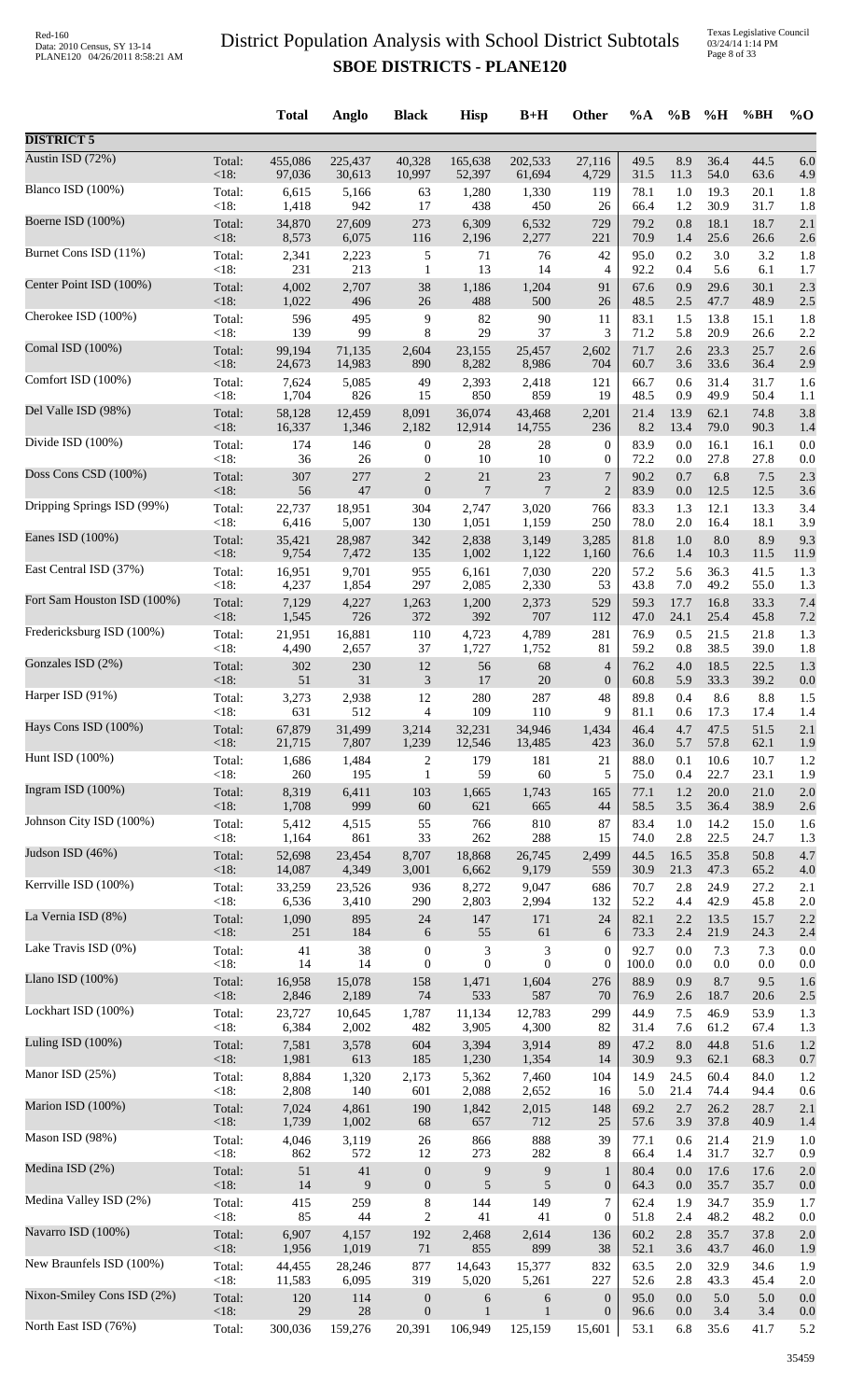# District Population Analysis with School District Subtotals

## SBOE DISTRICTS - PLANE120

|  |  | Total | Anglo | Black | Hisp | B+H | Other | %A | %B | %H | %BH | %O |
|---|---|---|---|---|---|---|---|---|---|---|---|---|
| **DISTRICT 5** |  |  |  |  |  |  |  |  |  |  |  |  |
| Austin ISD (72%) | Total: | 455,086 | 225,437 | 40,328 | 165,638 | 202,533 | 27,116 | 49.5 | 8.9 | 36.4 | 44.5 | 6.0 |
|  | <18: | 97,036 | 30,613 | 10,997 | 52,397 | 61,694 | 4,729 | 31.5 | 11.3 | 54.0 | 63.6 | 4.9 |
| Blanco ISD (100%) | Total: | 6,615 | 5,166 | 63 | 1,280 | 1,330 | 119 | 78.1 | 1.0 | 19.3 | 20.1 | 1.8 |
|  | <18: | 1,418 | 942 | 17 | 438 | 450 | 26 | 66.4 | 1.2 | 30.9 | 31.7 | 1.8 |
| Boerne ISD (100%) | Total: | 34,870 | 27,609 | 273 | 6,309 | 6,532 | 729 | 79.2 | 0.8 | 18.1 | 18.7 | 2.1 |
|  | <18: | 8,573 | 6,075 | 116 | 2,196 | 2,277 | 221 | 70.9 | 1.4 | 25.6 | 26.6 | 2.6 |
| Burnet Cons ISD (11%) | Total: | 2,341 | 2,223 | 5 | 71 | 76 | 42 | 95.0 | 0.2 | 3.0 | 3.2 | 1.8 |
|  | <18: | 231 | 213 | 1 | 13 | 14 | 4 | 92.2 | 0.4 | 5.6 | 6.1 | 1.7 |
| Center Point ISD (100%) | Total: | 4,002 | 2,707 | 38 | 1,186 | 1,204 | 91 | 67.6 | 0.9 | 29.6 | 30.1 | 2.3 |
|  | <18: | 1,022 | 496 | 26 | 488 | 500 | 26 | 48.5 | 2.5 | 47.7 | 48.9 | 2.5 |
| Cherokee ISD (100%) | Total: | 596 | 495 | 9 | 82 | 90 | 11 | 83.1 | 1.5 | 13.8 | 15.1 | 1.8 |
|  | <18: | 139 | 99 | 8 | 29 | 37 | 3 | 71.2 | 5.8 | 20.9 | 26.6 | 2.2 |
| Comal ISD (100%) | Total: | 99,194 | 71,135 | 2,604 | 23,155 | 25,457 | 2,602 | 71.7 | 2.6 | 23.3 | 25.7 | 2.6 |
|  | <18: | 24,673 | 14,983 | 890 | 8,282 | 8,986 | 704 | 60.7 | 3.6 | 33.6 | 36.4 | 2.9 |
| Comfort ISD (100%) | Total: | 7,624 | 5,085 | 49 | 2,393 | 2,418 | 121 | 66.7 | 0.6 | 31.4 | 31.7 | 1.6 |
|  | <18: | 1,704 | 826 | 15 | 850 | 859 | 19 | 48.5 | 0.9 | 49.9 | 50.4 | 1.1 |
| Del Valle ISD (98%) | Total: | 58,128 | 12,459 | 8,091 | 36,074 | 43,468 | 2,201 | 21.4 | 13.9 | 62.1 | 74.8 | 3.8 |
|  | <18: | 16,337 | 1,346 | 2,182 | 12,914 | 14,755 | 236 | 8.2 | 13.4 | 79.0 | 90.3 | 1.4 |
| Divide ISD (100%) | Total: | 174 | 146 | 0 | 28 | 28 | 0 | 83.9 | 0.0 | 16.1 | 16.1 | 0.0 |
|  | <18: | 36 | 26 | 0 | 10 | 10 | 0 | 72.2 | 0.0 | 27.8 | 27.8 | 0.0 |
| Doss Cons CSD (100%) | Total: | 307 | 277 | 2 | 21 | 23 | 7 | 90.2 | 0.7 | 6.8 | 7.5 | 2.3 |
|  | <18: | 56 | 47 | 0 | 7 | 7 | 2 | 83.9 | 0.0 | 12.5 | 12.5 | 3.6 |
| Dripping Springs ISD (99%) | Total: | 22,737 | 18,951 | 304 | 2,747 | 3,020 | 766 | 83.3 | 1.3 | 12.1 | 13.3 | 3.4 |
|  | <18: | 6,416 | 5,007 | 130 | 1,051 | 1,159 | 250 | 78.0 | 2.0 | 16.4 | 18.1 | 3.9 |
| Eanes ISD (100%) | Total: | 35,421 | 28,987 | 342 | 2,838 | 3,149 | 3,285 | 81.8 | 1.0 | 8.0 | 8.9 | 9.3 |
|  | <18: | 9,754 | 7,472 | 135 | 1,002 | 1,122 | 1,160 | 76.6 | 1.4 | 10.3 | 11.5 | 11.9 |
| East Central ISD (37%) | Total: | 16,951 | 9,701 | 955 | 6,161 | 7,030 | 220 | 57.2 | 5.6 | 36.3 | 41.5 | 1.3 |
|  | <18: | 4,237 | 1,854 | 297 | 2,085 | 2,330 | 53 | 43.8 | 7.0 | 49.2 | 55.0 | 1.3 |
| Fort Sam Houston ISD (100%) | Total: | 7,129 | 4,227 | 1,263 | 1,200 | 2,373 | 529 | 59.3 | 17.7 | 16.8 | 33.3 | 7.4 |
|  | <18: | 1,545 | 726 | 372 | 392 | 707 | 112 | 47.0 | 24.1 | 25.4 | 45.8 | 7.2 |
| Fredericksburg ISD (100%) | Total: | 21,951 | 16,881 | 110 | 4,723 | 4,789 | 281 | 76.9 | 0.5 | 21.5 | 21.8 | 1.3 |
|  | <18: | 4,490 | 2,657 | 37 | 1,727 | 1,752 | 81 | 59.2 | 0.8 | 38.5 | 39.0 | 1.8 |
| Gonzales ISD (2%) | Total: | 302 | 230 | 12 | 56 | 68 | 4 | 76.2 | 4.0 | 18.5 | 22.5 | 1.3 |
|  | <18: | 51 | 31 | 3 | 17 | 20 | 0 | 60.8 | 5.9 | 33.3 | 39.2 | 0.0 |
| Harper ISD (91%) | Total: | 3,273 | 2,938 | 12 | 280 | 287 | 48 | 89.8 | 0.4 | 8.6 | 8.8 | 1.5 |
|  | <18: | 631 | 512 | 4 | 109 | 110 | 9 | 81.1 | 0.6 | 17.3 | 17.4 | 1.4 |
| Hays Cons ISD (100%) | Total: | 67,879 | 31,499 | 3,214 | 32,231 | 34,946 | 1,434 | 46.4 | 4.7 | 47.5 | 51.5 | 2.1 |
|  | <18: | 21,715 | 7,807 | 1,239 | 12,546 | 13,485 | 423 | 36.0 | 5.7 | 57.8 | 62.1 | 1.9 |
| Hunt ISD (100%) | Total: | 1,686 | 1,484 | 2 | 179 | 181 | 21 | 88.0 | 0.1 | 10.6 | 10.7 | 1.2 |
|  | <18: | 260 | 195 | 1 | 59 | 60 | 5 | 75.0 | 0.4 | 22.7 | 23.1 | 1.9 |
| Ingram ISD (100%) | Total: | 8,319 | 6,411 | 103 | 1,665 | 1,743 | 165 | 77.1 | 1.2 | 20.0 | 21.0 | 2.0 |
|  | <18: | 1,708 | 999 | 60 | 621 | 665 | 44 | 58.5 | 3.5 | 36.4 | 38.9 | 2.6 |
| Johnson City ISD (100%) | Total: | 5,412 | 4,515 | 55 | 766 | 810 | 87 | 83.4 | 1.0 | 14.2 | 15.0 | 1.6 |
|  | <18: | 1,164 | 861 | 33 | 262 | 288 | 15 | 74.0 | 2.8 | 22.5 | 24.7 | 1.3 |
| Judson ISD (46%) | Total: | 52,698 | 23,454 | 8,707 | 18,868 | 26,745 | 2,499 | 44.5 | 16.5 | 35.8 | 50.8 | 4.7 |
|  | <18: | 14,087 | 4,349 | 3,001 | 6,662 | 9,179 | 559 | 30.9 | 21.3 | 47.3 | 65.2 | 4.0 |
| Kerrville ISD (100%) | Total: | 33,259 | 23,526 | 936 | 8,272 | 9,047 | 686 | 70.7 | 2.8 | 24.9 | 27.2 | 2.1 |
|  | <18: | 6,536 | 3,410 | 290 | 2,803 | 2,994 | 132 | 52.2 | 4.4 | 42.9 | 45.8 | 2.0 |
| La Vernia ISD (8%) | Total: | 1,090 | 895 | 24 | 147 | 171 | 24 | 82.1 | 2.2 | 13.5 | 15.7 | 2.2 |
|  | <18: | 251 | 184 | 6 | 55 | 61 | 6 | 73.3 | 2.4 | 21.9 | 24.3 | 2.4 |
| Lake Travis ISD (0%) | Total: | 41 | 38 | 0 | 3 | 3 | 0 | 92.7 | 0.0 | 7.3 | 7.3 | 0.0 |
|  | <18: | 14 | 14 | 0 | 0 | 0 | 0 | 100.0 | 0.0 | 0.0 | 0.0 | 0.0 |
| Llano ISD (100%) | Total: | 16,958 | 15,078 | 158 | 1,471 | 1,604 | 276 | 88.9 | 0.9 | 8.7 | 9.5 | 1.6 |
|  | <18: | 2,846 | 2,189 | 74 | 533 | 587 | 70 | 76.9 | 2.6 | 18.7 | 20.6 | 2.5 |
| Lockhart ISD (100%) | Total: | 23,727 | 10,645 | 1,787 | 11,134 | 12,783 | 299 | 44.9 | 7.5 | 46.9 | 53.9 | 1.3 |
|  | <18: | 6,384 | 2,002 | 482 | 3,905 | 4,300 | 82 | 31.4 | 7.6 | 61.2 | 67.4 | 1.3 |
| Luling ISD (100%) | Total: | 7,581 | 3,578 | 604 | 3,394 | 3,914 | 89 | 47.2 | 8.0 | 44.8 | 51.6 | 1.2 |
|  | <18: | 1,981 | 613 | 185 | 1,230 | 1,354 | 14 | 30.9 | 9.3 | 62.1 | 68.3 | 0.7 |
| Manor ISD (25%) | Total: | 8,884 | 1,320 | 2,173 | 5,362 | 7,460 | 104 | 14.9 | 24.5 | 60.4 | 84.0 | 1.2 |
|  | <18: | 2,808 | 140 | 601 | 2,088 | 2,652 | 16 | 5.0 | 21.4 | 74.4 | 94.4 | 0.6 |
| Marion ISD (100%) | Total: | 7,024 | 4,861 | 190 | 1,842 | 2,015 | 148 | 69.2 | 2.7 | 26.2 | 28.7 | 2.1 |
|  | <18: | 1,739 | 1,002 | 68 | 657 | 712 | 25 | 57.6 | 3.9 | 37.8 | 40.9 | 1.4 |
| Mason ISD (98%) | Total: | 4,046 | 3,119 | 26 | 866 | 888 | 39 | 77.1 | 0.6 | 21.4 | 21.9 | 1.0 |
|  | <18: | 862 | 572 | 12 | 273 | 282 | 8 | 66.4 | 1.4 | 31.7 | 32.7 | 0.9 |
| Medina ISD (2%) | Total: | 51 | 41 | 0 | 9 | 9 | 1 | 80.4 | 0.0 | 17.6 | 17.6 | 2.0 |
|  | <18: | 14 | 9 | 0 | 5 | 5 | 0 | 64.3 | 0.0 | 35.7 | 35.7 | 0.0 |
| Medina Valley ISD (2%) | Total: | 415 | 259 | 8 | 144 | 149 | 7 | 62.4 | 1.9 | 34.7 | 35.9 | 1.7 |
|  | <18: | 85 | 44 | 2 | 41 | 41 | 0 | 51.8 | 2.4 | 48.2 | 48.2 | 0.0 |
| Navarro ISD (100%) | Total: | 6,907 | 4,157 | 192 | 2,468 | 2,614 | 136 | 60.2 | 2.8 | 35.7 | 37.8 | 2.0 |
|  | <18: | 1,956 | 1,019 | 71 | 855 | 899 | 38 | 52.1 | 3.6 | 43.7 | 46.0 | 1.9 |
| New Braunfels ISD (100%) | Total: | 44,455 | 28,246 | 877 | 14,643 | 15,377 | 832 | 63.5 | 2.0 | 32.9 | 34.6 | 1.9 |
|  | <18: | 11,583 | 6,095 | 319 | 5,020 | 5,261 | 227 | 52.6 | 2.8 | 43.3 | 45.4 | 2.0 |
| Nixon-Smiley Cons ISD (2%) | Total: | 120 | 114 | 0 | 6 | 6 | 0 | 95.0 | 0.0 | 5.0 | 5.0 | 0.0 |
|  | <18: | 29 | 28 | 0 | 1 | 1 | 0 | 96.6 | 0.0 | 3.4 | 3.4 | 0.0 |
| North East ISD (76%) | Total: | 300,036 | 159,276 | 20,391 | 106,949 | 125,159 | 15,601 | 53.1 | 6.8 | 35.6 | 41.7 | 5.2 |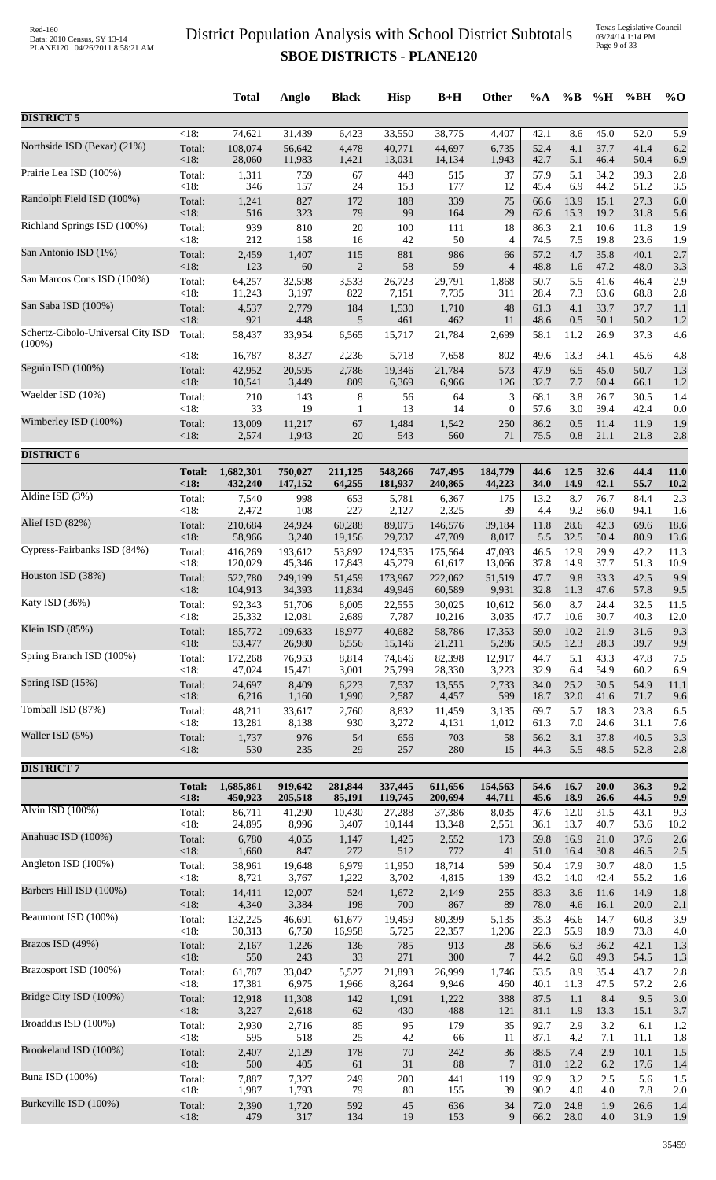# District Population Analysis with School District Subtotals

## SBOE DISTRICTS - PLANE120

| | | Total | Anglo | Black | Hisp | B+H | Other | %A | %B | %H | %BH | %O |
|---|---|---|---|---|---|---|---|---|---|---|---|---|
| **DISTRICT 5** | | | | | | | | | | | | |
| | <18: | 74,621 | 31,439 | 6,423 | 33,550 | 38,775 | 4,407 | 42.1 | 8.6 | 45.0 | 52.0 | 5.9 |
| Northside ISD (Bexar) (21%) | Total: | 108,074 | 56,642 | 4,478 | 40,771 | 44,697 | 6,735 | 52.4 | 4.1 | 37.7 | 41.4 | 6.2 |
| | <18: | 28,060 | 11,983 | 1,421 | 13,031 | 14,134 | 1,943 | 42.7 | 5.1 | 46.4 | 50.4 | 6.9 |
| Prairie Lea ISD (100%) | Total: | 1,311 | 759 | 67 | 448 | 515 | 37 | 57.9 | 5.1 | 34.2 | 39.3 | 2.8 |
| | <18: | 346 | 157 | 24 | 153 | 177 | 12 | 45.4 | 6.9 | 44.2 | 51.2 | 3.5 |
| Randolph Field ISD (100%) | Total: | 1,241 | 827 | 172 | 188 | 339 | 75 | 66.6 | 13.9 | 15.1 | 27.3 | 6.0 |
| | <18: | 516 | 323 | 79 | 99 | 164 | 29 | 62.6 | 15.3 | 19.2 | 31.8 | 5.6 |
| Richland Springs ISD (100%) | Total: | 939 | 810 | 20 | 100 | 111 | 18 | 86.3 | 2.1 | 10.6 | 11.8 | 1.9 |
| | <18: | 212 | 158 | 16 | 42 | 50 | 4 | 74.5 | 7.5 | 19.8 | 23.6 | 1.9 |
| San Antonio ISD (1%) | Total: | 2,459 | 1,407 | 115 | 881 | 986 | 66 | 57.2 | 4.7 | 35.8 | 40.1 | 2.7 |
| | <18: | 123 | 60 | 2 | 58 | 59 | 4 | 48.8 | 1.6 | 47.2 | 48.0 | 3.3 |
| San Marcos Cons ISD (100%) | Total: | 64,257 | 32,598 | 3,533 | 26,723 | 29,791 | 1,868 | 50.7 | 5.5 | 41.6 | 46.4 | 2.9 |
| | <18: | 11,243 | 3,197 | 822 | 7,151 | 7,735 | 311 | 28.4 | 7.3 | 63.6 | 68.8 | 2.8 |
| San Saba ISD (100%) | Total: | 4,537 | 2,779 | 184 | 1,530 | 1,710 | 48 | 61.3 | 4.1 | 33.7 | 37.7 | 1.1 |
| | <18: | 921 | 448 | 5 | 461 | 462 | 11 | 48.6 | 0.5 | 50.1 | 50.2 | 1.2 |
| Schertz-Cibolo-Universal City ISD (100%) | Total: | 58,437 | 33,954 | 6,565 | 15,717 | 21,784 | 2,699 | 58.1 | 11.2 | 26.9 | 37.3 | 4.6 |
| | <18: | 16,787 | 8,327 | 2,236 | 5,718 | 7,658 | 802 | 49.6 | 13.3 | 34.1 | 45.6 | 4.8 |
| Seguin ISD (100%) | Total: | 42,952 | 20,595 | 2,786 | 19,346 | 21,784 | 573 | 47.9 | 6.5 | 45.0 | 50.7 | 1.3 |
| | <18: | 10,541 | 3,449 | 809 | 6,369 | 6,966 | 126 | 32.7 | 7.7 | 60.4 | 66.1 | 1.2 |
| Waelder ISD (10%) | Total: | 210 | 143 | 8 | 56 | 64 | 3 | 68.1 | 3.8 | 26.7 | 30.5 | 1.4 |
| | <18: | 33 | 19 | 1 | 13 | 14 | 0 | 57.6 | 3.0 | 39.4 | 42.4 | 0.0 |
| Wimberley ISD (100%) | Total: | 13,009 | 11,217 | 67 | 1,484 | 1,542 | 250 | 86.2 | 0.5 | 11.4 | 11.9 | 1.9 |
| | <18: | 2,574 | 1,943 | 20 | 543 | 560 | 71 | 75.5 | 0.8 | 21.1 | 21.8 | 2.8 |
| **DISTRICT 6** | | | | | | | | | | | | |
| | **Total:** | **1,682,301** | **750,027** | **211,125** | **548,266** | **747,495** | **184,779** | **44.6** | **12.5** | **32.6** | **44.4** | **11.0** |
| | **<18:** | **432,240** | **147,152** | **64,255** | **181,937** | **240,865** | **44,223** | **34.0** | **14.9** | **42.1** | **55.7** | **10.2** |
| Aldine ISD (3%) | Total: | 7,540 | 998 | 653 | 5,781 | 6,367 | 175 | 13.2 | 8.7 | 76.7 | 84.4 | 2.3 |
| | <18: | 2,472 | 108 | 227 | 2,127 | 2,325 | 39 | 4.4 | 9.2 | 86.0 | 94.1 | 1.6 |
| Alief ISD (82%) | Total: | 210,684 | 24,924 | 60,288 | 89,075 | 146,576 | 39,184 | 11.8 | 28.6 | 42.3 | 69.6 | 18.6 |
| | <18: | 58,966 | 3,240 | 19,156 | 29,737 | 47,709 | 8,017 | 5.5 | 32.5 | 50.4 | 80.9 | 13.6 |
| Cypress-Fairbanks ISD (84%) | Total: | 416,269 | 193,612 | 53,892 | 124,535 | 175,564 | 47,093 | 46.5 | 12.9 | 29.9 | 42.2 | 11.3 |
| | <18: | 120,029 | 45,346 | 17,843 | 45,279 | 61,617 | 13,066 | 37.8 | 14.9 | 37.7 | 51.3 | 10.9 |
| Houston ISD (38%) | Total: | 522,780 | 249,199 | 51,459 | 173,967 | 222,062 | 51,519 | 47.7 | 9.8 | 33.3 | 42.5 | 9.9 |
| | <18: | 104,913 | 34,393 | 11,834 | 49,946 | 60,589 | 9,931 | 32.8 | 11.3 | 47.6 | 57.8 | 9.5 |
| Katy ISD (36%) | Total: | 92,343 | 51,706 | 8,005 | 22,555 | 30,025 | 10,612 | 56.0 | 8.7 | 24.4 | 32.5 | 11.5 |
| | <18: | 25,332 | 12,081 | 2,689 | 7,787 | 10,216 | 3,035 | 47.7 | 10.6 | 30.7 | 40.3 | 12.0 |
| Klein ISD (85%) | Total: | 185,772 | 109,633 | 18,977 | 40,682 | 58,786 | 17,353 | 59.0 | 10.2 | 21.9 | 31.6 | 9.3 |
| | <18: | 53,477 | 26,980 | 6,556 | 15,146 | 21,211 | 5,286 | 50.5 | 12.3 | 28.3 | 39.7 | 9.9 |
| Spring Branch ISD (100%) | Total: | 172,268 | 76,953 | 8,814 | 74,646 | 82,398 | 12,917 | 44.7 | 5.1 | 43.3 | 47.8 | 7.5 |
| | <18: | 47,024 | 15,471 | 3,001 | 25,799 | 28,330 | 3,223 | 32.9 | 6.4 | 54.9 | 60.2 | 6.9 |
| Spring ISD (15%) | Total: | 24,697 | 8,409 | 6,223 | 7,537 | 13,555 | 2,733 | 34.0 | 25.2 | 30.5 | 54.9 | 11.1 |
| | <18: | 6,216 | 1,160 | 1,990 | 2,587 | 4,457 | 599 | 18.7 | 32.0 | 41.6 | 71.7 | 9.6 |
| Tomball ISD (87%) | Total: | 48,211 | 33,617 | 2,760 | 8,832 | 11,459 | 3,135 | 69.7 | 5.7 | 18.3 | 23.8 | 6.5 |
| | <18: | 13,281 | 8,138 | 930 | 3,272 | 4,131 | 1,012 | 61.3 | 7.0 | 24.6 | 31.1 | 7.6 |
| Waller ISD (5%) | Total: | 1,737 | 976 | 54 | 656 | 703 | 58 | 56.2 | 3.1 | 37.8 | 40.5 | 3.3 |
| | <18: | 530 | 235 | 29 | 257 | 280 | 15 | 44.3 | 5.5 | 48.5 | 52.8 | 2.8 |
| **DISTRICT 7** | | | | | | | | | | | | |
| | **Total:** | **1,685,861** | **919,642** | **281,844** | **337,445** | **611,656** | **154,563** | **54.6** | **16.7** | **20.0** | **36.3** | **9.2** |
| | **<18:** | **450,923** | **205,518** | **85,191** | **119,745** | **200,694** | **44,711** | **45.6** | **18.9** | **26.6** | **44.5** | **9.9** |
| Alvin ISD (100%) | Total: | 86,711 | 41,290 | 10,430 | 27,288 | 37,386 | 8,035 | 47.6 | 12.0 | 31.5 | 43.1 | 9.3 |
| | <18: | 24,895 | 8,996 | 3,407 | 10,144 | 13,348 | 2,551 | 36.1 | 13.7 | 40.7 | 53.6 | 10.2 |
| Anahuac ISD (100%) | Total: | 6,780 | 4,055 | 1,147 | 1,425 | 2,552 | 173 | 59.8 | 16.9 | 21.0 | 37.6 | 2.6 |
| | <18: | 1,660 | 847 | 272 | 512 | 772 | 41 | 51.0 | 16.4 | 30.8 | 46.5 | 2.5 |
| Angleton ISD (100%) | Total: | 38,961 | 19,648 | 6,979 | 11,950 | 18,714 | 599 | 50.4 | 17.9 | 30.7 | 48.0 | 1.5 |
| | <18: | 8,721 | 3,767 | 1,222 | 3,702 | 4,815 | 139 | 43.2 | 14.0 | 42.4 | 55.2 | 1.6 |
| Barbers Hill ISD (100%) | Total: | 14,411 | 12,007 | 524 | 1,672 | 2,149 | 255 | 83.3 | 3.6 | 11.6 | 14.9 | 1.8 |
| | <18: | 4,340 | 3,384 | 198 | 700 | 867 | 89 | 78.0 | 4.6 | 16.1 | 20.0 | 2.1 |
| Beaumont ISD (100%) | Total: | 132,225 | 46,691 | 61,677 | 19,459 | 80,399 | 5,135 | 35.3 | 46.6 | 14.7 | 60.8 | 3.9 |
| | <18: | 30,313 | 6,750 | 16,958 | 5,725 | 22,357 | 1,206 | 22.3 | 55.9 | 18.9 | 73.8 | 4.0 |
| Brazos ISD (49%) | Total: | 2,167 | 1,226 | 136 | 785 | 913 | 28 | 56.6 | 6.3 | 36.2 | 42.1 | 1.3 |
| | <18: | 550 | 243 | 33 | 271 | 300 | 7 | 44.2 | 6.0 | 49.3 | 54.5 | 1.3 |
| Brazosport ISD (100%) | Total: | 61,787 | 33,042 | 5,527 | 21,893 | 26,999 | 1,746 | 53.5 | 8.9 | 35.4 | 43.7 | 2.8 |
| | <18: | 17,381 | 6,975 | 1,966 | 8,264 | 9,946 | 460 | 40.1 | 11.3 | 47.5 | 57.2 | 2.6 |
| Bridge City ISD (100%) | Total: | 12,918 | 11,308 | 142 | 1,091 | 1,222 | 388 | 87.5 | 1.1 | 8.4 | 9.5 | 3.0 |
| | <18: | 3,227 | 2,618 | 62 | 430 | 488 | 121 | 81.1 | 1.9 | 13.3 | 15.1 | 3.7 |
| Broaddus ISD (100%) | Total: | 2,930 | 2,716 | 85 | 95 | 179 | 35 | 92.7 | 2.9 | 3.2 | 6.1 | 1.2 |
| | <18: | 595 | 518 | 25 | 42 | 66 | 11 | 87.1 | 4.2 | 7.1 | 11.1 | 1.8 |
| Brookeland ISD (100%) | Total: | 2,407 | 2,129 | 178 | 70 | 242 | 36 | 88.5 | 7.4 | 2.9 | 10.1 | 1.5 |
| | <18: | 500 | 405 | 61 | 31 | 88 | 7 | 81.0 | 12.2 | 6.2 | 17.6 | 1.4 |
| Buna ISD (100%) | Total: | 7,887 | 7,327 | 249 | 200 | 441 | 119 | 92.9 | 3.2 | 2.5 | 5.6 | 1.5 |
| | <18: | 1,987 | 1,793 | 79 | 80 | 155 | 39 | 90.2 | 4.0 | 4.0 | 7.8 | 2.0 |
| Burkeville ISD (100%) | Total: | 2,390 | 1,720 | 592 | 45 | 636 | 34 | 72.0 | 24.8 | 1.9 | 26.6 | 1.4 |
| | <18: | 479 | 317 | 134 | 19 | 153 | 9 | 66.2 | 28.0 | 4.0 | 31.9 | 1.9 |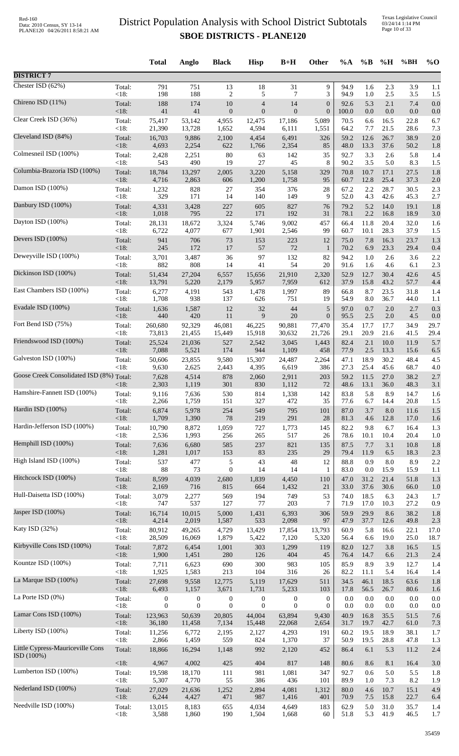# District Population Analysis with School District Subtotals

## SBOE DISTRICTS - PLANE120

Red-160
Data: 2010 Census, SY 13-14
PLANE120 04/26/2011 8:58:21 AM

Texas Legislative Council
03/24/14 1:14 PM

| | | Total | Anglo | Black | Hisp | B+H | Other | %A | %B | %H | %BH | %O |
|---|---|---|---|---|---|---|---|---|---|---|---|---|
| **DISTRICT 7** | | | | | | | | | | | | |
| Chester ISD (62%) | Total: | 791 | 751 | 13 | 18 | 31 | 9 | 94.9 | 1.6 | 2.3 | 3.9 | 1.1 |
| | <18: | 198 | 188 | 2 | 5 | 7 | 3 | 94.9 | 1.0 | 2.5 | 3.5 | 1.5 |
| Chireno ISD (11%) | Total: | 188 | 174 | 10 | 4 | 14 | 0 | 92.6 | 5.3 | 2.1 | 7.4 | 0.0 |
| | <18: | 41 | 41 | 0 | 0 | 0 | 0 | 100.0 | 0.0 | 0.0 | 0.0 | 0.0 |
| Clear Creek ISD (36%) | Total: | 75,417 | 53,142 | 4,955 | 12,475 | 17,186 | 5,089 | 70.5 | 6.6 | 16.5 | 22.8 | 6.7 |
| | <18: | 21,390 | 13,728 | 1,652 | 4,594 | 6,111 | 1,551 | 64.2 | 7.7 | 21.5 | 28.6 | 7.3 |
| Cleveland ISD (84%) | Total: | 16,703 | 9,886 | 2,100 | 4,454 | 6,491 | 326 | 59.2 | 12.6 | 26.7 | 38.9 | 2.0 |
| | <18: | 4,693 | 2,254 | 622 | 1,766 | 2,354 | 85 | 48.0 | 13.3 | 37.6 | 50.2 | 1.8 |
| Colmesneil ISD (100%) | Total: | 2,428 | 2,251 | 80 | 63 | 142 | 35 | 92.7 | 3.3 | 2.6 | 5.8 | 1.4 |
| | <18: | 543 | 490 | 19 | 27 | 45 | 8 | 90.2 | 3.5 | 5.0 | 8.3 | 1.5 |
| Columbia-Brazoria ISD (100%) | Total: | 18,784 | 13,297 | 2,005 | 3,220 | 5,158 | 329 | 70.8 | 10.7 | 17.1 | 27.5 | 1.8 |
| | <18: | 4,716 | 2,863 | 606 | 1,200 | 1,758 | 95 | 60.7 | 12.8 | 25.4 | 37.3 | 2.0 |
| Damon ISD (100%) | Total: | 1,232 | 828 | 27 | 354 | 376 | 28 | 67.2 | 2.2 | 28.7 | 30.5 | 2.3 |
| | <18: | 329 | 171 | 14 | 140 | 149 | 9 | 52.0 | 4.3 | 42.6 | 45.3 | 2.7 |
| Danbury ISD (100%) | Total: | 4,331 | 3,428 | 227 | 605 | 827 | 76 | 79.2 | 5.2 | 14.0 | 19.1 | 1.8 |
| | <18: | 1,018 | 795 | 22 | 171 | 192 | 31 | 78.1 | 2.2 | 16.8 | 18.9 | 3.0 |
| Dayton ISD (100%) | Total: | 28,131 | 18,672 | 3,324 | 5,746 | 9,002 | 457 | 66.4 | 11.8 | 20.4 | 32.0 | 1.6 |
| | <18: | 6,722 | 4,077 | 677 | 1,901 | 2,546 | 99 | 60.7 | 10.1 | 28.3 | 37.9 | 1.5 |
| Devers ISD (100%) | Total: | 941 | 706 | 73 | 153 | 223 | 12 | 75.0 | 7.8 | 16.3 | 23.7 | 1.3 |
| | <18: | 245 | 172 | 17 | 57 | 72 | 1 | 70.2 | 6.9 | 23.3 | 29.4 | 0.4 |
| Deweyville ISD (100%) | Total: | 3,701 | 3,487 | 36 | 97 | 132 | 82 | 94.2 | 1.0 | 2.6 | 3.6 | 2.2 |
| | <18: | 882 | 808 | 14 | 41 | 54 | 20 | 91.6 | 1.6 | 4.6 | 6.1 | 2.3 |
| Dickinson ISD (100%) | Total: | 51,434 | 27,204 | 6,557 | 15,656 | 21,910 | 2,320 | 52.9 | 12.7 | 30.4 | 42.6 | 4.5 |
| | <18: | 13,791 | 5,220 | 2,179 | 5,957 | 7,959 | 612 | 37.9 | 15.8 | 43.2 | 57.7 | 4.4 |
| East Chambers ISD (100%) | Total: | 6,277 | 4,191 | 543 | 1,478 | 1,997 | 89 | 66.8 | 8.7 | 23.5 | 31.8 | 1.4 |
| | <18: | 1,708 | 938 | 137 | 626 | 751 | 19 | 54.9 | 8.0 | 36.7 | 44.0 | 1.1 |
| Evadale ISD (100%) | Total: | 1,636 | 1,587 | 12 | 32 | 44 | 5 | 97.0 | 0.7 | 2.0 | 2.7 | 0.3 |
| | <18: | 440 | 420 | 11 | 9 | 20 | 0 | 95.5 | 2.5 | 2.0 | 4.5 | 0.0 |
| Fort Bend ISD (75%) | Total: | 260,680 | 92,329 | 46,081 | 46,225 | 90,881 | 77,470 | 35.4 | 17.7 | 17.7 | 34.9 | 29.7 |
| | <18: | 73,813 | 21,455 | 15,449 | 15,918 | 30,632 | 21,726 | 29.1 | 20.9 | 21.6 | 41.5 | 29.4 |
| Friendswood ISD (100%) | Total: | 25,524 | 21,036 | 527 | 2,542 | 3,045 | 1,443 | 82.4 | 2.1 | 10.0 | 11.9 | 5.7 |
| | <18: | 7,088 | 5,521 | 174 | 944 | 1,109 | 458 | 77.9 | 2.5 | 13.3 | 15.6 | 6.5 |
| Galveston ISD (100%) | Total: | 50,606 | 23,855 | 9,580 | 15,307 | 24,487 | 2,264 | 47.1 | 18.9 | 30.2 | 48.4 | 4.5 |
| | <18: | 9,630 | 2,625 | 2,443 | 4,395 | 6,619 | 386 | 27.3 | 25.4 | 45.6 | 68.7 | 4.0 |
| Goose Creek Consolidated ISD (8%) | Total: | 7,628 | 4,514 | 878 | 2,060 | 2,911 | 203 | 59.2 | 11.5 | 27.0 | 38.2 | 2.7 |
| | <18: | 2,303 | 1,119 | 301 | 830 | 1,112 | 72 | 48.6 | 13.1 | 36.0 | 48.3 | 3.1 |
| Hamshire-Fannett ISD (100%) | Total: | 9,116 | 7,636 | 530 | 814 | 1,338 | 142 | 83.8 | 5.8 | 8.9 | 14.7 | 1.6 |
| | <18: | 2,266 | 1,759 | 151 | 327 | 472 | 35 | 77.6 | 6.7 | 14.4 | 20.8 | 1.5 |
| Hardin ISD (100%) | Total: | 6,874 | 5,978 | 254 | 549 | 795 | 101 | 87.0 | 3.7 | 8.0 | 11.6 | 1.5 |
| | <18: | 1,709 | 1,390 | 78 | 219 | 291 | 28 | 81.3 | 4.6 | 12.8 | 17.0 | 1.6 |
| Hardin-Jefferson ISD (100%) | Total: | 10,790 | 8,872 | 1,059 | 727 | 1,773 | 145 | 82.2 | 9.8 | 6.7 | 16.4 | 1.3 |
| | <18: | 2,536 | 1,993 | 256 | 265 | 517 | 26 | 78.6 | 10.1 | 10.4 | 20.4 | 1.0 |
| Hemphill ISD (100%) | Total: | 7,636 | 6,680 | 585 | 237 | 821 | 135 | 87.5 | 7.7 | 3.1 | 10.8 | 1.8 |
| | <18: | 1,281 | 1,017 | 153 | 83 | 235 | 29 | 79.4 | 11.9 | 6.5 | 18.3 | 2.3 |
| High Island ISD (100%) | Total: | 537 | 477 | 5 | 43 | 48 | 12 | 88.8 | 0.9 | 8.0 | 8.9 | 2.2 |
| | <18: | 88 | 73 | 0 | 14 | 14 | 1 | 83.0 | 0.0 | 15.9 | 15.9 | 1.1 |
| Hitchcock ISD (100%) | Total: | 8,599 | 4,039 | 2,680 | 1,839 | 4,450 | 110 | 47.0 | 31.2 | 21.4 | 51.8 | 1.3 |
| | <18: | 2,169 | 716 | 815 | 664 | 1,432 | 21 | 33.0 | 37.6 | 30.6 | 66.0 | 1.0 |
| Hull-Daisetta ISD (100%) | Total: | 3,079 | 2,277 | 569 | 194 | 749 | 53 | 74.0 | 18.5 | 6.3 | 24.3 | 1.7 |
| | <18: | 747 | 537 | 127 | 77 | 203 | 7 | 71.9 | 17.0 | 10.3 | 27.2 | 0.9 |
| Jasper ISD (100%) | Total: | 16,714 | 10,015 | 5,000 | 1,431 | 6,393 | 306 | 59.9 | 29.9 | 8.6 | 38.2 | 1.8 |
| | <18: | 4,214 | 2,019 | 1,587 | 533 | 2,098 | 97 | 47.9 | 37.7 | 12.6 | 49.8 | 2.3 |
| Katy ISD (32%) | Total: | 80,912 | 49,265 | 4,729 | 13,429 | 17,854 | 13,793 | 60.9 | 5.8 | 16.6 | 22.1 | 17.0 |
| | <18: | 28,509 | 16,069 | 1,879 | 5,422 | 7,120 | 5,320 | 56.4 | 6.6 | 19.0 | 25.0 | 18.7 |
| Kirbyville Cons ISD (100%) | Total: | 7,872 | 6,454 | 1,001 | 303 | 1,299 | 119 | 82.0 | 12.7 | 3.8 | 16.5 | 1.5 |
| | <18: | 1,900 | 1,451 | 280 | 126 | 404 | 45 | 76.4 | 14.7 | 6.6 | 21.3 | 2.4 |
| Kountze ISD (100%) | Total: | 7,711 | 6,623 | 690 | 300 | 983 | 105 | 85.9 | 8.9 | 3.9 | 12.7 | 1.4 |
| | <18: | 1,925 | 1,583 | 213 | 104 | 316 | 26 | 82.2 | 11.1 | 5.4 | 16.4 | 1.4 |
| La Marque ISD (100%) | Total: | 27,698 | 9,558 | 12,775 | 5,119 | 17,629 | 511 | 34.5 | 46.1 | 18.5 | 63.6 | 1.8 |
| | <18: | 6,493 | 1,157 | 3,671 | 1,731 | 5,233 | 103 | 17.8 | 56.5 | 26.7 | 80.6 | 1.6 |
| La Porte ISD (0%) | Total: | 0 | 0 | 0 | 0 | 0 | 0 | 0.0 | 0.0 | 0.0 | 0.0 | 0.0 |
| | <18: | 0 | 0 | 0 | 0 | 0 | 0 | 0.0 | 0.0 | 0.0 | 0.0 | 0.0 |
| Lamar Cons ISD (100%) | Total: | 123,963 | 50,639 | 20,805 | 44,004 | 63,894 | 9,430 | 40.9 | 16.8 | 35.5 | 51.5 | 7.6 |
| | <18: | 36,180 | 11,458 | 7,134 | 15,448 | 22,068 | 2,654 | 31.7 | 19.7 | 42.7 | 61.0 | 7.3 |
| Liberty ISD (100%) | Total: | 11,256 | 6,772 | 2,195 | 2,127 | 4,293 | 191 | 60.2 | 19.5 | 18.9 | 38.1 | 1.7 |
| | <18: | 2,866 | 1,459 | 559 | 824 | 1,370 | 37 | 50.9 | 19.5 | 28.8 | 47.8 | 1.3 |
| Little Cypress-Mauriceville Cons ISD (100%) | Total: | 18,866 | 16,294 | 1,148 | 992 | 2,120 | 452 | 86.4 | 6.1 | 5.3 | 11.2 | 2.4 |
| | <18: | 4,967 | 4,002 | 425 | 404 | 817 | 148 | 80.6 | 8.6 | 8.1 | 16.4 | 3.0 |
| Lumberton ISD (100%) | Total: | 19,598 | 18,170 | 111 | 981 | 1,081 | 347 | 92.7 | 0.6 | 5.0 | 5.5 | 1.8 |
| | <18: | 5,307 | 4,770 | 55 | 386 | 436 | 101 | 89.9 | 1.0 | 7.3 | 8.2 | 1.9 |
| Nederland ISD (100%) | Total: | 27,029 | 21,636 | 1,252 | 2,894 | 4,081 | 1,312 | 80.0 | 4.6 | 10.7 | 15.1 | 4.9 |
| | <18: | 6,244 | 4,427 | 471 | 987 | 1,416 | 401 | 70.9 | 7.5 | 15.8 | 22.7 | 6.4 |
| Needville ISD (100%) | Total: | 13,015 | 8,183 | 655 | 4,034 | 4,649 | 183 | 62.9 | 5.0 | 31.0 | 35.7 | 1.4 |
| | <18: | 3,588 | 1,860 | 190 | 1,504 | 1,668 | 60 | 51.8 | 5.3 | 41.9 | 46.5 | 1.7 |

35459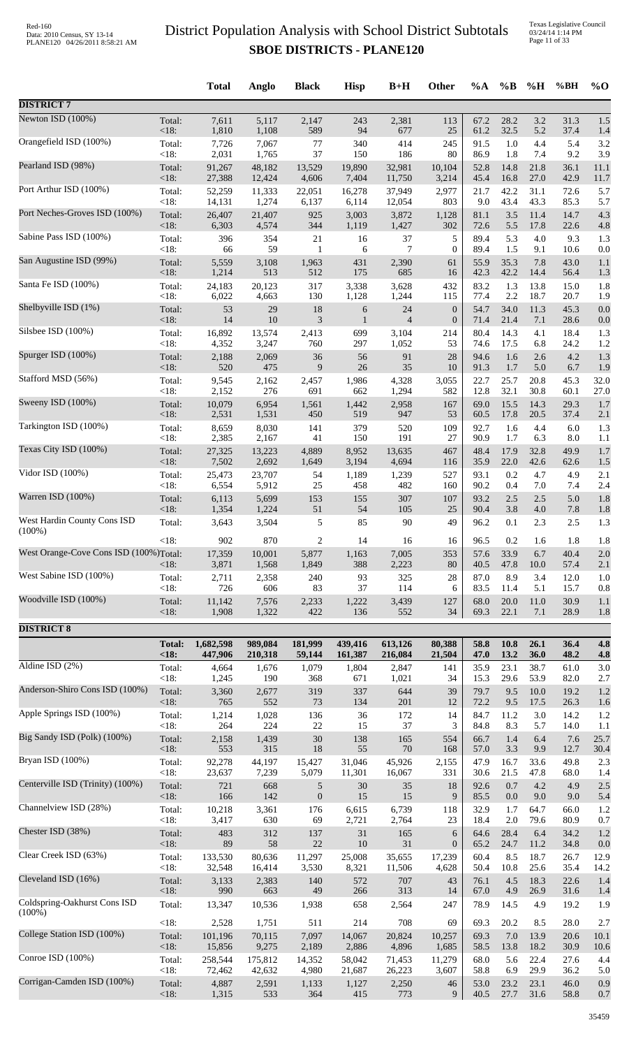# District Population Analysis with School District Subtotals

## SBOE DISTRICTS - PLANE120

| | | Total | Anglo | Black | Hisp | B+H | Other | %A | %B | %H | %BH | %O |
|---|---|---|---|---|---|---|---|---|---|---|---|---|
| **DISTRICT 7** | | | | | | | | | | | | |
| Newton ISD (100%) | Total: | 7,611 | 5,117 | 2,147 | 243 | 2,381 | 113 | 67.2 | 28.2 | 3.2 | 31.3 | 1.5 |
| | <18: | 1,810 | 1,108 | 589 | 94 | 677 | 25 | 61.2 | 32.5 | 5.2 | 37.4 | 1.4 |
| Orangefield ISD (100%) | Total: | 7,726 | 7,067 | 77 | 340 | 414 | 245 | 91.5 | 1.0 | 4.4 | 5.4 | 3.2 |
| | <18: | 2,031 | 1,765 | 37 | 150 | 186 | 80 | 86.9 | 1.8 | 7.4 | 9.2 | 3.9 |
| Pearland ISD (98%) | Total: | 91,267 | 48,182 | 13,529 | 19,890 | 32,981 | 10,104 | 52.8 | 14.8 | 21.8 | 36.1 | 11.1 |
| | <18: | 27,388 | 12,424 | 4,606 | 7,404 | 11,750 | 3,214 | 45.4 | 16.8 | 27.0 | 42.9 | 11.7 |
| Port Arthur ISD (100%) | Total: | 52,259 | 11,333 | 22,051 | 16,278 | 37,949 | 2,977 | 21.7 | 42.2 | 31.1 | 72.6 | 5.7 |
| | <18: | 14,131 | 1,274 | 6,137 | 6,114 | 12,054 | 803 | 9.0 | 43.4 | 43.3 | 85.3 | 5.7 |
| Port Neches-Groves ISD (100%) | Total: | 26,407 | 21,407 | 925 | 3,003 | 3,872 | 1,128 | 81.1 | 3.5 | 11.4 | 14.7 | 4.3 |
| | <18: | 6,303 | 4,574 | 344 | 1,119 | 1,427 | 302 | 72.6 | 5.5 | 17.8 | 22.6 | 4.8 |
| Sabine Pass ISD (100%) | Total: | 396 | 354 | 21 | 16 | 37 | 5 | 89.4 | 5.3 | 4.0 | 9.3 | 1.3 |
| | <18: | 66 | 59 | 1 | 6 | 7 | 0 | 89.4 | 1.5 | 9.1 | 10.6 | 0.0 |
| San Augustine ISD (99%) | Total: | 5,559 | 3,108 | 1,963 | 431 | 2,390 | 61 | 55.9 | 35.3 | 7.8 | 43.0 | 1.1 |
| | <18: | 1,214 | 513 | 512 | 175 | 685 | 16 | 42.3 | 42.2 | 14.4 | 56.4 | 1.3 |
| Santa Fe ISD (100%) | Total: | 24,183 | 20,123 | 317 | 3,338 | 3,628 | 432 | 83.2 | 1.3 | 13.8 | 15.0 | 1.8 |
| | <18: | 6,022 | 4,663 | 130 | 1,128 | 1,244 | 115 | 77.4 | 2.2 | 18.7 | 20.7 | 1.9 |
| Shelbyville ISD (1%) | Total: | 53 | 29 | 18 | 6 | 24 | 0 | 54.7 | 34.0 | 11.3 | 45.3 | 0.0 |
| | <18: | 14 | 10 | 3 | 1 | 4 | 0 | 71.4 | 21.4 | 7.1 | 28.6 | 0.0 |
| Silsbee ISD (100%) | Total: | 16,892 | 13,574 | 2,413 | 699 | 3,104 | 214 | 80.4 | 14.3 | 4.1 | 18.4 | 1.3 |
| | <18: | 4,352 | 3,247 | 760 | 297 | 1,052 | 53 | 74.6 | 17.5 | 6.8 | 24.2 | 1.2 |
| Spurger ISD (100%) | Total: | 2,188 | 2,069 | 36 | 56 | 91 | 28 | 94.6 | 1.6 | 2.6 | 4.2 | 1.3 |
| | <18: | 520 | 475 | 9 | 26 | 35 | 10 | 91.3 | 1.7 | 5.0 | 6.7 | 1.9 |
| Stafford MSD (56%) | Total: | 9,545 | 2,162 | 2,457 | 1,986 | 4,328 | 3,055 | 22.7 | 25.7 | 20.8 | 45.3 | 32.0 |
| | <18: | 2,152 | 276 | 691 | 662 | 1,294 | 582 | 12.8 | 32.1 | 30.8 | 60.1 | 27.0 |
| Sweeny ISD (100%) | Total: | 10,079 | 6,954 | 1,561 | 1,442 | 2,958 | 167 | 69.0 | 15.5 | 14.3 | 29.3 | 1.7 |
| | <18: | 2,531 | 1,531 | 450 | 519 | 947 | 53 | 60.5 | 17.8 | 20.5 | 37.4 | 2.1 |
| Tarkington ISD (100%) | Total: | 8,659 | 8,030 | 141 | 379 | 520 | 109 | 92.7 | 1.6 | 4.4 | 6.0 | 1.3 |
| | <18: | 2,385 | 2,167 | 41 | 150 | 191 | 27 | 90.9 | 1.7 | 6.3 | 8.0 | 1.1 |
| Texas City ISD (100%) | Total: | 27,325 | 13,223 | 4,889 | 8,952 | 13,635 | 467 | 48.4 | 17.9 | 32.8 | 49.9 | 1.7 |
| | <18: | 7,502 | 2,692 | 1,649 | 3,194 | 4,694 | 116 | 35.9 | 22.0 | 42.6 | 62.6 | 1.5 |
| Vidor ISD (100%) | Total: | 25,473 | 23,707 | 54 | 1,189 | 1,239 | 527 | 93.1 | 0.2 | 4.7 | 4.9 | 2.1 |
| | <18: | 6,554 | 5,912 | 25 | 458 | 482 | 160 | 90.2 | 0.4 | 7.0 | 7.4 | 2.4 |
| Warren ISD (100%) | Total: | 6,113 | 5,699 | 153 | 155 | 307 | 107 | 93.2 | 2.5 | 2.5 | 5.0 | 1.8 |
| | <18: | 1,354 | 1,224 | 51 | 54 | 105 | 25 | 90.4 | 3.8 | 4.0 | 7.8 | 1.8 |
| West Hardin County Cons ISD (100%) | Total: | 3,643 | 3,504 | 5 | 85 | 90 | 49 | 96.2 | 0.1 | 2.3 | 2.5 | 1.3 |
| | <18: | 902 | 870 | 2 | 14 | 16 | 16 | 96.5 | 0.2 | 1.6 | 1.8 | 1.8 |
| West Orange-Cove Cons ISD (100%) | Total: | 17,359 | 10,001 | 5,877 | 1,163 | 7,005 | 353 | 57.6 | 33.9 | 6.7 | 40.4 | 2.0 |
| | <18: | 3,871 | 1,568 | 1,849 | 388 | 2,223 | 80 | 40.5 | 47.8 | 10.0 | 57.4 | 2.1 |
| West Sabine ISD (100%) | Total: | 2,711 | 2,358 | 240 | 93 | 325 | 28 | 87.0 | 8.9 | 3.4 | 12.0 | 1.0 |
| | <18: | 726 | 606 | 83 | 37 | 114 | 6 | 83.5 | 11.4 | 5.1 | 15.7 | 0.8 |
| Woodville ISD (100%) | Total: | 11,142 | 7,576 | 2,233 | 1,222 | 3,439 | 127 | 68.0 | 20.0 | 11.0 | 30.9 | 1.1 |
| | <18: | 1,908 | 1,322 | 422 | 136 | 552 | 34 | 69.3 | 22.1 | 7.1 | 28.9 | 1.8 |
| **DISTRICT 8** | | | | | | | | | | | | |
| | **Total:** | **1,682,598** | **989,084** | **181,999** | **439,416** | **613,126** | **80,388** | **58.8** | **10.8** | **26.1** | **36.4** | **4.8** |
| | **<18:** | **447,906** | **210,318** | **59,144** | **161,387** | **216,084** | **21,504** | **47.0** | **13.2** | **36.0** | **48.2** | **4.8** |
| Aldine ISD (2%) | Total: | 4,664 | 1,676 | 1,079 | 1,804 | 2,847 | 141 | 35.9 | 23.1 | 38.7 | 61.0 | 3.0 |
| | <18: | 1,245 | 190 | 368 | 671 | 1,021 | 34 | 15.3 | 29.6 | 53.9 | 82.0 | 2.7 |
| Anderson-Shiro Cons ISD (100%) | Total: | 3,360 | 2,677 | 319 | 337 | 644 | 39 | 79.7 | 9.5 | 10.0 | 19.2 | 1.2 |
| | <18: | 765 | 552 | 73 | 134 | 201 | 12 | 72.2 | 9.5 | 17.5 | 26.3 | 1.6 |
| Apple Springs ISD (100%) | Total: | 1,214 | 1,028 | 136 | 36 | 172 | 14 | 84.7 | 11.2 | 3.0 | 14.2 | 1.2 |
| | <18: | 264 | 224 | 22 | 15 | 37 | 3 | 84.8 | 8.3 | 5.7 | 14.0 | 1.1 |
| Big Sandy ISD (Polk) (100%) | Total: | 2,158 | 1,439 | 30 | 138 | 165 | 554 | 66.7 | 1.4 | 6.4 | 7.6 | 25.7 |
| | <18: | 553 | 315 | 18 | 55 | 70 | 168 | 57.0 | 3.3 | 9.9 | 12.7 | 30.4 |
| Bryan ISD (100%) | Total: | 92,278 | 44,197 | 15,427 | 31,046 | 45,926 | 2,155 | 47.9 | 16.7 | 33.6 | 49.8 | 2.3 |
| | <18: | 23,637 | 7,239 | 5,079 | 11,301 | 16,067 | 331 | 30.6 | 21.5 | 47.8 | 68.0 | 1.4 |
| Centerville ISD (Trinity) (100%) | Total: | 721 | 668 | 5 | 30 | 35 | 18 | 92.6 | 0.7 | 4.2 | 4.9 | 2.5 |
| | <18: | 166 | 142 | 0 | 15 | 15 | 9 | 85.5 | 0.0 | 9.0 | 9.0 | 5.4 |
| Channelview ISD (28%) | Total: | 10,218 | 3,361 | 176 | 6,615 | 6,739 | 118 | 32.9 | 1.7 | 64.7 | 66.0 | 1.2 |
| | <18: | 3,417 | 630 | 69 | 2,721 | 2,764 | 23 | 18.4 | 2.0 | 79.6 | 80.9 | 0.7 |
| Chester ISD (38%) | Total: | 483 | 312 | 137 | 31 | 165 | 6 | 64.6 | 28.4 | 6.4 | 34.2 | 1.2 |
| | <18: | 89 | 58 | 22 | 10 | 31 | 0 | 65.2 | 24.7 | 11.2 | 34.8 | 0.0 |
| Clear Creek ISD (63%) | Total: | 133,530 | 80,636 | 11,297 | 25,008 | 35,655 | 17,239 | 60.4 | 8.5 | 18.7 | 26.7 | 12.9 |
| | <18: | 32,548 | 16,414 | 3,530 | 8,321 | 11,506 | 4,628 | 50.4 | 10.8 | 25.6 | 35.4 | 14.2 |
| Cleveland ISD (16%) | Total: | 3,133 | 2,383 | 140 | 572 | 707 | 43 | 76.1 | 4.5 | 18.3 | 22.6 | 1.4 |
| | <18: | 990 | 663 | 49 | 266 | 313 | 14 | 67.0 | 4.9 | 26.9 | 31.6 | 1.4 |
| Coldspring-Oakhurst Cons ISD (100%) | Total: | 13,347 | 10,536 | 1,938 | 658 | 2,564 | 247 | 78.9 | 14.5 | 4.9 | 19.2 | 1.9 |
| | <18: | 2,528 | 1,751 | 511 | 214 | 708 | 69 | 69.3 | 20.2 | 8.5 | 28.0 | 2.7 |
| College Station ISD (100%) | Total: | 101,196 | 70,115 | 7,097 | 14,067 | 20,824 | 10,257 | 69.3 | 7.0 | 13.9 | 20.6 | 10.1 |
| | <18: | 15,856 | 9,275 | 2,189 | 2,886 | 4,896 | 1,685 | 58.5 | 13.8 | 18.2 | 30.9 | 10.6 |
| Conroe ISD (100%) | Total: | 258,544 | 175,812 | 14,352 | 58,042 | 71,453 | 11,279 | 68.0 | 5.6 | 22.4 | 27.6 | 4.4 |
| | <18: | 72,462 | 42,632 | 4,980 | 21,687 | 26,223 | 3,607 | 58.8 | 6.9 | 29.9 | 36.2 | 5.0 |
| Corrigan-Camden ISD (100%) | Total: | 4,887 | 2,591 | 1,133 | 1,127 | 2,250 | 46 | 53.0 | 23.2 | 23.1 | 46.0 | 0.9 |
| | <18: | 1,315 | 533 | 364 | 415 | 773 | 9 | 40.5 | 27.7 | 31.6 | 58.8 | 0.7 |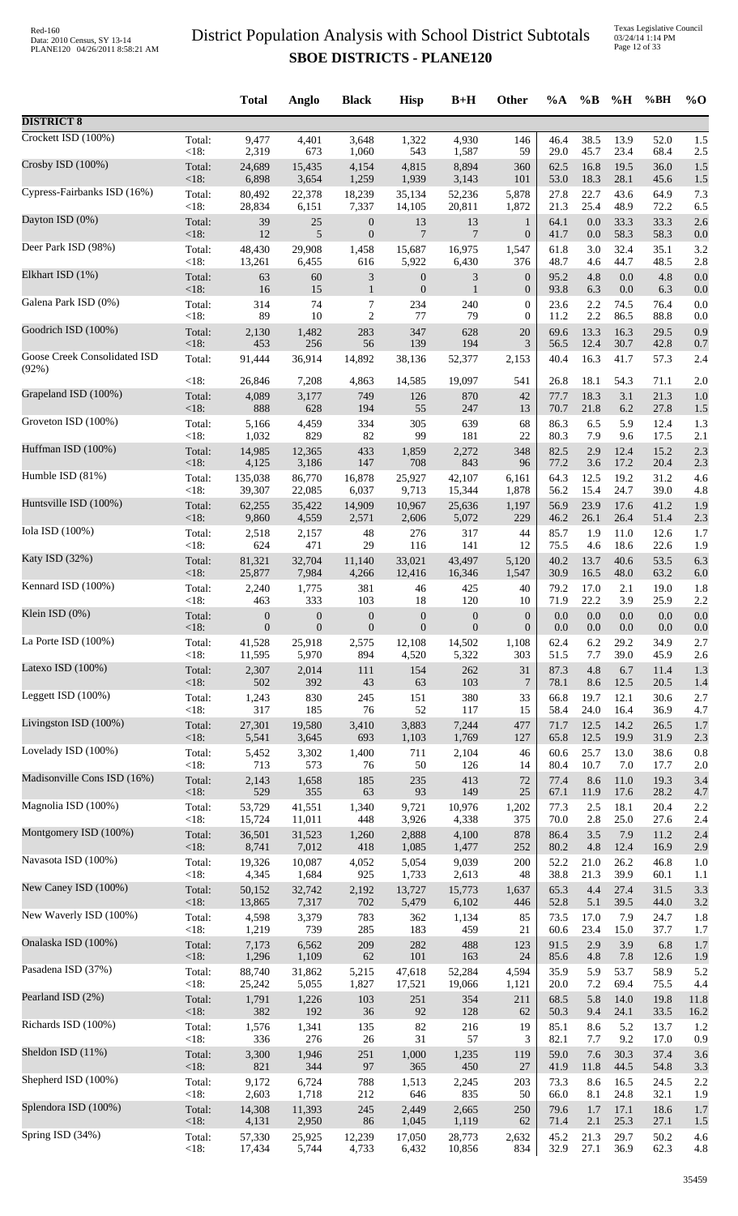# District Population Analysis with School District Subtotals

## SBOE DISTRICTS - PLANE120

| | | Total | Anglo | Black | Hisp | B+H | Other | %A | %B | %H | %BH | %O |
|---|---|---|---|---|---|---|---|---|---|---|---|---|
| **DISTRICT 8** | | | | | | | | | | | | |
| Crockett ISD (100%) | Total: | 9,477 | 4,401 | 3,648 | 1,322 | 4,930 | 146 | 46.4 | 38.5 | 13.9 | 52.0 | 1.5 |
| | <18: | 2,319 | 673 | 1,060 | 543 | 1,587 | 59 | 29.0 | 45.7 | 23.4 | 68.4 | 2.5 |
| Crosby ISD (100%) | Total: | 24,689 | 15,435 | 4,154 | 4,815 | 8,894 | 360 | 62.5 | 16.8 | 19.5 | 36.0 | 1.5 |
| | <18: | 6,898 | 3,654 | 1,259 | 1,939 | 3,143 | 101 | 53.0 | 18.3 | 28.1 | 45.6 | 1.5 |
| Cypress-Fairbanks ISD (16%) | Total: | 80,492 | 22,378 | 18,239 | 35,134 | 52,236 | 5,878 | 27.8 | 22.7 | 43.6 | 64.9 | 7.3 |
| | <18: | 28,834 | 6,151 | 7,337 | 14,105 | 20,811 | 1,872 | 21.3 | 25.4 | 48.9 | 72.2 | 6.5 |
| Dayton ISD (0%) | Total: | 39 | 25 | 0 | 13 | 13 | 1 | 64.1 | 0.0 | 33.3 | 33.3 | 2.6 |
| | <18: | 12 | 5 | 0 | 7 | 7 | 0 | 41.7 | 0.0 | 58.3 | 58.3 | 0.0 |
| Deer Park ISD (98%) | Total: | 48,430 | 29,908 | 1,458 | 15,687 | 16,975 | 1,547 | 61.8 | 3.0 | 32.4 | 35.1 | 3.2 |
| | <18: | 13,261 | 6,455 | 616 | 5,922 | 6,430 | 376 | 48.7 | 4.6 | 44.7 | 48.5 | 2.8 |
| Elkhart ISD (1%) | Total: | 63 | 60 | 3 | 0 | 3 | 0 | 95.2 | 4.8 | 0.0 | 4.8 | 0.0 |
| | <18: | 16 | 15 | 1 | 0 | 1 | 0 | 93.8 | 6.3 | 0.0 | 6.3 | 0.0 |
| Galena Park ISD (0%) | Total: | 314 | 74 | 7 | 234 | 240 | 0 | 23.6 | 2.2 | 74.5 | 76.4 | 0.0 |
| | <18: | 89 | 10 | 2 | 77 | 79 | 0 | 11.2 | 2.2 | 86.5 | 88.8 | 0.0 |
| Goodrich ISD (100%) | Total: | 2,130 | 1,482 | 283 | 347 | 628 | 20 | 69.6 | 13.3 | 16.3 | 29.5 | 0.9 |
| | <18: | 453 | 256 | 56 | 139 | 194 | 3 | 56.5 | 12.4 | 30.7 | 42.8 | 0.7 |
| Goose Creek Consolidated ISD (92%) | Total: | 91,444 | 36,914 | 14,892 | 38,136 | 52,377 | 2,153 | 40.4 | 16.3 | 41.7 | 57.3 | 2.4 |
| | <18: | 26,846 | 7,208 | 4,863 | 14,585 | 19,097 | 541 | 26.8 | 18.1 | 54.3 | 71.1 | 2.0 |
| Grapeland ISD (100%) | Total: | 4,089 | 3,177 | 749 | 126 | 870 | 42 | 77.7 | 18.3 | 3.1 | 21.3 | 1.0 |
| | <18: | 888 | 628 | 194 | 55 | 247 | 13 | 70.7 | 21.8 | 6.2 | 27.8 | 1.5 |
| Groveton ISD (100%) | Total: | 5,166 | 4,459 | 334 | 305 | 639 | 68 | 86.3 | 6.5 | 5.9 | 12.4 | 1.3 |
| | <18: | 1,032 | 829 | 82 | 99 | 181 | 22 | 80.3 | 7.9 | 9.6 | 17.5 | 2.1 |
| Huffman ISD (100%) | Total: | 14,985 | 12,365 | 433 | 1,859 | 2,272 | 348 | 82.5 | 2.9 | 12.4 | 15.2 | 2.3 |
| | <18: | 4,125 | 3,186 | 147 | 708 | 843 | 96 | 77.2 | 3.6 | 17.2 | 20.4 | 2.3 |
| Humble ISD (81%) | Total: | 135,038 | 86,770 | 16,878 | 25,927 | 42,107 | 6,161 | 64.3 | 12.5 | 19.2 | 31.2 | 4.6 |
| | <18: | 39,307 | 22,085 | 6,037 | 9,713 | 15,344 | 1,878 | 56.2 | 15.4 | 24.7 | 39.0 | 4.8 |
| Huntsville ISD (100%) | Total: | 62,255 | 35,422 | 14,909 | 10,967 | 25,636 | 1,197 | 56.9 | 23.9 | 17.6 | 41.2 | 1.9 |
| | <18: | 9,860 | 4,559 | 2,571 | 2,606 | 5,072 | 229 | 46.2 | 26.1 | 26.4 | 51.4 | 2.3 |
| Iola ISD (100%) | Total: | 2,518 | 2,157 | 48 | 276 | 317 | 44 | 85.7 | 1.9 | 11.0 | 12.6 | 1.7 |
| | <18: | 624 | 471 | 29 | 116 | 141 | 12 | 75.5 | 4.6 | 18.6 | 22.6 | 1.9 |
| Katy ISD (32%) | Total: | 81,321 | 32,704 | 11,140 | 33,021 | 43,497 | 5,120 | 40.2 | 13.7 | 40.6 | 53.5 | 6.3 |
| | <18: | 25,877 | 7,984 | 4,266 | 12,416 | 16,346 | 1,547 | 30.9 | 16.5 | 48.0 | 63.2 | 6.0 |
| Kennard ISD (100%) | Total: | 2,240 | 1,775 | 381 | 46 | 425 | 40 | 79.2 | 17.0 | 2.1 | 19.0 | 1.8 |
| | <18: | 463 | 333 | 103 | 18 | 120 | 10 | 71.9 | 22.2 | 3.9 | 25.9 | 2.2 |
| Klein ISD (0%) | Total: | 0 | 0 | 0 | 0 | 0 | 0 | 0.0 | 0.0 | 0.0 | 0.0 | 0.0 |
| | <18: | 0 | 0 | 0 | 0 | 0 | 0 | 0.0 | 0.0 | 0.0 | 0.0 | 0.0 |
| La Porte ISD (100%) | Total: | 41,528 | 25,918 | 2,575 | 12,108 | 14,502 | 1,108 | 62.4 | 6.2 | 29.2 | 34.9 | 2.7 |
| | <18: | 11,595 | 5,970 | 894 | 4,520 | 5,322 | 303 | 51.5 | 7.7 | 39.0 | 45.9 | 2.6 |
| Latexo ISD (100%) | Total: | 2,307 | 2,014 | 111 | 154 | 262 | 31 | 87.3 | 4.8 | 6.7 | 11.4 | 1.3 |
| | <18: | 502 | 392 | 43 | 63 | 103 | 7 | 78.1 | 8.6 | 12.5 | 20.5 | 1.4 |
| Leggett ISD (100%) | Total: | 1,243 | 830 | 245 | 151 | 380 | 33 | 66.8 | 19.7 | 12.1 | 30.6 | 2.7 |
| | <18: | 317 | 185 | 76 | 52 | 117 | 15 | 58.4 | 24.0 | 16.4 | 36.9 | 4.7 |
| Livingston ISD (100%) | Total: | 27,301 | 19,580 | 3,410 | 3,883 | 7,244 | 477 | 71.7 | 12.5 | 14.2 | 26.5 | 1.7 |
| | <18: | 5,541 | 3,645 | 693 | 1,103 | 1,769 | 127 | 65.8 | 12.5 | 19.9 | 31.9 | 2.3 |
| Lovelady ISD (100%) | Total: | 5,452 | 3,302 | 1,400 | 711 | 2,104 | 46 | 60.6 | 25.7 | 13.0 | 38.6 | 0.8 |
| | <18: | 713 | 573 | 76 | 50 | 126 | 14 | 80.4 | 10.7 | 7.0 | 17.7 | 2.0 |
| Madisonville Cons ISD (16%) | Total: | 2,143 | 1,658 | 185 | 235 | 413 | 72 | 77.4 | 8.6 | 11.0 | 19.3 | 3.4 |
| | <18: | 529 | 355 | 63 | 93 | 149 | 25 | 67.1 | 11.9 | 17.6 | 28.2 | 4.7 |
| Magnolia ISD (100%) | Total: | 53,729 | 41,551 | 1,340 | 9,721 | 10,976 | 1,202 | 77.3 | 2.5 | 18.1 | 20.4 | 2.2 |
| | <18: | 15,724 | 11,011 | 448 | 3,926 | 4,338 | 375 | 70.0 | 2.8 | 25.0 | 27.6 | 2.4 |
| Montgomery ISD (100%) | Total: | 36,501 | 31,523 | 1,260 | 2,888 | 4,100 | 878 | 86.4 | 3.5 | 7.9 | 11.2 | 2.4 |
| | <18: | 8,741 | 7,012 | 418 | 1,085 | 1,477 | 252 | 80.2 | 4.8 | 12.4 | 16.9 | 2.9 |
| Navasota ISD (100%) | Total: | 19,326 | 10,087 | 4,052 | 5,054 | 9,039 | 200 | 52.2 | 21.0 | 26.2 | 46.8 | 1.0 |
| | <18: | 4,345 | 1,684 | 925 | 1,733 | 2,613 | 48 | 38.8 | 21.3 | 39.9 | 60.1 | 1.1 |
| New Caney ISD (100%) | Total: | 50,152 | 32,742 | 2,192 | 13,727 | 15,773 | 1,637 | 65.3 | 4.4 | 27.4 | 31.5 | 3.3 |
| | <18: | 13,865 | 7,317 | 702 | 5,479 | 6,102 | 446 | 52.8 | 5.1 | 39.5 | 44.0 | 3.2 |
| New Waverly ISD (100%) | Total: | 4,598 | 3,379 | 783 | 362 | 1,134 | 85 | 73.5 | 17.0 | 7.9 | 24.7 | 1.8 |
| | <18: | 1,219 | 739 | 285 | 183 | 459 | 21 | 60.6 | 23.4 | 15.0 | 37.7 | 1.7 |
| Onalaska ISD (100%) | Total: | 7,173 | 6,562 | 209 | 282 | 488 | 123 | 91.5 | 2.9 | 3.9 | 6.8 | 1.7 |
| | <18: | 1,296 | 1,109 | 62 | 101 | 163 | 24 | 85.6 | 4.8 | 7.8 | 12.6 | 1.9 |
| Pasadena ISD (37%) | Total: | 88,740 | 31,862 | 5,215 | 47,618 | 52,284 | 4,594 | 35.9 | 5.9 | 53.7 | 58.9 | 5.2 |
| | <18: | 25,242 | 5,055 | 1,827 | 17,521 | 19,066 | 1,121 | 20.0 | 7.2 | 69.4 | 75.5 | 4.4 |
| Pearland ISD (2%) | Total: | 1,791 | 1,226 | 103 | 251 | 354 | 211 | 68.5 | 5.8 | 14.0 | 19.8 | 11.8 |
| | <18: | 382 | 192 | 36 | 92 | 128 | 62 | 50.3 | 9.4 | 24.1 | 33.5 | 16.2 |
| Richards ISD (100%) | Total: | 1,576 | 1,341 | 135 | 82 | 216 | 19 | 85.1 | 8.6 | 5.2 | 13.7 | 1.2 |
| | <18: | 336 | 276 | 26 | 31 | 57 | 3 | 82.1 | 7.7 | 9.2 | 17.0 | 0.9 |
| Sheldon ISD (11%) | Total: | 3,300 | 1,946 | 251 | 1,000 | 1,235 | 119 | 59.0 | 7.6 | 30.3 | 37.4 | 3.6 |
| | <18: | 821 | 344 | 97 | 365 | 450 | 27 | 41.9 | 11.8 | 44.5 | 54.8 | 3.3 |
| Shepherd ISD (100%) | Total: | 9,172 | 6,724 | 788 | 1,513 | 2,245 | 203 | 73.3 | 8.6 | 16.5 | 24.5 | 2.2 |
| | <18: | 2,603 | 1,718 | 212 | 646 | 835 | 50 | 66.0 | 8.1 | 24.8 | 32.1 | 1.9 |
| Splendora ISD (100%) | Total: | 14,308 | 11,393 | 245 | 2,449 | 2,665 | 250 | 79.6 | 1.7 | 17.1 | 18.6 | 1.7 |
| | <18: | 4,131 | 2,950 | 86 | 1,045 | 1,119 | 62 | 71.4 | 2.1 | 25.3 | 27.1 | 1.5 |
| Spring ISD (34%) | Total: | 57,330 | 25,925 | 12,239 | 17,050 | 28,773 | 2,632 | 45.2 | 21.3 | 29.7 | 50.2 | 4.6 |
| | <18: | 17,434 | 5,744 | 4,733 | 6,432 | 10,856 | 834 | 32.9 | 27.1 | 36.9 | 62.3 | 4.8 |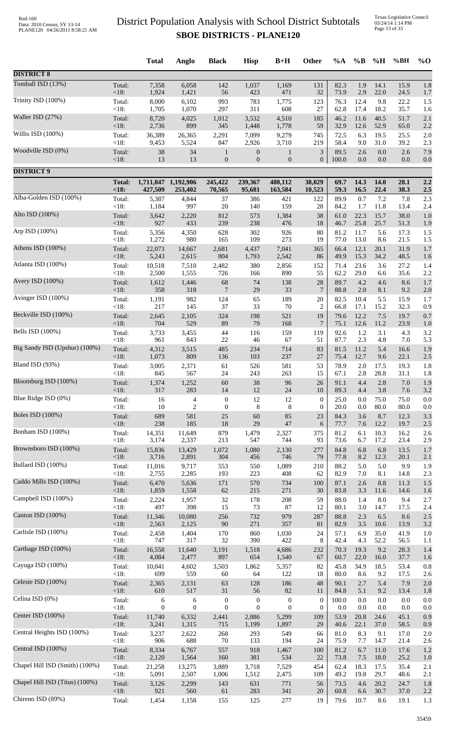# District Population Analysis with School District Subtotals

## SBOE DISTRICTS - PLANE120

|  |  | Total | Anglo | Black | Hisp | B+H | Other | %A | %B | %H | %BH | %O |
|---|---|---|---|---|---|---|---|---|---|---|---|---|
| **DISTRICT 8** |  |  |  |  |  |  |  |  |  |  |  |  |
| Tomball ISD (13%) | Total: | 7,358 | 6,058 | 142 | 1,037 | 1,169 | 131 | 82.3 | 1.9 | 14.1 | 15.9 | 1.8 |
|  | <18: | 1,924 | 1,421 | 56 | 423 | 471 | 32 | 73.9 | 2.9 | 22.0 | 24.5 | 1.7 |
| Trinity ISD (100%) | Total: | 8,000 | 6,102 | 993 | 783 | 1,775 | 123 | 76.3 | 12.4 | 9.8 | 22.2 | 1.5 |
|  | <18: | 1,705 | 1,070 | 297 | 311 | 608 | 27 | 62.8 | 17.4 | 18.2 | 35.7 | 1.6 |
| Waller ISD (27%) | Total: | 8,720 | 4,025 | 1,012 | 3,532 | 4,510 | 185 | 46.2 | 11.6 | 40.5 | 51.7 | 2.1 |
|  | <18: | 2,736 | 899 | 345 | 1,448 | 1,778 | 59 | 32.9 | 12.6 | 52.9 | 65.0 | 2.2 |
| Willis ISD (100%) | Total: | 36,389 | 26,365 | 2,291 | 7,099 | 9,279 | 745 | 72.5 | 6.3 | 19.5 | 25.5 | 2.0 |
|  | <18: | 9,453 | 5,524 | 847 | 2,926 | 3,710 | 219 | 58.4 | 9.0 | 31.0 | 39.2 | 2.3 |
| Woodville ISD (0%) | Total: | 38 | 34 | 1 | 0 | 1 | 3 | 89.5 | 2.6 | 0.0 | 2.6 | 7.9 |
|  | <18: | 13 | 13 | 0 | 0 | 0 | 0 | 100.0 | 0.0 | 0.0 | 0.0 | 0.0 |
| **DISTRICT 9** |  |  |  |  |  |  |  |  |  |  |  |  |
|  | **Total:** | **1,711,047** | **1,192,906** | **245,422** | **239,367** | **480,112** | **38,029** | **69.7** | **14.3** | **14.0** | **28.1** | **2.2** |
|  | **<18:** | **427,509** | **253,402** | **70,565** | **95,681** | **163,584** | **10,523** | **59.3** | **16.5** | **22.4** | **38.3** | **2.5** |
| Alba-Golden ISD (100%) | Total: | 5,387 | 4,844 | 37 | 386 | 421 | 122 | 89.9 | 0.7 | 7.2 | 7.8 | 2.3 |
|  | <18: | 1,184 | 997 | 20 | 140 | 159 | 28 | 84.2 | 1.7 | 11.8 | 13.4 | 2.4 |
| Alto ISD (100%) | Total: | 3,642 | 2,220 | 812 | 573 | 1,384 | 38 | 61.0 | 22.3 | 15.7 | 38.0 | 1.0 |
|  | <18: | 927 | 433 | 239 | 238 | 476 | 18 | 46.7 | 25.8 | 25.7 | 51.3 | 1.9 |
| Arp ISD (100%) | Total: | 5,356 | 4,350 | 628 | 302 | 926 | 80 | 81.2 | 11.7 | 5.6 | 17.3 | 1.5 |
|  | <18: | 1,272 | 980 | 165 | 109 | 273 | 19 | 77.0 | 13.0 | 8.6 | 21.5 | 1.5 |
| Athens ISD (100%) | Total: | 22,073 | 14,667 | 2,681 | 4,437 | 7,041 | 365 | 66.4 | 12.1 | 20.1 | 31.9 | 1.7 |
|  | <18: | 5,243 | 2,615 | 804 | 1,793 | 2,542 | 86 | 49.9 | 15.3 | 34.2 | 48.5 | 1.6 |
| Atlanta ISD (100%) | Total: | 10,518 | 7,510 | 2,482 | 380 | 2,856 | 152 | 71.4 | 23.6 | 3.6 | 27.2 | 1.4 |
|  | <18: | 2,500 | 1,555 | 726 | 166 | 890 | 55 | 62.2 | 29.0 | 6.6 | 35.6 | 2.2 |
| Avery ISD (100%) | Total: | 1,612 | 1,446 | 68 | 74 | 138 | 28 | 89.7 | 4.2 | 4.6 | 8.6 | 1.7 |
|  | <18: | 358 | 318 | 7 | 29 | 33 | 7 | 88.8 | 2.0 | 8.1 | 9.2 | 2.0 |
| Avinger ISD (100%) | Total: | 1,191 | 982 | 124 | 65 | 189 | 20 | 82.5 | 10.4 | 5.5 | 15.9 | 1.7 |
|  | <18: | 217 | 145 | 37 | 33 | 70 | 2 | 66.8 | 17.1 | 15.2 | 32.3 | 0.9 |
| Beckville ISD (100%) | Total: | 2,645 | 2,105 | 324 | 198 | 521 | 19 | 79.6 | 12.2 | 7.5 | 19.7 | 0.7 |
|  | <18: | 704 | 529 | 89 | 79 | 168 | 7 | 75.1 | 12.6 | 11.2 | 23.9 | 1.0 |
| Bells ISD (100%) | Total: | 3,733 | 3,455 | 44 | 116 | 159 | 119 | 92.6 | 1.2 | 3.1 | 4.3 | 3.2 |
|  | <18: | 961 | 843 | 22 | 46 | 67 | 51 | 87.7 | 2.3 | 4.8 | 7.0 | 5.3 |
| Big Sandy ISD (Upshur) (100%) | Total: | 4,312 | 3,515 | 485 | 234 | 714 | 83 | 81.5 | 11.2 | 5.4 | 16.6 | 1.9 |
|  | <18: | 1,073 | 809 | 136 | 103 | 237 | 27 | 75.4 | 12.7 | 9.6 | 22.1 | 2.5 |
| Bland ISD (93%) | Total: | 3,005 | 2,371 | 61 | 526 | 581 | 53 | 78.9 | 2.0 | 17.5 | 19.3 | 1.8 |
|  | <18: | 845 | 567 | 24 | 243 | 263 | 15 | 67.1 | 2.8 | 28.8 | 31.1 | 1.8 |
| Bloomburg ISD (100%) | Total: | 1,374 | 1,252 | 60 | 38 | 96 | 26 | 91.1 | 4.4 | 2.8 | 7.0 | 1.9 |
|  | <18: | 317 | 283 | 14 | 12 | 24 | 10 | 89.3 | 4.4 | 3.8 | 7.6 | 3.2 |
| Blue Ridge ISD (0%) | Total: | 16 | 4 | 0 | 12 | 12 | 0 | 25.0 | 0.0 | 75.0 | 75.0 | 0.0 |
|  | <18: | 10 | 2 | 0 | 8 | 8 | 0 | 20.0 | 0.0 | 80.0 | 80.0 | 0.0 |
| Boles ISD (100%) | Total: | 689 | 581 | 25 | 60 | 85 | 23 | 84.3 | 3.6 | 8.7 | 12.3 | 3.3 |
|  | <18: | 238 | 185 | 18 | 29 | 47 | 6 | 77.7 | 7.6 | 12.2 | 19.7 | 2.5 |
| Bonham ISD (100%) | Total: | 14,351 | 11,649 | 879 | 1,479 | 2,327 | 375 | 81.2 | 6.1 | 10.3 | 16.2 | 2.6 |
|  | <18: | 3,174 | 2,337 | 213 | 547 | 744 | 93 | 73.6 | 6.7 | 17.2 | 23.4 | 2.9 |
| Brownsboro ISD (100%) | Total: | 15,836 | 13,429 | 1,072 | 1,080 | 2,130 | 277 | 84.8 | 6.8 | 6.8 | 13.5 | 1.7 |
|  | <18: | 3,716 | 2,891 | 304 | 456 | 746 | 79 | 77.8 | 8.2 | 12.3 | 20.1 | 2.1 |
| Bullard ISD (100%) | Total: | 11,016 | 9,717 | 553 | 550 | 1,089 | 210 | 88.2 | 5.0 | 5.0 | 9.9 | 1.9 |
|  | <18: | 2,755 | 2,285 | 193 | 223 | 408 | 62 | 82.9 | 7.0 | 8.1 | 14.8 | 2.3 |
| Caddo Mills ISD (100%) | Total: | 6,470 | 5,636 | 171 | 570 | 734 | 100 | 87.1 | 2.6 | 8.8 | 11.3 | 1.5 |
|  | <18: | 1,859 | 1,558 | 62 | 215 | 271 | 30 | 83.8 | 3.3 | 11.6 | 14.6 | 1.6 |
| Campbell ISD (100%) | Total: | 2,224 | 1,957 | 32 | 178 | 208 | 59 | 88.0 | 1.4 | 8.0 | 9.4 | 2.7 |
|  | <18: | 497 | 398 | 15 | 73 | 87 | 12 | 80.1 | 3.0 | 14.7 | 17.5 | 2.4 |
| Canton ISD (100%) | Total: | 11,346 | 10,080 | 256 | 732 | 979 | 287 | 88.8 | 2.3 | 6.5 | 8.6 | 2.5 |
|  | <18: | 2,563 | 2,125 | 90 | 271 | 357 | 81 | 82.9 | 3.5 | 10.6 | 13.9 | 3.2 |
| Carlisle ISD (100%) | Total: | 2,458 | 1,404 | 170 | 860 | 1,030 | 24 | 57.1 | 6.9 | 35.0 | 41.9 | 1.0 |
|  | <18: | 747 | 317 | 32 | 390 | 422 | 8 | 42.4 | 4.3 | 52.2 | 56.5 | 1.1 |
| Carthage ISD (100%) | Total: | 16,558 | 11,640 | 3,191 | 1,518 | 4,686 | 232 | 70.3 | 19.3 | 9.2 | 28.3 | 1.4 |
|  | <18: | 4,084 | 2,477 | 897 | 654 | 1,540 | 67 | 60.7 | 22.0 | 16.0 | 37.7 | 1.6 |
| Cayuga ISD (100%) | Total: | 10,041 | 4,602 | 3,503 | 1,862 | 5,357 | 82 | 45.8 | 34.9 | 18.5 | 53.4 | 0.8 |
|  | <18: | 699 | 559 | 60 | 64 | 122 | 18 | 80.0 | 8.6 | 9.2 | 17.5 | 2.6 |
| Celeste ISD (100%) | Total: | 2,365 | 2,131 | 63 | 128 | 186 | 48 | 90.1 | 2.7 | 5.4 | 7.9 | 2.0 |
|  | <18: | 610 | 517 | 31 | 56 | 82 | 11 | 84.8 | 5.1 | 9.2 | 13.4 | 1.8 |
| Celina ISD (0%) | Total: | 6 | 6 | 0 | 0 | 0 | 0 | 100.0 | 0.0 | 0.0 | 0.0 | 0.0 |
|  | <18: | 0 | 0 | 0 | 0 | 0 | 0 | 0.0 | 0.0 | 0.0 | 0.0 | 0.0 |
| Center ISD (100%) | Total: | 11,740 | 6,332 | 2,441 | 2,886 | 5,299 | 109 | 53.9 | 20.8 | 24.6 | 45.1 | 0.9 |
|  | <18: | 3,241 | 1,315 | 715 | 1,199 | 1,897 | 29 | 40.6 | 22.1 | 37.0 | 58.5 | 0.9 |
| Central Heights ISD (100%) | Total: | 3,237 | 2,622 | 268 | 293 | 549 | 66 | 81.0 | 8.3 | 9.1 | 17.0 | 2.0 |
|  | <18: | 906 | 688 | 70 | 133 | 194 | 24 | 75.9 | 7.7 | 14.7 | 21.4 | 2.6 |
| Central ISD (100%) | Total: | 8,334 | 6,767 | 557 | 918 | 1,467 | 100 | 81.2 | 6.7 | 11.0 | 17.6 | 1.2 |
|  | <18: | 2,120 | 1,564 | 160 | 381 | 534 | 22 | 73.8 | 7.5 | 18.0 | 25.2 | 1.0 |
| Chapel Hill ISD (Smith) (100%) | Total: | 21,258 | 13,275 | 3,889 | 3,718 | 7,529 | 454 | 62.4 | 18.3 | 17.5 | 35.4 | 2.1 |
|  | <18: | 5,091 | 2,507 | 1,006 | 1,512 | 2,475 | 109 | 49.2 | 19.8 | 29.7 | 48.6 | 2.1 |
| Chapel Hill ISD (Titus) (100%) | Total: | 3,126 | 2,299 | 143 | 631 | 771 | 56 | 73.5 | 4.6 | 20.2 | 24.7 | 1.8 |
|  | <18: | 921 | 560 | 61 | 283 | 341 | 20 | 60.8 | 6.6 | 30.7 | 37.0 | 2.2 |
| Chireno ISD (89%) | Total: | 1,454 | 1,158 | 155 | 125 | 277 | 19 | 79.6 | 10.7 | 8.6 | 19.1 | 1.3 |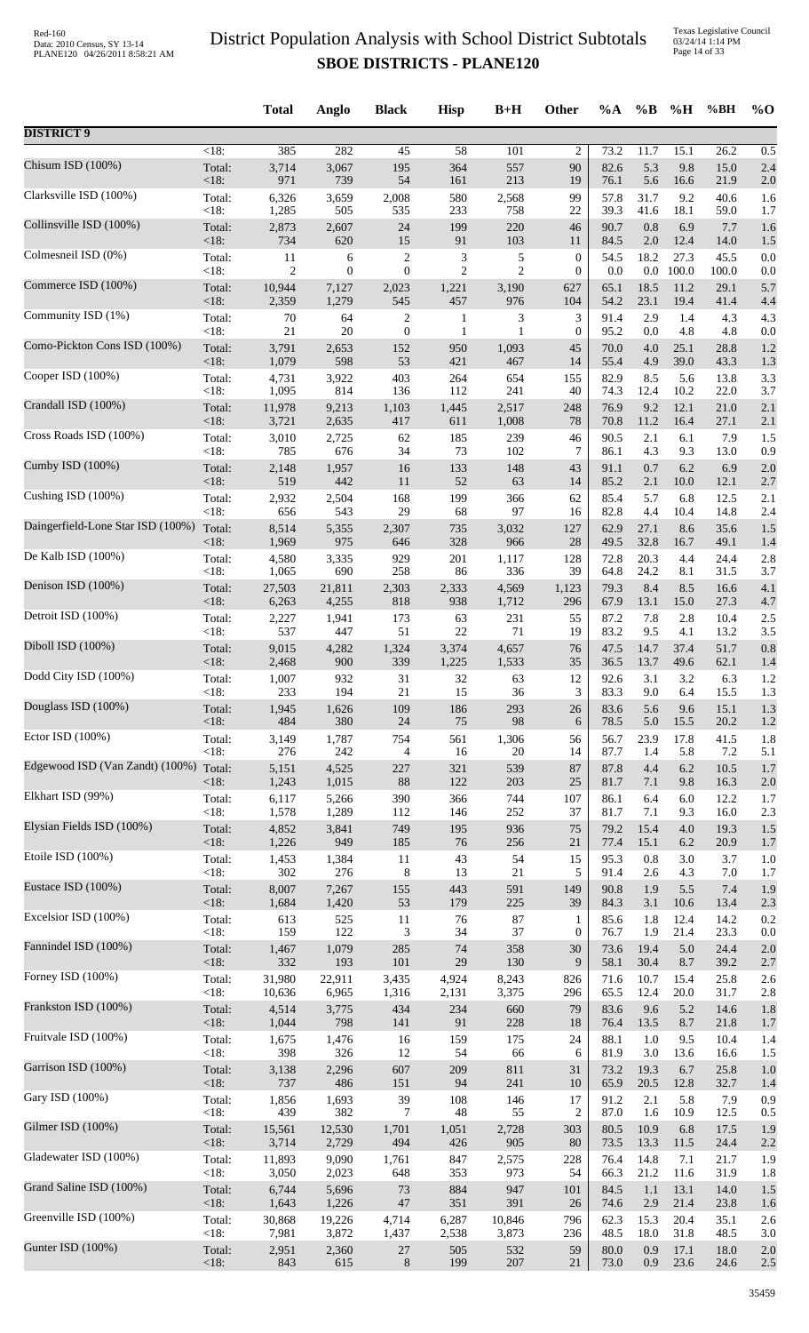# District Population Analysis with School District Subtotals

## SBOE DISTRICTS - PLANE120

|  |  | Total | Anglo | Black | Hisp | B+H | Other | %A | %B | %H | %BH | %O |
|---|---|---|---|---|---|---|---|---|---|---|---|---|
| **DISTRICT 9** |  |  |  |  |  |  |  |  |  |  |  |  |
|  | <18: | 385 | 282 | 45 | 58 | 101 | 2 | 73.2 | 11.7 | 15.1 | 26.2 | 0.5 |
| Chisum ISD (100%) | Total: | 3,714 | 3,067 | 195 | 364 | 557 | 90 | 82.6 | 5.3 | 9.8 | 15.0 | 2.4 |
|  | <18: | 971 | 739 | 54 | 161 | 213 | 19 | 76.1 | 5.6 | 16.6 | 21.9 | 2.0 |
| Clarksville ISD (100%) | Total: | 6,326 | 3,659 | 2,008 | 580 | 2,568 | 99 | 57.8 | 31.7 | 9.2 | 40.6 | 1.6 |
|  | <18: | 1,285 | 505 | 535 | 233 | 758 | 22 | 39.3 | 41.6 | 18.1 | 59.0 | 1.7 |
| Collinsville ISD (100%) | Total: | 2,873 | 2,607 | 24 | 199 | 220 | 46 | 90.7 | 0.8 | 6.9 | 7.7 | 1.6 |
|  | <18: | 734 | 620 | 15 | 91 | 103 | 11 | 84.5 | 2.0 | 12.4 | 14.0 | 1.5 |
| Colmesneil ISD (0%) | Total: | 11 | 6 | 2 | 3 | 5 | 0 | 54.5 | 18.2 | 27.3 | 45.5 | 0.0 |
|  | <18: | 2 | 0 | 0 | 2 | 2 | 0 | 0.0 | 0.0 | 100.0 | 100.0 | 0.0 |
| Commerce ISD (100%) | Total: | 10,944 | 7,127 | 2,023 | 1,221 | 3,190 | 627 | 65.1 | 18.5 | 11.2 | 29.1 | 5.7 |
|  | <18: | 2,359 | 1,279 | 545 | 457 | 976 | 104 | 54.2 | 23.1 | 19.4 | 41.4 | 4.4 |
| Community ISD (1%) | Total: | 70 | 64 | 2 | 1 | 3 | 3 | 91.4 | 2.9 | 1.4 | 4.3 | 4.3 |
|  | <18: | 21 | 20 | 0 | 1 | 1 | 0 | 95.2 | 0.0 | 4.8 | 4.8 | 0.0 |
| Como-Pickton Cons ISD (100%) | Total: | 3,791 | 2,653 | 152 | 950 | 1,093 | 45 | 70.0 | 4.0 | 25.1 | 28.8 | 1.2 |
|  | <18: | 1,079 | 598 | 53 | 421 | 467 | 14 | 55.4 | 4.9 | 39.0 | 43.3 | 1.3 |
| Cooper ISD (100%) | Total: | 4,731 | 3,922 | 403 | 264 | 654 | 155 | 82.9 | 8.5 | 5.6 | 13.8 | 3.3 |
|  | <18: | 1,095 | 814 | 136 | 112 | 241 | 40 | 74.3 | 12.4 | 10.2 | 22.0 | 3.7 |
| Crandall ISD (100%) | Total: | 11,978 | 9,213 | 1,103 | 1,445 | 2,517 | 248 | 76.9 | 9.2 | 12.1 | 21.0 | 2.1 |
|  | <18: | 3,721 | 2,635 | 417 | 611 | 1,008 | 78 | 70.8 | 11.2 | 16.4 | 27.1 | 2.1 |
| Cross Roads ISD (100%) | Total: | 3,010 | 2,725 | 62 | 185 | 239 | 46 | 90.5 | 2.1 | 6.1 | 7.9 | 1.5 |
|  | <18: | 785 | 676 | 34 | 73 | 102 | 7 | 86.1 | 4.3 | 9.3 | 13.0 | 0.9 |
| Cumby ISD (100%) | Total: | 2,148 | 1,957 | 16 | 133 | 148 | 43 | 91.1 | 0.7 | 6.2 | 6.9 | 2.0 |
|  | <18: | 519 | 442 | 11 | 52 | 63 | 14 | 85.2 | 2.1 | 10.0 | 12.1 | 2.7 |
| Cushing ISD (100%) | Total: | 2,932 | 2,504 | 168 | 199 | 366 | 62 | 85.4 | 5.7 | 6.8 | 12.5 | 2.1 |
|  | <18: | 656 | 543 | 29 | 68 | 97 | 16 | 82.8 | 4.4 | 10.4 | 14.8 | 2.4 |
| Daingerfield-Lone Star ISD (100%) | Total: | 8,514 | 5,355 | 2,307 | 735 | 3,032 | 127 | 62.9 | 27.1 | 8.6 | 35.6 | 1.5 |
|  | <18: | 1,969 | 975 | 646 | 328 | 966 | 28 | 49.5 | 32.8 | 16.7 | 49.1 | 1.4 |
| De Kalb ISD (100%) | Total: | 4,580 | 3,335 | 929 | 201 | 1,117 | 128 | 72.8 | 20.3 | 4.4 | 24.4 | 2.8 |
|  | <18: | 1,065 | 690 | 258 | 86 | 336 | 39 | 64.8 | 24.2 | 8.1 | 31.5 | 3.7 |
| Denison ISD (100%) | Total: | 27,503 | 21,811 | 2,303 | 2,333 | 4,569 | 1,123 | 79.3 | 8.4 | 8.5 | 16.6 | 4.1 |
|  | <18: | 6,263 | 4,255 | 818 | 938 | 1,712 | 296 | 67.9 | 13.1 | 15.0 | 27.3 | 4.7 |
| Detroit ISD (100%) | Total: | 2,227 | 1,941 | 173 | 63 | 231 | 55 | 87.2 | 7.8 | 2.8 | 10.4 | 2.5 |
|  | <18: | 537 | 447 | 51 | 22 | 71 | 19 | 83.2 | 9.5 | 4.1 | 13.2 | 3.5 |
| Diboll ISD (100%) | Total: | 9,015 | 4,282 | 1,324 | 3,374 | 4,657 | 76 | 47.5 | 14.7 | 37.4 | 51.7 | 0.8 |
|  | <18: | 2,468 | 900 | 339 | 1,225 | 1,533 | 35 | 36.5 | 13.7 | 49.6 | 62.1 | 1.4 |
| Dodd City ISD (100%) | Total: | 1,007 | 932 | 31 | 32 | 63 | 12 | 92.6 | 3.1 | 3.2 | 6.3 | 1.2 |
|  | <18: | 233 | 194 | 21 | 15 | 36 | 3 | 83.3 | 9.0 | 6.4 | 15.5 | 1.3 |
| Douglass ISD (100%) | Total: | 1,945 | 1,626 | 109 | 186 | 293 | 26 | 83.6 | 5.6 | 9.6 | 15.1 | 1.3 |
|  | <18: | 484 | 380 | 24 | 75 | 98 | 6 | 78.5 | 5.0 | 15.5 | 20.2 | 1.2 |
| Ector ISD (100%) | Total: | 3,149 | 1,787 | 754 | 561 | 1,306 | 56 | 56.7 | 23.9 | 17.8 | 41.5 | 1.8 |
|  | <18: | 276 | 242 | 4 | 16 | 20 | 14 | 87.7 | 1.4 | 5.8 | 7.2 | 5.1 |
| Edgewood ISD (Van Zandt) (100%) | Total: | 5,151 | 4,525 | 227 | 321 | 539 | 87 | 87.8 | 4.4 | 6.2 | 10.5 | 1.7 |
|  | <18: | 1,243 | 1,015 | 88 | 122 | 203 | 25 | 81.7 | 7.1 | 9.8 | 16.3 | 2.0 |
| Elkhart ISD (99%) | Total: | 6,117 | 5,266 | 390 | 366 | 744 | 107 | 86.1 | 6.4 | 6.0 | 12.2 | 1.7 |
|  | <18: | 1,578 | 1,289 | 112 | 146 | 252 | 37 | 81.7 | 7.1 | 9.3 | 16.0 | 2.3 |
| Elysian Fields ISD (100%) | Total: | 4,852 | 3,841 | 749 | 195 | 936 | 75 | 79.2 | 15.4 | 4.0 | 19.3 | 1.5 |
|  | <18: | 1,226 | 949 | 185 | 76 | 256 | 21 | 77.4 | 15.1 | 6.2 | 20.9 | 1.7 |
| Etoile ISD (100%) | Total: | 1,453 | 1,384 | 11 | 43 | 54 | 15 | 95.3 | 0.8 | 3.0 | 3.7 | 1.0 |
|  | <18: | 302 | 276 | 8 | 13 | 21 | 5 | 91.4 | 2.6 | 4.3 | 7.0 | 1.7 |
| Eustace ISD (100%) | Total: | 8,007 | 7,267 | 155 | 443 | 591 | 149 | 90.8 | 1.9 | 5.5 | 7.4 | 1.9 |
|  | <18: | 1,684 | 1,420 | 53 | 179 | 225 | 39 | 84.3 | 3.1 | 10.6 | 13.4 | 2.3 |
| Excelsior ISD (100%) | Total: | 613 | 525 | 11 | 76 | 87 | 1 | 85.6 | 1.8 | 12.4 | 14.2 | 0.2 |
|  | <18: | 159 | 122 | 3 | 34 | 37 | 0 | 76.7 | 1.9 | 21.4 | 23.3 | 0.0 |
| Fannindel ISD (100%) | Total: | 1,467 | 1,079 | 285 | 74 | 358 | 30 | 73.6 | 19.4 | 5.0 | 24.4 | 2.0 |
|  | <18: | 332 | 193 | 101 | 29 | 130 | 9 | 58.1 | 30.4 | 8.7 | 39.2 | 2.7 |
| Forney ISD (100%) | Total: | 31,980 | 22,911 | 3,435 | 4,924 | 8,243 | 826 | 71.6 | 10.7 | 15.4 | 25.8 | 2.6 |
|  | <18: | 10,636 | 6,965 | 1,316 | 2,131 | 3,375 | 296 | 65.5 | 12.4 | 20.0 | 31.7 | 2.8 |
| Frankston ISD (100%) | Total: | 4,514 | 3,775 | 434 | 234 | 660 | 79 | 83.6 | 9.6 | 5.2 | 14.6 | 1.8 |
|  | <18: | 1,044 | 798 | 141 | 91 | 228 | 18 | 76.4 | 13.5 | 8.7 | 21.8 | 1.7 |
| Fruitvale ISD (100%) | Total: | 1,675 | 1,476 | 16 | 159 | 175 | 24 | 88.1 | 1.0 | 9.5 | 10.4 | 1.4 |
|  | <18: | 398 | 326 | 12 | 54 | 66 | 6 | 81.9 | 3.0 | 13.6 | 16.6 | 1.5 |
| Garrison ISD (100%) | Total: | 3,138 | 2,296 | 607 | 209 | 811 | 31 | 73.2 | 19.3 | 6.7 | 25.8 | 1.0 |
|  | <18: | 737 | 486 | 151 | 94 | 241 | 10 | 65.9 | 20.5 | 12.8 | 32.7 | 1.4 |
| Gary ISD (100%) | Total: | 1,856 | 1,693 | 39 | 108 | 146 | 17 | 91.2 | 2.1 | 5.8 | 7.9 | 0.9 |
|  | <18: | 439 | 382 | 7 | 48 | 55 | 2 | 87.0 | 1.6 | 10.9 | 12.5 | 0.5 |
| Gilmer ISD (100%) | Total: | 15,561 | 12,530 | 1,701 | 1,051 | 2,728 | 303 | 80.5 | 10.9 | 6.8 | 17.5 | 1.9 |
|  | <18: | 3,714 | 2,729 | 494 | 426 | 905 | 80 | 73.5 | 13.3 | 11.5 | 24.4 | 2.2 |
| Gladewater ISD (100%) | Total: | 11,893 | 9,090 | 1,761 | 847 | 2,575 | 228 | 76.4 | 14.8 | 7.1 | 21.7 | 1.9 |
|  | <18: | 3,050 | 2,023 | 648 | 353 | 973 | 54 | 66.3 | 21.2 | 11.6 | 31.9 | 1.8 |
| Grand Saline ISD (100%) | Total: | 6,744 | 5,696 | 73 | 884 | 947 | 101 | 84.5 | 1.1 | 13.1 | 14.0 | 1.5 |
|  | <18: | 1,643 | 1,226 | 47 | 351 | 391 | 26 | 74.6 | 2.9 | 21.4 | 23.8 | 1.6 |
| Greenville ISD (100%) | Total: | 30,868 | 19,226 | 4,714 | 6,287 | 10,846 | 796 | 62.3 | 15.3 | 20.4 | 35.1 | 2.6 |
|  | <18: | 7,981 | 3,872 | 1,437 | 2,538 | 3,873 | 236 | 48.5 | 18.0 | 31.8 | 48.5 | 3.0 |
| Gunter ISD (100%) | Total: | 2,951 | 2,360 | 27 | 505 | 532 | 59 | 80.0 | 0.9 | 17.1 | 18.0 | 2.0 |
|  | <18: | 843 | 615 | 8 | 199 | 207 | 21 | 73.0 | 0.9 | 23.6 | 24.6 | 2.5 |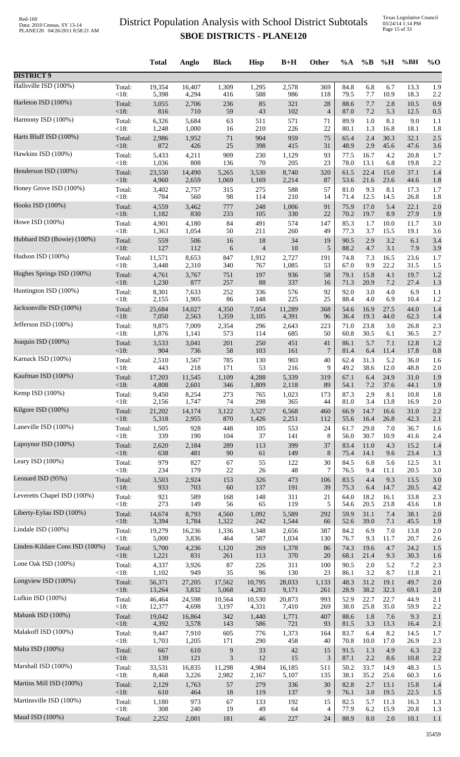# District Population Analysis with School District Subtotals

## SBOE DISTRICTS - PLANE120

| | | Total | Anglo | Black | Hisp | B+H | Other | %A | %B | %H | %BH | %O |
|---|---|---|---|---|---|---|---|---|---|---|---|---|
| **DISTRICT 9** | | | | | | | | | | | | |
| Hallsville ISD (100%) | Total: | 19,354 | 16,407 | 1,309 | 1,295 | 2,578 | 369 | 84.8 | 6.8 | 6.7 | 13.3 | 1.9 |
| | <18: | 5,398 | 4,294 | 416 | 588 | 986 | 118 | 79.5 | 7.7 | 10.9 | 18.3 | 2.2 |
| Harleton ISD (100%) | Total: | 3,055 | 2,706 | 236 | 85 | 321 | 28 | 88.6 | 7.7 | 2.8 | 10.5 | 0.9 |
| | <18: | 816 | 710 | 59 | 43 | 102 | 4 | 87.0 | 7.2 | 5.3 | 12.5 | 0.5 |
| Harmony ISD (100%) | Total: | 6,326 | 5,684 | 63 | 511 | 571 | 71 | 89.9 | 1.0 | 8.1 | 9.0 | 1.1 |
| | <18: | 1,248 | 1,000 | 16 | 210 | 226 | 22 | 80.1 | 1.3 | 16.8 | 18.1 | 1.8 |
| Harts Bluff ISD (100%) | Total: | 2,986 | 1,952 | 71 | 904 | 959 | 75 | 65.4 | 2.4 | 30.3 | 32.1 | 2.5 |
| | <18: | 872 | 426 | 25 | 398 | 415 | 31 | 48.9 | 2.9 | 45.6 | 47.6 | 3.6 |
| Hawkins ISD (100%) | Total: | 5,433 | 4,211 | 909 | 230 | 1,129 | 93 | 77.5 | 16.7 | 4.2 | 20.8 | 1.7 |
| | <18: | 1,036 | 808 | 136 | 70 | 205 | 23 | 78.0 | 13.1 | 6.8 | 19.8 | 2.2 |
| Henderson ISD (100%) | Total: | 23,550 | 14,490 | 5,265 | 3,530 | 8,740 | 320 | 61.5 | 22.4 | 15.0 | 37.1 | 1.4 |
| | <18: | 4,960 | 2,659 | 1,069 | 1,169 | 2,214 | 87 | 53.6 | 21.6 | 23.6 | 44.6 | 1.8 |
| Honey Grove ISD (100%) | Total: | 3,402 | 2,757 | 315 | 275 | 588 | 57 | 81.0 | 9.3 | 8.1 | 17.3 | 1.7 |
| | <18: | 784 | 560 | 98 | 114 | 210 | 14 | 71.4 | 12.5 | 14.5 | 26.8 | 1.8 |
| Hooks ISD (100%) | Total: | 4,559 | 3,462 | 777 | 248 | 1,006 | 91 | 75.9 | 17.0 | 5.4 | 22.1 | 2.0 |
| | <18: | 1,182 | 830 | 233 | 105 | 330 | 22 | 70.2 | 19.7 | 8.9 | 27.9 | 1.9 |
| Howe ISD (100%) | Total: | 4,901 | 4,180 | 84 | 491 | 574 | 147 | 85.3 | 1.7 | 10.0 | 11.7 | 3.0 |
| | <18: | 1,363 | 1,054 | 50 | 211 | 260 | 49 | 77.3 | 3.7 | 15.5 | 19.1 | 3.6 |
| Hubbard ISD (Bowie) (100%) | Total: | 559 | 506 | 16 | 18 | 34 | 19 | 90.5 | 2.9 | 3.2 | 6.1 | 3.4 |
| | <18: | 127 | 112 | 6 | 4 | 10 | 5 | 88.2 | 4.7 | 3.1 | 7.9 | 3.9 |
| Hudson ISD (100%) | Total: | 11,571 | 8,653 | 847 | 1,912 | 2,727 | 191 | 74.8 | 7.3 | 16.5 | 23.6 | 1.7 |
| | <18: | 3,448 | 2,310 | 340 | 767 | 1,085 | 53 | 67.0 | 9.9 | 22.2 | 31.5 | 1.5 |
| Hughes Springs ISD (100%) | Total: | 4,761 | 3,767 | 751 | 197 | 936 | 58 | 79.1 | 15.8 | 4.1 | 19.7 | 1.2 |
| | <18: | 1,230 | 877 | 257 | 88 | 337 | 16 | 71.3 | 20.9 | 7.2 | 27.4 | 1.3 |
| Huntington ISD (100%) | Total: | 8,301 | 7,633 | 252 | 336 | 576 | 92 | 92.0 | 3.0 | 4.0 | 6.9 | 1.1 |
| | <18: | 2,155 | 1,905 | 86 | 148 | 225 | 25 | 88.4 | 4.0 | 6.9 | 10.4 | 1.2 |
| Jacksonville ISD (100%) | Total: | 25,684 | 14,027 | 4,350 | 7,054 | 11,289 | 368 | 54.6 | 16.9 | 27.5 | 44.0 | 1.4 |
| | <18: | 7,050 | 2,563 | 1,359 | 3,105 | 4,391 | 96 | 36.4 | 19.3 | 44.0 | 62.3 | 1.4 |
| Jefferson ISD (100%) | Total: | 9,875 | 7,009 | 2,354 | 296 | 2,643 | 223 | 71.0 | 23.8 | 3.0 | 26.8 | 2.3 |
| | <18: | 1,876 | 1,141 | 573 | 114 | 685 | 50 | 60.8 | 30.5 | 6.1 | 36.5 | 2.7 |
| Joaquin ISD (100%) | Total: | 3,533 | 3,041 | 201 | 250 | 451 | 41 | 86.1 | 5.7 | 7.1 | 12.8 | 1.2 |
| | <18: | 904 | 736 | 58 | 103 | 161 | 7 | 81.4 | 6.4 | 11.4 | 17.8 | 0.8 |
| Karnack ISD (100%) | Total: | 2,510 | 1,567 | 785 | 130 | 903 | 40 | 62.4 | 31.3 | 5.2 | 36.0 | 1.6 |
| | <18: | 443 | 218 | 171 | 53 | 216 | 9 | 49.2 | 38.6 | 12.0 | 48.8 | 2.0 |
| Kaufman ISD (100%) | Total: | 17,203 | 11,545 | 1,109 | 4,288 | 5,339 | 319 | 67.1 | 6.4 | 24.9 | 31.0 | 1.9 |
| | <18: | 4,808 | 2,601 | 346 | 1,809 | 2,118 | 89 | 54.1 | 7.2 | 37.6 | 44.1 | 1.9 |
| Kemp ISD (100%) | Total: | 9,450 | 8,254 | 273 | 765 | 1,023 | 173 | 87.3 | 2.9 | 8.1 | 10.8 | 1.8 |
| | <18: | 2,156 | 1,747 | 74 | 298 | 365 | 44 | 81.0 | 3.4 | 13.8 | 16.9 | 2.0 |
| Kilgore ISD (100%) | Total: | 21,202 | 14,174 | 3,122 | 3,527 | 6,568 | 460 | 66.9 | 14.7 | 16.6 | 31.0 | 2.2 |
| | <18: | 5,318 | 2,955 | 870 | 1,426 | 2,251 | 112 | 55.6 | 16.4 | 26.8 | 42.3 | 2.1 |
| Laneville ISD (100%) | Total: | 1,505 | 928 | 448 | 105 | 553 | 24 | 61.7 | 29.8 | 7.0 | 36.7 | 1.6 |
| | <18: | 339 | 190 | 104 | 37 | 141 | 8 | 56.0 | 30.7 | 10.9 | 41.6 | 2.4 |
| Lapoynor ISD (100%) | Total: | 2,620 | 2,184 | 289 | 113 | 399 | 37 | 83.4 | 11.0 | 4.3 | 15.2 | 1.4 |
| | <18: | 638 | 481 | 90 | 61 | 149 | 8 | 75.4 | 14.1 | 9.6 | 23.4 | 1.3 |
| Leary ISD (100%) | Total: | 979 | 827 | 67 | 55 | 122 | 30 | 84.5 | 6.8 | 5.6 | 12.5 | 3.1 |
| | <18: | 234 | 179 | 22 | 26 | 48 | 7 | 76.5 | 9.4 | 11.1 | 20.5 | 3.0 |
| Leonard ISD (95%) | Total: | 3,503 | 2,924 | 153 | 326 | 473 | 106 | 83.5 | 4.4 | 9.3 | 13.5 | 3.0 |
| | <18: | 933 | 703 | 60 | 137 | 191 | 39 | 75.3 | 6.4 | 14.7 | 20.5 | 4.2 |
| Leveretts Chapel ISD (100%) | Total: | 921 | 589 | 168 | 148 | 311 | 21 | 64.0 | 18.2 | 16.1 | 33.8 | 2.3 |
| | <18: | 273 | 149 | 56 | 65 | 119 | 5 | 54.6 | 20.5 | 23.8 | 43.6 | 1.8 |
| Liberty-Eylau ISD (100%) | Total: | 14,674 | 8,793 | 4,560 | 1,092 | 5,589 | 292 | 59.9 | 31.1 | 7.4 | 38.1 | 2.0 |
| | <18: | 3,394 | 1,784 | 1,322 | 242 | 1,544 | 66 | 52.6 | 39.0 | 7.1 | 45.5 | 1.9 |
| Lindale ISD (100%) | Total: | 19,279 | 16,236 | 1,336 | 1,348 | 2,656 | 387 | 84.2 | 6.9 | 7.0 | 13.8 | 2.0 |
| | <18: | 5,000 | 3,836 | 464 | 587 | 1,034 | 130 | 76.7 | 9.3 | 11.7 | 20.7 | 2.6 |
| Linden-Kildare Cons ISD (100%) | Total: | 5,700 | 4,236 | 1,120 | 269 | 1,378 | 86 | 74.3 | 19.6 | 4.7 | 24.2 | 1.5 |
| | <18: | 1,221 | 831 | 261 | 113 | 370 | 20 | 68.1 | 21.4 | 9.3 | 30.3 | 1.6 |
| Lone Oak ISD (100%) | Total: | 4,337 | 3,926 | 87 | 226 | 311 | 100 | 90.5 | 2.0 | 5.2 | 7.2 | 2.3 |
| | <18: | 1,102 | 949 | 35 | 96 | 130 | 23 | 86.1 | 3.2 | 8.7 | 11.8 | 2.1 |
| Longview ISD (100%) | Total: | 56,371 | 27,205 | 17,562 | 10,795 | 28,033 | 1,133 | 48.3 | 31.2 | 19.1 | 49.7 | 2.0 |
| | <18: | 13,264 | 3,832 | 5,068 | 4,283 | 9,171 | 261 | 28.9 | 38.2 | 32.3 | 69.1 | 2.0 |
| Lufkin ISD (100%) | Total: | 46,464 | 24,598 | 10,564 | 10,530 | 20,873 | 993 | 52.9 | 22.7 | 22.7 | 44.9 | 2.1 |
| | <18: | 12,377 | 4,698 | 3,197 | 4,331 | 7,410 | 269 | 38.0 | 25.8 | 35.0 | 59.9 | 2.2 |
| Mabank ISD (100%) | Total: | 19,042 | 16,864 | 342 | 1,440 | 1,771 | 407 | 88.6 | 1.8 | 7.6 | 9.3 | 2.1 |
| | <18: | 4,392 | 3,578 | 143 | 586 | 721 | 93 | 81.5 | 3.3 | 13.3 | 16.4 | 2.1 |
| Malakoff ISD (100%) | Total: | 9,447 | 7,910 | 605 | 776 | 1,373 | 164 | 83.7 | 6.4 | 8.2 | 14.5 | 1.7 |
| | <18: | 1,703 | 1,205 | 171 | 290 | 458 | 40 | 70.8 | 10.0 | 17.0 | 26.9 | 2.3 |
| Malta ISD (100%) | Total: | 667 | 610 | 9 | 33 | 42 | 15 | 91.5 | 1.3 | 4.9 | 6.3 | 2.2 |
| | <18: | 139 | 121 | 3 | 12 | 15 | 3 | 87.1 | 2.2 | 8.6 | 10.8 | 2.2 |
| Marshall ISD (100%) | Total: | 33,531 | 16,835 | 11,298 | 4,984 | 16,185 | 511 | 50.2 | 33.7 | 14.9 | 48.3 | 1.5 |
| | <18: | 8,468 | 3,226 | 2,982 | 2,167 | 5,107 | 135 | 38.1 | 35.2 | 25.6 | 60.3 | 1.6 |
| Martins Mill ISD (100%) | Total: | 2,129 | 1,763 | 57 | 279 | 336 | 30 | 82.8 | 2.7 | 13.1 | 15.8 | 1.4 |
| | <18: | 610 | 464 | 18 | 119 | 137 | 9 | 76.1 | 3.0 | 19.5 | 22.5 | 1.5 |
| Martinsville ISD (100%) | Total: | 1,180 | 973 | 67 | 133 | 192 | 15 | 82.5 | 5.7 | 11.3 | 16.3 | 1.3 |
| | <18: | 308 | 240 | 19 | 49 | 64 | 4 | 77.9 | 6.2 | 15.9 | 20.8 | 1.3 |
| Maud ISD (100%) | Total: | 2,252 | 2,001 | 181 | 46 | 227 | 24 | 88.9 | 8.0 | 2.0 | 10.1 | 1.1 |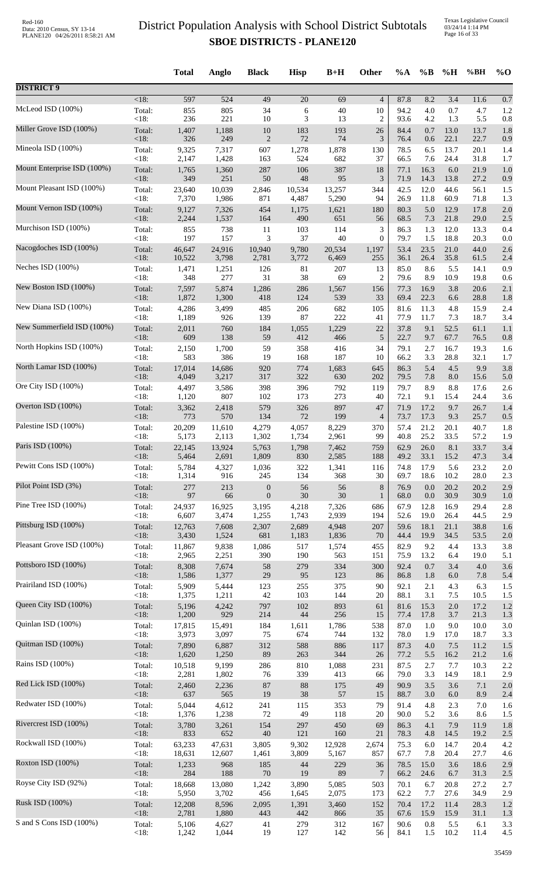# District Population Analysis with School District Subtotals

## SBOE DISTRICTS - PLANE120

| | | Total | Anglo | Black | Hisp | B+H | Other | %A | %B | %H | %BH | %O |
|---|---|---|---|---|---|---|---|---|---|---|---|---|
| **DISTRICT 9** | | | | | | | | | | | | |
| | <18: | 597 | 524 | 49 | 20 | 69 | 4 | 87.8 | 8.2 | 3.4 | 11.6 | 0.7 |
| McLeod ISD (100%) | Total: | 855 | 805 | 34 | 6 | 40 | 10 | 94.2 | 4.0 | 0.7 | 4.7 | 1.2 |
| | <18: | 236 | 221 | 10 | 3 | 13 | 2 | 93.6 | 4.2 | 1.3 | 5.5 | 0.8 |
| Miller Grove ISD (100%) | Total: | 1,407 | 1,188 | 10 | 183 | 193 | 26 | 84.4 | 0.7 | 13.0 | 13.7 | 1.8 |
| | <18: | 326 | 249 | 2 | 72 | 74 | 3 | 76.4 | 0.6 | 22.1 | 22.7 | 0.9 |
| Mineola ISD (100%) | Total: | 9,325 | 7,317 | 607 | 1,278 | 1,878 | 130 | 78.5 | 6.5 | 13.7 | 20.1 | 1.4 |
| | <18: | 2,147 | 1,428 | 163 | 524 | 682 | 37 | 66.5 | 7.6 | 24.4 | 31.8 | 1.7 |
| Mount Enterprise ISD (100%) | Total: | 1,765 | 1,360 | 287 | 106 | 387 | 18 | 77.1 | 16.3 | 6.0 | 21.9 | 1.0 |
| | <18: | 349 | 251 | 50 | 48 | 95 | 3 | 71.9 | 14.3 | 13.8 | 27.2 | 0.9 |
| Mount Pleasant ISD (100%) | Total: | 23,640 | 10,039 | 2,846 | 10,534 | 13,257 | 344 | 42.5 | 12.0 | 44.6 | 56.1 | 1.5 |
| | <18: | 7,370 | 1,986 | 871 | 4,487 | 5,290 | 94 | 26.9 | 11.8 | 60.9 | 71.8 | 1.3 |
| Mount Vernon ISD (100%) | Total: | 9,127 | 7,326 | 454 | 1,175 | 1,621 | 180 | 80.3 | 5.0 | 12.9 | 17.8 | 2.0 |
| | <18: | 2,244 | 1,537 | 164 | 490 | 651 | 56 | 68.5 | 7.3 | 21.8 | 29.0 | 2.5 |
| Murchison ISD (100%) | Total: | 855 | 738 | 11 | 103 | 114 | 3 | 86.3 | 1.3 | 12.0 | 13.3 | 0.4 |
| | <18: | 197 | 157 | 3 | 37 | 40 | 0 | 79.7 | 1.5 | 18.8 | 20.3 | 0.0 |
| Nacogdoches ISD (100%) | Total: | 46,647 | 24,916 | 10,940 | 9,780 | 20,534 | 1,197 | 53.4 | 23.5 | 21.0 | 44.0 | 2.6 |
| | <18: | 10,522 | 3,798 | 2,781 | 3,772 | 6,469 | 255 | 36.1 | 26.4 | 35.8 | 61.5 | 2.4 |
| Neches ISD (100%) | Total: | 1,471 | 1,251 | 126 | 81 | 207 | 13 | 85.0 | 8.6 | 5.5 | 14.1 | 0.9 |
| | <18: | 348 | 277 | 31 | 38 | 69 | 2 | 79.6 | 8.9 | 10.9 | 19.8 | 0.6 |
| New Boston ISD (100%) | Total: | 7,597 | 5,874 | 1,286 | 286 | 1,567 | 156 | 77.3 | 16.9 | 3.8 | 20.6 | 2.1 |
| | <18: | 1,872 | 1,300 | 418 | 124 | 539 | 33 | 69.4 | 22.3 | 6.6 | 28.8 | 1.8 |
| New Diana ISD (100%) | Total: | 4,286 | 3,499 | 485 | 206 | 682 | 105 | 81.6 | 11.3 | 4.8 | 15.9 | 2.4 |
| | <18: | 1,189 | 926 | 139 | 87 | 222 | 41 | 77.9 | 11.7 | 7.3 | 18.7 | 3.4 |
| New Summerfield ISD (100%) | Total: | 2,011 | 760 | 184 | 1,055 | 1,229 | 22 | 37.8 | 9.1 | 52.5 | 61.1 | 1.1 |
| | <18: | 609 | 138 | 59 | 412 | 466 | 5 | 22.7 | 9.7 | 67.7 | 76.5 | 0.8 |
| North Hopkins ISD (100%) | Total: | 2,150 | 1,700 | 59 | 358 | 416 | 34 | 79.1 | 2.7 | 16.7 | 19.3 | 1.6 |
| | <18: | 583 | 386 | 19 | 168 | 187 | 10 | 66.2 | 3.3 | 28.8 | 32.1 | 1.7 |
| North Lamar ISD (100%) | Total: | 17,014 | 14,686 | 920 | 774 | 1,683 | 645 | 86.3 | 5.4 | 4.5 | 9.9 | 3.8 |
| | <18: | 4,049 | 3,217 | 317 | 322 | 630 | 202 | 79.5 | 7.8 | 8.0 | 15.6 | 5.0 |
| Ore City ISD (100%) | Total: | 4,497 | 3,586 | 398 | 396 | 792 | 119 | 79.7 | 8.9 | 8.8 | 17.6 | 2.6 |
| | <18: | 1,120 | 807 | 102 | 173 | 273 | 40 | 72.1 | 9.1 | 15.4 | 24.4 | 3.6 |
| Overton ISD (100%) | Total: | 3,362 | 2,418 | 579 | 326 | 897 | 47 | 71.9 | 17.2 | 9.7 | 26.7 | 1.4 |
| | <18: | 773 | 570 | 134 | 72 | 199 | 4 | 73.7 | 17.3 | 9.3 | 25.7 | 0.5 |
| Palestine ISD (100%) | Total: | 20,209 | 11,610 | 4,279 | 4,057 | 8,229 | 370 | 57.4 | 21.2 | 20.1 | 40.7 | 1.8 |
| | <18: | 5,173 | 2,113 | 1,302 | 1,734 | 2,961 | 99 | 40.8 | 25.2 | 33.5 | 57.2 | 1.9 |
| Paris ISD (100%) | Total: | 22,145 | 13,924 | 5,763 | 1,798 | 7,462 | 759 | 62.9 | 26.0 | 8.1 | 33.7 | 3.4 |
| | <18: | 5,464 | 2,691 | 1,809 | 830 | 2,585 | 188 | 49.2 | 33.1 | 15.2 | 47.3 | 3.4 |
| Pewitt Cons ISD (100%) | Total: | 5,784 | 4,327 | 1,036 | 322 | 1,341 | 116 | 74.8 | 17.9 | 5.6 | 23.2 | 2.0 |
| | <18: | 1,314 | 916 | 245 | 134 | 368 | 30 | 69.7 | 18.6 | 10.2 | 28.0 | 2.3 |
| Pilot Point ISD (3%) | Total: | 277 | 213 | 0 | 56 | 56 | 8 | 76.9 | 0.0 | 20.2 | 20.2 | 2.9 |
| | <18: | 97 | 66 | 0 | 30 | 30 | 1 | 68.0 | 0.0 | 30.9 | 30.9 | 1.0 |
| Pine Tree ISD (100%) | Total: | 24,937 | 16,925 | 3,195 | 4,218 | 7,326 | 686 | 67.9 | 12.8 | 16.9 | 29.4 | 2.8 |
| | <18: | 6,607 | 3,474 | 1,255 | 1,743 | 2,939 | 194 | 52.6 | 19.0 | 26.4 | 44.5 | 2.9 |
| Pittsburg ISD (100%) | Total: | 12,763 | 7,608 | 2,307 | 2,689 | 4,948 | 207 | 59.6 | 18.1 | 21.1 | 38.8 | 1.6 |
| | <18: | 3,430 | 1,524 | 681 | 1,183 | 1,836 | 70 | 44.4 | 19.9 | 34.5 | 53.5 | 2.0 |
| Pleasant Grove ISD (100%) | Total: | 11,867 | 9,838 | 1,086 | 517 | 1,574 | 455 | 82.9 | 9.2 | 4.4 | 13.3 | 3.8 |
| | <18: | 2,965 | 2,251 | 390 | 190 | 563 | 151 | 75.9 | 13.2 | 6.4 | 19.0 | 5.1 |
| Pottsboro ISD (100%) | Total: | 8,308 | 7,674 | 58 | 279 | 334 | 300 | 92.4 | 0.7 | 3.4 | 4.0 | 3.6 |
| | <18: | 1,586 | 1,377 | 29 | 95 | 123 | 86 | 86.8 | 1.8 | 6.0 | 7.8 | 5.4 |
| Prairiland ISD (100%) | Total: | 5,909 | 5,444 | 123 | 255 | 375 | 90 | 92.1 | 2.1 | 4.3 | 6.3 | 1.5 |
| | <18: | 1,375 | 1,211 | 42 | 103 | 144 | 20 | 88.1 | 3.1 | 7.5 | 10.5 | 1.5 |
| Queen City ISD (100%) | Total: | 5,196 | 4,242 | 797 | 102 | 893 | 61 | 81.6 | 15.3 | 2.0 | 17.2 | 1.2 |
| | <18: | 1,200 | 929 | 214 | 44 | 256 | 15 | 77.4 | 17.8 | 3.7 | 21.3 | 1.3 |
| Quinlan ISD (100%) | Total: | 17,815 | 15,491 | 184 | 1,611 | 1,786 | 538 | 87.0 | 1.0 | 9.0 | 10.0 | 3.0 |
| | <18: | 3,973 | 3,097 | 75 | 674 | 744 | 132 | 78.0 | 1.9 | 17.0 | 18.7 | 3.3 |
| Quitman ISD (100%) | Total: | 7,890 | 6,887 | 312 | 588 | 886 | 117 | 87.3 | 4.0 | 7.5 | 11.2 | 1.5 |
| | <18: | 1,620 | 1,250 | 89 | 263 | 344 | 26 | 77.2 | 5.5 | 16.2 | 21.2 | 1.6 |
| Rains ISD (100%) | Total: | 10,518 | 9,199 | 286 | 810 | 1,088 | 231 | 87.5 | 2.7 | 7.7 | 10.3 | 2.2 |
| | <18: | 2,281 | 1,802 | 76 | 339 | 413 | 66 | 79.0 | 3.3 | 14.9 | 18.1 | 2.9 |
| Red Lick ISD (100%) | Total: | 2,460 | 2,236 | 87 | 88 | 175 | 49 | 90.9 | 3.5 | 3.6 | 7.1 | 2.0 |
| | <18: | 637 | 565 | 19 | 38 | 57 | 15 | 88.7 | 3.0 | 6.0 | 8.9 | 2.4 |
| Redwater ISD (100%) | Total: | 5,044 | 4,612 | 241 | 115 | 353 | 79 | 91.4 | 4.8 | 2.3 | 7.0 | 1.6 |
| | <18: | 1,376 | 1,238 | 72 | 49 | 118 | 20 | 90.0 | 5.2 | 3.6 | 8.6 | 1.5 |
| Rivercrest ISD (100%) | Total: | 3,780 | 3,261 | 154 | 297 | 450 | 69 | 86.3 | 4.1 | 7.9 | 11.9 | 1.8 |
| | <18: | 833 | 652 | 40 | 121 | 160 | 21 | 78.3 | 4.8 | 14.5 | 19.2 | 2.5 |
| Rockwall ISD (100%) | Total: | 63,233 | 47,631 | 3,805 | 9,302 | 12,928 | 2,674 | 75.3 | 6.0 | 14.7 | 20.4 | 4.2 |
| | <18: | 18,631 | 12,607 | 1,461 | 3,809 | 5,167 | 857 | 67.7 | 7.8 | 20.4 | 27.7 | 4.6 |
| Roxton ISD (100%) | Total: | 1,233 | 968 | 185 | 44 | 229 | 36 | 78.5 | 15.0 | 3.6 | 18.6 | 2.9 |
| | <18: | 284 | 188 | 70 | 19 | 89 | 7 | 66.2 | 24.6 | 6.7 | 31.3 | 2.5 |
| Royse City ISD (92%) | Total: | 18,668 | 13,080 | 1,242 | 3,890 | 5,085 | 503 | 70.1 | 6.7 | 20.8 | 27.2 | 2.7 |
| | <18: | 5,950 | 3,702 | 456 | 1,645 | 2,075 | 173 | 62.2 | 7.7 | 27.6 | 34.9 | 2.9 |
| Rusk ISD (100%) | Total: | 12,208 | 8,596 | 2,095 | 1,391 | 3,460 | 152 | 70.4 | 17.2 | 11.4 | 28.3 | 1.2 |
| | <18: | 2,781 | 1,880 | 443 | 442 | 866 | 35 | 67.6 | 15.9 | 15.9 | 31.1 | 1.3 |
| S and S Cons ISD (100%) | Total: | 5,106 | 4,627 | 41 | 279 | 312 | 167 | 90.6 | 0.8 | 5.5 | 6.1 | 3.3 |
| | <18: | 1,242 | 1,044 | 19 | 127 | 142 | 56 | 84.1 | 1.5 | 10.2 | 11.4 | 4.5 |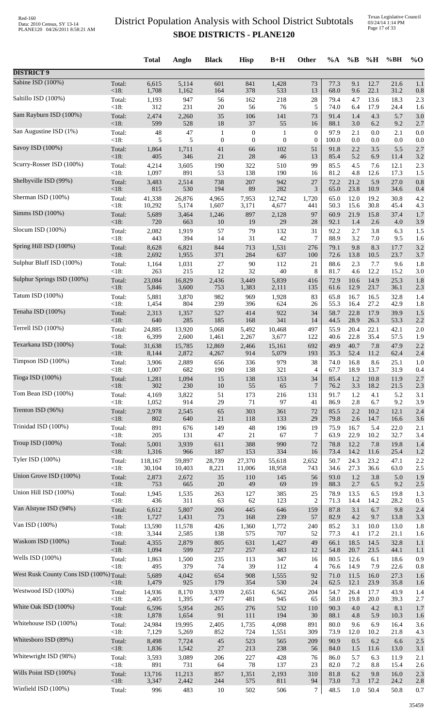# District Population Analysis with School District Subtotals

## SBOE DISTRICTS - PLANE120

| | | Total | Anglo | Black | Hisp | B+H | Other | %A | %B | %H | %BH | %O |
|---|---|---|---|---|---|---|---|---|---|---|---|---|
| **DISTRICT 9** | | | | | | | | | | | | |
| Sabine ISD (100%) | Total: | 6,615 | 5,114 | 601 | 841 | 1,428 | 73 | 77.3 | 9.1 | 12.7 | 21.6 | 1.1 |
| | <18: | 1,708 | 1,162 | 164 | 378 | 533 | 13 | 68.0 | 9.6 | 22.1 | 31.2 | 0.8 |
| Saltillo ISD (100%) | Total: | 1,193 | 947 | 56 | 162 | 218 | 28 | 79.4 | 4.7 | 13.6 | 18.3 | 2.3 |
| | <18: | 312 | 231 | 20 | 56 | 76 | 5 | 74.0 | 6.4 | 17.9 | 24.4 | 1.6 |
| Sam Rayburn ISD (100%) | Total: | 2,474 | 2,260 | 35 | 106 | 141 | 73 | 91.4 | 1.4 | 4.3 | 5.7 | 3.0 |
| | <18: | 599 | 528 | 18 | 37 | 55 | 16 | 88.1 | 3.0 | 6.2 | 9.2 | 2.7 |
| San Augustine ISD (1%) | Total: | 48 | 47 | 1 | 0 | 1 | 0 | 97.9 | 2.1 | 0.0 | 2.1 | 0.0 |
| | <18: | 5 | 5 | 0 | 0 | 0 | 0 | 100.0 | 0.0 | 0.0 | 0.0 | 0.0 |
| Savoy ISD (100%) | Total: | 1,864 | 1,711 | 41 | 66 | 102 | 51 | 91.8 | 2.2 | 3.5 | 5.5 | 2.7 |
| | <18: | 405 | 346 | 21 | 28 | 46 | 13 | 85.4 | 5.2 | 6.9 | 11.4 | 3.2 |
| Scurry-Rosser ISD (100%) | Total: | 4,214 | 3,605 | 190 | 322 | 510 | 99 | 85.5 | 4.5 | 7.6 | 12.1 | 2.3 |
| | <18: | 1,097 | 891 | 53 | 138 | 190 | 16 | 81.2 | 4.8 | 12.6 | 17.3 | 1.5 |
| Shelbyville ISD (99%) | Total: | 3,483 | 2,514 | 738 | 207 | 942 | 27 | 72.2 | 21.2 | 5.9 | 27.0 | 0.8 |
| | <18: | 815 | 530 | 194 | 89 | 282 | 3 | 65.0 | 23.8 | 10.9 | 34.6 | 0.4 |
| Sherman ISD (100%) | Total: | 41,338 | 26,876 | 4,965 | 7,953 | 12,742 | 1,720 | 65.0 | 12.0 | 19.2 | 30.8 | 4.2 |
| | <18: | 10,292 | 5,174 | 1,607 | 3,171 | 4,677 | 441 | 50.3 | 15.6 | 30.8 | 45.4 | 4.3 |
| Simms ISD (100%) | Total: | 5,689 | 3,464 | 1,246 | 897 | 2,128 | 97 | 60.9 | 21.9 | 15.8 | 37.4 | 1.7 |
| | <18: | 720 | 663 | 10 | 19 | 29 | 28 | 92.1 | 1.4 | 2.6 | 4.0 | 3.9 |
| Slocum ISD (100%) | Total: | 2,082 | 1,919 | 57 | 79 | 132 | 31 | 92.2 | 2.7 | 3.8 | 6.3 | 1.5 |
| | <18: | 443 | 394 | 14 | 31 | 42 | 7 | 88.9 | 3.2 | 7.0 | 9.5 | 1.6 |
| Spring Hill ISD (100%) | Total: | 8,628 | 6,821 | 844 | 713 | 1,531 | 276 | 79.1 | 9.8 | 8.3 | 17.7 | 3.2 |
| | <18: | 2,692 | 1,955 | 371 | 284 | 637 | 100 | 72.6 | 13.8 | 10.5 | 23.7 | 3.7 |
| Sulphur Bluff ISD (100%) | Total: | 1,164 | 1,031 | 27 | 90 | 112 | 21 | 88.6 | 2.3 | 7.7 | 9.6 | 1.8 |
| | <18: | 263 | 215 | 12 | 32 | 40 | 8 | 81.7 | 4.6 | 12.2 | 15.2 | 3.0 |
| Sulphur Springs ISD (100%) | Total: | 23,084 | 16,829 | 2,436 | 3,449 | 5,839 | 416 | 72.9 | 10.6 | 14.9 | 25.3 | 1.8 |
| | <18: | 5,846 | 3,600 | 753 | 1,383 | 2,111 | 135 | 61.6 | 12.9 | 23.7 | 36.1 | 2.3 |
| Tatum ISD (100%) | Total: | 5,881 | 3,870 | 982 | 969 | 1,928 | 83 | 65.8 | 16.7 | 16.5 | 32.8 | 1.4 |
| | <18: | 1,454 | 804 | 239 | 396 | 624 | 26 | 55.3 | 16.4 | 27.2 | 42.9 | 1.8 |
| Tenaha ISD (100%) | Total: | 2,313 | 1,357 | 527 | 414 | 922 | 34 | 58.7 | 22.8 | 17.9 | 39.9 | 1.5 |
| | <18: | 640 | 285 | 185 | 168 | 341 | 14 | 44.5 | 28.9 | 26.3 | 53.3 | 2.2 |
| Terrell ISD (100%) | Total: | 24,885 | 13,920 | 5,068 | 5,492 | 10,468 | 497 | 55.9 | 20.4 | 22.1 | 42.1 | 2.0 |
| | <18: | 6,399 | 2,600 | 1,461 | 2,267 | 3,677 | 122 | 40.6 | 22.8 | 35.4 | 57.5 | 1.9 |
| Texarkana ISD (100%) | Total: | 31,638 | 15,785 | 12,869 | 2,466 | 15,161 | 692 | 49.9 | 40.7 | 7.8 | 47.9 | 2.2 |
| | <18: | 8,144 | 2,872 | 4,267 | 914 | 5,079 | 193 | 35.3 | 52.4 | 11.2 | 62.4 | 2.4 |
| Timpson ISD (100%) | Total: | 3,906 | 2,889 | 656 | 336 | 979 | 38 | 74.0 | 16.8 | 8.6 | 25.1 | 1.0 |
| | <18: | 1,007 | 682 | 190 | 138 | 321 | 4 | 67.7 | 18.9 | 13.7 | 31.9 | 0.4 |
| Tioga ISD (100%) | Total: | 1,281 | 1,094 | 15 | 138 | 153 | 34 | 85.4 | 1.2 | 10.8 | 11.9 | 2.7 |
| | <18: | 302 | 230 | 10 | 55 | 65 | 7 | 76.2 | 3.3 | 18.2 | 21.5 | 2.3 |
| Tom Bean ISD (100%) | Total: | 4,169 | 3,822 | 51 | 173 | 216 | 131 | 91.7 | 1.2 | 4.1 | 5.2 | 3.1 |
| | <18: | 1,052 | 914 | 29 | 71 | 97 | 41 | 86.9 | 2.8 | 6.7 | 9.2 | 3.9 |
| Trenton ISD (96%) | Total: | 2,978 | 2,545 | 65 | 303 | 361 | 72 | 85.5 | 2.2 | 10.2 | 12.1 | 2.4 |
| | <18: | 802 | 640 | 21 | 118 | 133 | 29 | 79.8 | 2.6 | 14.7 | 16.6 | 3.6 |
| Trinidad ISD (100%) | Total: | 891 | 676 | 149 | 48 | 196 | 19 | 75.9 | 16.7 | 5.4 | 22.0 | 2.1 |
| | <18: | 205 | 131 | 47 | 21 | 67 | 7 | 63.9 | 22.9 | 10.2 | 32.7 | 3.4 |
| Troup ISD (100%) | Total: | 5,001 | 3,939 | 611 | 388 | 990 | 72 | 78.8 | 12.2 | 7.8 | 19.8 | 1.4 |
| | <18: | 1,316 | 966 | 187 | 153 | 334 | 16 | 73.4 | 14.2 | 11.6 | 25.4 | 1.2 |
| Tyler ISD (100%) | Total: | 118,167 | 59,897 | 28,739 | 27,370 | 55,618 | 2,652 | 50.7 | 24.3 | 23.2 | 47.1 | 2.2 |
| | <18: | 30,104 | 10,403 | 8,221 | 11,006 | 18,958 | 743 | 34.6 | 27.3 | 36.6 | 63.0 | 2.5 |
| Union Grove ISD (100%) | Total: | 2,873 | 2,672 | 35 | 110 | 145 | 56 | 93.0 | 1.2 | 3.8 | 5.0 | 1.9 |
| | <18: | 753 | 665 | 20 | 49 | 69 | 19 | 88.3 | 2.7 | 6.5 | 9.2 | 2.5 |
| Union Hill ISD (100%) | Total: | 1,945 | 1,535 | 263 | 127 | 385 | 25 | 78.9 | 13.5 | 6.5 | 19.8 | 1.3 |
| | <18: | 436 | 311 | 63 | 62 | 123 | 2 | 71.3 | 14.4 | 14.2 | 28.2 | 0.5 |
| Van Alstyne ISD (94%) | Total: | 6,612 | 5,807 | 206 | 445 | 646 | 159 | 87.8 | 3.1 | 6.7 | 9.8 | 2.4 |
| | <18: | 1,727 | 1,431 | 73 | 168 | 239 | 57 | 82.9 | 4.2 | 9.7 | 13.8 | 3.3 |
| Van ISD (100%) | Total: | 13,590 | 11,578 | 426 | 1,360 | 1,772 | 240 | 85.2 | 3.1 | 10.0 | 13.0 | 1.8 |
| | <18: | 3,344 | 2,585 | 138 | 575 | 707 | 52 | 77.3 | 4.1 | 17.2 | 21.1 | 1.6 |
| Waskom ISD (100%) | Total: | 4,355 | 2,879 | 805 | 631 | 1,427 | 49 | 66.1 | 18.5 | 14.5 | 32.8 | 1.1 |
| | <18: | 1,094 | 599 | 227 | 257 | 483 | 12 | 54.8 | 20.7 | 23.5 | 44.1 | 1.1 |
| Wells ISD (100%) | Total: | 1,863 | 1,500 | 235 | 113 | 347 | 16 | 80.5 | 12.6 | 6.1 | 18.6 | 0.9 |
| | <18: | 495 | 379 | 74 | 39 | 112 | 4 | 76.6 | 14.9 | 7.9 | 22.6 | 0.8 |
| West Rusk County Cons ISD (100%) | Total: | 5,689 | 4,042 | 654 | 908 | 1,555 | 92 | 71.0 | 11.5 | 16.0 | 27.3 | 1.6 |
| | <18: | 1,479 | 925 | 179 | 354 | 530 | 24 | 62.5 | 12.1 | 23.9 | 35.8 | 1.6 |
| Westwood ISD (100%) | Total: | 14,936 | 8,170 | 3,939 | 2,651 | 6,562 | 204 | 54.7 | 26.4 | 17.7 | 43.9 | 1.4 |
| | <18: | 2,405 | 1,395 | 477 | 481 | 945 | 65 | 58.0 | 19.8 | 20.0 | 39.3 | 2.7 |
| White Oak ISD (100%) | Total: | 6,596 | 5,954 | 265 | 276 | 532 | 110 | 90.3 | 4.0 | 4.2 | 8.1 | 1.7 |
| | <18: | 1,878 | 1,654 | 91 | 111 | 194 | 30 | 88.1 | 4.8 | 5.9 | 10.3 | 1.6 |
| Whitehouse ISD (100%) | Total: | 24,984 | 19,995 | 2,405 | 1,735 | 4,098 | 891 | 80.0 | 9.6 | 6.9 | 16.4 | 3.6 |
| | <18: | 7,129 | 5,269 | 852 | 724 | 1,551 | 309 | 73.9 | 12.0 | 10.2 | 21.8 | 4.3 |
| Whitesboro ISD (89%) | Total: | 8,498 | 7,724 | 45 | 523 | 565 | 209 | 90.9 | 0.5 | 6.2 | 6.6 | 2.5 |
| | <18: | 1,836 | 1,542 | 27 | 213 | 238 | 56 | 84.0 | 1.5 | 11.6 | 13.0 | 3.1 |
| Whitewright ISD (98%) | Total: | 3,593 | 3,089 | 206 | 227 | 428 | 76 | 86.0 | 5.7 | 6.3 | 11.9 | 2.1 |
| | <18: | 891 | 731 | 64 | 78 | 137 | 23 | 82.0 | 7.2 | 8.8 | 15.4 | 2.6 |
| Wills Point ISD (100%) | Total: | 13,716 | 11,213 | 857 | 1,351 | 2,193 | 310 | 81.8 | 6.2 | 9.8 | 16.0 | 2.3 |
| | <18: | 3,347 | 2,442 | 244 | 575 | 811 | 94 | 73.0 | 7.3 | 17.2 | 24.2 | 2.8 |
| Winfield ISD (100%) | Total: | 996 | 483 | 10 | 502 | 506 | 7 | 48.5 | 1.0 | 50.4 | 50.8 | 0.7 |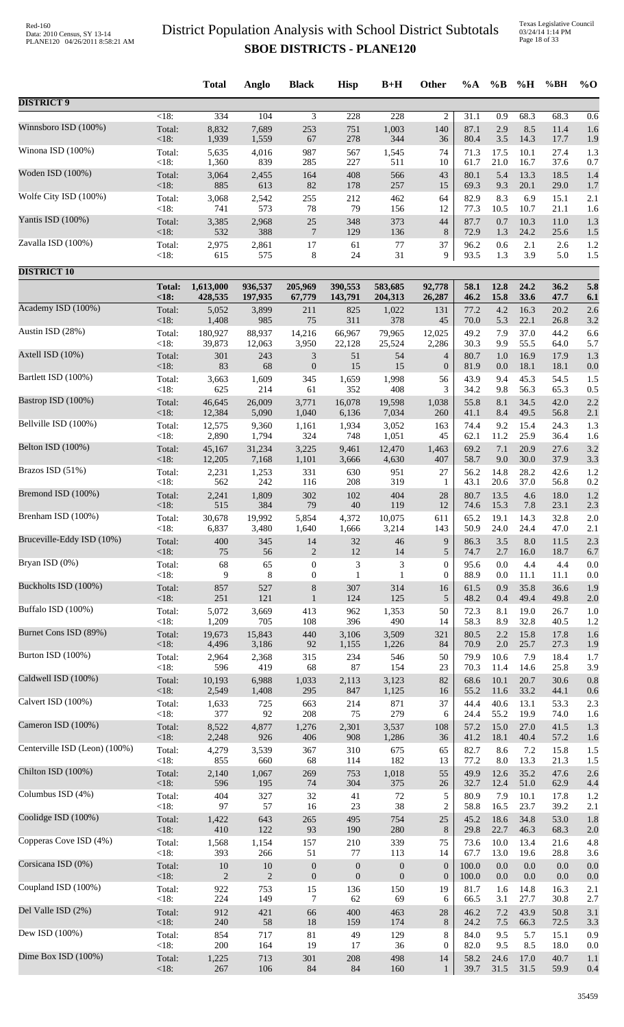# District Population Analysis with School District Subtotals

**SBOE DISTRICTS - PLANE120**

| | | Total | Anglo | Black | Hisp | B+H | Other | %A | %B | %H | %BH | %O |
|---|---|---|---|---|---|---|---|---|---|---|---|---|
| **DISTRICT 9** | | | | | | | | | | | | |
| | <18: | 334 | 104 | 3 | 228 | 228 | 2 | 31.1 | 0.9 | 68.3 | 68.3 | 0.6 |
| Winnsboro ISD (100%) | Total: | 8,832 | 7,689 | 253 | 751 | 1,003 | 140 | 87.1 | 2.9 | 8.5 | 11.4 | 1.6 |
| | <18: | 1,939 | 1,559 | 67 | 278 | 344 | 36 | 80.4 | 3.5 | 14.3 | 17.7 | 1.9 |
| Winona ISD (100%) | Total: | 5,635 | 4,016 | 987 | 567 | 1,545 | 74 | 71.3 | 17.5 | 10.1 | 27.4 | 1.3 |
| | <18: | 1,360 | 839 | 285 | 227 | 511 | 10 | 61.7 | 21.0 | 16.7 | 37.6 | 0.7 |
| Woden ISD (100%) | Total: | 3,064 | 2,455 | 164 | 408 | 566 | 43 | 80.1 | 5.4 | 13.3 | 18.5 | 1.4 |
| | <18: | 885 | 613 | 82 | 178 | 257 | 15 | 69.3 | 9.3 | 20.1 | 29.0 | 1.7 |
| Wolfe City ISD (100%) | Total: | 3,068 | 2,542 | 255 | 212 | 462 | 64 | 82.9 | 8.3 | 6.9 | 15.1 | 2.1 |
| | <18: | 741 | 573 | 78 | 79 | 156 | 12 | 77.3 | 10.5 | 10.7 | 21.1 | 1.6 |
| Yantis ISD (100%) | Total: | 3,385 | 2,968 | 25 | 348 | 373 | 44 | 87.7 | 0.7 | 10.3 | 11.0 | 1.3 |
| | <18: | 532 | 388 | 7 | 129 | 136 | 8 | 72.9 | 1.3 | 24.2 | 25.6 | 1.5 |
| Zavalla ISD (100%) | Total: | 2,975 | 2,861 | 17 | 61 | 77 | 37 | 96.2 | 0.6 | 2.1 | 2.6 | 1.2 |
| | <18: | 615 | 575 | 8 | 24 | 31 | 9 | 93.5 | 1.3 | 3.9 | 5.0 | 1.5 |
| **DISTRICT 10** | | | | | | | | | | | | |
| | **Total:** | **1,613,000** | **936,537** | **205,969** | **390,553** | **583,685** | **92,778** | **58.1** | **12.8** | **24.2** | **36.2** | **5.8** |
| | **<18:** | **428,535** | **197,935** | **67,779** | **143,791** | **204,313** | **26,287** | **46.2** | **15.8** | **33.6** | **47.7** | **6.1** |
| Academy ISD (100%) | Total: | 5,052 | 3,899 | 211 | 825 | 1,022 | 131 | 77.2 | 4.2 | 16.3 | 20.2 | 2.6 |
| | <18: | 1,408 | 985 | 75 | 311 | 378 | 45 | 70.0 | 5.3 | 22.1 | 26.8 | 3.2 |
| Austin ISD (28%) | Total: | 180,927 | 88,937 | 14,216 | 66,967 | 79,965 | 12,025 | 49.2 | 7.9 | 37.0 | 44.2 | 6.6 |
| | <18: | 39,873 | 12,063 | 3,950 | 22,128 | 25,524 | 2,286 | 30.3 | 9.9 | 55.5 | 64.0 | 5.7 |
| Axtell ISD (10%) | Total: | 301 | 243 | 3 | 51 | 54 | 4 | 80.7 | 1.0 | 16.9 | 17.9 | 1.3 |
| | <18: | 83 | 68 | 0 | 15 | 15 | 0 | 81.9 | 0.0 | 18.1 | 18.1 | 0.0 |
| Bartlett ISD (100%) | Total: | 3,663 | 1,609 | 345 | 1,659 | 1,998 | 56 | 43.9 | 9.4 | 45.3 | 54.5 | 1.5 |
| | <18: | 625 | 214 | 61 | 352 | 408 | 3 | 34.2 | 9.8 | 56.3 | 65.3 | 0.5 |
| Bastrop ISD (100%) | Total: | 46,645 | 26,009 | 3,771 | 16,078 | 19,598 | 1,038 | 55.8 | 8.1 | 34.5 | 42.0 | 2.2 |
| | <18: | 12,384 | 5,090 | 1,040 | 6,136 | 7,034 | 260 | 41.1 | 8.4 | 49.5 | 56.8 | 2.1 |
| Bellville ISD (100%) | Total: | 12,575 | 9,360 | 1,161 | 1,934 | 3,052 | 163 | 74.4 | 9.2 | 15.4 | 24.3 | 1.3 |
| | <18: | 2,890 | 1,794 | 324 | 748 | 1,051 | 45 | 62.1 | 11.2 | 25.9 | 36.4 | 1.6 |
| Belton ISD (100%) | Total: | 45,167 | 31,234 | 3,225 | 9,461 | 12,470 | 1,463 | 69.2 | 7.1 | 20.9 | 27.6 | 3.2 |
| | <18: | 12,205 | 7,168 | 1,101 | 3,666 | 4,630 | 407 | 58.7 | 9.0 | 30.0 | 37.9 | 3.3 |
| Brazos ISD (51%) | Total: | 2,231 | 1,253 | 331 | 630 | 951 | 27 | 56.2 | 14.8 | 28.2 | 42.6 | 1.2 |
| | <18: | 562 | 242 | 116 | 208 | 319 | 1 | 43.1 | 20.6 | 37.0 | 56.8 | 0.2 |
| Bremond ISD (100%) | Total: | 2,241 | 1,809 | 302 | 102 | 404 | 28 | 80.7 | 13.5 | 4.6 | 18.0 | 1.2 |
| | <18: | 515 | 384 | 79 | 40 | 119 | 12 | 74.6 | 15.3 | 7.8 | 23.1 | 2.3 |
| Brenham ISD (100%) | Total: | 30,678 | 19,992 | 5,854 | 4,372 | 10,075 | 611 | 65.2 | 19.1 | 14.3 | 32.8 | 2.0 |
| | <18: | 6,837 | 3,480 | 1,640 | 1,666 | 3,214 | 143 | 50.9 | 24.0 | 24.4 | 47.0 | 2.1 |
| Bruceville-Eddy ISD (10%) | Total: | 400 | 345 | 14 | 32 | 46 | 9 | 86.3 | 3.5 | 8.0 | 11.5 | 2.3 |
| | <18: | 75 | 56 | 2 | 12 | 14 | 5 | 74.7 | 2.7 | 16.0 | 18.7 | 6.7 |
| Bryan ISD (0%) | Total: | 68 | 65 | 0 | 3 | 3 | 0 | 95.6 | 0.0 | 4.4 | 4.4 | 0.0 |
| | <18: | 9 | 8 | 0 | 1 | 1 | 0 | 88.9 | 0.0 | 11.1 | 11.1 | 0.0 |
| Buckholts ISD (100%) | Total: | 857 | 527 | 8 | 307 | 314 | 16 | 61.5 | 0.9 | 35.8 | 36.6 | 1.9 |
| | <18: | 251 | 121 | 1 | 124 | 125 | 5 | 48.2 | 0.4 | 49.4 | 49.8 | 2.0 |
| Buffalo ISD (100%) | Total: | 5,072 | 3,669 | 413 | 962 | 1,353 | 50 | 72.3 | 8.1 | 19.0 | 26.7 | 1.0 |
| | <18: | 1,209 | 705 | 108 | 396 | 490 | 14 | 58.3 | 8.9 | 32.8 | 40.5 | 1.2 |
| Burnet Cons ISD (89%) | Total: | 19,673 | 15,843 | 440 | 3,106 | 3,509 | 321 | 80.5 | 2.2 | 15.8 | 17.8 | 1.6 |
| | <18: | 4,496 | 3,186 | 92 | 1,155 | 1,226 | 84 | 70.9 | 2.0 | 25.7 | 27.3 | 1.9 |
| Burton ISD (100%) | Total: | 2,964 | 2,368 | 315 | 234 | 546 | 50 | 79.9 | 10.6 | 7.9 | 18.4 | 1.7 |
| | <18: | 596 | 419 | 68 | 87 | 154 | 23 | 70.3 | 11.4 | 14.6 | 25.8 | 3.9 |
| Caldwell ISD (100%) | Total: | 10,193 | 6,988 | 1,033 | 2,113 | 3,123 | 82 | 68.6 | 10.1 | 20.7 | 30.6 | 0.8 |
| | <18: | 2,549 | 1,408 | 295 | 847 | 1,125 | 16 | 55.2 | 11.6 | 33.2 | 44.1 | 0.6 |
| Calvert ISD (100%) | Total: | 1,633 | 725 | 663 | 214 | 871 | 37 | 44.4 | 40.6 | 13.1 | 53.3 | 2.3 |
| | <18: | 377 | 92 | 208 | 75 | 279 | 6 | 24.4 | 55.2 | 19.9 | 74.0 | 1.6 |
| Cameron ISD (100%) | Total: | 8,522 | 4,877 | 1,276 | 2,301 | 3,537 | 108 | 57.2 | 15.0 | 27.0 | 41.5 | 1.3 |
| | <18: | 2,248 | 926 | 406 | 908 | 1,286 | 36 | 41.2 | 18.1 | 40.4 | 57.2 | 1.6 |
| Centerville ISD (Leon) (100%) | Total: | 4,279 | 3,539 | 367 | 310 | 675 | 65 | 82.7 | 8.6 | 7.2 | 15.8 | 1.5 |
| | <18: | 855 | 660 | 68 | 114 | 182 | 13 | 77.2 | 8.0 | 13.3 | 21.3 | 1.5 |
| Chilton ISD (100%) | Total: | 2,140 | 1,067 | 269 | 753 | 1,018 | 55 | 49.9 | 12.6 | 35.2 | 47.6 | 2.6 |
| | <18: | 596 | 195 | 74 | 304 | 375 | 26 | 32.7 | 12.4 | 51.0 | 62.9 | 4.4 |
| Columbus ISD (4%) | Total: | 404 | 327 | 32 | 41 | 72 | 5 | 80.9 | 7.9 | 10.1 | 17.8 | 1.2 |
| | <18: | 97 | 57 | 16 | 23 | 38 | 2 | 58.8 | 16.5 | 23.7 | 39.2 | 2.1 |
| Coolidge ISD (100%) | Total: | 1,422 | 643 | 265 | 495 | 754 | 25 | 45.2 | 18.6 | 34.8 | 53.0 | 1.8 |
| | <18: | 410 | 122 | 93 | 190 | 280 | 8 | 29.8 | 22.7 | 46.3 | 68.3 | 2.0 |
| Copperas Cove ISD (4%) | Total: | 1,568 | 1,154 | 157 | 210 | 339 | 75 | 73.6 | 10.0 | 13.4 | 21.6 | 4.8 |
| | <18: | 393 | 266 | 51 | 77 | 113 | 14 | 67.7 | 13.0 | 19.6 | 28.8 | 3.6 |
| Corsicana ISD (0%) | Total: | 10 | 10 | 0 | 0 | 0 | 0 | 100.0 | 0.0 | 0.0 | 0.0 | 0.0 |
| | <18: | 2 | 2 | 0 | 0 | 0 | 0 | 100.0 | 0.0 | 0.0 | 0.0 | 0.0 |
| Coupland ISD (100%) | Total: | 922 | 753 | 15 | 136 | 150 | 19 | 81.7 | 1.6 | 14.8 | 16.3 | 2.1 |
| | <18: | 224 | 149 | 7 | 62 | 69 | 6 | 66.5 | 3.1 | 27.7 | 30.8 | 2.7 |
| Del Valle ISD (2%) | Total: | 912 | 421 | 66 | 400 | 463 | 28 | 46.2 | 7.2 | 43.9 | 50.8 | 3.1 |
| | <18: | 240 | 58 | 18 | 159 | 174 | 8 | 24.2 | 7.5 | 66.3 | 72.5 | 3.3 |
| Dew ISD (100%) | Total: | 854 | 717 | 81 | 49 | 129 | 8 | 84.0 | 9.5 | 5.7 | 15.1 | 0.9 |
| | <18: | 200 | 164 | 19 | 17 | 36 | 0 | 82.0 | 9.5 | 8.5 | 18.0 | 0.0 |
| Dime Box ISD (100%) | Total: | 1,225 | 713 | 301 | 208 | 498 | 14 | 58.2 | 24.6 | 17.0 | 40.7 | 1.1 |
| | <18: | 267 | 106 | 84 | 84 | 160 | 1 | 39.7 | 31.5 | 31.5 | 59.9 | 0.4 |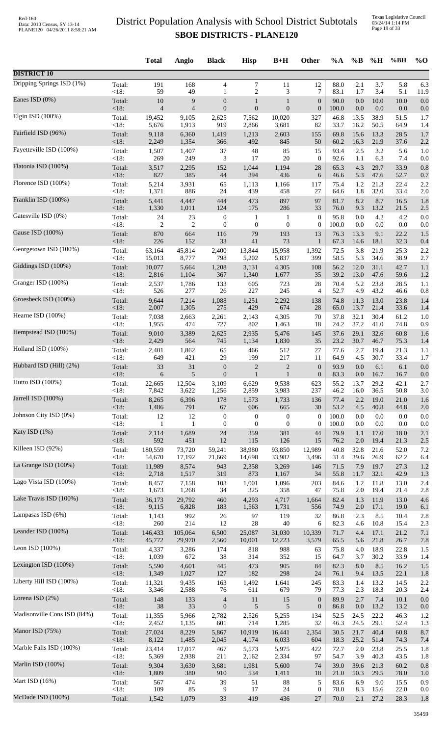# District Population Analysis with School District Subtotals
## SBOE DISTRICTS - PLANE120

| | | Total | Anglo | Black | Hisp | B+H | Other | %A | %B | %H | %BH | %O |
|---|---|---|---|---|---|---|---|---|---|---|---|---|
| **DISTRICT 10** | | | | | | | | | | | | |
| Dripping Springs ISD (1%) | Total: | 191 | 168 | 4 | 7 | 11 | 12 | 88.0 | 2.1 | 3.7 | 5.8 | 6.3 |
| | <18: | 59 | 49 | 1 | 2 | 3 | 7 | 83.1 | 1.7 | 3.4 | 5.1 | 11.9 |
| Eanes ISD (0%) | Total: | 10 | 9 | 0 | 1 | 1 | 0 | 90.0 | 0.0 | 10.0 | 10.0 | 0.0 |
| | <18: | 4 | 4 | 0 | 0 | 0 | 0 | 100.0 | 0.0 | 0.0 | 0.0 | 0.0 |
| Elgin ISD (100%) | Total: | 19,452 | 9,105 | 2,625 | 7,562 | 10,020 | 327 | 46.8 | 13.5 | 38.9 | 51.5 | 1.7 |
| | <18: | 5,676 | 1,913 | 919 | 2,866 | 3,681 | 82 | 33.7 | 16.2 | 50.5 | 64.9 | 1.4 |
| Fairfield ISD (96%) | Total: | 9,118 | 6,360 | 1,419 | 1,213 | 2,603 | 155 | 69.8 | 15.6 | 13.3 | 28.5 | 1.7 |
| | <18: | 2,249 | 1,354 | 366 | 492 | 845 | 50 | 60.2 | 16.3 | 21.9 | 37.6 | 2.2 |
| Fayetteville ISD (100%) | Total: | 1,507 | 1,407 | 37 | 48 | 85 | 15 | 93.4 | 2.5 | 3.2 | 5.6 | 1.0 |
| | <18: | 269 | 249 | 3 | 17 | 20 | 0 | 92.6 | 1.1 | 6.3 | 7.4 | 0.0 |
| Flatonia ISD (100%) | Total: | 3,517 | 2,295 | 152 | 1,044 | 1,194 | 28 | 65.3 | 4.3 | 29.7 | 33.9 | 0.8 |
| | <18: | 827 | 385 | 44 | 394 | 436 | 6 | 46.6 | 5.3 | 47.6 | 52.7 | 0.7 |
| Florence ISD (100%) | Total: | 5,214 | 3,931 | 65 | 1,113 | 1,166 | 117 | 75.4 | 1.2 | 21.3 | 22.4 | 2.2 |
| | <18: | 1,371 | 886 | 24 | 439 | 458 | 27 | 64.6 | 1.8 | 32.0 | 33.4 | 2.0 |
| Franklin ISD (100%) | Total: | 5,441 | 4,447 | 444 | 473 | 897 | 97 | 81.7 | 8.2 | 8.7 | 16.5 | 1.8 |
| | <18: | 1,330 | 1,011 | 124 | 175 | 286 | 33 | 76.0 | 9.3 | 13.2 | 21.5 | 2.5 |
| Gatesville ISD (0%) | Total: | 24 | 23 | 0 | 1 | 1 | 0 | 95.8 | 0.0 | 4.2 | 4.2 | 0.0 |
| | <18: | 2 | 2 | 0 | 0 | 0 | 0 | 100.0 | 0.0 | 0.0 | 0.0 | 0.0 |
| Gause ISD (100%) | Total: | 870 | 664 | 116 | 79 | 193 | 13 | 76.3 | 13.3 | 9.1 | 22.2 | 1.5 |
| | <18: | 226 | 152 | 33 | 41 | 73 | 1 | 67.3 | 14.6 | 18.1 | 32.3 | 0.4 |
| Georgetown ISD (100%) | Total: | 63,164 | 45,814 | 2,400 | 13,844 | 15,958 | 1,392 | 72.5 | 3.8 | 21.9 | 25.3 | 2.2 |
| | <18: | 15,013 | 8,777 | 798 | 5,202 | 5,837 | 399 | 58.5 | 5.3 | 34.6 | 38.9 | 2.7 |
| Giddings ISD (100%) | Total: | 10,077 | 5,664 | 1,208 | 3,131 | 4,305 | 108 | 56.2 | 12.0 | 31.1 | 42.7 | 1.1 |
| | <18: | 2,816 | 1,104 | 367 | 1,340 | 1,677 | 35 | 39.2 | 13.0 | 47.6 | 59.6 | 1.2 |
| Granger ISD (100%) | Total: | 2,537 | 1,786 | 133 | 605 | 723 | 28 | 70.4 | 5.2 | 23.8 | 28.5 | 1.1 |
| | <18: | 526 | 277 | 26 | 227 | 245 | 4 | 52.7 | 4.9 | 43.2 | 46.6 | 0.8 |
| Groesbeck ISD (100%) | Total: | 9,644 | 7,214 | 1,088 | 1,251 | 2,292 | 138 | 74.8 | 11.3 | 13.0 | 23.8 | 1.4 |
| | <18: | 2,007 | 1,305 | 275 | 429 | 674 | 28 | 65.0 | 13.7 | 21.4 | 33.6 | 1.4 |
| Hearne ISD (100%) | Total: | 7,038 | 2,663 | 2,261 | 2,143 | 4,305 | 70 | 37.8 | 32.1 | 30.4 | 61.2 | 1.0 |
| | <18: | 1,955 | 474 | 727 | 802 | 1,463 | 18 | 24.2 | 37.2 | 41.0 | 74.8 | 0.9 |
| Hempstead ISD (100%) | Total: | 9,010 | 3,389 | 2,625 | 2,935 | 5,476 | 145 | 37.6 | 29.1 | 32.6 | 60.8 | 1.6 |
| | <18: | 2,429 | 564 | 745 | 1,134 | 1,830 | 35 | 23.2 | 30.7 | 46.7 | 75.3 | 1.4 |
| Holland ISD (100%) | Total: | 2,401 | 1,862 | 65 | 466 | 512 | 27 | 77.6 | 2.7 | 19.4 | 21.3 | 1.1 |
| | <18: | 649 | 421 | 29 | 199 | 217 | 11 | 64.9 | 4.5 | 30.7 | 33.4 | 1.7 |
| Hubbard ISD (Hill) (2%) | Total: | 33 | 31 | 0 | 2 | 2 | 0 | 93.9 | 0.0 | 6.1 | 6.1 | 0.0 |
| | <18: | 6 | 5 | 0 | 1 | 1 | 0 | 83.3 | 0.0 | 16.7 | 16.7 | 0.0 |
| Hutto ISD (100%) | Total: | 22,665 | 12,504 | 3,109 | 6,629 | 9,538 | 623 | 55.2 | 13.7 | 29.2 | 42.1 | 2.7 |
| | <18: | 7,842 | 3,622 | 1,256 | 2,859 | 3,983 | 237 | 46.2 | 16.0 | 36.5 | 50.8 | 3.0 |
| Jarrell ISD (100%) | Total: | 8,265 | 6,396 | 178 | 1,573 | 1,733 | 136 | 77.4 | 2.2 | 19.0 | 21.0 | 1.6 |
| | <18: | 1,486 | 791 | 67 | 606 | 665 | 30 | 53.2 | 4.5 | 40.8 | 44.8 | 2.0 |
| Johnson City ISD (0%) | Total: | 12 | 12 | 0 | 0 | 0 | 0 | 100.0 | 0.0 | 0.0 | 0.0 | 0.0 |
| | <18: | 1 | 1 | 0 | 0 | 0 | 0 | 100.0 | 0.0 | 0.0 | 0.0 | 0.0 |
| Katy ISD (1%) | Total: | 2,114 | 1,689 | 24 | 359 | 381 | 44 | 79.9 | 1.1 | 17.0 | 18.0 | 2.1 |
| | <18: | 592 | 451 | 12 | 115 | 126 | 15 | 76.2 | 2.0 | 19.4 | 21.3 | 2.5 |
| Killeen ISD (92%) | Total: | 180,559 | 73,720 | 59,241 | 38,980 | 93,850 | 12,989 | 40.8 | 32.8 | 21.6 | 52.0 | 7.2 |
| | <18: | 54,670 | 17,192 | 21,669 | 14,698 | 33,982 | 3,496 | 31.4 | 39.6 | 26.9 | 62.2 | 6.4 |
| La Grange ISD (100%) | Total: | 11,989 | 8,574 | 943 | 2,358 | 3,269 | 146 | 71.5 | 7.9 | 19.7 | 27.3 | 1.2 |
| | <18: | 2,718 | 1,517 | 319 | 873 | 1,167 | 34 | 55.8 | 11.7 | 32.1 | 42.9 | 1.3 |
| Lago Vista ISD (100%) | Total: | 8,457 | 7,158 | 103 | 1,001 | 1,096 | 203 | 84.6 | 1.2 | 11.8 | 13.0 | 2.4 |
| | <18: | 1,673 | 1,268 | 34 | 325 | 358 | 47 | 75.8 | 2.0 | 19.4 | 21.4 | 2.8 |
| Lake Travis ISD (100%) | Total: | 36,173 | 29,792 | 460 | 4,293 | 4,717 | 1,664 | 82.4 | 1.3 | 11.9 | 13.0 | 4.6 |
| | <18: | 9,115 | 6,828 | 183 | 1,563 | 1,731 | 556 | 74.9 | 2.0 | 17.1 | 19.0 | 6.1 |
| Lampasas ISD (6%) | Total: | 1,143 | 992 | 26 | 97 | 119 | 32 | 86.8 | 2.3 | 8.5 | 10.4 | 2.8 |
| | <18: | 260 | 214 | 12 | 28 | 40 | 6 | 82.3 | 4.6 | 10.8 | 15.4 | 2.3 |
| Leander ISD (100%) | Total: | 146,433 | 105,064 | 6,500 | 25,087 | 31,030 | 10,339 | 71.7 | 4.4 | 17.1 | 21.2 | 7.1 |
| | <18: | 45,772 | 29,970 | 2,560 | 10,001 | 12,223 | 3,579 | 65.5 | 5.6 | 21.8 | 26.7 | 7.8 |
| Leon ISD (100%) | Total: | 4,337 | 3,286 | 174 | 818 | 988 | 63 | 75.8 | 4.0 | 18.9 | 22.8 | 1.5 |
| | <18: | 1,039 | 672 | 38 | 314 | 352 | 15 | 64.7 | 3.7 | 30.2 | 33.9 | 1.4 |
| Lexington ISD (100%) | Total: | 5,590 | 4,601 | 445 | 473 | 905 | 84 | 82.3 | 8.0 | 8.5 | 16.2 | 1.5 |
| | <18: | 1,349 | 1,027 | 127 | 182 | 298 | 24 | 76.1 | 9.4 | 13.5 | 22.1 | 1.8 |
| Liberty Hill ISD (100%) | Total: | 11,321 | 9,435 | 163 | 1,492 | 1,641 | 245 | 83.3 | 1.4 | 13.2 | 14.5 | 2.2 |
| | <18: | 3,346 | 2,588 | 76 | 611 | 679 | 79 | 77.3 | 2.3 | 18.3 | 20.3 | 2.4 |
| Lorena ISD (2%) | Total: | 148 | 133 | 4 | 11 | 15 | 0 | 89.9 | 2.7 | 7.4 | 10.1 | 0.0 |
| | <18: | 38 | 33 | 0 | 5 | 5 | 0 | 86.8 | 0.0 | 13.2 | 13.2 | 0.0 |
| Madisonville Cons ISD (84%) | Total: | 11,355 | 5,966 | 2,782 | 2,526 | 5,255 | 134 | 52.5 | 24.5 | 22.2 | 46.3 | 1.2 |
| | <18: | 2,452 | 1,135 | 601 | 714 | 1,285 | 32 | 46.3 | 24.5 | 29.1 | 52.4 | 1.3 |
| Manor ISD (75%) | Total: | 27,024 | 8,229 | 5,867 | 10,919 | 16,441 | 2,354 | 30.5 | 21.7 | 40.4 | 60.8 | 8.7 |
| | <18: | 8,122 | 1,485 | 2,045 | 4,174 | 6,033 | 604 | 18.3 | 25.2 | 51.4 | 74.3 | 7.4 |
| Marble Falls ISD (100%) | Total: | 23,414 | 17,017 | 467 | 5,573 | 5,975 | 422 | 72.7 | 2.0 | 23.8 | 25.5 | 1.8 |
| | <18: | 5,369 | 2,938 | 211 | 2,162 | 2,334 | 97 | 54.7 | 3.9 | 40.3 | 43.5 | 1.8 |
| Marlin ISD (100%) | Total: | 9,304 | 3,630 | 3,681 | 1,981 | 5,600 | 74 | 39.0 | 39.6 | 21.3 | 60.2 | 0.8 |
| | <18: | 1,809 | 380 | 910 | 534 | 1,411 | 18 | 21.0 | 50.3 | 29.5 | 78.0 | 1.0 |
| Mart ISD (16%) | Total: | 567 | 474 | 39 | 51 | 88 | 5 | 83.6 | 6.9 | 9.0 | 15.5 | 0.9 |
| | <18: | 109 | 85 | 9 | 17 | 24 | 0 | 78.0 | 8.3 | 15.6 | 22.0 | 0.0 |
| McDade ISD (100%) | Total: | 1,542 | 1,079 | 33 | 419 | 436 | 27 | 70.0 | 2.1 | 27.2 | 28.3 | 1.8 |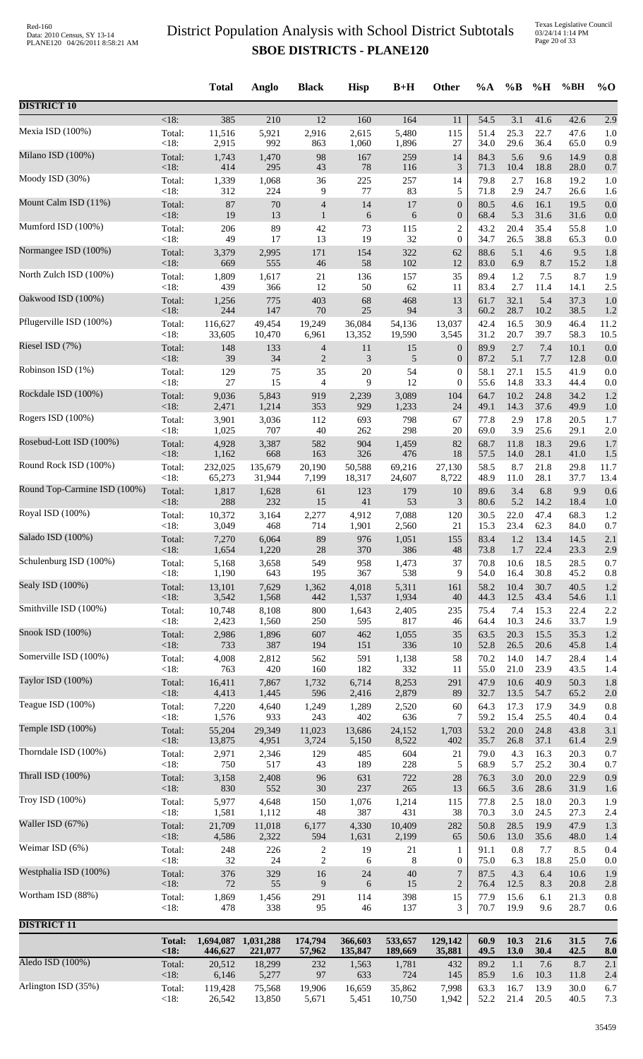# District Population Analysis with School District Subtotals
## SBOE DISTRICTS - PLANE120

| | | Total | Anglo | Black | Hisp | B+H | Other | %A | %B | %H | %BH | %O |
|---|---|---|---|---|---|---|---|---|---|---|---|---|
| **DISTRICT 10** | | | | | | | | | | | | |
| | <18: | 385 | 210 | 12 | 160 | 164 | 11 | 54.5 | 3.1 | 41.6 | 42.6 | 2.9 |
| Mexia ISD (100%) | Total: | 11,516 | 5,921 | 2,916 | 2,615 | 5,480 | 115 | 51.4 | 25.3 | 22.7 | 47.6 | 1.0 |
| | <18: | 2,915 | 992 | 863 | 1,060 | 1,896 | 27 | 34.0 | 29.6 | 36.4 | 65.0 | 0.9 |
| Milano ISD (100%) | Total: | 1,743 | 1,470 | 98 | 167 | 259 | 14 | 84.3 | 5.6 | 9.6 | 14.9 | 0.8 |
| | <18: | 414 | 295 | 43 | 78 | 116 | 3 | 71.3 | 10.4 | 18.8 | 28.0 | 0.7 |
| Moody ISD (30%) | Total: | 1,339 | 1,068 | 36 | 225 | 257 | 14 | 79.8 | 2.7 | 16.8 | 19.2 | 1.0 |
| | <18: | 312 | 224 | 9 | 77 | 83 | 5 | 71.8 | 2.9 | 24.7 | 26.6 | 1.6 |
| Mount Calm ISD (11%) | Total: | 87 | 70 | 4 | 14 | 17 | 0 | 80.5 | 4.6 | 16.1 | 19.5 | 0.0 |
| | <18: | 19 | 13 | 1 | 6 | 6 | 0 | 68.4 | 5.3 | 31.6 | 31.6 | 0.0 |
| Mumford ISD (100%) | Total: | 206 | 89 | 42 | 73 | 115 | 2 | 43.2 | 20.4 | 35.4 | 55.8 | 1.0 |
| | <18: | 49 | 17 | 13 | 19 | 32 | 0 | 34.7 | 26.5 | 38.8 | 65.3 | 0.0 |
| Normangee ISD (100%) | Total: | 3,379 | 2,995 | 171 | 154 | 322 | 62 | 88.6 | 5.1 | 4.6 | 9.5 | 1.8 |
| | <18: | 669 | 555 | 46 | 58 | 102 | 12 | 83.0 | 6.9 | 8.7 | 15.2 | 1.8 |
| North Zulch ISD (100%) | Total: | 1,809 | 1,617 | 21 | 136 | 157 | 35 | 89.4 | 1.2 | 7.5 | 8.7 | 1.9 |
| | <18: | 439 | 366 | 12 | 50 | 62 | 11 | 83.4 | 2.7 | 11.4 | 14.1 | 2.5 |
| Oakwood ISD (100%) | Total: | 1,256 | 775 | 403 | 68 | 468 | 13 | 61.7 | 32.1 | 5.4 | 37.3 | 1.0 |
| | <18: | 244 | 147 | 70 | 25 | 94 | 3 | 60.2 | 28.7 | 10.2 | 38.5 | 1.2 |
| Pflugerville ISD (100%) | Total: | 116,627 | 49,454 | 19,249 | 36,084 | 54,136 | 13,037 | 42.4 | 16.5 | 30.9 | 46.4 | 11.2 |
| | <18: | 33,605 | 10,470 | 6,961 | 13,352 | 19,590 | 3,545 | 31.2 | 20.7 | 39.7 | 58.3 | 10.5 |
| Riesel ISD (7%) | Total: | 148 | 133 | 4 | 11 | 15 | 0 | 89.9 | 2.7 | 7.4 | 10.1 | 0.0 |
| | <18: | 39 | 34 | 2 | 3 | 5 | 0 | 87.2 | 5.1 | 7.7 | 12.8 | 0.0 |
| Robinson ISD (1%) | Total: | 129 | 75 | 35 | 20 | 54 | 0 | 58.1 | 27.1 | 15.5 | 41.9 | 0.0 |
| | <18: | 27 | 15 | 4 | 9 | 12 | 0 | 55.6 | 14.8 | 33.3 | 44.4 | 0.0 |
| Rockdale ISD (100%) | Total: | 9,036 | 5,843 | 919 | 2,239 | 3,089 | 104 | 64.7 | 10.2 | 24.8 | 34.2 | 1.2 |
| | <18: | 2,471 | 1,214 | 353 | 929 | 1,233 | 24 | 49.1 | 14.3 | 37.6 | 49.9 | 1.0 |
| Rogers ISD (100%) | Total: | 3,901 | 3,036 | 112 | 693 | 798 | 67 | 77.8 | 2.9 | 17.8 | 20.5 | 1.7 |
| | <18: | 1,025 | 707 | 40 | 262 | 298 | 20 | 69.0 | 3.9 | 25.6 | 29.1 | 2.0 |
| Rosebud-Lott ISD (100%) | Total: | 4,928 | 3,387 | 582 | 904 | 1,459 | 82 | 68.7 | 11.8 | 18.3 | 29.6 | 1.7 |
| | <18: | 1,162 | 668 | 163 | 326 | 476 | 18 | 57.5 | 14.0 | 28.1 | 41.0 | 1.5 |
| Round Rock ISD (100%) | Total: | 232,025 | 135,679 | 20,190 | 50,588 | 69,216 | 27,130 | 58.5 | 8.7 | 21.8 | 29.8 | 11.7 |
| | <18: | 65,273 | 31,944 | 7,199 | 18,317 | 24,607 | 8,722 | 48.9 | 11.0 | 28.1 | 37.7 | 13.4 |
| Round Top-Carmine ISD (100%) | Total: | 1,817 | 1,628 | 61 | 123 | 179 | 10 | 89.6 | 3.4 | 6.8 | 9.9 | 0.6 |
| | <18: | 288 | 232 | 15 | 41 | 53 | 3 | 80.6 | 5.2 | 14.2 | 18.4 | 1.0 |
| Royal ISD (100%) | Total: | 10,372 | 3,164 | 2,277 | 4,912 | 7,088 | 120 | 30.5 | 22.0 | 47.4 | 68.3 | 1.2 |
| | <18: | 3,049 | 468 | 714 | 1,901 | 2,560 | 21 | 15.3 | 23.4 | 62.3 | 84.0 | 0.7 |
| Salado ISD (100%) | Total: | 7,270 | 6,064 | 89 | 976 | 1,051 | 155 | 83.4 | 1.2 | 13.4 | 14.5 | 2.1 |
| | <18: | 1,654 | 1,220 | 28 | 370 | 386 | 48 | 73.8 | 1.7 | 22.4 | 23.3 | 2.9 |
| Schulenburg ISD (100%) | Total: | 5,168 | 3,658 | 549 | 958 | 1,473 | 37 | 70.8 | 10.6 | 18.5 | 28.5 | 0.7 |
| | <18: | 1,190 | 643 | 195 | 367 | 538 | 9 | 54.0 | 16.4 | 30.8 | 45.2 | 0.8 |
| Sealy ISD (100%) | Total: | 13,101 | 7,629 | 1,362 | 4,018 | 5,311 | 161 | 58.2 | 10.4 | 30.7 | 40.5 | 1.2 |
| | <18: | 3,542 | 1,568 | 442 | 1,537 | 1,934 | 40 | 44.3 | 12.5 | 43.4 | 54.6 | 1.1 |
| Smithville ISD (100%) | Total: | 10,748 | 8,108 | 800 | 1,643 | 2,405 | 235 | 75.4 | 7.4 | 15.3 | 22.4 | 2.2 |
| | <18: | 2,423 | 1,560 | 250 | 595 | 817 | 46 | 64.4 | 10.3 | 24.6 | 33.7 | 1.9 |
| Snook ISD (100%) | Total: | 2,986 | 1,896 | 607 | 462 | 1,055 | 35 | 63.5 | 20.3 | 15.5 | 35.3 | 1.2 |
| | <18: | 733 | 387 | 194 | 151 | 336 | 10 | 52.8 | 26.5 | 20.6 | 45.8 | 1.4 |
| Somerville ISD (100%) | Total: | 4,008 | 2,812 | 562 | 591 | 1,138 | 58 | 70.2 | 14.0 | 14.7 | 28.4 | 1.4 |
| | <18: | 763 | 420 | 160 | 182 | 332 | 11 | 55.0 | 21.0 | 23.9 | 43.5 | 1.4 |
| Taylor ISD (100%) | Total: | 16,411 | 7,867 | 1,732 | 6,714 | 8,253 | 291 | 47.9 | 10.6 | 40.9 | 50.3 | 1.8 |
| | <18: | 4,413 | 1,445 | 596 | 2,416 | 2,879 | 89 | 32.7 | 13.5 | 54.7 | 65.2 | 2.0 |
| Teague ISD (100%) | Total: | 7,220 | 4,640 | 1,249 | 1,289 | 2,520 | 60 | 64.3 | 17.3 | 17.9 | 34.9 | 0.8 |
| | <18: | 1,576 | 933 | 243 | 402 | 636 | 7 | 59.2 | 15.4 | 25.5 | 40.4 | 0.4 |
| Temple ISD (100%) | Total: | 55,204 | 29,349 | 11,023 | 13,686 | 24,152 | 1,703 | 53.2 | 20.0 | 24.8 | 43.8 | 3.1 |
| | <18: | 13,875 | 4,951 | 3,724 | 5,150 | 8,522 | 402 | 35.7 | 26.8 | 37.1 | 61.4 | 2.9 |
| Thorndale ISD (100%) | Total: | 2,971 | 2,346 | 129 | 485 | 604 | 21 | 79.0 | 4.3 | 16.3 | 20.3 | 0.7 |
| | <18: | 750 | 517 | 43 | 189 | 228 | 5 | 68.9 | 5.7 | 25.2 | 30.4 | 0.7 |
| Thrall ISD (100%) | Total: | 3,158 | 2,408 | 96 | 631 | 722 | 28 | 76.3 | 3.0 | 20.0 | 22.9 | 0.9 |
| | <18: | 830 | 552 | 30 | 237 | 265 | 13 | 66.5 | 3.6 | 28.6 | 31.9 | 1.6 |
| Troy ISD (100%) | Total: | 5,977 | 4,648 | 150 | 1,076 | 1,214 | 115 | 77.8 | 2.5 | 18.0 | 20.3 | 1.9 |
| | <18: | 1,581 | 1,112 | 48 | 387 | 431 | 38 | 70.3 | 3.0 | 24.5 | 27.3 | 2.4 |
| Waller ISD (67%) | Total: | 21,709 | 11,018 | 6,177 | 4,330 | 10,409 | 282 | 50.8 | 28.5 | 19.9 | 47.9 | 1.3 |
| | <18: | 4,586 | 2,322 | 594 | 1,631 | 2,199 | 65 | 50.6 | 13.0 | 35.6 | 48.0 | 1.4 |
| Weimar ISD (6%) | Total: | 248 | 226 | 2 | 19 | 21 | 1 | 91.1 | 0.8 | 7.7 | 8.5 | 0.4 |
| | <18: | 32 | 24 | 2 | 6 | 8 | 0 | 75.0 | 6.3 | 18.8 | 25.0 | 0.0 |
| Westphalia ISD (100%) | Total: | 376 | 329 | 16 | 24 | 40 | 7 | 87.5 | 4.3 | 6.4 | 10.6 | 1.9 |
| | <18: | 72 | 55 | 9 | 6 | 15 | 2 | 76.4 | 12.5 | 8.3 | 20.8 | 2.8 |
| Wortham ISD (88%) | Total: | 1,869 | 1,456 | 291 | 114 | 398 | 15 | 77.9 | 15.6 | 6.1 | 21.3 | 0.8 |
| | <18: | 478 | 338 | 95 | 46 | 137 | 3 | 70.7 | 19.9 | 9.6 | 28.7 | 0.6 |
| **DISTRICT 11** | | | | | | | | | | | | |
| | **Total:** | **1,694,087** | **1,031,288** | **174,794** | **366,603** | **533,657** | **129,142** | **60.9** | **10.3** | **21.6** | **31.5** | **7.6** |
| | **<18:** | **446,627** | **221,077** | **57,962** | **135,847** | **189,669** | **35,881** | **49.5** | **13.0** | **30.4** | **42.5** | **8.0** |
| Aledo ISD (100%) | Total: | 20,512 | 18,299 | 232 | 1,563 | 1,781 | 432 | 89.2 | 1.1 | 7.6 | 8.7 | 2.1 |
| | <18: | 6,146 | 5,277 | 97 | 633 | 724 | 145 | 85.9 | 1.6 | 10.3 | 11.8 | 2.4 |
| Arlington ISD (35%) | Total: | 119,428 | 75,568 | 19,906 | 16,659 | 35,862 | 7,998 | 63.3 | 16.7 | 13.9 | 30.0 | 6.7 |
| | <18: | 26,542 | 13,850 | 5,671 | 5,451 | 10,750 | 1,942 | 52.2 | 21.4 | 20.5 | 40.5 | 7.3 |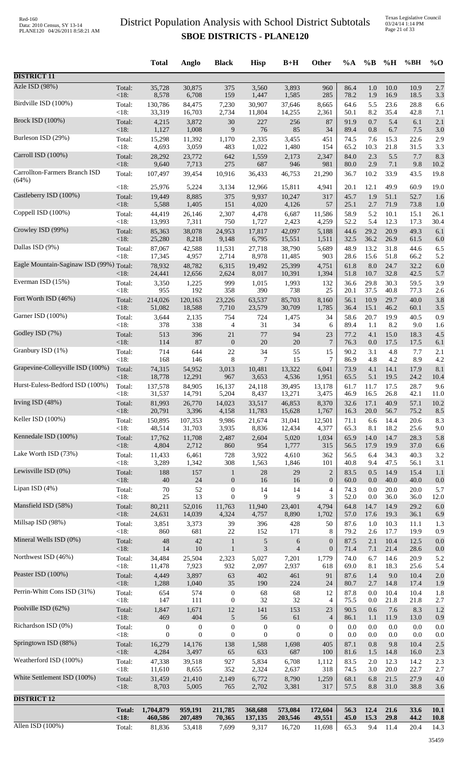# District Population Analysis with School District Subtotals
## SBOE DISTRICTS - PLANE120

| | | Total | Anglo | Black | Hisp | B+H | Other | %A | %B | %H | %BH | %O |
|---|---|---|---|---|---|---|---|---|---|---|---|---|
| **DISTRICT 11** | | | | | | | | | | | | |
| Azle ISD (98%) | Total: | 35,728 | 30,875 | 375 | 3,560 | 3,893 | 960 | 86.4 | 1.0 | 10.0 | 10.9 | 2.7 |
| | <18: | 8,578 | 6,708 | 159 | 1,447 | 1,585 | 285 | 78.2 | 1.9 | 16.9 | 18.5 | 3.3 |
| Birdville ISD (100%) | Total: | 130,786 | 84,475 | 7,230 | 30,907 | 37,646 | 8,665 | 64.6 | 5.5 | 23.6 | 28.8 | 6.6 |
| | <18: | 33,319 | 16,703 | 2,734 | 11,804 | 14,255 | 2,361 | 50.1 | 8.2 | 35.4 | 42.8 | 7.1 |
| Brock ISD (100%) | Total: | 4,215 | 3,872 | 30 | 227 | 256 | 87 | 91.9 | 0.7 | 5.4 | 6.1 | 2.1 |
| | <18: | 1,127 | 1,008 | 9 | 76 | 85 | 34 | 89.4 | 0.8 | 6.7 | 7.5 | 3.0 |
| Burleson ISD (29%) | Total: | 15,298 | 11,392 | 1,170 | 2,335 | 3,455 | 451 | 74.5 | 7.6 | 15.3 | 22.6 | 2.9 |
| | <18: | 4,693 | 3,059 | 483 | 1,022 | 1,480 | 154 | 65.2 | 10.3 | 21.8 | 31.5 | 3.3 |
| Carroll ISD (100%) | Total: | 28,292 | 23,772 | 642 | 1,559 | 2,173 | 2,347 | 84.0 | 2.3 | 5.5 | 7.7 | 8.3 |
| | <18: | 9,640 | 7,713 | 275 | 687 | 946 | 981 | 80.0 | 2.9 | 7.1 | 9.8 | 10.2 |
| Carrollton-Farmers Branch ISD (64%) | Total: | 107,497 | 39,454 | 10,916 | 36,433 | 46,753 | 21,290 | 36.7 | 10.2 | 33.9 | 43.5 | 19.8 |
| | <18: | 25,976 | 5,224 | 3,134 | 12,966 | 15,811 | 4,941 | 20.1 | 12.1 | 49.9 | 60.9 | 19.0 |
| Castleberry ISD (100%) | Total: | 19,449 | 8,885 | 375 | 9,937 | 10,247 | 317 | 45.7 | 1.9 | 51.1 | 52.7 | 1.6 |
| | <18: | 5,588 | 1,405 | 151 | 4,020 | 4,126 | 57 | 25.1 | 2.7 | 71.9 | 73.8 | 1.0 |
| Coppell ISD (100%) | Total: | 44,419 | 26,146 | 2,307 | 4,478 | 6,687 | 11,586 | 58.9 | 5.2 | 10.1 | 15.1 | 26.1 |
| | <18: | 13,993 | 7,311 | 750 | 1,727 | 2,423 | 4,259 | 52.2 | 5.4 | 12.3 | 17.3 | 30.4 |
| Crowley ISD (99%) | Total: | 85,363 | 38,078 | 24,953 | 17,817 | 42,097 | 5,188 | 44.6 | 29.2 | 20.9 | 49.3 | 6.1 |
| | <18: | 25,280 | 8,218 | 9,148 | 6,795 | 15,551 | 1,511 | 32.5 | 36.2 | 26.9 | 61.5 | 6.0 |
| Dallas ISD (9%) | Total: | 87,067 | 42,588 | 11,531 | 27,718 | 38,790 | 5,689 | 48.9 | 13.2 | 31.8 | 44.6 | 6.5 |
| | <18: | 17,345 | 4,957 | 2,714 | 8,978 | 11,485 | 903 | 28.6 | 15.6 | 51.8 | 66.2 | 5.2 |
| Eagle Mountain-Saginaw ISD (99%) | Total: | 78,932 | 48,782 | 6,315 | 19,492 | 25,399 | 4,751 | 61.8 | 8.0 | 24.7 | 32.2 | 6.0 |
| | <18: | 24,441 | 12,656 | 2,624 | 8,017 | 10,391 | 1,394 | 51.8 | 10.7 | 32.8 | 42.5 | 5.7 |
| Everman ISD (15%) | Total: | 3,350 | 1,225 | 999 | 1,015 | 1,993 | 132 | 36.6 | 29.8 | 30.3 | 59.5 | 3.9 |
| | <18: | 955 | 192 | 358 | 390 | 738 | 25 | 20.1 | 37.5 | 40.8 | 77.3 | 2.6 |
| Fort Worth ISD (46%) | Total: | 214,026 | 120,163 | 23,226 | 63,537 | 85,703 | 8,160 | 56.1 | 10.9 | 29.7 | 40.0 | 3.8 |
| | <18: | 51,082 | 18,588 | 7,710 | 23,579 | 30,709 | 1,785 | 36.4 | 15.1 | 46.2 | 60.1 | 3.5 |
| Garner ISD (100%) | Total: | 3,644 | 2,135 | 754 | 724 | 1,475 | 34 | 58.6 | 20.7 | 19.9 | 40.5 | 0.9 |
| | <18: | 378 | 338 | 4 | 31 | 34 | 6 | 89.4 | 1.1 | 8.2 | 9.0 | 1.6 |
| Godley ISD (7%) | Total: | 513 | 396 | 21 | 77 | 94 | 23 | 77.2 | 4.1 | 15.0 | 18.3 | 4.5 |
| | <18: | 114 | 87 | 0 | 20 | 20 | 7 | 76.3 | 0.0 | 17.5 | 17.5 | 6.1 |
| Granbury ISD (1%) | Total: | 714 | 644 | 22 | 34 | 55 | 15 | 90.2 | 3.1 | 4.8 | 7.7 | 2.1 |
| | <18: | 168 | 146 | 8 | 7 | 15 | 7 | 86.9 | 4.8 | 4.2 | 8.9 | 4.2 |
| Grapevine-Colleyville ISD (100%) | Total: | 74,315 | 54,952 | 3,013 | 10,481 | 13,322 | 6,041 | 73.9 | 4.1 | 14.1 | 17.9 | 8.1 |
| | <18: | 18,778 | 12,291 | 967 | 3,653 | 4,536 | 1,951 | 65.5 | 5.1 | 19.5 | 24.2 | 10.4 |
| Hurst-Euless-Bedford ISD (100%) | Total: | 137,578 | 84,905 | 16,137 | 24,118 | 39,495 | 13,178 | 61.7 | 11.7 | 17.5 | 28.7 | 9.6 |
| | <18: | 31,537 | 14,791 | 5,204 | 8,437 | 13,271 | 3,475 | 46.9 | 16.5 | 26.8 | 42.1 | 11.0 |
| Irving ISD (48%) | Total: | 81,993 | 26,770 | 14,023 | 33,517 | 46,853 | 8,370 | 32.6 | 17.1 | 40.9 | 57.1 | 10.2 |
| | <18: | 20,791 | 3,396 | 4,158 | 11,783 | 15,628 | 1,767 | 16.3 | 20.0 | 56.7 | 75.2 | 8.5 |
| Keller ISD (100%) | Total: | 150,895 | 107,353 | 9,986 | 21,674 | 31,041 | 12,501 | 71.1 | 6.6 | 14.4 | 20.6 | 8.3 |
| | <18: | 48,514 | 31,703 | 3,935 | 8,836 | 12,434 | 4,377 | 65.3 | 8.1 | 18.2 | 25.6 | 9.0 |
| Kennedale ISD (100%) | Total: | 17,762 | 11,708 | 2,487 | 2,604 | 5,020 | 1,034 | 65.9 | 14.0 | 14.7 | 28.3 | 5.8 |
| | <18: | 4,804 | 2,712 | 860 | 954 | 1,777 | 315 | 56.5 | 17.9 | 19.9 | 37.0 | 6.6 |
| Lake Worth ISD (73%) | Total: | 11,433 | 6,461 | 728 | 3,922 | 4,610 | 362 | 56.5 | 6.4 | 34.3 | 40.3 | 3.2 |
| | <18: | 3,289 | 1,342 | 308 | 1,563 | 1,846 | 101 | 40.8 | 9.4 | 47.5 | 56.1 | 3.1 |
| Lewisville ISD (0%) | Total: | 188 | 157 | 1 | 28 | 29 | 2 | 83.5 | 0.5 | 14.9 | 15.4 | 1.1 |
| | <18: | 40 | 24 | 0 | 16 | 16 | 0 | 60.0 | 0.0 | 40.0 | 40.0 | 0.0 |
| Lipan ISD (4%) | Total: | 70 | 52 | 0 | 14 | 14 | 4 | 74.3 | 0.0 | 20.0 | 20.0 | 5.7 |
| | <18: | 25 | 13 | 0 | 9 | 9 | 3 | 52.0 | 0.0 | 36.0 | 36.0 | 12.0 |
| Mansfield ISD (58%) | Total: | 80,211 | 52,016 | 11,763 | 11,940 | 23,401 | 4,794 | 64.8 | 14.7 | 14.9 | 29.2 | 6.0 |
| | <18: | 24,631 | 14,039 | 4,324 | 4,757 | 8,890 | 1,702 | 57.0 | 17.6 | 19.3 | 36.1 | 6.9 |
| Millsap ISD (98%) | Total: | 3,851 | 3,373 | 39 | 396 | 428 | 50 | 87.6 | 1.0 | 10.3 | 11.1 | 1.3 |
| | <18: | 860 | 681 | 22 | 152 | 171 | 8 | 79.2 | 2.6 | 17.7 | 19.9 | 0.9 |
| Mineral Wells ISD (0%) | Total: | 48 | 42 | 1 | 5 | 6 | 0 | 87.5 | 2.1 | 10.4 | 12.5 | 0.0 |
| | <18: | 14 | 10 | 1 | 3 | 4 | 0 | 71.4 | 7.1 | 21.4 | 28.6 | 0.0 |
| Northwest ISD (46%) | Total: | 34,484 | 25,504 | 2,323 | 5,027 | 7,201 | 1,779 | 74.0 | 6.7 | 14.6 | 20.9 | 5.2 |
| | <18: | 11,478 | 7,923 | 932 | 2,097 | 2,937 | 618 | 69.0 | 8.1 | 18.3 | 25.6 | 5.4 |
| Peaster ISD (100%) | Total: | 4,449 | 3,897 | 63 | 402 | 461 | 91 | 87.6 | 1.4 | 9.0 | 10.4 | 2.0 |
| | <18: | 1,288 | 1,040 | 35 | 190 | 224 | 24 | 80.7 | 2.7 | 14.8 | 17.4 | 1.9 |
| Perrin-Whitt Cons ISD (31%) | Total: | 654 | 574 | 0 | 68 | 68 | 12 | 87.8 | 0.0 | 10.4 | 10.4 | 1.8 |
| | <18: | 147 | 111 | 0 | 32 | 32 | 4 | 75.5 | 0.0 | 21.8 | 21.8 | 2.7 |
| Poolville ISD (62%) | Total: | 1,847 | 1,671 | 12 | 141 | 153 | 23 | 90.5 | 0.6 | 7.6 | 8.3 | 1.2 |
| | <18: | 469 | 404 | 5 | 56 | 61 | 4 | 86.1 | 1.1 | 11.9 | 13.0 | 0.9 |
| Richardson ISD (0%) | Total: | 0 | 0 | 0 | 0 | 0 | 0 | 0.0 | 0.0 | 0.0 | 0.0 | 0.0 |
| | <18: | 0 | 0 | 0 | 0 | 0 | 0 | 0.0 | 0.0 | 0.0 | 0.0 | 0.0 |
| Springtown ISD (88%) | Total: | 16,279 | 14,176 | 138 | 1,588 | 1,698 | 405 | 87.1 | 0.8 | 9.8 | 10.4 | 2.5 |
| | <18: | 4,284 | 3,497 | 65 | 633 | 687 | 100 | 81.6 | 1.5 | 14.8 | 16.0 | 2.3 |
| Weatherford ISD (100%) | Total: | 47,338 | 39,518 | 927 | 5,834 | 6,708 | 1,112 | 83.5 | 2.0 | 12.3 | 14.2 | 2.3 |
| | <18: | 11,610 | 8,655 | 352 | 2,324 | 2,637 | 318 | 74.5 | 3.0 | 20.0 | 22.7 | 2.7 |
| White Settlement ISD (100%) | Total: | 31,459 | 21,410 | 2,149 | 6,772 | 8,790 | 1,259 | 68.1 | 6.8 | 21.5 | 27.9 | 4.0 |
| | <18: | 8,703 | 5,005 | 765 | 2,702 | 3,381 | 317 | 57.5 | 8.8 | 31.0 | 38.8 | 3.6 |
| **DISTRICT 12** | | | | | | | | | | | | |
| | **Total:** | **1,704,879** | **959,191** | **211,785** | **368,688** | **573,084** | **172,604** | **56.3** | **12.4** | **21.6** | **33.6** | **10.1** |
| | **<18:** | **460,586** | **207,489** | **70,365** | **137,135** | **203,546** | **49,551** | **45.0** | **15.3** | **29.8** | **44.2** | **10.8** |
| Allen ISD (100%) | Total: | 81,836 | 53,418 | 7,699 | 9,317 | 16,720 | 11,698 | 65.3 | 9.4 | 11.4 | 20.4 | 14.3 |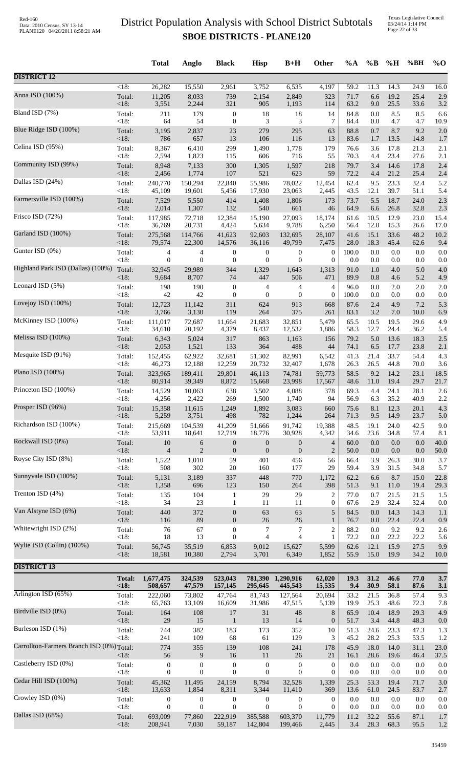# District Population Analysis with School District Subtotals
## SBOE DISTRICTS - PLANE120

| | | Total | Anglo | Black | Hisp | B+H | Other | %A | %B | %H | %BH | %O |
|---|---|---|---|---|---|---|---|---|---|---|---|---|
| **DISTRICT 12** | | | | | | | | | | | | |
| | <18: | 26,282 | 15,550 | 2,961 | 3,752 | 6,535 | 4,197 | 59.2 | 11.3 | 14.3 | 24.9 | 16.0 |
| Anna ISD (100%) | Total: | 11,205 | 8,033 | 739 | 2,154 | 2,849 | 323 | 71.7 | 6.6 | 19.2 | 25.4 | 2.9 |
| | <18: | 3,551 | 2,244 | 321 | 905 | 1,193 | 114 | 63.2 | 9.0 | 25.5 | 33.6 | 3.2 |
| Bland ISD (7%) | Total: | 211 | 179 | 0 | 18 | 18 | 14 | 84.8 | 0.0 | 8.5 | 8.5 | 6.6 |
| | <18: | 64 | 54 | 0 | 3 | 3 | 7 | 84.4 | 0.0 | 4.7 | 4.7 | 10.9 |
| Blue Ridge ISD (100%) | Total: | 3,195 | 2,837 | 23 | 279 | 295 | 63 | 88.8 | 0.7 | 8.7 | 9.2 | 2.0 |
| | <18: | 786 | 657 | 13 | 106 | 116 | 13 | 83.6 | 1.7 | 13.5 | 14.8 | 1.7 |
| Celina ISD (95%) | Total: | 8,367 | 6,410 | 299 | 1,490 | 1,778 | 179 | 76.6 | 3.6 | 17.8 | 21.3 | 2.1 |
| | <18: | 2,594 | 1,823 | 115 | 606 | 716 | 55 | 70.3 | 4.4 | 23.4 | 27.6 | 2.1 |
| Community ISD (99%) | Total: | 8,948 | 7,133 | 300 | 1,305 | 1,597 | 218 | 79.7 | 3.4 | 14.6 | 17.8 | 2.4 |
| | <18: | 2,456 | 1,774 | 107 | 521 | 623 | 59 | 72.2 | 4.4 | 21.2 | 25.4 | 2.4 |
| Dallas ISD (24%) | Total: | 240,770 | 150,294 | 22,840 | 55,986 | 78,022 | 12,454 | 62.4 | 9.5 | 23.3 | 32.4 | 5.2 |
| | <18: | 45,109 | 19,601 | 5,456 | 17,930 | 23,063 | 2,445 | 43.5 | 12.1 | 39.7 | 51.1 | 5.4 |
| Farmersville ISD (100%) | Total: | 7,529 | 5,550 | 414 | 1,408 | 1,806 | 173 | 73.7 | 5.5 | 18.7 | 24.0 | 2.3 |
| | <18: | 2,014 | 1,307 | 132 | 540 | 661 | 46 | 64.9 | 6.6 | 26.8 | 32.8 | 2.3 |
| Frisco ISD (72%) | Total: | 117,985 | 72,718 | 12,384 | 15,190 | 27,093 | 18,174 | 61.6 | 10.5 | 12.9 | 23.0 | 15.4 |
| | <18: | 36,769 | 20,731 | 4,424 | 5,634 | 9,788 | 6,250 | 56.4 | 12.0 | 15.3 | 26.6 | 17.0 |
| Garland ISD (100%) | Total: | 275,568 | 114,766 | 41,623 | 92,603 | 132,695 | 28,107 | 41.6 | 15.1 | 33.6 | 48.2 | 10.2 |
| | <18: | 79,574 | 22,300 | 14,576 | 36,116 | 49,799 | 7,475 | 28.0 | 18.3 | 45.4 | 62.6 | 9.4 |
| Gunter ISD (0%) | Total: | 4 | 4 | 0 | 0 | 0 | 0 | 100.0 | 0.0 | 0.0 | 0.0 | 0.0 |
| | <18: | 0 | 0 | 0 | 0 | 0 | 0 | 0.0 | 0.0 | 0.0 | 0.0 | 0.0 |
| Highland Park ISD (Dallas) (100%) | Total: | 32,945 | 29,989 | 344 | 1,329 | 1,643 | 1,313 | 91.0 | 1.0 | 4.0 | 5.0 | 4.0 |
| | <18: | 9,684 | 8,707 | 74 | 447 | 506 | 471 | 89.9 | 0.8 | 4.6 | 5.2 | 4.9 |
| Leonard ISD (5%) | Total: | 198 | 190 | 0 | 4 | 4 | 4 | 96.0 | 0.0 | 2.0 | 2.0 | 2.0 |
| | <18: | 42 | 42 | 0 | 0 | 0 | 0 | 100.0 | 0.0 | 0.0 | 0.0 | 0.0 |
| Lovejoy ISD (100%) | Total: | 12,723 | 11,142 | 311 | 624 | 913 | 668 | 87.6 | 2.4 | 4.9 | 7.2 | 5.3 |
| | <18: | 3,766 | 3,130 | 119 | 264 | 375 | 261 | 83.1 | 3.2 | 7.0 | 10.0 | 6.9 |
| McKinney ISD (100%) | Total: | 111,017 | 72,687 | 11,664 | 21,683 | 32,851 | 5,479 | 65.5 | 10.5 | 19.5 | 29.6 | 4.9 |
| | <18: | 34,610 | 20,192 | 4,379 | 8,437 | 12,532 | 1,886 | 58.3 | 12.7 | 24.4 | 36.2 | 5.4 |
| Melissa ISD (100%) | Total: | 6,343 | 5,024 | 317 | 863 | 1,163 | 156 | 79.2 | 5.0 | 13.6 | 18.3 | 2.5 |
| | <18: | 2,053 | 1,521 | 133 | 364 | 488 | 44 | 74.1 | 6.5 | 17.7 | 23.8 | 2.1 |
| Mesquite ISD (91%) | Total: | 152,455 | 62,922 | 32,681 | 51,302 | 82,991 | 6,542 | 41.3 | 21.4 | 33.7 | 54.4 | 4.3 |
| | <18: | 46,273 | 12,188 | 12,259 | 20,732 | 32,407 | 1,678 | 26.3 | 26.5 | 44.8 | 70.0 | 3.6 |
| Plano ISD (100%) | Total: | 323,965 | 189,411 | 29,801 | 46,113 | 74,781 | 59,773 | 58.5 | 9.2 | 14.2 | 23.1 | 18.5 |
| | <18: | 80,914 | 39,349 | 8,872 | 15,668 | 23,998 | 17,567 | 48.6 | 11.0 | 19.4 | 29.7 | 21.7 |
| Princeton ISD (100%) | Total: | 14,529 | 10,063 | 638 | 3,502 | 4,088 | 378 | 69.3 | 4.4 | 24.1 | 28.1 | 2.6 |
| | <18: | 4,256 | 2,422 | 269 | 1,500 | 1,740 | 94 | 56.9 | 6.3 | 35.2 | 40.9 | 2.2 |
| Prosper ISD (96%) | Total: | 15,358 | 11,615 | 1,249 | 1,892 | 3,083 | 660 | 75.6 | 8.1 | 12.3 | 20.1 | 4.3 |
| | <18: | 5,259 | 3,751 | 498 | 782 | 1,244 | 264 | 71.3 | 9.5 | 14.9 | 23.7 | 5.0 |
| Richardson ISD (100%) | Total: | 215,669 | 104,539 | 41,209 | 51,666 | 91,742 | 19,388 | 48.5 | 19.1 | 24.0 | 42.5 | 9.0 |
| | <18: | 53,911 | 18,641 | 12,719 | 18,776 | 30,928 | 4,342 | 34.6 | 23.6 | 34.8 | 57.4 | 8.1 |
| Rockwall ISD (0%) | Total: | 10 | 6 | 0 | 0 | 0 | 4 | 60.0 | 0.0 | 0.0 | 0.0 | 40.0 |
| | <18: | 4 | 2 | 0 | 0 | 0 | 2 | 50.0 | 0.0 | 0.0 | 0.0 | 50.0 |
| Royse City ISD (8%) | Total: | 1,522 | 1,010 | 59 | 401 | 456 | 56 | 66.4 | 3.9 | 26.3 | 30.0 | 3.7 |
| | <18: | 508 | 302 | 20 | 160 | 177 | 29 | 59.4 | 3.9 | 31.5 | 34.8 | 5.7 |
| Sunnyvale ISD (100%) | Total: | 5,131 | 3,189 | 337 | 448 | 770 | 1,172 | 62.2 | 6.6 | 8.7 | 15.0 | 22.8 |
| | <18: | 1,358 | 696 | 123 | 150 | 264 | 398 | 51.3 | 9.1 | 11.0 | 19.4 | 29.3 |
| Trenton ISD (4%) | Total: | 135 | 104 | 1 | 29 | 29 | 2 | 77.0 | 0.7 | 21.5 | 21.5 | 1.5 |
| | <18: | 34 | 23 | 1 | 11 | 11 | 0 | 67.6 | 2.9 | 32.4 | 32.4 | 0.0 |
| Van Alstyne ISD (6%) | Total: | 440 | 372 | 0 | 63 | 63 | 5 | 84.5 | 0.0 | 14.3 | 14.3 | 1.1 |
| | <18: | 116 | 89 | 0 | 26 | 26 | 1 | 76.7 | 0.0 | 22.4 | 22.4 | 0.9 |
| Whitewright ISD (2%) | Total: | 76 | 67 | 0 | 7 | 7 | 2 | 88.2 | 0.0 | 9.2 | 9.2 | 2.6 |
| | <18: | 18 | 13 | 0 | 4 | 4 | 1 | 72.2 | 0.0 | 22.2 | 22.2 | 5.6 |
| Wylie ISD (Collin) (100%) | Total: | 56,745 | 35,519 | 6,853 | 9,012 | 15,627 | 5,599 | 62.6 | 12.1 | 15.9 | 27.5 | 9.9 |
| | <18: | 18,581 | 10,380 | 2,794 | 3,701 | 6,349 | 1,852 | 55.9 | 15.0 | 19.9 | 34.2 | 10.0 |
| **DISTRICT 13** | | | | | | | | | | | | |
| | **Total:** | **1,677,475** | **324,539** | **523,043** | **781,390** | **1,290,916** | **62,020** | **19.3** | **31.2** | **46.6** | **77.0** | **3.7** |
| | **<18:** | **508,657** | **47,579** | **157,145** | **295,645** | **445,543** | **15,535** | **9.4** | **30.9** | **58.1** | **87.6** | **3.1** |
| Arlington ISD (65%) | Total: | 222,060 | 73,802 | 47,764 | 81,743 | 127,564 | 20,694 | 33.2 | 21.5 | 36.8 | 57.4 | 9.3 |
| | <18: | 65,763 | 13,109 | 16,609 | 31,986 | 47,515 | 5,139 | 19.9 | 25.3 | 48.6 | 72.3 | 7.8 |
| Birdville ISD (0%) | Total: | 164 | 108 | 17 | 31 | 48 | 8 | 65.9 | 10.4 | 18.9 | 29.3 | 4.9 |
| | <18: | 29 | 15 | 1 | 13 | 14 | 0 | 51.7 | 3.4 | 44.8 | 48.3 | 0.0 |
| Burleson ISD (1%) | Total: | 744 | 382 | 183 | 173 | 352 | 10 | 51.3 | 24.6 | 23.3 | 47.3 | 1.3 |
| | <18: | 241 | 109 | 68 | 61 | 129 | 3 | 45.2 | 28.2 | 25.3 | 53.5 | 1.2 |
| Carrollton-Farmers Branch ISD (0%) | Total: | 774 | 355 | 139 | 108 | 241 | 178 | 45.9 | 18.0 | 14.0 | 31.1 | 23.0 |
| | <18: | 56 | 9 | 16 | 11 | 26 | 21 | 16.1 | 28.6 | 19.6 | 46.4 | 37.5 |
| Castleberry ISD (0%) | Total: | 0 | 0 | 0 | 0 | 0 | 0 | 0.0 | 0.0 | 0.0 | 0.0 | 0.0 |
| | <18: | 0 | 0 | 0 | 0 | 0 | 0 | 0.0 | 0.0 | 0.0 | 0.0 | 0.0 |
| Cedar Hill ISD (100%) | Total: | 45,362 | 11,495 | 24,159 | 8,794 | 32,528 | 1,339 | 25.3 | 53.3 | 19.4 | 71.7 | 3.0 |
| | <18: | 13,633 | 1,854 | 8,311 | 3,344 | 11,410 | 369 | 13.6 | 61.0 | 24.5 | 83.7 | 2.7 |
| Crowley ISD (0%) | Total: | 0 | 0 | 0 | 0 | 0 | 0 | 0.0 | 0.0 | 0.0 | 0.0 | 0.0 |
| | <18: | 0 | 0 | 0 | 0 | 0 | 0 | 0.0 | 0.0 | 0.0 | 0.0 | 0.0 |
| Dallas ISD (68%) | Total: | 693,009 | 77,860 | 222,919 | 385,588 | 603,370 | 11,779 | 11.2 | 32.2 | 55.6 | 87.1 | 1.7 |
| | <18: | 208,941 | 7,030 | 59,187 | 142,804 | 199,466 | 2,445 | 3.4 | 28.3 | 68.3 | 95.5 | 1.2 |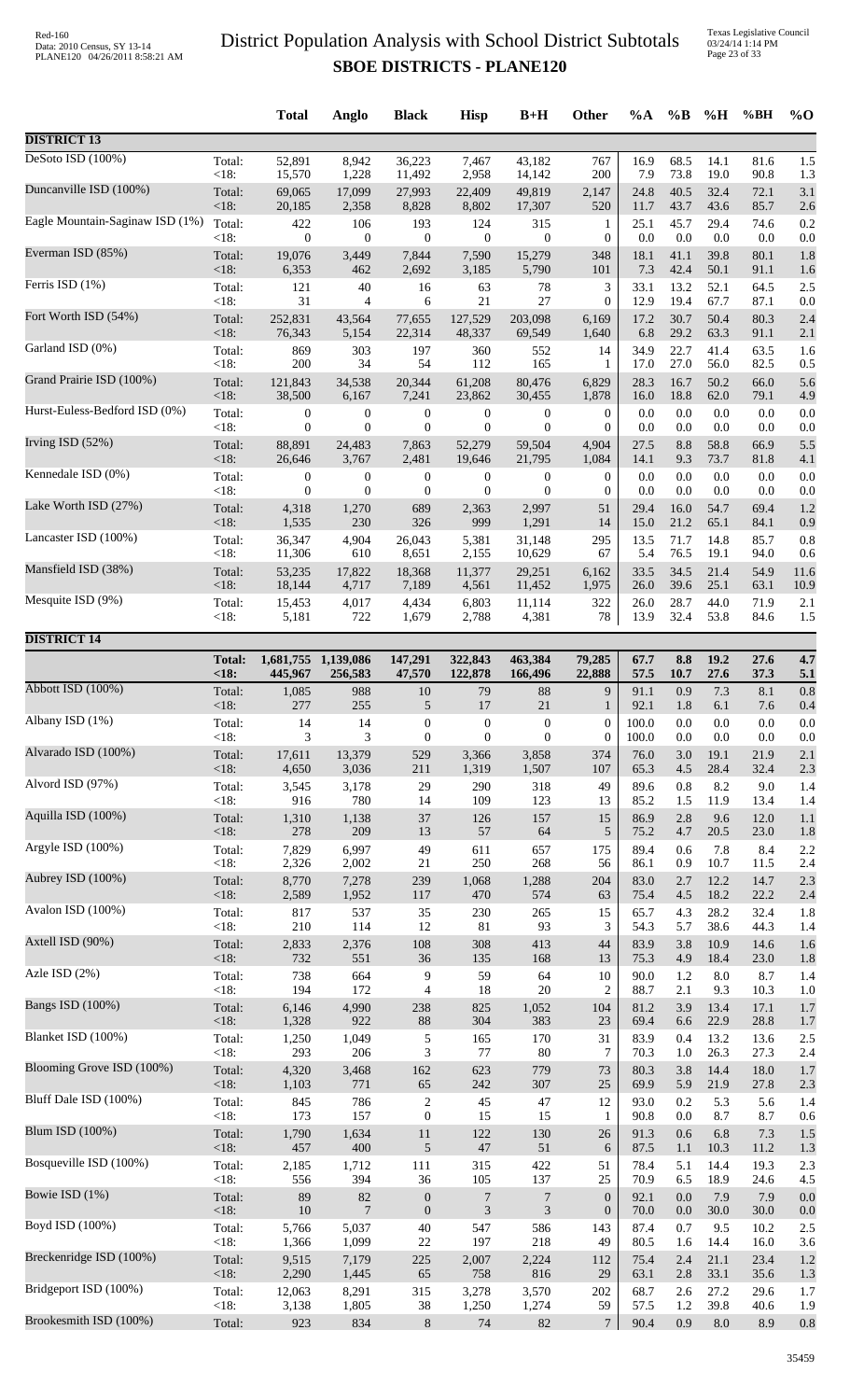# District Population Analysis with School District Subtotals

## SBOE DISTRICTS - PLANE120

| | | Total | Anglo | Black | Hisp | B+H | Other | %A | %B | %H | %BH | %O |
|---|---|---|---|---|---|---|---|---|---|---|---|---|
| **DISTRICT 13** | | | | | | | | | | | | |
| DeSoto ISD (100%) | Total: | 52,891 | 8,942 | 36,223 | 7,467 | 43,182 | 767 | 16.9 | 68.5 | 14.1 | 81.6 | 1.5 |
| | <18: | 15,570 | 1,228 | 11,492 | 2,958 | 14,142 | 200 | 7.9 | 73.8 | 19.0 | 90.8 | 1.3 |
| Duncanville ISD (100%) | Total: | 69,065 | 17,099 | 27,993 | 22,409 | 49,819 | 2,147 | 24.8 | 40.5 | 32.4 | 72.1 | 3.1 |
| | <18: | 20,185 | 2,358 | 8,828 | 8,802 | 17,307 | 520 | 11.7 | 43.7 | 43.6 | 85.7 | 2.6 |
| Eagle Mountain-Saginaw ISD (1%) | Total: | 422 | 106 | 193 | 124 | 315 | 1 | 25.1 | 45.7 | 29.4 | 74.6 | 0.2 |
| | <18: | 0 | 0 | 0 | 0 | 0 | 0 | 0.0 | 0.0 | 0.0 | 0.0 | 0.0 |
| Everman ISD (85%) | Total: | 19,076 | 3,449 | 7,844 | 7,590 | 15,279 | 348 | 18.1 | 41.1 | 39.8 | 80.1 | 1.8 |
| | <18: | 6,353 | 462 | 2,692 | 3,185 | 5,790 | 101 | 7.3 | 42.4 | 50.1 | 91.1 | 1.6 |
| Ferris ISD (1%) | Total: | 121 | 40 | 16 | 63 | 78 | 3 | 33.1 | 13.2 | 52.1 | 64.5 | 2.5 |
| | <18: | 31 | 4 | 6 | 21 | 27 | 0 | 12.9 | 19.4 | 67.7 | 87.1 | 0.0 |
| Fort Worth ISD (54%) | Total: | 252,831 | 43,564 | 77,655 | 127,529 | 203,098 | 6,169 | 17.2 | 30.7 | 50.4 | 80.3 | 2.4 |
| | <18: | 76,343 | 5,154 | 22,314 | 48,337 | 69,549 | 1,640 | 6.8 | 29.2 | 63.3 | 91.1 | 2.1 |
| Garland ISD (0%) | Total: | 869 | 303 | 197 | 360 | 552 | 14 | 34.9 | 22.7 | 41.4 | 63.5 | 1.6 |
| | <18: | 200 | 34 | 54 | 112 | 165 | 1 | 17.0 | 27.0 | 56.0 | 82.5 | 0.5 |
| Grand Prairie ISD (100%) | Total: | 121,843 | 34,538 | 20,344 | 61,208 | 80,476 | 6,829 | 28.3 | 16.7 | 50.2 | 66.0 | 5.6 |
| | <18: | 38,500 | 6,167 | 7,241 | 23,862 | 30,455 | 1,878 | 16.0 | 18.8 | 62.0 | 79.1 | 4.9 |
| Hurst-Euless-Bedford ISD (0%) | Total: | 0 | 0 | 0 | 0 | 0 | 0 | 0.0 | 0.0 | 0.0 | 0.0 | 0.0 |
| | <18: | 0 | 0 | 0 | 0 | 0 | 0 | 0.0 | 0.0 | 0.0 | 0.0 | 0.0 |
| Irving ISD (52%) | Total: | 88,891 | 24,483 | 7,863 | 52,279 | 59,504 | 4,904 | 27.5 | 8.8 | 58.8 | 66.9 | 5.5 |
| | <18: | 26,646 | 3,767 | 2,481 | 19,646 | 21,795 | 1,084 | 14.1 | 9.3 | 73.7 | 81.8 | 4.1 |
| Kennedale ISD (0%) | Total: | 0 | 0 | 0 | 0 | 0 | 0 | 0.0 | 0.0 | 0.0 | 0.0 | 0.0 |
| | <18: | 0 | 0 | 0 | 0 | 0 | 0 | 0.0 | 0.0 | 0.0 | 0.0 | 0.0 |
| Lake Worth ISD (27%) | Total: | 4,318 | 1,270 | 689 | 2,363 | 2,997 | 51 | 29.4 | 16.0 | 54.7 | 69.4 | 1.2 |
| | <18: | 1,535 | 230 | 326 | 999 | 1,291 | 14 | 15.0 | 21.2 | 65.1 | 84.1 | 0.9 |
| Lancaster ISD (100%) | Total: | 36,347 | 4,904 | 26,043 | 5,381 | 31,148 | 295 | 13.5 | 71.7 | 14.8 | 85.7 | 0.8 |
| | <18: | 11,306 | 610 | 8,651 | 2,155 | 10,629 | 67 | 5.4 | 76.5 | 19.1 | 94.0 | 0.6 |
| Mansfield ISD (38%) | Total: | 53,235 | 17,822 | 18,368 | 11,377 | 29,251 | 6,162 | 33.5 | 34.5 | 21.4 | 54.9 | 11.6 |
| | <18: | 18,144 | 4,717 | 7,189 | 4,561 | 11,452 | 1,975 | 26.0 | 39.6 | 25.1 | 63.1 | 10.9 |
| Mesquite ISD (9%) | Total: | 15,453 | 4,017 | 4,434 | 6,803 | 11,114 | 322 | 26.0 | 28.7 | 44.0 | 71.9 | 2.1 |
| | <18: | 5,181 | 722 | 1,679 | 2,788 | 4,381 | 78 | 13.9 | 32.4 | 53.8 | 84.6 | 1.5 |
| **DISTRICT 14** | | | | | | | | | | | | |
| | **Total:** | **1,681,755** | **1,139,086** | **147,291** | **322,843** | **463,384** | **79,285** | **67.7** | **8.8** | **19.2** | **27.6** | **4.7** |
| | **<18:** | **445,967** | **256,583** | **47,570** | **122,878** | **166,496** | **22,888** | **57.5** | **10.7** | **27.6** | **37.3** | **5.1** |
| Abbott ISD (100%) | Total: | 1,085 | 988 | 10 | 79 | 88 | 9 | 91.1 | 0.9 | 7.3 | 8.1 | 0.8 |
| | <18: | 277 | 255 | 5 | 17 | 21 | 1 | 92.1 | 1.8 | 6.1 | 7.6 | 0.4 |
| Albany ISD (1%) | Total: | 14 | 14 | 0 | 0 | 0 | 0 | 100.0 | 0.0 | 0.0 | 0.0 | 0.0 |
| | <18: | 3 | 3 | 0 | 0 | 0 | 0 | 100.0 | 0.0 | 0.0 | 0.0 | 0.0 |
| Alvarado ISD (100%) | Total: | 17,611 | 13,379 | 529 | 3,366 | 3,858 | 374 | 76.0 | 3.0 | 19.1 | 21.9 | 2.1 |
| | <18: | 4,650 | 3,036 | 211 | 1,319 | 1,507 | 107 | 65.3 | 4.5 | 28.4 | 32.4 | 2.3 |
| Alvord ISD (97%) | Total: | 3,545 | 3,178 | 29 | 290 | 318 | 49 | 89.6 | 0.8 | 8.2 | 9.0 | 1.4 |
| | <18: | 916 | 780 | 14 | 109 | 123 | 13 | 85.2 | 1.5 | 11.9 | 13.4 | 1.4 |
| Aquilla ISD (100%) | Total: | 1,310 | 1,138 | 37 | 126 | 157 | 15 | 86.9 | 2.8 | 9.6 | 12.0 | 1.1 |
| | <18: | 278 | 209 | 13 | 57 | 64 | 5 | 75.2 | 4.7 | 20.5 | 23.0 | 1.8 |
| Argyle ISD (100%) | Total: | 7,829 | 6,997 | 49 | 611 | 657 | 175 | 89.4 | 0.6 | 7.8 | 8.4 | 2.2 |
| | <18: | 2,326 | 2,002 | 21 | 250 | 268 | 56 | 86.1 | 0.9 | 10.7 | 11.5 | 2.4 |
| Aubrey ISD (100%) | Total: | 8,770 | 7,278 | 239 | 1,068 | 1,288 | 204 | 83.0 | 2.7 | 12.2 | 14.7 | 2.3 |
| | <18: | 2,589 | 1,952 | 117 | 470 | 574 | 63 | 75.4 | 4.5 | 18.2 | 22.2 | 2.4 |
| Avalon ISD (100%) | Total: | 817 | 537 | 35 | 230 | 265 | 15 | 65.7 | 4.3 | 28.2 | 32.4 | 1.8 |
| | <18: | 210 | 114 | 12 | 81 | 93 | 3 | 54.3 | 5.7 | 38.6 | 44.3 | 1.4 |
| Axtell ISD (90%) | Total: | 2,833 | 2,376 | 108 | 308 | 413 | 44 | 83.9 | 3.8 | 10.9 | 14.6 | 1.6 |
| | <18: | 732 | 551 | 36 | 135 | 168 | 13 | 75.3 | 4.9 | 18.4 | 23.0 | 1.8 |
| Azle ISD (2%) | Total: | 738 | 664 | 9 | 59 | 64 | 10 | 90.0 | 1.2 | 8.0 | 8.7 | 1.4 |
| | <18: | 194 | 172 | 4 | 18 | 20 | 2 | 88.7 | 2.1 | 9.3 | 10.3 | 1.0 |
| Bangs ISD (100%) | Total: | 6,146 | 4,990 | 238 | 825 | 1,052 | 104 | 81.2 | 3.9 | 13.4 | 17.1 | 1.7 |
| | <18: | 1,328 | 922 | 88 | 304 | 383 | 23 | 69.4 | 6.6 | 22.9 | 28.8 | 1.7 |
| Blanket ISD (100%) | Total: | 1,250 | 1,049 | 5 | 165 | 170 | 31 | 83.9 | 0.4 | 13.2 | 13.6 | 2.5 |
| | <18: | 293 | 206 | 3 | 77 | 80 | 7 | 70.3 | 1.0 | 26.3 | 27.3 | 2.4 |
| Blooming Grove ISD (100%) | Total: | 4,320 | 3,468 | 162 | 623 | 779 | 73 | 80.3 | 3.8 | 14.4 | 18.0 | 1.7 |
| | <18: | 1,103 | 771 | 65 | 242 | 307 | 25 | 69.9 | 5.9 | 21.9 | 27.8 | 2.3 |
| Bluff Dale ISD (100%) | Total: | 845 | 786 | 2 | 45 | 47 | 12 | 93.0 | 0.2 | 5.3 | 5.6 | 1.4 |
| | <18: | 173 | 157 | 0 | 15 | 15 | 1 | 90.8 | 0.0 | 8.7 | 8.7 | 0.6 |
| Blum ISD (100%) | Total: | 1,790 | 1,634 | 11 | 122 | 130 | 26 | 91.3 | 0.6 | 6.8 | 7.3 | 1.5 |
| | <18: | 457 | 400 | 5 | 47 | 51 | 6 | 87.5 | 1.1 | 10.3 | 11.2 | 1.3 |
| Bosqueville ISD (100%) | Total: | 2,185 | 1,712 | 111 | 315 | 422 | 51 | 78.4 | 5.1 | 14.4 | 19.3 | 2.3 |
| | <18: | 556 | 394 | 36 | 105 | 137 | 25 | 70.9 | 6.5 | 18.9 | 24.6 | 4.5 |
| Bowie ISD (1%) | Total: | 89 | 82 | 0 | 7 | 7 | 0 | 92.1 | 0.0 | 7.9 | 7.9 | 0.0 |
| | <18: | 10 | 7 | 0 | 3 | 3 | 0 | 70.0 | 0.0 | 30.0 | 30.0 | 0.0 |
| Boyd ISD (100%) | Total: | 5,766 | 5,037 | 40 | 547 | 586 | 143 | 87.4 | 0.7 | 9.5 | 10.2 | 2.5 |
| | <18: | 1,366 | 1,099 | 22 | 197 | 218 | 49 | 80.5 | 1.6 | 14.4 | 16.0 | 3.6 |
| Breckenridge ISD (100%) | Total: | 9,515 | 7,179 | 225 | 2,007 | 2,224 | 112 | 75.4 | 2.4 | 21.1 | 23.4 | 1.2 |
| | <18: | 2,290 | 1,445 | 65 | 758 | 816 | 29 | 63.1 | 2.8 | 33.1 | 35.6 | 1.3 |
| Bridgeport ISD (100%) | Total: | 12,063 | 8,291 | 315 | 3,278 | 3,570 | 202 | 68.7 | 2.6 | 27.2 | 29.6 | 1.7 |
| | <18: | 3,138 | 1,805 | 38 | 1,250 | 1,274 | 59 | 57.5 | 1.2 | 39.8 | 40.6 | 1.9 |
| Brookesmith ISD (100%) | Total: | 923 | 834 | 8 | 74 | 82 | 7 | 90.4 | 0.9 | 8.0 | 8.9 | 0.8 |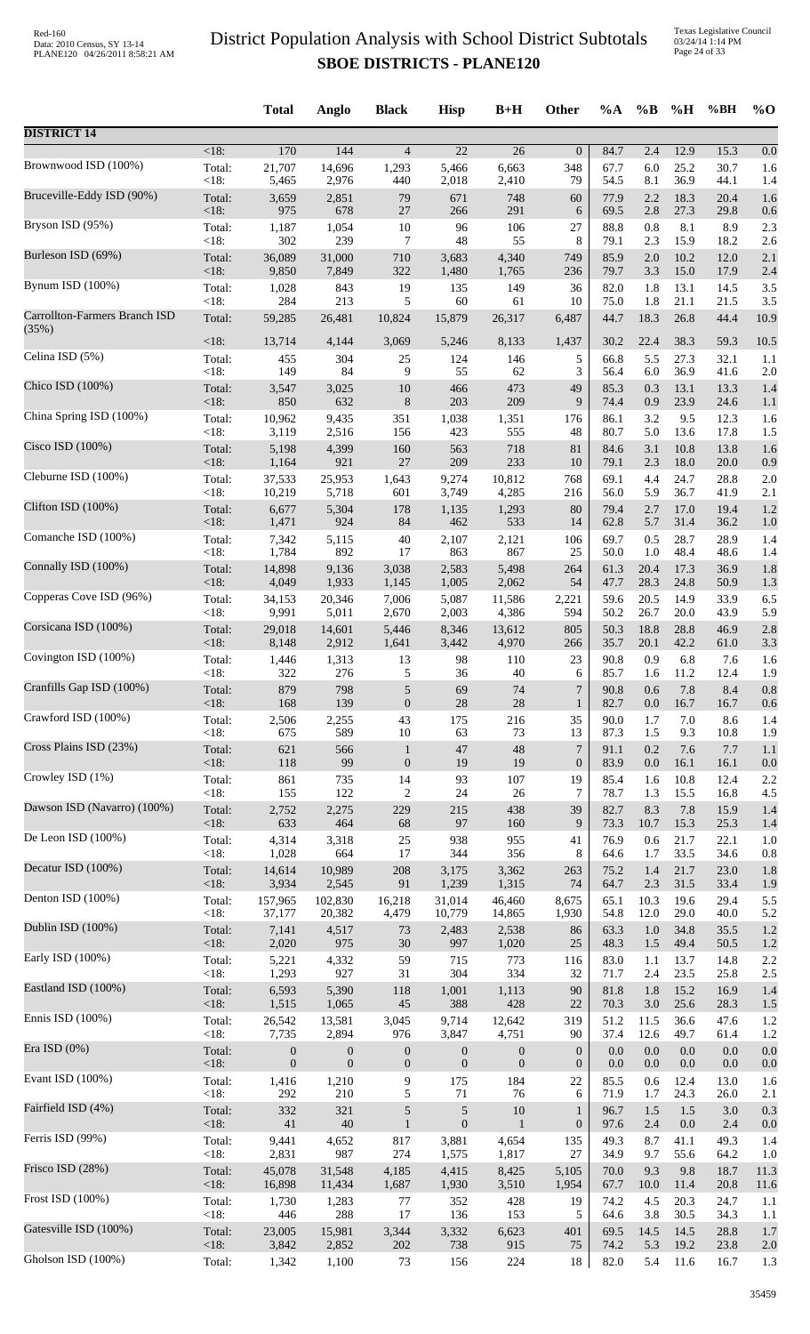# District Population Analysis with School District Subtotals

## SBOE DISTRICTS - PLANE120

Red-160
Data: 2010 Census, SY 13-14
PLANE120 04/26/2011 8:58:21 AM

Texas Legislative Council
03/24/14 1:14 PM
Page 24 of 33

| | | Total | Anglo | Black | Hisp | B+H | Other | %A | %B | %H | %BH | %O |
|---|---|---|---|---|---|---|---|---|---|---|---|---|
| **DISTRICT 14** | | | | | | | | | | | | |
| | <18: | 170 | 144 | 4 | 22 | 26 | 0 | 84.7 | 2.4 | 12.9 | 15.3 | 0.0 |
| Brownwood ISD (100%) | Total: | 21,707 | 14,696 | 1,293 | 5,466 | 6,663 | 348 | 67.7 | 6.0 | 25.2 | 30.7 | 1.6 |
| | <18: | 5,465 | 2,976 | 440 | 2,018 | 2,410 | 79 | 54.5 | 8.1 | 36.9 | 44.1 | 1.4 |
| Bruceville-Eddy ISD (90%) | Total: | 3,659 | 2,851 | 79 | 671 | 748 | 60 | 77.9 | 2.2 | 18.3 | 20.4 | 1.6 |
| | <18: | 975 | 678 | 27 | 266 | 291 | 6 | 69.5 | 2.8 | 27.3 | 29.8 | 0.6 |
| Bryson ISD (95%) | Total: | 1,187 | 1,054 | 10 | 96 | 106 | 27 | 88.8 | 0.8 | 8.1 | 8.9 | 2.3 |
| | <18: | 302 | 239 | 7 | 48 | 55 | 8 | 79.1 | 2.3 | 15.9 | 18.2 | 2.6 |
| Burleson ISD (69%) | Total: | 36,089 | 31,000 | 710 | 3,683 | 4,340 | 749 | 85.9 | 2.0 | 10.2 | 12.0 | 2.1 |
| | <18: | 9,850 | 7,849 | 322 | 1,480 | 1,765 | 236 | 79.7 | 3.3 | 15.0 | 17.9 | 2.4 |
| Bynum ISD (100%) | Total: | 1,028 | 843 | 19 | 135 | 149 | 36 | 82.0 | 1.8 | 13.1 | 14.5 | 3.5 |
| | <18: | 284 | 213 | 5 | 60 | 61 | 10 | 75.0 | 1.8 | 21.1 | 21.5 | 3.5 |
| Carrollton-Farmers Branch ISD (35%) | Total: | 59,285 | 26,481 | 10,824 | 15,879 | 26,317 | 6,487 | 44.7 | 18.3 | 26.8 | 44.4 | 10.9 |
| | <18: | 13,714 | 4,144 | 3,069 | 5,246 | 8,133 | 1,437 | 30.2 | 22.4 | 38.3 | 59.3 | 10.5 |
| Celina ISD (5%) | Total: | 455 | 304 | 25 | 124 | 146 | 5 | 66.8 | 5.5 | 27.3 | 32.1 | 1.1 |
| | <18: | 149 | 84 | 9 | 55 | 62 | 3 | 56.4 | 6.0 | 36.9 | 41.6 | 2.0 |
| Chico ISD (100%) | Total: | 3,547 | 3,025 | 10 | 466 | 473 | 49 | 85.3 | 0.3 | 13.1 | 13.3 | 1.4 |
| | <18: | 850 | 632 | 8 | 203 | 209 | 9 | 74.4 | 0.9 | 23.9 | 24.6 | 1.1 |
| China Spring ISD (100%) | Total: | 10,962 | 9,435 | 351 | 1,038 | 1,351 | 176 | 86.1 | 3.2 | 9.5 | 12.3 | 1.6 |
| | <18: | 3,119 | 2,516 | 156 | 423 | 555 | 48 | 80.7 | 5.0 | 13.6 | 17.8 | 1.5 |
| Cisco ISD (100%) | Total: | 5,198 | 4,399 | 160 | 563 | 718 | 81 | 84.6 | 3.1 | 10.8 | 13.8 | 1.6 |
| | <18: | 1,164 | 921 | 27 | 209 | 233 | 10 | 79.1 | 2.3 | 18.0 | 20.0 | 0.9 |
| Cleburne ISD (100%) | Total: | 37,533 | 25,953 | 1,643 | 9,274 | 10,812 | 768 | 69.1 | 4.4 | 24.7 | 28.8 | 2.0 |
| | <18: | 10,219 | 5,718 | 601 | 3,749 | 4,285 | 216 | 56.0 | 5.9 | 36.7 | 41.9 | 2.1 |
| Clifton ISD (100%) | Total: | 6,677 | 5,304 | 178 | 1,135 | 1,293 | 80 | 79.4 | 2.7 | 17.0 | 19.4 | 1.2 |
| | <18: | 1,471 | 924 | 84 | 462 | 533 | 14 | 62.8 | 5.7 | 31.4 | 36.2 | 1.0 |
| Comanche ISD (100%) | Total: | 7,342 | 5,115 | 40 | 2,107 | 2,121 | 106 | 69.7 | 0.5 | 28.7 | 28.9 | 1.4 |
| | <18: | 1,784 | 892 | 17 | 863 | 867 | 25 | 50.0 | 1.0 | 48.4 | 48.6 | 1.4 |
| Connally ISD (100%) | Total: | 14,898 | 9,136 | 3,038 | 2,583 | 5,498 | 264 | 61.3 | 20.4 | 17.3 | 36.9 | 1.8 |
| | <18: | 4,049 | 1,933 | 1,145 | 1,005 | 2,062 | 54 | 47.7 | 28.3 | 24.8 | 50.9 | 1.3 |
| Copperas Cove ISD (96%) | Total: | 34,153 | 20,346 | 7,006 | 5,087 | 11,586 | 2,221 | 59.6 | 20.5 | 14.9 | 33.9 | 6.5 |
| | <18: | 9,991 | 5,011 | 2,670 | 2,003 | 4,386 | 594 | 50.2 | 26.7 | 20.0 | 43.9 | 5.9 |
| Corsicana ISD (100%) | Total: | 29,018 | 14,601 | 5,446 | 8,346 | 13,612 | 805 | 50.3 | 18.8 | 28.8 | 46.9 | 2.8 |
| | <18: | 8,148 | 2,912 | 1,641 | 3,442 | 4,970 | 266 | 35.7 | 20.1 | 42.2 | 61.0 | 3.3 |
| Covington ISD (100%) | Total: | 1,446 | 1,313 | 13 | 98 | 110 | 23 | 90.8 | 0.9 | 6.8 | 7.6 | 1.6 |
| | <18: | 322 | 276 | 5 | 36 | 40 | 6 | 85.7 | 1.6 | 11.2 | 12.4 | 1.9 |
| Cranfills Gap ISD (100%) | Total: | 879 | 798 | 5 | 69 | 74 | 7 | 90.8 | 0.6 | 7.8 | 8.4 | 0.8 |
| | <18: | 168 | 139 | 0 | 28 | 28 | 1 | 82.7 | 0.0 | 16.7 | 16.7 | 0.6 |
| Crawford ISD (100%) | Total: | 2,506 | 2,255 | 43 | 175 | 216 | 35 | 90.0 | 1.7 | 7.0 | 8.6 | 1.4 |
| | <18: | 675 | 589 | 10 | 63 | 73 | 13 | 87.3 | 1.5 | 9.3 | 10.8 | 1.9 |
| Cross Plains ISD (23%) | Total: | 621 | 566 | 1 | 47 | 48 | 7 | 91.1 | 0.2 | 7.6 | 7.7 | 1.1 |
| | <18: | 118 | 99 | 0 | 19 | 19 | 0 | 83.9 | 0.0 | 16.1 | 16.1 | 0.0 |
| Crowley ISD (1%) | Total: | 861 | 735 | 14 | 93 | 107 | 19 | 85.4 | 1.6 | 10.8 | 12.4 | 2.2 |
| | <18: | 155 | 122 | 2 | 24 | 26 | 7 | 78.7 | 1.3 | 15.5 | 16.8 | 4.5 |
| Dawson ISD (Navarro) (100%) | Total: | 2,752 | 2,275 | 229 | 215 | 438 | 39 | 82.7 | 8.3 | 7.8 | 15.9 | 1.4 |
| | <18: | 633 | 464 | 68 | 97 | 160 | 9 | 73.3 | 10.7 | 15.3 | 25.3 | 1.4 |
| De Leon ISD (100%) | Total: | 4,314 | 3,318 | 25 | 938 | 955 | 41 | 76.9 | 0.6 | 21.7 | 22.1 | 1.0 |
| | <18: | 1,028 | 664 | 17 | 344 | 356 | 8 | 64.6 | 1.7 | 33.5 | 34.6 | 0.8 |
| Decatur ISD (100%) | Total: | 14,614 | 10,989 | 208 | 3,175 | 3,362 | 263 | 75.2 | 1.4 | 21.7 | 23.0 | 1.8 |
| | <18: | 3,934 | 2,545 | 91 | 1,239 | 1,315 | 74 | 64.7 | 2.3 | 31.5 | 33.4 | 1.9 |
| Denton ISD (100%) | Total: | 157,965 | 102,830 | 16,218 | 31,014 | 46,460 | 8,675 | 65.1 | 10.3 | 19.6 | 29.4 | 5.5 |
| | <18: | 37,177 | 20,382 | 4,479 | 10,779 | 14,865 | 1,930 | 54.8 | 12.0 | 29.0 | 40.0 | 5.2 |
| Dublin ISD (100%) | Total: | 7,141 | 4,517 | 73 | 2,483 | 2,538 | 86 | 63.3 | 1.0 | 34.8 | 35.5 | 1.2 |
| | <18: | 2,020 | 975 | 30 | 997 | 1,020 | 25 | 48.3 | 1.5 | 49.4 | 50.5 | 1.2 |
| Early ISD (100%) | Total: | 5,221 | 4,332 | 59 | 715 | 773 | 116 | 83.0 | 1.1 | 13.7 | 14.8 | 2.2 |
| | <18: | 1,293 | 927 | 31 | 304 | 334 | 32 | 71.7 | 2.4 | 23.5 | 25.8 | 2.5 |
| Eastland ISD (100%) | Total: | 6,593 | 5,390 | 118 | 1,001 | 1,113 | 90 | 81.8 | 1.8 | 15.2 | 16.9 | 1.4 |
| | <18: | 1,515 | 1,065 | 45 | 388 | 428 | 22 | 70.3 | 3.0 | 25.6 | 28.3 | 1.5 |
| Ennis ISD (100%) | Total: | 26,542 | 13,581 | 3,045 | 9,714 | 12,642 | 319 | 51.2 | 11.5 | 36.6 | 47.6 | 1.2 |
| | <18: | 7,735 | 2,894 | 976 | 3,847 | 4,751 | 90 | 37.4 | 12.6 | 49.7 | 61.4 | 1.2 |
| Era ISD (0%) | Total: | 0 | 0 | 0 | 0 | 0 | 0 | 0.0 | 0.0 | 0.0 | 0.0 | 0.0 |
| | <18: | 0 | 0 | 0 | 0 | 0 | 0 | 0.0 | 0.0 | 0.0 | 0.0 | 0.0 |
| Evant ISD (100%) | Total: | 1,416 | 1,210 | 9 | 175 | 184 | 22 | 85.5 | 0.6 | 12.4 | 13.0 | 1.6 |
| | <18: | 292 | 210 | 5 | 71 | 76 | 6 | 71.9 | 1.7 | 24.3 | 26.0 | 2.1 |
| Fairfield ISD (4%) | Total: | 332 | 321 | 5 | 5 | 10 | 1 | 96.7 | 1.5 | 1.5 | 3.0 | 0.3 |
| | <18: | 41 | 40 | 1 | 0 | 1 | 0 | 97.6 | 2.4 | 0.0 | 2.4 | 0.0 |
| Ferris ISD (99%) | Total: | 9,441 | 4,652 | 817 | 3,881 | 4,654 | 135 | 49.3 | 8.7 | 41.1 | 49.3 | 1.4 |
| | <18: | 2,831 | 987 | 274 | 1,575 | 1,817 | 27 | 34.9 | 9.7 | 55.6 | 64.2 | 1.0 |
| Frisco ISD (28%) | Total: | 45,078 | 31,548 | 4,185 | 4,415 | 8,425 | 5,105 | 70.0 | 9.3 | 9.8 | 18.7 | 11.3 |
| | <18: | 16,898 | 11,434 | 1,687 | 1,930 | 3,510 | 1,954 | 67.7 | 10.0 | 11.4 | 20.8 | 11.6 |
| Frost ISD (100%) | Total: | 1,730 | 1,283 | 77 | 352 | 428 | 19 | 74.2 | 4.5 | 20.3 | 24.7 | 1.1 |
| | <18: | 446 | 288 | 17 | 136 | 153 | 5 | 64.6 | 3.8 | 30.5 | 34.3 | 1.1 |
| Gatesville ISD (100%) | Total: | 23,005 | 15,981 | 3,344 | 3,332 | 6,623 | 401 | 69.5 | 14.5 | 14.5 | 28.8 | 1.7 |
| | <18: | 3,842 | 2,852 | 202 | 738 | 915 | 75 | 74.2 | 5.3 | 19.2 | 23.8 | 2.0 |
| Gholson ISD (100%) | Total: | 1,342 | 1,100 | 73 | 156 | 224 | 18 | 82.0 | 5.4 | 11.6 | 16.7 | 1.3 |

35459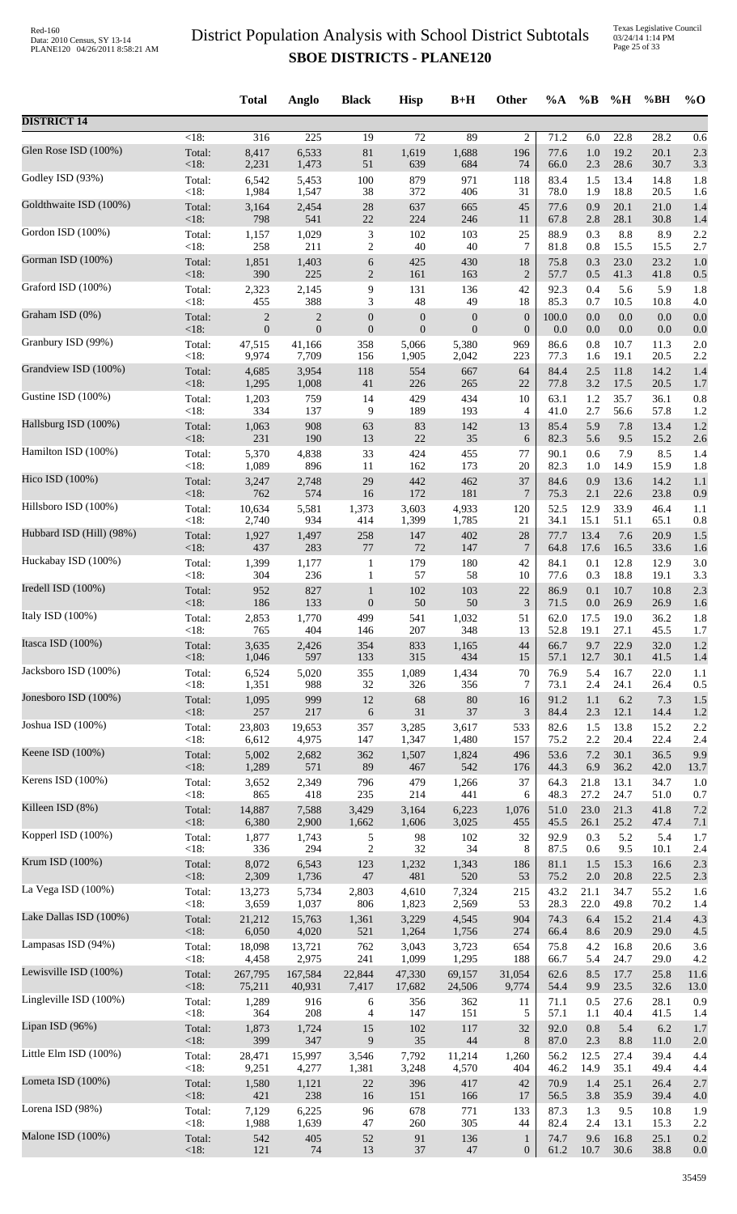# District Population Analysis with School District Subtotals
## SBOE DISTRICTS - PLANE120

Red-160
Data: 2010 Census, SY 13-14
PLANE120 04/26/2011 8:58:21 AM

Texas Legislative Council
03/24/14 1:14 PM
Page 25 of 33

| | | Total | Anglo | Black | Hisp | B+H | Other | %A | %B | %H | %BH | %O |
|---|---|---|---|---|---|---|---|---|---|---|---|---|
| **DISTRICT 14** | | | | | | | | | | | | |
| | <18: | 316 | 225 | 19 | 72 | 89 | 2 | 71.2 | 6.0 | 22.8 | 28.2 | 0.6 |
| Glen Rose ISD (100%) | Total: | 8,417 | 6,533 | 81 | 1,619 | 1,688 | 196 | 77.6 | 1.0 | 19.2 | 20.1 | 2.3 |
| | <18: | 2,231 | 1,473 | 51 | 639 | 684 | 74 | 66.0 | 2.3 | 28.6 | 30.7 | 3.3 |
| Godley ISD (93%) | Total: | 6,542 | 5,453 | 100 | 879 | 971 | 118 | 83.4 | 1.5 | 13.4 | 14.8 | 1.8 |
| | <18: | 1,984 | 1,547 | 38 | 372 | 406 | 31 | 78.0 | 1.9 | 18.8 | 20.5 | 1.6 |
| Goldthwaite ISD (100%) | Total: | 3,164 | 2,454 | 28 | 637 | 665 | 45 | 77.6 | 0.9 | 20.1 | 21.0 | 1.4 |
| | <18: | 798 | 541 | 22 | 224 | 246 | 11 | 67.8 | 2.8 | 28.1 | 30.8 | 1.4 |
| Gordon ISD (100%) | Total: | 1,157 | 1,029 | 3 | 102 | 103 | 25 | 88.9 | 0.3 | 8.8 | 8.9 | 2.2 |
| | <18: | 258 | 211 | 2 | 40 | 40 | 7 | 81.8 | 0.8 | 15.5 | 15.5 | 2.7 |
| Gorman ISD (100%) | Total: | 1,851 | 1,403 | 6 | 425 | 430 | 18 | 75.8 | 0.3 | 23.0 | 23.2 | 1.0 |
| | <18: | 390 | 225 | 2 | 161 | 163 | 2 | 57.7 | 0.5 | 41.3 | 41.8 | 0.5 |
| Graford ISD (100%) | Total: | 2,323 | 2,145 | 9 | 131 | 136 | 42 | 92.3 | 0.4 | 5.6 | 5.9 | 1.8 |
| | <18: | 455 | 388 | 3 | 48 | 49 | 18 | 85.3 | 0.7 | 10.5 | 10.8 | 4.0 |
| Graham ISD (0%) | Total: | 2 | 2 | 0 | 0 | 0 | 0 | 100.0 | 0.0 | 0.0 | 0.0 | 0.0 |
| | <18: | 0 | 0 | 0 | 0 | 0 | 0 | 0.0 | 0.0 | 0.0 | 0.0 | 0.0 |
| Granbury ISD (99%) | Total: | 47,515 | 41,166 | 358 | 5,066 | 5,380 | 969 | 86.6 | 0.8 | 10.7 | 11.3 | 2.0 |
| | <18: | 9,974 | 7,709 | 156 | 1,905 | 2,042 | 223 | 77.3 | 1.6 | 19.1 | 20.5 | 2.2 |
| Grandview ISD (100%) | Total: | 4,685 | 3,954 | 118 | 554 | 667 | 64 | 84.4 | 2.5 | 11.8 | 14.2 | 1.4 |
| | <18: | 1,295 | 1,008 | 41 | 226 | 265 | 22 | 77.8 | 3.2 | 17.5 | 20.5 | 1.7 |
| Gustine ISD (100%) | Total: | 1,203 | 759 | 14 | 429 | 434 | 10 | 63.1 | 1.2 | 35.7 | 36.1 | 0.8 |
| | <18: | 334 | 137 | 9 | 189 | 193 | 4 | 41.0 | 2.7 | 56.6 | 57.8 | 1.2 |
| Hallsburg ISD (100%) | Total: | 1,063 | 908 | 63 | 83 | 142 | 13 | 85.4 | 5.9 | 7.8 | 13.4 | 1.2 |
| | <18: | 231 | 190 | 13 | 22 | 35 | 6 | 82.3 | 5.6 | 9.5 | 15.2 | 2.6 |
| Hamilton ISD (100%) | Total: | 5,370 | 4,838 | 33 | 424 | 455 | 77 | 90.1 | 0.6 | 7.9 | 8.5 | 1.4 |
| | <18: | 1,089 | 896 | 11 | 162 | 173 | 20 | 82.3 | 1.0 | 14.9 | 15.9 | 1.8 |
| Hico ISD (100%) | Total: | 3,247 | 2,748 | 29 | 442 | 462 | 37 | 84.6 | 0.9 | 13.6 | 14.2 | 1.1 |
| | <18: | 762 | 574 | 16 | 172 | 181 | 7 | 75.3 | 2.1 | 22.6 | 23.8 | 0.9 |
| Hillsboro ISD (100%) | Total: | 10,634 | 5,581 | 1,373 | 3,603 | 4,933 | 120 | 52.5 | 12.9 | 33.9 | 46.4 | 1.1 |
| | <18: | 2,740 | 934 | 414 | 1,399 | 1,785 | 21 | 34.1 | 15.1 | 51.1 | 65.1 | 0.8 |
| Hubbard ISD (Hill) (98%) | Total: | 1,927 | 1,497 | 258 | 147 | 402 | 28 | 77.7 | 13.4 | 7.6 | 20.9 | 1.5 |
| | <18: | 437 | 283 | 77 | 72 | 147 | 7 | 64.8 | 17.6 | 16.5 | 33.6 | 1.6 |
| Huckabay ISD (100%) | Total: | 1,399 | 1,177 | 1 | 179 | 180 | 42 | 84.1 | 0.1 | 12.8 | 12.9 | 3.0 |
| | <18: | 304 | 236 | 1 | 57 | 58 | 10 | 77.6 | 0.3 | 18.8 | 19.1 | 3.3 |
| Iredell ISD (100%) | Total: | 952 | 827 | 1 | 102 | 103 | 22 | 86.9 | 0.1 | 10.7 | 10.8 | 2.3 |
| | <18: | 186 | 133 | 0 | 50 | 50 | 3 | 71.5 | 0.0 | 26.9 | 26.9 | 1.6 |
| Italy ISD (100%) | Total: | 2,853 | 1,770 | 499 | 541 | 1,032 | 51 | 62.0 | 17.5 | 19.0 | 36.2 | 1.8 |
| | <18: | 765 | 404 | 146 | 207 | 348 | 13 | 52.8 | 19.1 | 27.1 | 45.5 | 1.7 |
| Itasca ISD (100%) | Total: | 3,635 | 2,426 | 354 | 833 | 1,165 | 44 | 66.7 | 9.7 | 22.9 | 32.0 | 1.2 |
| | <18: | 1,046 | 597 | 133 | 315 | 434 | 15 | 57.1 | 12.7 | 30.1 | 41.5 | 1.4 |
| Jacksboro ISD (100%) | Total: | 6,524 | 5,020 | 355 | 1,089 | 1,434 | 70 | 76.9 | 5.4 | 16.7 | 22.0 | 1.1 |
| | <18: | 1,351 | 988 | 32 | 326 | 356 | 7 | 73.1 | 2.4 | 24.1 | 26.4 | 0.5 |
| Jonesboro ISD (100%) | Total: | 1,095 | 999 | 12 | 68 | 80 | 16 | 91.2 | 1.1 | 6.2 | 7.3 | 1.5 |
| | <18: | 257 | 217 | 6 | 31 | 37 | 3 | 84.4 | 2.3 | 12.1 | 14.4 | 1.2 |
| Joshua ISD (100%) | Total: | 23,803 | 19,653 | 357 | 3,285 | 3,617 | 533 | 82.6 | 1.5 | 13.8 | 15.2 | 2.2 |
| | <18: | 6,612 | 4,975 | 147 | 1,347 | 1,480 | 157 | 75.2 | 2.2 | 20.4 | 22.4 | 2.4 |
| Keene ISD (100%) | Total: | 5,002 | 2,682 | 362 | 1,507 | 1,824 | 496 | 53.6 | 7.2 | 30.1 | 36.5 | 9.9 |
| | <18: | 1,289 | 571 | 89 | 467 | 542 | 176 | 44.3 | 6.9 | 36.2 | 42.0 | 13.7 |
| Kerens ISD (100%) | Total: | 3,652 | 2,349 | 796 | 479 | 1,266 | 37 | 64.3 | 21.8 | 13.1 | 34.7 | 1.0 |
| | <18: | 865 | 418 | 235 | 214 | 441 | 6 | 48.3 | 27.2 | 24.7 | 51.0 | 0.7 |
| Killeen ISD (8%) | Total: | 14,887 | 7,588 | 3,429 | 3,164 | 6,223 | 1,076 | 51.0 | 23.0 | 21.3 | 41.8 | 7.2 |
| | <18: | 6,380 | 2,900 | 1,662 | 1,606 | 3,025 | 455 | 45.5 | 26.1 | 25.2 | 47.4 | 7.1 |
| Kopperl ISD (100%) | Total: | 1,877 | 1,743 | 5 | 98 | 102 | 32 | 92.9 | 0.3 | 5.2 | 5.4 | 1.7 |
| | <18: | 336 | 294 | 2 | 32 | 34 | 8 | 87.5 | 0.6 | 9.5 | 10.1 | 2.4 |
| Krum ISD (100%) | Total: | 8,072 | 6,543 | 123 | 1,232 | 1,343 | 186 | 81.1 | 1.5 | 15.3 | 16.6 | 2.3 |
| | <18: | 2,309 | 1,736 | 47 | 481 | 520 | 53 | 75.2 | 2.0 | 20.8 | 22.5 | 2.3 |
| La Vega ISD (100%) | Total: | 13,273 | 5,734 | 2,803 | 4,610 | 7,324 | 215 | 43.2 | 21.1 | 34.7 | 55.2 | 1.6 |
| | <18: | 3,659 | 1,037 | 806 | 1,823 | 2,569 | 53 | 28.3 | 22.0 | 49.8 | 70.2 | 1.4 |
| Lake Dallas ISD (100%) | Total: | 21,212 | 15,763 | 1,361 | 3,229 | 4,545 | 904 | 74.3 | 6.4 | 15.2 | 21.4 | 4.3 |
| | <18: | 6,050 | 4,020 | 521 | 1,264 | 1,756 | 274 | 66.4 | 8.6 | 20.9 | 29.0 | 4.5 |
| Lampasas ISD (94%) | Total: | 18,098 | 13,721 | 762 | 3,043 | 3,723 | 654 | 75.8 | 4.2 | 16.8 | 20.6 | 3.6 |
| | <18: | 4,458 | 2,975 | 241 | 1,099 | 1,295 | 188 | 66.7 | 5.4 | 24.7 | 29.0 | 4.2 |
| Lewisville ISD (100%) | Total: | 267,795 | 167,584 | 22,844 | 47,330 | 69,157 | 31,054 | 62.6 | 8.5 | 17.7 | 25.8 | 11.6 |
| | <18: | 75,211 | 40,931 | 7,417 | 17,682 | 24,506 | 9,774 | 54.4 | 9.9 | 23.5 | 32.6 | 13.0 |
| Lingleville ISD (100%) | Total: | 1,289 | 916 | 6 | 356 | 362 | 11 | 71.1 | 0.5 | 27.6 | 28.1 | 0.9 |
| | <18: | 364 | 208 | 4 | 147 | 151 | 5 | 57.1 | 1.1 | 40.4 | 41.5 | 1.4 |
| Lipan ISD (96%) | Total: | 1,873 | 1,724 | 15 | 102 | 117 | 32 | 92.0 | 0.8 | 5.4 | 6.2 | 1.7 |
| | <18: | 399 | 347 | 9 | 35 | 44 | 8 | 87.0 | 2.3 | 8.8 | 11.0 | 2.0 |
| Little Elm ISD (100%) | Total: | 28,471 | 15,997 | 3,546 | 7,792 | 11,214 | 1,260 | 56.2 | 12.5 | 27.4 | 39.4 | 4.4 |
| | <18: | 9,251 | 4,277 | 1,381 | 3,248 | 4,570 | 404 | 46.2 | 14.9 | 35.1 | 49.4 | 4.4 |
| Lometa ISD (100%) | Total: | 1,580 | 1,121 | 22 | 396 | 417 | 42 | 70.9 | 1.4 | 25.1 | 26.4 | 2.7 |
| | <18: | 421 | 238 | 16 | 151 | 166 | 17 | 56.5 | 3.8 | 35.9 | 39.4 | 4.0 |
| Lorena ISD (98%) | Total: | 7,129 | 6,225 | 96 | 678 | 771 | 133 | 87.3 | 1.3 | 9.5 | 10.8 | 1.9 |
| | <18: | 1,988 | 1,639 | 47 | 260 | 305 | 44 | 82.4 | 2.4 | 13.1 | 15.3 | 2.2 |
| Malone ISD (100%) | Total: | 542 | 405 | 52 | 91 | 136 | 1 | 74.7 | 9.6 | 16.8 | 25.1 | 0.2 |
| | <18: | 121 | 74 | 13 | 37 | 47 | 0 | 61.2 | 10.7 | 30.6 | 38.8 | 0.0 |

35459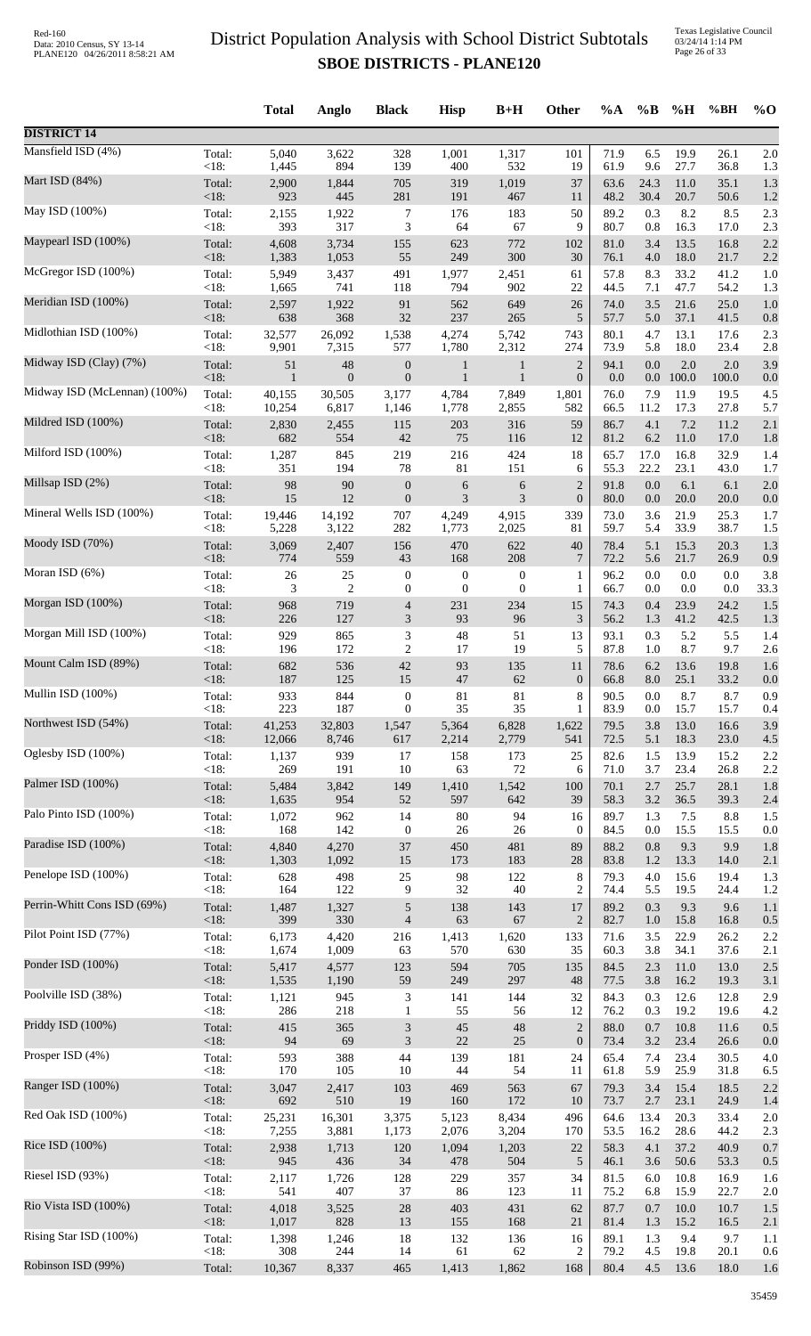# District Population Analysis with School District Subtotals

## SBOE DISTRICTS - PLANE120

|  |  | Total | Anglo | Black | Hisp | B+H | Other | %A | %B | %H | %BH | %O |
|---|---|---|---|---|---|---|---|---|---|---|---|---|
| **DISTRICT 14** |  |  |  |  |  |  |  |  |  |  |  |  |
| Mansfield ISD (4%) | Total: | 5,040 | 3,622 | 328 | 1,001 | 1,317 | 101 | 71.9 | 6.5 | 19.9 | 26.1 | 2.0 |
|  | <18: | 1,445 | 894 | 139 | 400 | 532 | 19 | 61.9 | 9.6 | 27.7 | 36.8 | 1.3 |
| Mart ISD (84%) | Total: | 2,900 | 1,844 | 705 | 319 | 1,019 | 37 | 63.6 | 24.3 | 11.0 | 35.1 | 1.3 |
|  | <18: | 923 | 445 | 281 | 191 | 467 | 11 | 48.2 | 30.4 | 20.7 | 50.6 | 1.2 |
| May ISD (100%) | Total: | 2,155 | 1,922 | 7 | 176 | 183 | 50 | 89.2 | 0.3 | 8.2 | 8.5 | 2.3 |
|  | <18: | 393 | 317 | 3 | 64 | 67 | 9 | 80.7 | 0.8 | 16.3 | 17.0 | 2.3 |
| Maypearl ISD (100%) | Total: | 4,608 | 3,734 | 155 | 623 | 772 | 102 | 81.0 | 3.4 | 13.5 | 16.8 | 2.2 |
|  | <18: | 1,383 | 1,053 | 55 | 249 | 300 | 30 | 76.1 | 4.0 | 18.0 | 21.7 | 2.2 |
| McGregor ISD (100%) | Total: | 5,949 | 3,437 | 491 | 1,977 | 2,451 | 61 | 57.8 | 8.3 | 33.2 | 41.2 | 1.0 |
|  | <18: | 1,665 | 741 | 118 | 794 | 902 | 22 | 44.5 | 7.1 | 47.7 | 54.2 | 1.3 |
| Meridian ISD (100%) | Total: | 2,597 | 1,922 | 91 | 562 | 649 | 26 | 74.0 | 3.5 | 21.6 | 25.0 | 1.0 |
|  | <18: | 638 | 368 | 32 | 237 | 265 | 5 | 57.7 | 5.0 | 37.1 | 41.5 | 0.8 |
| Midlothian ISD (100%) | Total: | 32,577 | 26,092 | 1,538 | 4,274 | 5,742 | 743 | 80.1 | 4.7 | 13.1 | 17.6 | 2.3 |
|  | <18: | 9,901 | 7,315 | 577 | 1,780 | 2,312 | 274 | 73.9 | 5.8 | 18.0 | 23.4 | 2.8 |
| Midway ISD (Clay) (7%) | Total: | 51 | 48 | 0 | 1 | 1 | 2 | 94.1 | 0.0 | 2.0 | 2.0 | 3.9 |
|  | <18: | 1 | 0 | 0 | 1 | 1 | 0 | 0.0 | 0.0 | 100.0 | 100.0 | 0.0 |
| Midway ISD (McLennan) (100%) | Total: | 40,155 | 30,505 | 3,177 | 4,784 | 7,849 | 1,801 | 76.0 | 7.9 | 11.9 | 19.5 | 4.5 |
|  | <18: | 10,254 | 6,817 | 1,146 | 1,778 | 2,855 | 582 | 66.5 | 11.2 | 17.3 | 27.8 | 5.7 |
| Mildred ISD (100%) | Total: | 2,830 | 2,455 | 115 | 203 | 316 | 59 | 86.7 | 4.1 | 7.2 | 11.2 | 2.1 |
|  | <18: | 682 | 554 | 42 | 75 | 116 | 12 | 81.2 | 6.2 | 11.0 | 17.0 | 1.8 |
| Milford ISD (100%) | Total: | 1,287 | 845 | 219 | 216 | 424 | 18 | 65.7 | 17.0 | 16.8 | 32.9 | 1.4 |
|  | <18: | 351 | 194 | 78 | 81 | 151 | 6 | 55.3 | 22.2 | 23.1 | 43.0 | 1.7 |
| Millsap ISD (2%) | Total: | 98 | 90 | 0 | 6 | 6 | 2 | 91.8 | 0.0 | 6.1 | 6.1 | 2.0 |
|  | <18: | 15 | 12 | 0 | 3 | 3 | 0 | 80.0 | 0.0 | 20.0 | 20.0 | 0.0 |
| Mineral Wells ISD (100%) | Total: | 19,446 | 14,192 | 707 | 4,249 | 4,915 | 339 | 73.0 | 3.6 | 21.9 | 25.3 | 1.7 |
|  | <18: | 5,228 | 3,122 | 282 | 1,773 | 2,025 | 81 | 59.7 | 5.4 | 33.9 | 38.7 | 1.5 |
| Moody ISD (70%) | Total: | 3,069 | 2,407 | 156 | 470 | 622 | 40 | 78.4 | 5.1 | 15.3 | 20.3 | 1.3 |
|  | <18: | 774 | 559 | 43 | 168 | 208 | 7 | 72.2 | 5.6 | 21.7 | 26.9 | 0.9 |
| Moran ISD (6%) | Total: | 26 | 25 | 0 | 0 | 0 | 1 | 96.2 | 0.0 | 0.0 | 0.0 | 3.8 |
|  | <18: | 3 | 2 | 0 | 0 | 0 | 1 | 66.7 | 0.0 | 0.0 | 0.0 | 33.3 |
| Morgan ISD (100%) | Total: | 968 | 719 | 4 | 231 | 234 | 15 | 74.3 | 0.4 | 23.9 | 24.2 | 1.5 |
|  | <18: | 226 | 127 | 3 | 93 | 96 | 3 | 56.2 | 1.3 | 41.2 | 42.5 | 1.3 |
| Morgan Mill ISD (100%) | Total: | 929 | 865 | 3 | 48 | 51 | 13 | 93.1 | 0.3 | 5.2 | 5.5 | 1.4 |
|  | <18: | 196 | 172 | 2 | 17 | 19 | 5 | 87.8 | 1.0 | 8.7 | 9.7 | 2.6 |
| Mount Calm ISD (89%) | Total: | 682 | 536 | 42 | 93 | 135 | 11 | 78.6 | 6.2 | 13.6 | 19.8 | 1.6 |
|  | <18: | 187 | 125 | 15 | 47 | 62 | 0 | 66.8 | 8.0 | 25.1 | 33.2 | 0.0 |
| Mullin ISD (100%) | Total: | 933 | 844 | 0 | 81 | 81 | 8 | 90.5 | 0.0 | 8.7 | 8.7 | 0.9 |
|  | <18: | 223 | 187 | 0 | 35 | 35 | 1 | 83.9 | 0.0 | 15.7 | 15.7 | 0.4 |
| Northwest ISD (54%) | Total: | 41,253 | 32,803 | 1,547 | 5,364 | 6,828 | 1,622 | 79.5 | 3.8 | 13.0 | 16.6 | 3.9 |
|  | <18: | 12,066 | 8,746 | 617 | 2,214 | 2,779 | 541 | 72.5 | 5.1 | 18.3 | 23.0 | 4.5 |
| Oglesby ISD (100%) | Total: | 1,137 | 939 | 17 | 158 | 173 | 25 | 82.6 | 1.5 | 13.9 | 15.2 | 2.2 |
|  | <18: | 269 | 191 | 10 | 63 | 72 | 6 | 71.0 | 3.7 | 23.4 | 26.8 | 2.2 |
| Palmer ISD (100%) | Total: | 5,484 | 3,842 | 149 | 1,410 | 1,542 | 100 | 70.1 | 2.7 | 25.7 | 28.1 | 1.8 |
|  | <18: | 1,635 | 954 | 52 | 597 | 642 | 39 | 58.3 | 3.2 | 36.5 | 39.3 | 2.4 |
| Palo Pinto ISD (100%) | Total: | 1,072 | 962 | 14 | 80 | 94 | 16 | 89.7 | 1.3 | 7.5 | 8.8 | 1.5 |
|  | <18: | 168 | 142 | 0 | 26 | 26 | 0 | 84.5 | 0.0 | 15.5 | 15.5 | 0.0 |
| Paradise ISD (100%) | Total: | 4,840 | 4,270 | 37 | 450 | 481 | 89 | 88.2 | 0.8 | 9.3 | 9.9 | 1.8 |
|  | <18: | 1,303 | 1,092 | 15 | 173 | 183 | 28 | 83.8 | 1.2 | 13.3 | 14.0 | 2.1 |
| Penelope ISD (100%) | Total: | 628 | 498 | 25 | 98 | 122 | 8 | 79.3 | 4.0 | 15.6 | 19.4 | 1.3 |
|  | <18: | 164 | 122 | 9 | 32 | 40 | 2 | 74.4 | 5.5 | 19.5 | 24.4 | 1.2 |
| Perrin-Whitt Cons ISD (69%) | Total: | 1,487 | 1,327 | 5 | 138 | 143 | 17 | 89.2 | 0.3 | 9.3 | 9.6 | 1.1 |
|  | <18: | 399 | 330 | 4 | 63 | 67 | 2 | 82.7 | 1.0 | 15.8 | 16.8 | 0.5 |
| Pilot Point ISD (77%) | Total: | 6,173 | 4,420 | 216 | 1,413 | 1,620 | 133 | 71.6 | 3.5 | 22.9 | 26.2 | 2.2 |
|  | <18: | 1,674 | 1,009 | 63 | 570 | 630 | 35 | 60.3 | 3.8 | 34.1 | 37.6 | 2.1 |
| Ponder ISD (100%) | Total: | 5,417 | 4,577 | 123 | 594 | 705 | 135 | 84.5 | 2.3 | 11.0 | 13.0 | 2.5 |
|  | <18: | 1,535 | 1,190 | 59 | 249 | 297 | 48 | 77.5 | 3.8 | 16.2 | 19.3 | 3.1 |
| Poolville ISD (38%) | Total: | 1,121 | 945 | 3 | 141 | 144 | 32 | 84.3 | 0.3 | 12.6 | 12.8 | 2.9 |
|  | <18: | 286 | 218 | 1 | 55 | 56 | 12 | 76.2 | 0.3 | 19.2 | 19.6 | 4.2 |
| Priddy ISD (100%) | Total: | 415 | 365 | 3 | 45 | 48 | 2 | 88.0 | 0.7 | 10.8 | 11.6 | 0.5 |
|  | <18: | 94 | 69 | 3 | 22 | 25 | 0 | 73.4 | 3.2 | 23.4 | 26.6 | 0.0 |
| Prosper ISD (4%) | Total: | 593 | 388 | 44 | 139 | 181 | 24 | 65.4 | 7.4 | 23.4 | 30.5 | 4.0 |
|  | <18: | 170 | 105 | 10 | 44 | 54 | 11 | 61.8 | 5.9 | 25.9 | 31.8 | 6.5 |
| Ranger ISD (100%) | Total: | 3,047 | 2,417 | 103 | 469 | 563 | 67 | 79.3 | 3.4 | 15.4 | 18.5 | 2.2 |
|  | <18: | 692 | 510 | 19 | 160 | 172 | 10 | 73.7 | 2.7 | 23.1 | 24.9 | 1.4 |
| Red Oak ISD (100%) | Total: | 25,231 | 16,301 | 3,375 | 5,123 | 8,434 | 496 | 64.6 | 13.4 | 20.3 | 33.4 | 2.0 |
|  | <18: | 7,255 | 3,881 | 1,173 | 2,076 | 3,204 | 170 | 53.5 | 16.2 | 28.6 | 44.2 | 2.3 |
| Rice ISD (100%) | Total: | 2,938 | 1,713 | 120 | 1,094 | 1,203 | 22 | 58.3 | 4.1 | 37.2 | 40.9 | 0.7 |
|  | <18: | 945 | 436 | 34 | 478 | 504 | 5 | 46.1 | 3.6 | 50.6 | 53.3 | 0.5 |
| Riesel ISD (93%) | Total: | 2,117 | 1,726 | 128 | 229 | 357 | 34 | 81.5 | 6.0 | 10.8 | 16.9 | 1.6 |
|  | <18: | 541 | 407 | 37 | 86 | 123 | 11 | 75.2 | 6.8 | 15.9 | 22.7 | 2.0 |
| Rio Vista ISD (100%) | Total: | 4,018 | 3,525 | 28 | 403 | 431 | 62 | 87.7 | 0.7 | 10.0 | 10.7 | 1.5 |
|  | <18: | 1,017 | 828 | 13 | 155 | 168 | 21 | 81.4 | 1.3 | 15.2 | 16.5 | 2.1 |
| Rising Star ISD (100%) | Total: | 1,398 | 1,246 | 18 | 132 | 136 | 16 | 89.1 | 1.3 | 9.4 | 9.7 | 1.1 |
|  | <18: | 308 | 244 | 14 | 61 | 62 | 2 | 79.2 | 4.5 | 19.8 | 20.1 | 0.6 |
| Robinson ISD (99%) | Total: | 10,367 | 8,337 | 465 | 1,413 | 1,862 | 168 | 80.4 | 4.5 | 13.6 | 18.0 | 1.6 |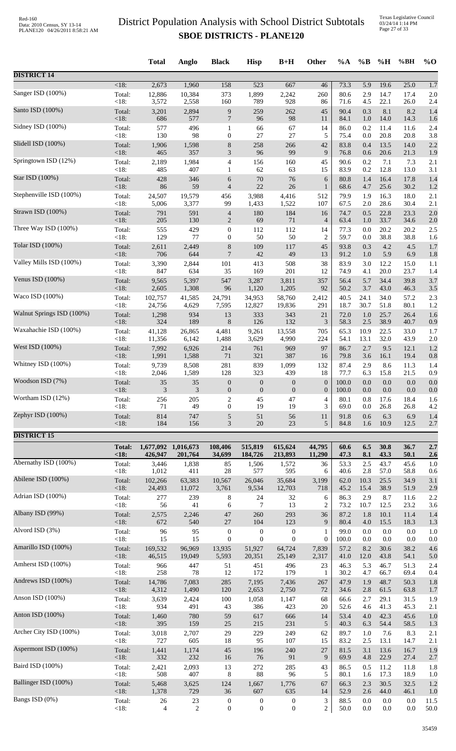# District Population Analysis with School District Subtotals
## SBOE DISTRICTS - PLANE120

| | | Total | Anglo | Black | Hisp | B+H | Other | %A | %B | %H | %BH | %O |
|---|---|---|---|---|---|---|---|---|---|---|---|---|
| **DISTRICT 14** | | | | | | | | | | | | |
| | <18: | 2,673 | 1,960 | 158 | 523 | 667 | 46 | 73.3 | 5.9 | 19.6 | 25.0 | 1.7 |
| Sanger ISD (100%) | Total: | 12,886 | 10,384 | 373 | 1,899 | 2,242 | 260 | 80.6 | 2.9 | 14.7 | 17.4 | 2.0 |
| | <18: | 3,572 | 2,558 | 160 | 789 | 928 | 86 | 71.6 | 4.5 | 22.1 | 26.0 | 2.4 |
| Santo ISD (100%) | Total: | 3,201 | 2,894 | 9 | 259 | 262 | 45 | 90.4 | 0.3 | 8.1 | 8.2 | 1.4 |
| | <18: | 686 | 577 | 7 | 96 | 98 | 11 | 84.1 | 1.0 | 14.0 | 14.3 | 1.6 |
| Sidney ISD (100%) | Total: | 577 | 496 | 1 | 66 | 67 | 14 | 86.0 | 0.2 | 11.4 | 11.6 | 2.4 |
| | <18: | 130 | 98 | 0 | 27 | 27 | 5 | 75.4 | 0.0 | 20.8 | 20.8 | 3.8 |
| Slidell ISD (100%) | Total: | 1,906 | 1,598 | 8 | 258 | 266 | 42 | 83.8 | 0.4 | 13.5 | 14.0 | 2.2 |
| | <18: | 465 | 357 | 3 | 96 | 99 | 9 | 76.8 | 0.6 | 20.6 | 21.3 | 1.9 |
| Springtown ISD (12%) | Total: | 2,189 | 1,984 | 4 | 156 | 160 | 45 | 90.6 | 0.2 | 7.1 | 7.3 | 2.1 |
| | <18: | 485 | 407 | 1 | 62 | 63 | 15 | 83.9 | 0.2 | 12.8 | 13.0 | 3.1 |
| Star ISD (100%) | Total: | 428 | 346 | 6 | 70 | 76 | 6 | 80.8 | 1.4 | 16.4 | 17.8 | 1.4 |
| | <18: | 86 | 59 | 4 | 22 | 26 | 1 | 68.6 | 4.7 | 25.6 | 30.2 | 1.2 |
| Stephenville ISD (100%) | Total: | 24,507 | 19,579 | 456 | 3,988 | 4,416 | 512 | 79.9 | 1.9 | 16.3 | 18.0 | 2.1 |
| | <18: | 5,006 | 3,377 | 99 | 1,433 | 1,522 | 107 | 67.5 | 2.0 | 28.6 | 30.4 | 2.1 |
| Strawn ISD (100%) | Total: | 791 | 591 | 4 | 180 | 184 | 16 | 74.7 | 0.5 | 22.8 | 23.3 | 2.0 |
| | <18: | 205 | 130 | 2 | 69 | 71 | 4 | 63.4 | 1.0 | 33.7 | 34.6 | 2.0 |
| Three Way ISD (100%) | Total: | 555 | 429 | 0 | 112 | 112 | 14 | 77.3 | 0.0 | 20.2 | 20.2 | 2.5 |
| | <18: | 129 | 77 | 0 | 50 | 50 | 2 | 59.7 | 0.0 | 38.8 | 38.8 | 1.6 |
| Tolar ISD (100%) | Total: | 2,611 | 2,449 | 8 | 109 | 117 | 45 | 93.8 | 0.3 | 4.2 | 4.5 | 1.7 |
| | <18: | 706 | 644 | 7 | 42 | 49 | 13 | 91.2 | 1.0 | 5.9 | 6.9 | 1.8 |
| Valley Mills ISD (100%) | Total: | 3,390 | 2,844 | 101 | 413 | 508 | 38 | 83.9 | 3.0 | 12.2 | 15.0 | 1.1 |
| | <18: | 847 | 634 | 35 | 169 | 201 | 12 | 74.9 | 4.1 | 20.0 | 23.7 | 1.4 |
| Venus ISD (100%) | Total: | 9,565 | 5,397 | 547 | 3,287 | 3,811 | 357 | 56.4 | 5.7 | 34.4 | 39.8 | 3.7 |
| | <18: | 2,605 | 1,308 | 96 | 1,120 | 1,205 | 92 | 50.2 | 3.7 | 43.0 | 46.3 | 3.5 |
| Waco ISD (100%) | Total: | 102,757 | 41,585 | 24,791 | 34,953 | 58,760 | 2,412 | 40.5 | 24.1 | 34.0 | 57.2 | 2.3 |
| | <18: | 24,756 | 4,629 | 7,595 | 12,827 | 19,836 | 291 | 18.7 | 30.7 | 51.8 | 80.1 | 1.2 |
| Walnut Springs ISD (100%) | Total: | 1,298 | 934 | 13 | 333 | 343 | 21 | 72.0 | 1.0 | 25.7 | 26.4 | 1.6 |
| | <18: | 324 | 189 | 8 | 126 | 132 | 3 | 58.3 | 2.5 | 38.9 | 40.7 | 0.9 |
| Waxahachie ISD (100%) | Total: | 41,128 | 26,865 | 4,481 | 9,261 | 13,558 | 705 | 65.3 | 10.9 | 22.5 | 33.0 | 1.7 |
| | <18: | 11,356 | 6,142 | 1,488 | 3,629 | 4,990 | 224 | 54.1 | 13.1 | 32.0 | 43.9 | 2.0 |
| West ISD (100%) | Total: | 7,992 | 6,926 | 214 | 761 | 969 | 97 | 86.7 | 2.7 | 9.5 | 12.1 | 1.2 |
| | <18: | 1,991 | 1,588 | 71 | 321 | 387 | 16 | 79.8 | 3.6 | 16.1 | 19.4 | 0.8 |
| Whitney ISD (100%) | Total: | 9,739 | 8,508 | 281 | 839 | 1,099 | 132 | 87.4 | 2.9 | 8.6 | 11.3 | 1.4 |
| | <18: | 2,046 | 1,589 | 128 | 323 | 439 | 18 | 77.7 | 6.3 | 15.8 | 21.5 | 0.9 |
| Woodson ISD (7%) | Total: | 35 | 35 | 0 | 0 | 0 | 0 | 100.0 | 0.0 | 0.0 | 0.0 | 0.0 |
| | <18: | 3 | 3 | 0 | 0 | 0 | 0 | 100.0 | 0.0 | 0.0 | 0.0 | 0.0 |
| Wortham ISD (12%) | Total: | 256 | 205 | 2 | 45 | 47 | 4 | 80.1 | 0.8 | 17.6 | 18.4 | 1.6 |
| | <18: | 71 | 49 | 0 | 19 | 19 | 3 | 69.0 | 0.0 | 26.8 | 26.8 | 4.2 |
| Zephyr ISD (100%) | Total: | 814 | 747 | 5 | 51 | 56 | 11 | 91.8 | 0.6 | 6.3 | 6.9 | 1.4 |
| | <18: | 184 | 156 | 3 | 20 | 23 | 5 | 84.8 | 1.6 | 10.9 | 12.5 | 2.7 |
| **DISTRICT 15** | | | | | | | | | | | | |
| | **Total:** | **1,677,092** | **1,016,673** | **108,406** | **515,819** | **615,624** | **44,795** | **60.6** | **6.5** | **30.8** | **36.7** | **2.7** |
| | **<18:** | **426,947** | **201,764** | **34,699** | **184,726** | **213,893** | **11,290** | **47.3** | **8.1** | **43.3** | **50.1** | **2.6** |
| Abernathy ISD (100%) | Total: | 3,446 | 1,838 | 85 | 1,506 | 1,572 | 36 | 53.3 | 2.5 | 43.7 | 45.6 | 1.0 |
| | <18: | 1,012 | 411 | 28 | 577 | 595 | 6 | 40.6 | 2.8 | 57.0 | 58.8 | 0.6 |
| Abilene ISD (100%) | Total: | 102,266 | 63,383 | 10,567 | 26,046 | 35,684 | 3,199 | 62.0 | 10.3 | 25.5 | 34.9 | 3.1 |
| | <18: | 24,493 | 11,072 | 3,761 | 9,534 | 12,703 | 718 | 45.2 | 15.4 | 38.9 | 51.9 | 2.9 |
| Adrian ISD (100%) | Total: | 277 | 239 | 8 | 24 | 32 | 6 | 86.3 | 2.9 | 8.7 | 11.6 | 2.2 |
| | <18: | 56 | 41 | 6 | 7 | 13 | 2 | 73.2 | 10.7 | 12.5 | 23.2 | 3.6 |
| Albany ISD (99%) | Total: | 2,575 | 2,246 | 47 | 260 | 293 | 36 | 87.2 | 1.8 | 10.1 | 11.4 | 1.4 |
| | <18: | 672 | 540 | 27 | 104 | 123 | 9 | 80.4 | 4.0 | 15.5 | 18.3 | 1.3 |
| Alvord ISD (3%) | Total: | 96 | 95 | 0 | 0 | 0 | 1 | 99.0 | 0.0 | 0.0 | 0.0 | 1.0 |
| | <18: | 15 | 15 | 0 | 0 | 0 | 0 | 100.0 | 0.0 | 0.0 | 0.0 | 0.0 |
| Amarillo ISD (100%) | Total: | 169,532 | 96,969 | 13,935 | 51,927 | 64,724 | 7,839 | 57.2 | 8.2 | 30.6 | 38.2 | 4.6 |
| | <18: | 46,515 | 19,049 | 5,593 | 20,351 | 25,149 | 2,317 | 41.0 | 12.0 | 43.8 | 54.1 | 5.0 |
| Amherst ISD (100%) | Total: | 966 | 447 | 51 | 451 | 496 | 23 | 46.3 | 5.3 | 46.7 | 51.3 | 2.4 |
| | <18: | 258 | 78 | 12 | 172 | 179 | 1 | 30.2 | 4.7 | 66.7 | 69.4 | 0.4 |
| Andrews ISD (100%) | Total: | 14,786 | 7,083 | 285 | 7,195 | 7,436 | 267 | 47.9 | 1.9 | 48.7 | 50.3 | 1.8 |
| | <18: | 4,312 | 1,490 | 120 | 2,653 | 2,750 | 72 | 34.6 | 2.8 | 61.5 | 63.8 | 1.7 |
| Anson ISD (100%) | Total: | 3,639 | 2,424 | 100 | 1,058 | 1,147 | 68 | 66.6 | 2.7 | 29.1 | 31.5 | 1.9 |
| | <18: | 934 | 491 | 43 | 386 | 423 | 20 | 52.6 | 4.6 | 41.3 | 45.3 | 2.1 |
| Anton ISD (100%) | Total: | 1,460 | 780 | 59 | 617 | 666 | 14 | 53.4 | 4.0 | 42.3 | 45.6 | 1.0 |
| | <18: | 395 | 159 | 25 | 215 | 231 | 5 | 40.3 | 6.3 | 54.4 | 58.5 | 1.3 |
| Archer City ISD (100%) | Total: | 3,018 | 2,707 | 29 | 229 | 249 | 62 | 89.7 | 1.0 | 7.6 | 8.3 | 2.1 |
| | <18: | 727 | 605 | 18 | 95 | 107 | 15 | 83.2 | 2.5 | 13.1 | 14.7 | 2.1 |
| Aspermont ISD (100%) | Total: | 1,441 | 1,174 | 45 | 196 | 240 | 27 | 81.5 | 3.1 | 13.6 | 16.7 | 1.9 |
| | <18: | 332 | 232 | 16 | 76 | 91 | 9 | 69.9 | 4.8 | 22.9 | 27.4 | 2.7 |
| Baird ISD (100%) | Total: | 2,421 | 2,093 | 13 | 272 | 285 | 43 | 86.5 | 0.5 | 11.2 | 11.8 | 1.8 |
| | <18: | 508 | 407 | 8 | 88 | 96 | 5 | 80.1 | 1.6 | 17.3 | 18.9 | 1.0 |
| Ballinger ISD (100%) | Total: | 5,468 | 3,625 | 124 | 1,667 | 1,776 | 67 | 66.3 | 2.3 | 30.5 | 32.5 | 1.2 |
| | <18: | 1,378 | 729 | 36 | 607 | 635 | 14 | 52.9 | 2.6 | 44.0 | 46.1 | 1.0 |
| Bangs ISD (0%) | Total: | 26 | 23 | 0 | 0 | 0 | 3 | 88.5 | 0.0 | 0.0 | 0.0 | 11.5 |
| | <18: | 4 | 2 | 0 | 0 | 0 | 2 | 50.0 | 0.0 | 0.0 | 0.0 | 50.0 |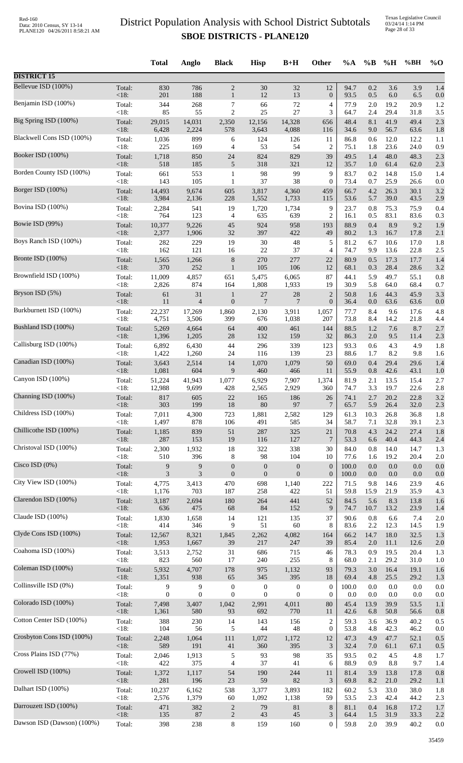# District Population Analysis with School District Subtotals
## SBOE DISTRICTS - PLANE120

| | | Total | Anglo | Black | Hisp | B+H | Other | %A | %B | %H | %BH | %O |
|---|---|---|---|---|---|---|---|---|---|---|---|---|
| **DISTRICT 15** | | | | | | | | | | | | |
| Bellevue ISD (100%) | Total: | 830 | 786 | 2 | 30 | 32 | 12 | 94.7 | 0.2 | 3.6 | 3.9 | 1.4 |
| | <18: | 201 | 188 | 1 | 12 | 13 | 0 | 93.5 | 0.5 | 6.0 | 6.5 | 0.0 |
| Benjamin ISD (100%) | Total: | 344 | 268 | 7 | 66 | 72 | 4 | 77.9 | 2.0 | 19.2 | 20.9 | 1.2 |
| | <18: | 85 | 55 | 2 | 25 | 27 | 3 | 64.7 | 2.4 | 29.4 | 31.8 | 3.5 |
| Big Spring ISD (100%) | Total: | 29,015 | 14,031 | 2,350 | 12,156 | 14,328 | 656 | 48.4 | 8.1 | 41.9 | 49.4 | 2.3 |
| | <18: | 6,428 | 2,224 | 578 | 3,643 | 4,088 | 116 | 34.6 | 9.0 | 56.7 | 63.6 | 1.8 |
| Blackwell Cons ISD (100%) | Total: | 1,036 | 899 | 6 | 124 | 126 | 11 | 86.8 | 0.6 | 12.0 | 12.2 | 1.1 |
| | <18: | 225 | 169 | 4 | 53 | 54 | 2 | 75.1 | 1.8 | 23.6 | 24.0 | 0.9 |
| Booker ISD (100%) | Total: | 1,718 | 850 | 24 | 824 | 829 | 39 | 49.5 | 1.4 | 48.0 | 48.3 | 2.3 |
| | <18: | 518 | 185 | 5 | 318 | 321 | 12 | 35.7 | 1.0 | 61.4 | 62.0 | 2.3 |
| Borden County ISD (100%) | Total: | 661 | 553 | 1 | 98 | 99 | 9 | 83.7 | 0.2 | 14.8 | 15.0 | 1.4 |
| | <18: | 143 | 105 | 1 | 37 | 38 | 0 | 73.4 | 0.7 | 25.9 | 26.6 | 0.0 |
| Borger ISD (100%) | Total: | 14,493 | 9,674 | 605 | 3,817 | 4,360 | 459 | 66.7 | 4.2 | 26.3 | 30.1 | 3.2 |
| | <18: | 3,984 | 2,136 | 228 | 1,552 | 1,733 | 115 | 53.6 | 5.7 | 39.0 | 43.5 | 2.9 |
| Bovina ISD (100%) | Total: | 2,284 | 541 | 19 | 1,720 | 1,734 | 9 | 23.7 | 0.8 | 75.3 | 75.9 | 0.4 |
| | <18: | 764 | 123 | 4 | 635 | 639 | 2 | 16.1 | 0.5 | 83.1 | 83.6 | 0.3 |
| Bowie ISD (99%) | Total: | 10,377 | 9,226 | 45 | 924 | 958 | 193 | 88.9 | 0.4 | 8.9 | 9.2 | 1.9 |
| | <18: | 2,377 | 1,906 | 32 | 397 | 422 | 49 | 80.2 | 1.3 | 16.7 | 17.8 | 2.1 |
| Boys Ranch ISD (100%) | Total: | 282 | 229 | 19 | 30 | 48 | 5 | 81.2 | 6.7 | 10.6 | 17.0 | 1.8 |
| | <18: | 162 | 121 | 16 | 22 | 37 | 4 | 74.7 | 9.9 | 13.6 | 22.8 | 2.5 |
| Bronte ISD (100%) | Total: | 1,565 | 1,266 | 8 | 270 | 277 | 22 | 80.9 | 0.5 | 17.3 | 17.7 | 1.4 |
| | <18: | 370 | 252 | 1 | 105 | 106 | 12 | 68.1 | 0.3 | 28.4 | 28.6 | 3.2 |
| Brownfield ISD (100%) | Total: | 11,009 | 4,857 | 651 | 5,475 | 6,065 | 87 | 44.1 | 5.9 | 49.7 | 55.1 | 0.8 |
| | <18: | 2,826 | 874 | 164 | 1,808 | 1,933 | 19 | 30.9 | 5.8 | 64.0 | 68.4 | 0.7 |
| Bryson ISD (5%) | Total: | 61 | 31 | 1 | 27 | 28 | 2 | 50.8 | 1.6 | 44.3 | 45.9 | 3.3 |
| | <18: | 11 | 4 | 0 | 7 | 7 | 0 | 36.4 | 0.0 | 63.6 | 63.6 | 0.0 |
| Burkburnett ISD (100%) | Total: | 22,237 | 17,269 | 1,860 | 2,130 | 3,911 | 1,057 | 77.7 | 8.4 | 9.6 | 17.6 | 4.8 |
| | <18: | 4,751 | 3,506 | 399 | 676 | 1,038 | 207 | 73.8 | 8.4 | 14.2 | 21.8 | 4.4 |
| Bushland ISD (100%) | Total: | 5,269 | 4,664 | 64 | 400 | 461 | 144 | 88.5 | 1.2 | 7.6 | 8.7 | 2.7 |
| | <18: | 1,396 | 1,205 | 28 | 132 | 159 | 32 | 86.3 | 2.0 | 9.5 | 11.4 | 2.3 |
| Callisburg ISD (100%) | Total: | 6,892 | 6,430 | 44 | 296 | 339 | 123 | 93.3 | 0.6 | 4.3 | 4.9 | 1.8 |
| | <18: | 1,422 | 1,260 | 24 | 116 | 139 | 23 | 88.6 | 1.7 | 8.2 | 9.8 | 1.6 |
| Canadian ISD (100%) | Total: | 3,643 | 2,514 | 14 | 1,070 | 1,079 | 50 | 69.0 | 0.4 | 29.4 | 29.6 | 1.4 |
| | <18: | 1,081 | 604 | 9 | 460 | 466 | 11 | 55.9 | 0.8 | 42.6 | 43.1 | 1.0 |
| Canyon ISD (100%) | Total: | 51,224 | 41,943 | 1,077 | 6,929 | 7,907 | 1,374 | 81.9 | 2.1 | 13.5 | 15.4 | 2.7 |
| | <18: | 12,988 | 9,699 | 428 | 2,565 | 2,929 | 360 | 74.7 | 3.3 | 19.7 | 22.6 | 2.8 |
| Channing ISD (100%) | Total: | 817 | 605 | 22 | 165 | 186 | 26 | 74.1 | 2.7 | 20.2 | 22.8 | 3.2 |
| | <18: | 303 | 199 | 18 | 80 | 97 | 7 | 65.7 | 5.9 | 26.4 | 32.0 | 2.3 |
| Childress ISD (100%) | Total: | 7,011 | 4,300 | 723 | 1,881 | 2,582 | 129 | 61.3 | 10.3 | 26.8 | 36.8 | 1.8 |
| | <18: | 1,497 | 878 | 106 | 491 | 585 | 34 | 58.7 | 7.1 | 32.8 | 39.1 | 2.3 |
| Chillicothe ISD (100%) | Total: | 1,185 | 839 | 51 | 287 | 325 | 21 | 70.8 | 4.3 | 24.2 | 27.4 | 1.8 |
| | <18: | 287 | 153 | 19 | 116 | 127 | 7 | 53.3 | 6.6 | 40.4 | 44.3 | 2.4 |
| Christoval ISD (100%) | Total: | 2,300 | 1,932 | 18 | 322 | 338 | 30 | 84.0 | 0.8 | 14.0 | 14.7 | 1.3 |
| | <18: | 510 | 396 | 8 | 98 | 104 | 10 | 77.6 | 1.6 | 19.2 | 20.4 | 2.0 |
| Cisco ISD (0%) | Total: | 9 | 9 | 0 | 0 | 0 | 0 | 100.0 | 0.0 | 0.0 | 0.0 | 0.0 |
| | <18: | 3 | 3 | 0 | 0 | 0 | 0 | 100.0 | 0.0 | 0.0 | 0.0 | 0.0 |
| City View ISD (100%) | Total: | 4,775 | 3,413 | 470 | 698 | 1,140 | 222 | 71.5 | 9.8 | 14.6 | 23.9 | 4.6 |
| | <18: | 1,176 | 703 | 187 | 258 | 422 | 51 | 59.8 | 15.9 | 21.9 | 35.9 | 4.3 |
| Clarendon ISD (100%) | Total: | 3,187 | 2,694 | 180 | 264 | 441 | 52 | 84.5 | 5.6 | 8.3 | 13.8 | 1.6 |
| | <18: | 636 | 475 | 68 | 84 | 152 | 9 | 74.7 | 10.7 | 13.2 | 23.9 | 1.4 |
| Claude ISD (100%) | Total: | 1,830 | 1,658 | 14 | 121 | 135 | 37 | 90.6 | 0.8 | 6.6 | 7.4 | 2.0 |
| | <18: | 414 | 346 | 9 | 51 | 60 | 8 | 83.6 | 2.2 | 12.3 | 14.5 | 1.9 |
| Clyde Cons ISD (100%) | Total: | 12,567 | 8,321 | 1,845 | 2,262 | 4,082 | 164 | 66.2 | 14.7 | 18.0 | 32.5 | 1.3 |
| | <18: | 1,953 | 1,667 | 39 | 217 | 247 | 39 | 85.4 | 2.0 | 11.1 | 12.6 | 2.0 |
| Coahoma ISD (100%) | Total: | 3,513 | 2,752 | 31 | 686 | 715 | 46 | 78.3 | 0.9 | 19.5 | 20.4 | 1.3 |
| | <18: | 823 | 560 | 17 | 240 | 255 | 8 | 68.0 | 2.1 | 29.2 | 31.0 | 1.0 |
| Coleman ISD (100%) | Total: | 5,932 | 4,707 | 178 | 975 | 1,132 | 93 | 79.3 | 3.0 | 16.4 | 19.1 | 1.6 |
| | <18: | 1,351 | 938 | 65 | 345 | 395 | 18 | 69.4 | 4.8 | 25.5 | 29.2 | 1.3 |
| Collinsville ISD (0%) | Total: | 9 | 9 | 0 | 0 | 0 | 0 | 100.0 | 0.0 | 0.0 | 0.0 | 0.0 |
| | <18: | 0 | 0 | 0 | 0 | 0 | 0 | 0.0 | 0.0 | 0.0 | 0.0 | 0.0 |
| Colorado ISD (100%) | Total: | 7,498 | 3,407 | 1,042 | 2,991 | 4,011 | 80 | 45.4 | 13.9 | 39.9 | 53.5 | 1.1 |
| | <18: | 1,361 | 580 | 93 | 692 | 770 | 11 | 42.6 | 6.8 | 50.8 | 56.6 | 0.8 |
| Cotton Center ISD (100%) | Total: | 388 | 230 | 14 | 143 | 156 | 2 | 59.3 | 3.6 | 36.9 | 40.2 | 0.5 |
| | <18: | 104 | 56 | 5 | 44 | 48 | 0 | 53.8 | 4.8 | 42.3 | 46.2 | 0.0 |
| Crosbyton Cons ISD (100%) | Total: | 2,248 | 1,064 | 111 | 1,072 | 1,172 | 12 | 47.3 | 4.9 | 47.7 | 52.1 | 0.5 |
| | <18: | 589 | 191 | 41 | 360 | 395 | 3 | 32.4 | 7.0 | 61.1 | 67.1 | 0.5 |
| Cross Plains ISD (77%) | Total: | 2,046 | 1,913 | 5 | 93 | 98 | 35 | 93.5 | 0.2 | 4.5 | 4.8 | 1.7 |
| | <18: | 422 | 375 | 4 | 37 | 41 | 6 | 88.9 | 0.9 | 8.8 | 9.7 | 1.4 |
| Crowell ISD (100%) | Total: | 1,372 | 1,117 | 54 | 190 | 244 | 11 | 81.4 | 3.9 | 13.8 | 17.8 | 0.8 |
| | <18: | 281 | 196 | 23 | 59 | 82 | 3 | 69.8 | 8.2 | 21.0 | 29.2 | 1.1 |
| Dalhart ISD (100%) | Total: | 10,237 | 6,162 | 538 | 3,377 | 3,893 | 182 | 60.2 | 5.3 | 33.0 | 38.0 | 1.8 |
| | <18: | 2,576 | 1,379 | 60 | 1,092 | 1,138 | 59 | 53.5 | 2.3 | 42.4 | 44.2 | 2.3 |
| Darrouzett ISD (100%) | Total: | 471 | 382 | 2 | 79 | 81 | 8 | 81.1 | 0.4 | 16.8 | 17.2 | 1.7 |
| | <18: | 135 | 87 | 2 | 43 | 45 | 3 | 64.4 | 1.5 | 31.9 | 33.3 | 2.2 |
| Dawson ISD (Dawson) (100%) | Total: | 398 | 238 | 8 | 159 | 160 | 0 | 59.8 | 2.0 | 39.9 | 40.2 | 0.0 |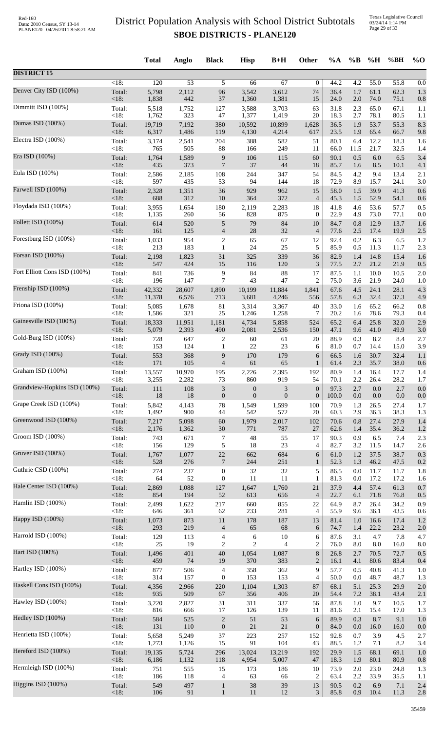# District Population Analysis with School District Subtotals
## SBOE DISTRICTS - PLANE120

| | | Total | Anglo | Black | Hisp | B+H | Other | %A | %B | %H | %BH | %O |
|---|---|---|---|---|---|---|---|---|---|---|---|---|
| **DISTRICT 15** | | | | | | | | | | | | |
| | <18: | 120 | 53 | 5 | 66 | 67 | 0 | 44.2 | 4.2 | 55.0 | 55.8 | 0.0 |
| Denver City ISD (100%) | Total: | 5,798 | 2,112 | 96 | 3,542 | 3,612 | 74 | 36.4 | 1.7 | 61.1 | 62.3 | 1.3 |
| | <18: | 1,838 | 442 | 37 | 1,360 | 1,381 | 15 | 24.0 | 2.0 | 74.0 | 75.1 | 0.8 |
| Dimmitt ISD (100%) | Total: | 5,518 | 1,752 | 127 | 3,588 | 3,703 | 63 | 31.8 | 2.3 | 65.0 | 67.1 | 1.1 |
| | <18: | 1,762 | 323 | 47 | 1,377 | 1,419 | 20 | 18.3 | 2.7 | 78.1 | 80.5 | 1.1 |
| Dumas ISD (100%) | Total: | 19,719 | 7,192 | 380 | 10,592 | 10,899 | 1,628 | 36.5 | 1.9 | 53.7 | 55.3 | 8.3 |
| | <18: | 6,317 | 1,486 | 119 | 4,130 | 4,214 | 617 | 23.5 | 1.9 | 65.4 | 66.7 | 9.8 |
| Electra ISD (100%) | Total: | 3,174 | 2,541 | 204 | 388 | 582 | 51 | 80.1 | 6.4 | 12.2 | 18.3 | 1.6 |
| | <18: | 765 | 505 | 88 | 166 | 249 | 11 | 66.0 | 11.5 | 21.7 | 32.5 | 1.4 |
| Era ISD (100%) | Total: | 1,764 | 1,589 | 9 | 106 | 115 | 60 | 90.1 | 0.5 | 6.0 | 6.5 | 3.4 |
| | <18: | 435 | 373 | 7 | 37 | 44 | 18 | 85.7 | 1.6 | 8.5 | 10.1 | 4.1 |
| Eula ISD (100%) | Total: | 2,586 | 2,185 | 108 | 244 | 347 | 54 | 84.5 | 4.2 | 9.4 | 13.4 | 2.1 |
| | <18: | 597 | 435 | 53 | 94 | 144 | 18 | 72.9 | 8.9 | 15.7 | 24.1 | 3.0 |
| Farwell ISD (100%) | Total: | 2,328 | 1,351 | 36 | 929 | 962 | 15 | 58.0 | 1.5 | 39.9 | 41.3 | 0.6 |
| | <18: | 688 | 312 | 10 | 364 | 372 | 4 | 45.3 | 1.5 | 52.9 | 54.1 | 0.6 |
| Floydada ISD (100%) | Total: | 3,955 | 1,654 | 180 | 2,119 | 2,283 | 18 | 41.8 | 4.6 | 53.6 | 57.7 | 0.5 |
| | <18: | 1,135 | 260 | 56 | 828 | 875 | 0 | 22.9 | 4.9 | 73.0 | 77.1 | 0.0 |
| Follett ISD (100%) | Total: | 614 | 520 | 5 | 79 | 84 | 10 | 84.7 | 0.8 | 12.9 | 13.7 | 1.6 |
| | <18: | 161 | 125 | 4 | 28 | 32 | 4 | 77.6 | 2.5 | 17.4 | 19.9 | 2.5 |
| Forestburg ISD (100%) | Total: | 1,033 | 954 | 2 | 65 | 67 | 12 | 92.4 | 0.2 | 6.3 | 6.5 | 1.2 |
| | <18: | 213 | 183 | 1 | 24 | 25 | 5 | 85.9 | 0.5 | 11.3 | 11.7 | 2.3 |
| Forsan ISD (100%) | Total: | 2,198 | 1,823 | 31 | 325 | 339 | 36 | 82.9 | 1.4 | 14.8 | 15.4 | 1.6 |
| | <18: | 547 | 424 | 15 | 116 | 120 | 3 | 77.5 | 2.7 | 21.2 | 21.9 | 0.5 |
| Fort Elliott Cons ISD (100%) | Total: | 841 | 736 | 9 | 84 | 88 | 17 | 87.5 | 1.1 | 10.0 | 10.5 | 2.0 |
| | <18: | 196 | 147 | 7 | 43 | 47 | 2 | 75.0 | 3.6 | 21.9 | 24.0 | 1.0 |
| Frenship ISD (100%) | Total: | 42,332 | 28,607 | 1,890 | 10,199 | 11,884 | 1,841 | 67.6 | 4.5 | 24.1 | 28.1 | 4.3 |
| | <18: | 11,378 | 6,576 | 713 | 3,681 | 4,246 | 556 | 57.8 | 6.3 | 32.4 | 37.3 | 4.9 |
| Friona ISD (100%) | Total: | 5,085 | 1,678 | 81 | 3,314 | 3,367 | 40 | 33.0 | 1.6 | 65.2 | 66.2 | 0.8 |
| | <18: | 1,586 | 321 | 25 | 1,246 | 1,258 | 7 | 20.2 | 1.6 | 78.6 | 79.3 | 0.4 |
| Gainesville ISD (100%) | Total: | 18,333 | 11,951 | 1,181 | 4,734 | 5,858 | 524 | 65.2 | 6.4 | 25.8 | 32.0 | 2.9 |
| | <18: | 5,079 | 2,393 | 490 | 2,081 | 2,536 | 150 | 47.1 | 9.6 | 41.0 | 49.9 | 3.0 |
| Gold-Burg ISD (100%) | Total: | 728 | 647 | 2 | 60 | 61 | 20 | 88.9 | 0.3 | 8.2 | 8.4 | 2.7 |
| | <18: | 153 | 124 | 1 | 22 | 23 | 6 | 81.0 | 0.7 | 14.4 | 15.0 | 3.9 |
| Grady ISD (100%) | Total: | 553 | 368 | 9 | 170 | 179 | 6 | 66.5 | 1.6 | 30.7 | 32.4 | 1.1 |
| | <18: | 171 | 105 | 4 | 61 | 65 | 1 | 61.4 | 2.3 | 35.7 | 38.0 | 0.6 |
| Graham ISD (100%) | Total: | 13,557 | 10,970 | 195 | 2,226 | 2,395 | 192 | 80.9 | 1.4 | 16.4 | 17.7 | 1.4 |
| | <18: | 3,255 | 2,282 | 73 | 860 | 919 | 54 | 70.1 | 2.2 | 26.4 | 28.2 | 1.7 |
| Grandview-Hopkins ISD (100%) | Total: | 111 | 108 | 3 | 0 | 3 | 0 | 97.3 | 2.7 | 0.0 | 2.7 | 0.0 |
| | <18: | 18 | 18 | 0 | 0 | 0 | 0 | 100.0 | 0.0 | 0.0 | 0.0 | 0.0 |
| Grape Creek ISD (100%) | Total: | 5,842 | 4,143 | 78 | 1,549 | 1,599 | 100 | 70.9 | 1.3 | 26.5 | 27.4 | 1.7 |
| | <18: | 1,492 | 900 | 44 | 542 | 572 | 20 | 60.3 | 2.9 | 36.3 | 38.3 | 1.3 |
| Greenwood ISD (100%) | Total: | 7,217 | 5,098 | 60 | 1,979 | 2,017 | 102 | 70.6 | 0.8 | 27.4 | 27.9 | 1.4 |
| | <18: | 2,176 | 1,362 | 30 | 771 | 787 | 27 | 62.6 | 1.4 | 35.4 | 36.2 | 1.2 |
| Groom ISD (100%) | Total: | 743 | 671 | 7 | 48 | 55 | 17 | 90.3 | 0.9 | 6.5 | 7.4 | 2.3 |
| | <18: | 156 | 129 | 5 | 18 | 23 | 4 | 82.7 | 3.2 | 11.5 | 14.7 | 2.6 |
| Gruver ISD (100%) | Total: | 1,767 | 1,077 | 22 | 662 | 684 | 6 | 61.0 | 1.2 | 37.5 | 38.7 | 0.3 |
| | <18: | 528 | 276 | 7 | 244 | 251 | 1 | 52.3 | 1.3 | 46.2 | 47.5 | 0.2 |
| Guthrie CSD (100%) | Total: | 274 | 237 | 0 | 32 | 32 | 5 | 86.5 | 0.0 | 11.7 | 11.7 | 1.8 |
| | <18: | 64 | 52 | 0 | 11 | 11 | 1 | 81.3 | 0.0 | 17.2 | 17.2 | 1.6 |
| Hale Center ISD (100%) | Total: | 2,869 | 1,088 | 127 | 1,647 | 1,760 | 21 | 37.9 | 4.4 | 57.4 | 61.3 | 0.7 |
| | <18: | 854 | 194 | 52 | 613 | 656 | 4 | 22.7 | 6.1 | 71.8 | 76.8 | 0.5 |
| Hamlin ISD (100%) | Total: | 2,499 | 1,622 | 217 | 660 | 855 | 22 | 64.9 | 8.7 | 26.4 | 34.2 | 0.9 |
| | <18: | 646 | 361 | 62 | 233 | 281 | 4 | 55.9 | 9.6 | 36.1 | 43.5 | 0.6 |
| Happy ISD (100%) | Total: | 1,073 | 873 | 11 | 178 | 187 | 13 | 81.4 | 1.0 | 16.6 | 17.4 | 1.2 |
| | <18: | 293 | 219 | 4 | 65 | 68 | 6 | 74.7 | 1.4 | 22.2 | 23.2 | 2.0 |
| Harrold ISD (100%) | Total: | 129 | 113 | 4 | 6 | 10 | 6 | 87.6 | 3.1 | 4.7 | 7.8 | 4.7 |
| | <18: | 25 | 19 | 2 | 2 | 4 | 2 | 76.0 | 8.0 | 8.0 | 16.0 | 8.0 |
| Hart ISD (100%) | Total: | 1,496 | 401 | 40 | 1,054 | 1,087 | 8 | 26.8 | 2.7 | 70.5 | 72.7 | 0.5 |
| | <18: | 459 | 74 | 19 | 370 | 383 | 2 | 16.1 | 4.1 | 80.6 | 83.4 | 0.4 |
| Hartley ISD (100%) | Total: | 877 | 506 | 4 | 358 | 362 | 9 | 57.7 | 0.5 | 40.8 | 41.3 | 1.0 |
| | <18: | 314 | 157 | 0 | 153 | 153 | 4 | 50.0 | 0.0 | 48.7 | 48.7 | 1.3 |
| Haskell Cons ISD (100%) | Total: | 4,356 | 2,966 | 220 | 1,104 | 1,303 | 87 | 68.1 | 5.1 | 25.3 | 29.9 | 2.0 |
| | <18: | 935 | 509 | 67 | 356 | 406 | 20 | 54.4 | 7.2 | 38.1 | 43.4 | 2.1 |
| Hawley ISD (100%) | Total: | 3,220 | 2,827 | 31 | 311 | 337 | 56 | 87.8 | 1.0 | 9.7 | 10.5 | 1.7 |
| | <18: | 816 | 666 | 17 | 126 | 139 | 11 | 81.6 | 2.1 | 15.4 | 17.0 | 1.3 |
| Hedley ISD (100%) | Total: | 584 | 525 | 2 | 51 | 53 | 6 | 89.9 | 0.3 | 8.7 | 9.1 | 1.0 |
| | <18: | 131 | 110 | 0 | 21 | 21 | 0 | 84.0 | 0.0 | 16.0 | 16.0 | 0.0 |
| Henrietta ISD (100%) | Total: | 5,658 | 5,249 | 37 | 223 | 257 | 152 | 92.8 | 0.7 | 3.9 | 4.5 | 2.7 |
| | <18: | 1,273 | 1,126 | 15 | 91 | 104 | 43 | 88.5 | 1.2 | 7.1 | 8.2 | 3.4 |
| Hereford ISD (100%) | Total: | 19,135 | 5,724 | 296 | 13,024 | 13,219 | 192 | 29.9 | 1.5 | 68.1 | 69.1 | 1.0 |
| | <18: | 6,186 | 1,132 | 118 | 4,954 | 5,007 | 47 | 18.3 | 1.9 | 80.1 | 80.9 | 0.8 |
| Hermleigh ISD (100%) | Total: | 751 | 555 | 15 | 173 | 186 | 10 | 73.9 | 2.0 | 23.0 | 24.8 | 1.3 |
| | <18: | 186 | 118 | 4 | 63 | 66 | 2 | 63.4 | 2.2 | 33.9 | 35.5 | 1.1 |
| Higgins ISD (100%) | Total: | 549 | 497 | 1 | 38 | 39 | 13 | 90.5 | 0.2 | 6.9 | 7.1 | 2.4 |
| | <18: | 106 | 91 | 1 | 11 | 12 | 3 | 85.8 | 0.9 | 10.4 | 11.3 | 2.8 |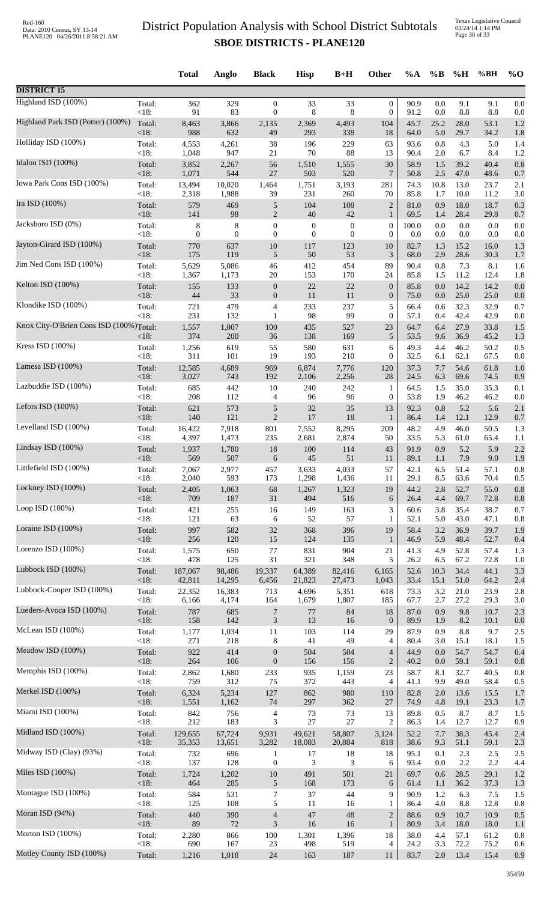# District Population Analysis with School District Subtotals

## SBOE DISTRICTS - PLANE120

| | | Total | Anglo | Black | Hisp | B+H | Other | %A | %B | %H | %BH | %O |
|---|---|---|---|---|---|---|---|---|---|---|---|---|
| **DISTRICT 15** | | | | | | | | | | | | |
| Highland ISD (100%) | Total: | 362 | 329 | 0 | 33 | 33 | 0 | 90.9 | 0.0 | 9.1 | 9.1 | 0.0 |
| | <18: | 91 | 83 | 0 | 8 | 8 | 0 | 91.2 | 0.0 | 8.8 | 8.8 | 0.0 |
| Highland Park ISD (Potter) (100%) | Total: | 8,463 | 3,866 | 2,135 | 2,369 | 4,493 | 104 | 45.7 | 25.2 | 28.0 | 53.1 | 1.2 |
| | <18: | 988 | 632 | 49 | 293 | 338 | 18 | 64.0 | 5.0 | 29.7 | 34.2 | 1.8 |
| Holliday ISD (100%) | Total: | 4,553 | 4,261 | 38 | 196 | 229 | 63 | 93.6 | 0.8 | 4.3 | 5.0 | 1.4 |
| | <18: | 1,048 | 947 | 21 | 70 | 88 | 13 | 90.4 | 2.0 | 6.7 | 8.4 | 1.2 |
| Idalou ISD (100%) | Total: | 3,852 | 2,267 | 56 | 1,510 | 1,555 | 30 | 58.9 | 1.5 | 39.2 | 40.4 | 0.8 |
| | <18: | 1,071 | 544 | 27 | 503 | 520 | 7 | 50.8 | 2.5 | 47.0 | 48.6 | 0.7 |
| Iowa Park Cons ISD (100%) | Total: | 13,494 | 10,020 | 1,464 | 1,751 | 3,193 | 281 | 74.3 | 10.8 | 13.0 | 23.7 | 2.1 |
| | <18: | 2,318 | 1,988 | 39 | 231 | 260 | 70 | 85.8 | 1.7 | 10.0 | 11.2 | 3.0 |
| Ira ISD (100%) | Total: | 579 | 469 | 5 | 104 | 108 | 2 | 81.0 | 0.9 | 18.0 | 18.7 | 0.3 |
| | <18: | 141 | 98 | 2 | 40 | 42 | 1 | 69.5 | 1.4 | 28.4 | 29.8 | 0.7 |
| Jacksboro ISD (0%) | Total: | 8 | 8 | 0 | 0 | 0 | 0 | 100.0 | 0.0 | 0.0 | 0.0 | 0.0 |
| | <18: | 0 | 0 | 0 | 0 | 0 | 0 | 0.0 | 0.0 | 0.0 | 0.0 | 0.0 |
| Jayton-Girard ISD (100%) | Total: | 770 | 637 | 10 | 117 | 123 | 10 | 82.7 | 1.3 | 15.2 | 16.0 | 1.3 |
| | <18: | 175 | 119 | 5 | 50 | 53 | 3 | 68.0 | 2.9 | 28.6 | 30.3 | 1.7 |
| Jim Ned Cons ISD (100%) | Total: | 5,629 | 5,086 | 46 | 412 | 454 | 89 | 90.4 | 0.8 | 7.3 | 8.1 | 1.6 |
| | <18: | 1,367 | 1,173 | 20 | 153 | 170 | 24 | 85.8 | 1.5 | 11.2 | 12.4 | 1.8 |
| Kelton ISD (100%) | Total: | 155 | 133 | 0 | 22 | 22 | 0 | 85.8 | 0.0 | 14.2 | 14.2 | 0.0 |
| | <18: | 44 | 33 | 0 | 11 | 11 | 0 | 75.0 | 0.0 | 25.0 | 25.0 | 0.0 |
| Klondike ISD (100%) | Total: | 721 | 479 | 4 | 233 | 237 | 5 | 66.4 | 0.6 | 32.3 | 32.9 | 0.7 |
| | <18: | 231 | 132 | 1 | 98 | 99 | 0 | 57.1 | 0.4 | 42.4 | 42.9 | 0.0 |
| Knox City-O'Brien Cons ISD (100%) | Total: | 1,557 | 1,007 | 100 | 435 | 527 | 23 | 64.7 | 6.4 | 27.9 | 33.8 | 1.5 |
| | <18: | 374 | 200 | 36 | 138 | 169 | 5 | 53.5 | 9.6 | 36.9 | 45.2 | 1.3 |
| Kress ISD (100%) | Total: | 1,256 | 619 | 55 | 580 | 631 | 6 | 49.3 | 4.4 | 46.2 | 50.2 | 0.5 |
| | <18: | 311 | 101 | 19 | 193 | 210 | 0 | 32.5 | 6.1 | 62.1 | 67.5 | 0.0 |
| Lamesa ISD (100%) | Total: | 12,585 | 4,689 | 969 | 6,874 | 7,776 | 120 | 37.3 | 7.7 | 54.6 | 61.8 | 1.0 |
| | <18: | 3,027 | 743 | 192 | 2,106 | 2,256 | 28 | 24.5 | 6.3 | 69.6 | 74.5 | 0.9 |
| Lazbuddie ISD (100%) | Total: | 685 | 442 | 10 | 240 | 242 | 1 | 64.5 | 1.5 | 35.0 | 35.3 | 0.1 |
| | <18: | 208 | 112 | 4 | 96 | 96 | 0 | 53.8 | 1.9 | 46.2 | 46.2 | 0.0 |
| Lefors ISD (100%) | Total: | 621 | 573 | 5 | 32 | 35 | 13 | 92.3 | 0.8 | 5.2 | 5.6 | 2.1 |
| | <18: | 140 | 121 | 2 | 17 | 18 | 1 | 86.4 | 1.4 | 12.1 | 12.9 | 0.7 |
| Levelland ISD (100%) | Total: | 16,422 | 7,918 | 801 | 7,552 | 8,295 | 209 | 48.2 | 4.9 | 46.0 | 50.5 | 1.3 |
| | <18: | 4,397 | 1,473 | 235 | 2,681 | 2,874 | 50 | 33.5 | 5.3 | 61.0 | 65.4 | 1.1 |
| Lindsay ISD (100%) | Total: | 1,937 | 1,780 | 18 | 100 | 114 | 43 | 91.9 | 0.9 | 5.2 | 5.9 | 2.2 |
| | <18: | 569 | 507 | 6 | 45 | 51 | 11 | 89.1 | 1.1 | 7.9 | 9.0 | 1.9 |
| Littlefield ISD (100%) | Total: | 7,067 | 2,977 | 457 | 3,633 | 4,033 | 57 | 42.1 | 6.5 | 51.4 | 57.1 | 0.8 |
| | <18: | 2,040 | 593 | 173 | 1,298 | 1,436 | 11 | 29.1 | 8.5 | 63.6 | 70.4 | 0.5 |
| Lockney ISD (100%) | Total: | 2,405 | 1,063 | 68 | 1,267 | 1,323 | 19 | 44.2 | 2.8 | 52.7 | 55.0 | 0.8 |
| | <18: | 709 | 187 | 31 | 494 | 516 | 6 | 26.4 | 4.4 | 69.7 | 72.8 | 0.8 |
| Loop ISD (100%) | Total: | 421 | 255 | 16 | 149 | 163 | 3 | 60.6 | 3.8 | 35.4 | 38.7 | 0.7 |
| | <18: | 121 | 63 | 6 | 52 | 57 | 1 | 52.1 | 5.0 | 43.0 | 47.1 | 0.8 |
| Loraine ISD (100%) | Total: | 997 | 582 | 32 | 368 | 396 | 19 | 58.4 | 3.2 | 36.9 | 39.7 | 1.9 |
| | <18: | 256 | 120 | 15 | 124 | 135 | 1 | 46.9 | 5.9 | 48.4 | 52.7 | 0.4 |
| Lorenzo ISD (100%) | Total: | 1,575 | 650 | 77 | 831 | 904 | 21 | 41.3 | 4.9 | 52.8 | 57.4 | 1.3 |
| | <18: | 478 | 125 | 31 | 321 | 348 | 5 | 26.2 | 6.5 | 67.2 | 72.8 | 1.0 |
| Lubbock ISD (100%) | Total: | 187,067 | 98,486 | 19,337 | 64,389 | 82,416 | 6,165 | 52.6 | 10.3 | 34.4 | 44.1 | 3.3 |
| | <18: | 42,811 | 14,295 | 6,456 | 21,823 | 27,473 | 1,043 | 33.4 | 15.1 | 51.0 | 64.2 | 2.4 |
| Lubbock-Cooper ISD (100%) | Total: | 22,352 | 16,383 | 713 | 4,696 | 5,351 | 618 | 73.3 | 3.2 | 21.0 | 23.9 | 2.8 |
| | <18: | 6,166 | 4,174 | 164 | 1,679 | 1,807 | 185 | 67.7 | 2.7 | 27.2 | 29.3 | 3.0 |
| Lueders-Avoca ISD (100%) | Total: | 787 | 685 | 7 | 77 | 84 | 18 | 87.0 | 0.9 | 9.8 | 10.7 | 2.3 |
| | <18: | 158 | 142 | 3 | 13 | 16 | 0 | 89.9 | 1.9 | 8.2 | 10.1 | 0.0 |
| McLean ISD (100%) | Total: | 1,177 | 1,034 | 11 | 103 | 114 | 29 | 87.9 | 0.9 | 8.8 | 9.7 | 2.5 |
| | <18: | 271 | 218 | 8 | 41 | 49 | 4 | 80.4 | 3.0 | 15.1 | 18.1 | 1.5 |
| Meadow ISD (100%) | Total: | 922 | 414 | 0 | 504 | 504 | 4 | 44.9 | 0.0 | 54.7 | 54.7 | 0.4 |
| | <18: | 264 | 106 | 0 | 156 | 156 | 2 | 40.2 | 0.0 | 59.1 | 59.1 | 0.8 |
| Memphis ISD (100%) | Total: | 2,862 | 1,680 | 233 | 935 | 1,159 | 23 | 58.7 | 8.1 | 32.7 | 40.5 | 0.8 |
| | <18: | 759 | 312 | 75 | 372 | 443 | 4 | 41.1 | 9.9 | 49.0 | 58.4 | 0.5 |
| Merkel ISD (100%) | Total: | 6,324 | 5,234 | 127 | 862 | 980 | 110 | 82.8 | 2.0 | 13.6 | 15.5 | 1.7 |
| | <18: | 1,551 | 1,162 | 74 | 297 | 362 | 27 | 74.9 | 4.8 | 19.1 | 23.3 | 1.7 |
| Miami ISD (100%) | Total: | 842 | 756 | 4 | 73 | 73 | 13 | 89.8 | 0.5 | 8.7 | 8.7 | 1.5 |
| | <18: | 212 | 183 | 3 | 27 | 27 | 2 | 86.3 | 1.4 | 12.7 | 12.7 | 0.9 |
| Midland ISD (100%) | Total: | 129,655 | 67,724 | 9,931 | 49,621 | 58,807 | 3,124 | 52.2 | 7.7 | 38.3 | 45.4 | 2.4 |
| | <18: | 35,353 | 13,651 | 3,282 | 18,083 | 20,884 | 818 | 38.6 | 9.3 | 51.1 | 59.1 | 2.3 |
| Midway ISD (Clay) (93%) | Total: | 732 | 696 | 1 | 17 | 18 | 18 | 95.1 | 0.1 | 2.3 | 2.5 | 2.5 |
| | <18: | 137 | 128 | 0 | 3 | 3 | 6 | 93.4 | 0.0 | 2.2 | 2.2 | 4.4 |
| Miles ISD (100%) | Total: | 1,724 | 1,202 | 10 | 491 | 501 | 21 | 69.7 | 0.6 | 28.5 | 29.1 | 1.2 |
| | <18: | 464 | 285 | 5 | 168 | 173 | 6 | 61.4 | 1.1 | 36.2 | 37.3 | 1.3 |
| Montague ISD (100%) | Total: | 584 | 531 | 7 | 37 | 44 | 9 | 90.9 | 1.2 | 6.3 | 7.5 | 1.5 |
| | <18: | 125 | 108 | 5 | 11 | 16 | 1 | 86.4 | 4.0 | 8.8 | 12.8 | 0.8 |
| Moran ISD (94%) | Total: | 440 | 390 | 4 | 47 | 48 | 2 | 88.6 | 0.9 | 10.7 | 10.9 | 0.5 |
| | <18: | 89 | 72 | 3 | 16 | 16 | 1 | 80.9 | 3.4 | 18.0 | 18.0 | 1.1 |
| Morton ISD (100%) | Total: | 2,280 | 866 | 100 | 1,301 | 1,396 | 18 | 38.0 | 4.4 | 57.1 | 61.2 | 0.8 |
| | <18: | 690 | 167 | 23 | 498 | 519 | 4 | 24.2 | 3.3 | 72.2 | 75.2 | 0.6 |
| Motley County ISD (100%) | Total: | 1,216 | 1,018 | 24 | 163 | 187 | 11 | 83.7 | 2.0 | 13.4 | 15.4 | 0.9 |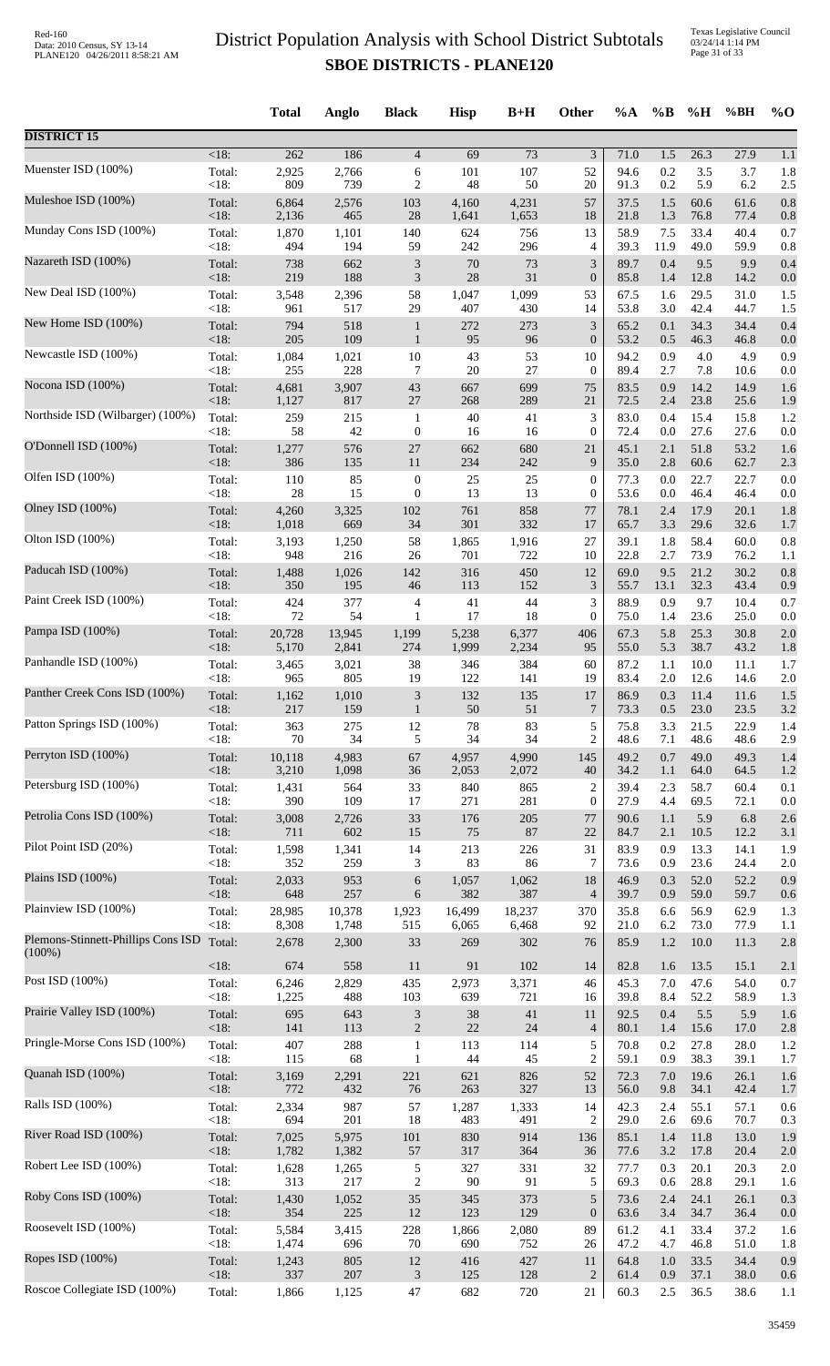# District Population Analysis with School District Subtotals

## SBOE DISTRICTS - PLANE120

| | | Total | Anglo | Black | Hisp | B+H | Other | %A | %B | %H | %BH | %O |
|---|---|---|---|---|---|---|---|---|---|---|---|---|
| **DISTRICT 15** | | | | | | | | | | | | |
| | <18: | 262 | 186 | 4 | 69 | 73 | 3 | 71.0 | 1.5 | 26.3 | 27.9 | 1.1 |
| Muenster ISD (100%) | Total: | 2,925 | 2,766 | 6 | 101 | 107 | 52 | 94.6 | 0.2 | 3.5 | 3.7 | 1.8 |
| | <18: | 809 | 739 | 2 | 48 | 50 | 20 | 91.3 | 0.2 | 5.9 | 6.2 | 2.5 |
| Muleshoe ISD (100%) | Total: | 6,864 | 2,576 | 103 | 4,160 | 4,231 | 57 | 37.5 | 1.5 | 60.6 | 61.6 | 0.8 |
| | <18: | 2,136 | 465 | 28 | 1,641 | 1,653 | 18 | 21.8 | 1.3 | 76.8 | 77.4 | 0.8 |
| Munday Cons ISD (100%) | Total: | 1,870 | 1,101 | 140 | 624 | 756 | 13 | 58.9 | 7.5 | 33.4 | 40.4 | 0.7 |
| | <18: | 494 | 194 | 59 | 242 | 296 | 4 | 39.3 | 11.9 | 49.0 | 59.9 | 0.8 |
| Nazareth ISD (100%) | Total: | 738 | 662 | 3 | 70 | 73 | 3 | 89.7 | 0.4 | 9.5 | 9.9 | 0.4 |
| | <18: | 219 | 188 | 3 | 28 | 31 | 0 | 85.8 | 1.4 | 12.8 | 14.2 | 0.0 |
| New Deal ISD (100%) | Total: | 3,548 | 2,396 | 58 | 1,047 | 1,099 | 53 | 67.5 | 1.6 | 29.5 | 31.0 | 1.5 |
| | <18: | 961 | 517 | 29 | 407 | 430 | 14 | 53.8 | 3.0 | 42.4 | 44.7 | 1.5 |
| New Home ISD (100%) | Total: | 794 | 518 | 1 | 272 | 273 | 3 | 65.2 | 0.1 | 34.3 | 34.4 | 0.4 |
| | <18: | 205 | 109 | 1 | 95 | 96 | 0 | 53.2 | 0.5 | 46.3 | 46.8 | 0.0 |
| Newcastle ISD (100%) | Total: | 1,084 | 1,021 | 10 | 43 | 53 | 10 | 94.2 | 0.9 | 4.0 | 4.9 | 0.9 |
| | <18: | 255 | 228 | 7 | 20 | 27 | 0 | 89.4 | 2.7 | 7.8 | 10.6 | 0.0 |
| Nocona ISD (100%) | Total: | 4,681 | 3,907 | 43 | 667 | 699 | 75 | 83.5 | 0.9 | 14.2 | 14.9 | 1.6 |
| | <18: | 1,127 | 817 | 27 | 268 | 289 | 21 | 72.5 | 2.4 | 23.8 | 25.6 | 1.9 |
| Northside ISD (Wilbarger) (100%) | Total: | 259 | 215 | 1 | 40 | 41 | 3 | 83.0 | 0.4 | 15.4 | 15.8 | 1.2 |
| | <18: | 58 | 42 | 0 | 16 | 16 | 0 | 72.4 | 0.0 | 27.6 | 27.6 | 0.0 |
| O'Donnell ISD (100%) | Total: | 1,277 | 576 | 27 | 662 | 680 | 21 | 45.1 | 2.1 | 51.8 | 53.2 | 1.6 |
| | <18: | 386 | 135 | 11 | 234 | 242 | 9 | 35.0 | 2.8 | 60.6 | 62.7 | 2.3 |
| Olfen ISD (100%) | Total: | 110 | 85 | 0 | 25 | 25 | 0 | 77.3 | 0.0 | 22.7 | 22.7 | 0.0 |
| | <18: | 28 | 15 | 0 | 13 | 13 | 0 | 53.6 | 0.0 | 46.4 | 46.4 | 0.0 |
| Olney ISD (100%) | Total: | 4,260 | 3,325 | 102 | 761 | 858 | 77 | 78.1 | 2.4 | 17.9 | 20.1 | 1.8 |
| | <18: | 1,018 | 669 | 34 | 301 | 332 | 17 | 65.7 | 3.3 | 29.6 | 32.6 | 1.7 |
| Olton ISD (100%) | Total: | 3,193 | 1,250 | 58 | 1,865 | 1,916 | 27 | 39.1 | 1.8 | 58.4 | 60.0 | 0.8 |
| | <18: | 948 | 216 | 26 | 701 | 722 | 10 | 22.8 | 2.7 | 73.9 | 76.2 | 1.1 |
| Paducah ISD (100%) | Total: | 1,488 | 1,026 | 142 | 316 | 450 | 12 | 69.0 | 9.5 | 21.2 | 30.2 | 0.8 |
| | <18: | 350 | 195 | 46 | 113 | 152 | 3 | 55.7 | 13.1 | 32.3 | 43.4 | 0.9 |
| Paint Creek ISD (100%) | Total: | 424 | 377 | 4 | 41 | 44 | 3 | 88.9 | 0.9 | 9.7 | 10.4 | 0.7 |
| | <18: | 72 | 54 | 1 | 17 | 18 | 0 | 75.0 | 1.4 | 23.6 | 25.0 | 0.0 |
| Pampa ISD (100%) | Total: | 20,728 | 13,945 | 1,199 | 5,238 | 6,377 | 406 | 67.3 | 5.8 | 25.3 | 30.8 | 2.0 |
| | <18: | 5,170 | 2,841 | 274 | 1,999 | 2,234 | 95 | 55.0 | 5.3 | 38.7 | 43.2 | 1.8 |
| Panhandle ISD (100%) | Total: | 3,465 | 3,021 | 38 | 346 | 384 | 60 | 87.2 | 1.1 | 10.0 | 11.1 | 1.7 |
| | <18: | 965 | 805 | 19 | 122 | 141 | 19 | 83.4 | 2.0 | 12.6 | 14.6 | 2.0 |
| Panther Creek Cons ISD (100%) | Total: | 1,162 | 1,010 | 3 | 132 | 135 | 17 | 86.9 | 0.3 | 11.4 | 11.6 | 1.5 |
| | <18: | 217 | 159 | 1 | 50 | 51 | 7 | 73.3 | 0.5 | 23.0 | 23.5 | 3.2 |
| Patton Springs ISD (100%) | Total: | 363 | 275 | 12 | 78 | 83 | 5 | 75.8 | 3.3 | 21.5 | 22.9 | 1.4 |
| | <18: | 70 | 34 | 5 | 34 | 34 | 2 | 48.6 | 7.1 | 48.6 | 48.6 | 2.9 |
| Perryton ISD (100%) | Total: | 10,118 | 4,983 | 67 | 4,957 | 4,990 | 145 | 49.2 | 0.7 | 49.0 | 49.3 | 1.4 |
| | <18: | 3,210 | 1,098 | 36 | 2,053 | 2,072 | 40 | 34.2 | 1.1 | 64.0 | 64.5 | 1.2 |
| Petersburg ISD (100%) | Total: | 1,431 | 564 | 33 | 840 | 865 | 2 | 39.4 | 2.3 | 58.7 | 60.4 | 0.1 |
| | <18: | 390 | 109 | 17 | 271 | 281 | 0 | 27.9 | 4.4 | 69.5 | 72.1 | 0.0 |
| Petrolia Cons ISD (100%) | Total: | 3,008 | 2,726 | 33 | 176 | 205 | 77 | 90.6 | 1.1 | 5.9 | 6.8 | 2.6 |
| | <18: | 711 | 602 | 15 | 75 | 87 | 22 | 84.7 | 2.1 | 10.5 | 12.2 | 3.1 |
| Pilot Point ISD (20%) | Total: | 1,598 | 1,341 | 14 | 213 | 226 | 31 | 83.9 | 0.9 | 13.3 | 14.1 | 1.9 |
| | <18: | 352 | 259 | 3 | 83 | 86 | 7 | 73.6 | 0.9 | 23.6 | 24.4 | 2.0 |
| Plains ISD (100%) | Total: | 2,033 | 953 | 6 | 1,057 | 1,062 | 18 | 46.9 | 0.3 | 52.0 | 52.2 | 0.9 |
| | <18: | 648 | 257 | 6 | 382 | 387 | 4 | 39.7 | 0.9 | 59.0 | 59.7 | 0.6 |
| Plainview ISD (100%) | Total: | 28,985 | 10,378 | 1,923 | 16,499 | 18,237 | 370 | 35.8 | 6.6 | 56.9 | 62.9 | 1.3 |
| | <18: | 8,308 | 1,748 | 515 | 6,065 | 6,468 | 92 | 21.0 | 6.2 | 73.0 | 77.9 | 1.1 |
| Plemons-Stinnett-Phillips Cons ISD (100%) | Total: | 2,678 | 2,300 | 33 | 269 | 302 | 76 | 85.9 | 1.2 | 10.0 | 11.3 | 2.8 |
| | <18: | 674 | 558 | 11 | 91 | 102 | 14 | 82.8 | 1.6 | 13.5 | 15.1 | 2.1 |
| Post ISD (100%) | Total: | 6,246 | 2,829 | 435 | 2,973 | 3,371 | 46 | 45.3 | 7.0 | 47.6 | 54.0 | 0.7 |
| | <18: | 1,225 | 488 | 103 | 639 | 721 | 16 | 39.8 | 8.4 | 52.2 | 58.9 | 1.3 |
| Prairie Valley ISD (100%) | Total: | 695 | 643 | 3 | 38 | 41 | 11 | 92.5 | 0.4 | 5.5 | 5.9 | 1.6 |
| | <18: | 141 | 113 | 2 | 22 | 24 | 4 | 80.1 | 1.4 | 15.6 | 17.0 | 2.8 |
| Pringle-Morse Cons ISD (100%) | Total: | 407 | 288 | 1 | 113 | 114 | 5 | 70.8 | 0.2 | 27.8 | 28.0 | 1.2 |
| | <18: | 115 | 68 | 1 | 44 | 45 | 2 | 59.1 | 0.9 | 38.3 | 39.1 | 1.7 |
| Quanah ISD (100%) | Total: | 3,169 | 2,291 | 221 | 621 | 826 | 52 | 72.3 | 7.0 | 19.6 | 26.1 | 1.6 |
| | <18: | 772 | 432 | 76 | 263 | 327 | 13 | 56.0 | 9.8 | 34.1 | 42.4 | 1.7 |
| Ralls ISD (100%) | Total: | 2,334 | 987 | 57 | 1,287 | 1,333 | 14 | 42.3 | 2.4 | 55.1 | 57.1 | 0.6 |
| | <18: | 694 | 201 | 18 | 483 | 491 | 2 | 29.0 | 2.6 | 69.6 | 70.7 | 0.3 |
| River Road ISD (100%) | Total: | 7,025 | 5,975 | 101 | 830 | 914 | 136 | 85.1 | 1.4 | 11.8 | 13.0 | 1.9 |
| | <18: | 1,782 | 1,382 | 57 | 317 | 364 | 36 | 77.6 | 3.2 | 17.8 | 20.4 | 2.0 |
| Robert Lee ISD (100%) | Total: | 1,628 | 1,265 | 5 | 327 | 331 | 32 | 77.7 | 0.3 | 20.1 | 20.3 | 2.0 |
| | <18: | 313 | 217 | 2 | 90 | 91 | 5 | 69.3 | 0.6 | 28.8 | 29.1 | 1.6 |
| Roby Cons ISD (100%) | Total: | 1,430 | 1,052 | 35 | 345 | 373 | 5 | 73.6 | 2.4 | 24.1 | 26.1 | 0.3 |
| | <18: | 354 | 225 | 12 | 123 | 129 | 0 | 63.6 | 3.4 | 34.7 | 36.4 | 0.0 |
| Roosevelt ISD (100%) | Total: | 5,584 | 3,415 | 228 | 1,866 | 2,080 | 89 | 61.2 | 4.1 | 33.4 | 37.2 | 1.6 |
| | <18: | 1,474 | 696 | 70 | 690 | 752 | 26 | 47.2 | 4.7 | 46.8 | 51.0 | 1.8 |
| Ropes ISD (100%) | Total: | 1,243 | 805 | 12 | 416 | 427 | 11 | 64.8 | 1.0 | 33.5 | 34.4 | 0.9 |
| | <18: | 337 | 207 | 3 | 125 | 128 | 2 | 61.4 | 0.9 | 37.1 | 38.0 | 0.6 |
| Roscoe Collegiate ISD (100%) | Total: | 1,866 | 1,125 | 47 | 682 | 720 | 21 | 60.3 | 2.5 | 36.5 | 38.6 | 1.1 |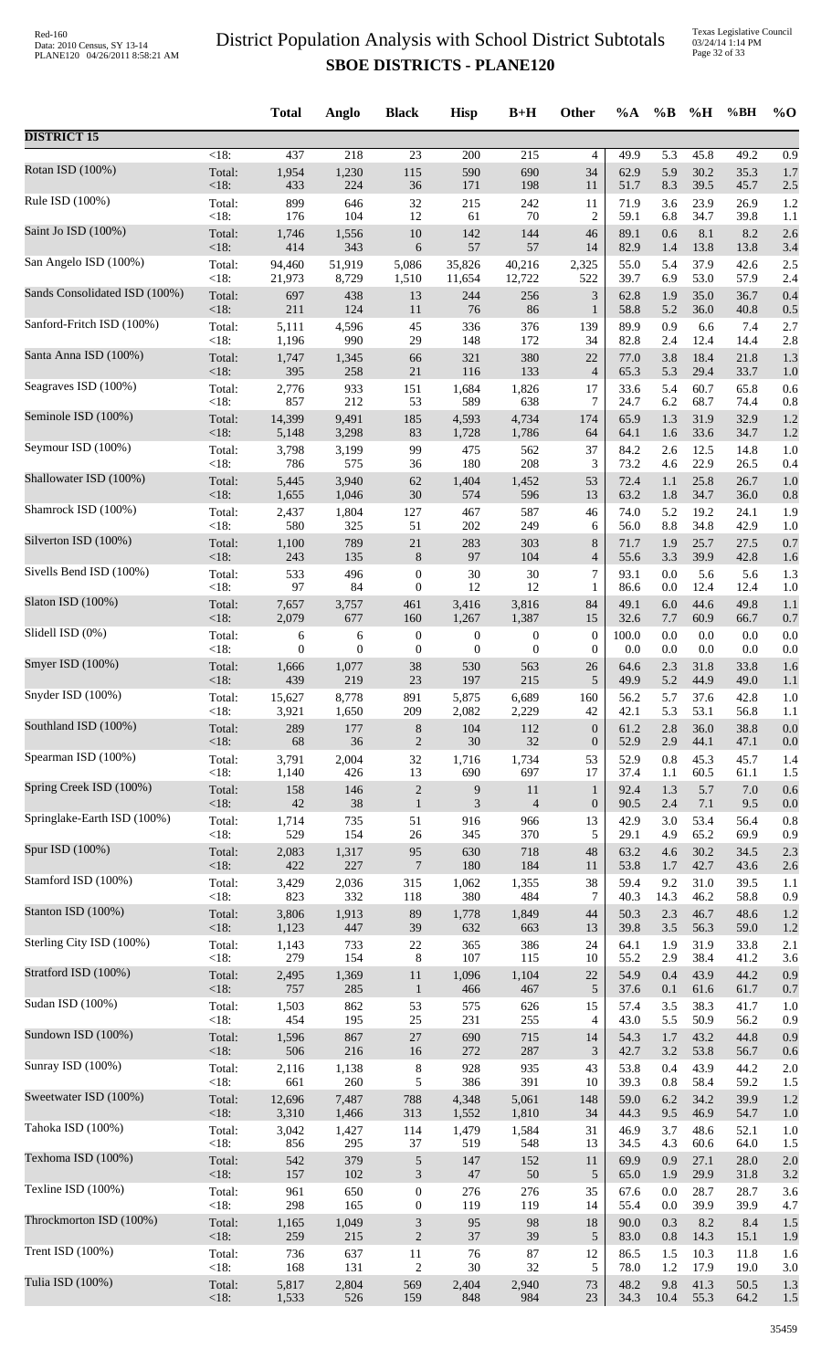# District Population Analysis with School District Subtotals

## SBOE DISTRICTS - PLANE120

| | | Total | Anglo | Black | Hisp | B+H | Other | %A | %B | %H | %BH | %O |
|---|---|---|---|---|---|---|---|---|---|---|---|---|
| **DISTRICT 15** | | | | | | | | | | | | |
| | <18: | 437 | 218 | 23 | 200 | 215 | 4 | 49.9 | 5.3 | 45.8 | 49.2 | 0.9 |
| Rotan ISD (100%) | Total: | 1,954 | 1,230 | 115 | 590 | 690 | 34 | 62.9 | 5.9 | 30.2 | 35.3 | 1.7 |
| | <18: | 433 | 224 | 36 | 171 | 198 | 11 | 51.7 | 8.3 | 39.5 | 45.7 | 2.5 |
| Rule ISD (100%) | Total: | 899 | 646 | 32 | 215 | 242 | 11 | 71.9 | 3.6 | 23.9 | 26.9 | 1.2 |
| | <18: | 176 | 104 | 12 | 61 | 70 | 2 | 59.1 | 6.8 | 34.7 | 39.8 | 1.1 |
| Saint Jo ISD (100%) | Total: | 1,746 | 1,556 | 10 | 142 | 144 | 46 | 89.1 | 0.6 | 8.1 | 8.2 | 2.6 |
| | <18: | 414 | 343 | 6 | 57 | 57 | 14 | 82.9 | 1.4 | 13.8 | 13.8 | 3.4 |
| San Angelo ISD (100%) | Total: | 94,460 | 51,919 | 5,086 | 35,826 | 40,216 | 2,325 | 55.0 | 5.4 | 37.9 | 42.6 | 2.5 |
| | <18: | 21,973 | 8,729 | 1,510 | 11,654 | 12,722 | 522 | 39.7 | 6.9 | 53.0 | 57.9 | 2.4 |
| Sands Consolidated ISD (100%) | Total: | 697 | 438 | 13 | 244 | 256 | 3 | 62.8 | 1.9 | 35.0 | 36.7 | 0.4 |
| | <18: | 211 | 124 | 11 | 76 | 86 | 1 | 58.8 | 5.2 | 36.0 | 40.8 | 0.5 |
| Sanford-Fritch ISD (100%) | Total: | 5,111 | 4,596 | 45 | 336 | 376 | 139 | 89.9 | 0.9 | 6.6 | 7.4 | 2.7 |
| | <18: | 1,196 | 990 | 29 | 148 | 172 | 34 | 82.8 | 2.4 | 12.4 | 14.4 | 2.8 |
| Santa Anna ISD (100%) | Total: | 1,747 | 1,345 | 66 | 321 | 380 | 22 | 77.0 | 3.8 | 18.4 | 21.8 | 1.3 |
| | <18: | 395 | 258 | 21 | 116 | 133 | 4 | 65.3 | 5.3 | 29.4 | 33.7 | 1.0 |
| Seagraves ISD (100%) | Total: | 2,776 | 933 | 151 | 1,684 | 1,826 | 17 | 33.6 | 5.4 | 60.7 | 65.8 | 0.6 |
| | <18: | 857 | 212 | 53 | 589 | 638 | 7 | 24.7 | 6.2 | 68.7 | 74.4 | 0.8 |
| Seminole ISD (100%) | Total: | 14,399 | 9,491 | 185 | 4,593 | 4,734 | 174 | 65.9 | 1.3 | 31.9 | 32.9 | 1.2 |
| | <18: | 5,148 | 3,298 | 83 | 1,728 | 1,786 | 64 | 64.1 | 1.6 | 33.6 | 34.7 | 1.2 |
| Seymour ISD (100%) | Total: | 3,798 | 3,199 | 99 | 475 | 562 | 37 | 84.2 | 2.6 | 12.5 | 14.8 | 1.0 |
| | <18: | 786 | 575 | 36 | 180 | 208 | 3 | 73.2 | 4.6 | 22.9 | 26.5 | 0.4 |
| Shallowater ISD (100%) | Total: | 5,445 | 3,940 | 62 | 1,404 | 1,452 | 53 | 72.4 | 1.1 | 25.8 | 26.7 | 1.0 |
| | <18: | 1,655 | 1,046 | 30 | 574 | 596 | 13 | 63.2 | 1.8 | 34.7 | 36.0 | 0.8 |
| Shamrock ISD (100%) | Total: | 2,437 | 1,804 | 127 | 467 | 587 | 46 | 74.0 | 5.2 | 19.2 | 24.1 | 1.9 |
| | <18: | 580 | 325 | 51 | 202 | 249 | 6 | 56.0 | 8.8 | 34.8 | 42.9 | 1.0 |
| Silverton ISD (100%) | Total: | 1,100 | 789 | 21 | 283 | 303 | 8 | 71.7 | 1.9 | 25.7 | 27.5 | 0.7 |
| | <18: | 243 | 135 | 8 | 97 | 104 | 4 | 55.6 | 3.3 | 39.9 | 42.8 | 1.6 |
| Sivells Bend ISD (100%) | Total: | 533 | 496 | 0 | 30 | 30 | 7 | 93.1 | 0.0 | 5.6 | 5.6 | 1.3 |
| | <18: | 97 | 84 | 0 | 12 | 12 | 1 | 86.6 | 0.0 | 12.4 | 12.4 | 1.0 |
| Slaton ISD (100%) | Total: | 7,657 | 3,757 | 461 | 3,416 | 3,816 | 84 | 49.1 | 6.0 | 44.6 | 49.8 | 1.1 |
| | <18: | 2,079 | 677 | 160 | 1,267 | 1,387 | 15 | 32.6 | 7.7 | 60.9 | 66.7 | 0.7 |
| Slidell ISD (0%) | Total: | 6 | 6 | 0 | 0 | 0 | 0 | 100.0 | 0.0 | 0.0 | 0.0 | 0.0 |
| | <18: | 0 | 0 | 0 | 0 | 0 | 0 | 0.0 | 0.0 | 0.0 | 0.0 | 0.0 |
| Smyer ISD (100%) | Total: | 1,666 | 1,077 | 38 | 530 | 563 | 26 | 64.6 | 2.3 | 31.8 | 33.8 | 1.6 |
| | <18: | 439 | 219 | 23 | 197 | 215 | 5 | 49.9 | 5.2 | 44.9 | 49.0 | 1.1 |
| Snyder ISD (100%) | Total: | 15,627 | 8,778 | 891 | 5,875 | 6,689 | 160 | 56.2 | 5.7 | 37.6 | 42.8 | 1.0 |
| | <18: | 3,921 | 1,650 | 209 | 2,082 | 2,229 | 42 | 42.1 | 5.3 | 53.1 | 56.8 | 1.1 |
| Southland ISD (100%) | Total: | 289 | 177 | 8 | 104 | 112 | 0 | 61.2 | 2.8 | 36.0 | 38.8 | 0.0 |
| | <18: | 68 | 36 | 2 | 30 | 32 | 0 | 52.9 | 2.9 | 44.1 | 47.1 | 0.0 |
| Spearman ISD (100%) | Total: | 3,791 | 2,004 | 32 | 1,716 | 1,734 | 53 | 52.9 | 0.8 | 45.3 | 45.7 | 1.4 |
| | <18: | 1,140 | 426 | 13 | 690 | 697 | 17 | 37.4 | 1.1 | 60.5 | 61.1 | 1.5 |
| Spring Creek ISD (100%) | Total: | 158 | 146 | 2 | 9 | 11 | 1 | 92.4 | 1.3 | 5.7 | 7.0 | 0.6 |
| | <18: | 42 | 38 | 1 | 3 | 4 | 0 | 90.5 | 2.4 | 7.1 | 9.5 | 0.0 |
| Springlake-Earth ISD (100%) | Total: | 1,714 | 735 | 51 | 916 | 966 | 13 | 42.9 | 3.0 | 53.4 | 56.4 | 0.8 |
| | <18: | 529 | 154 | 26 | 345 | 370 | 5 | 29.1 | 4.9 | 65.2 | 69.9 | 0.9 |
| Spur ISD (100%) | Total: | 2,083 | 1,317 | 95 | 630 | 718 | 48 | 63.2 | 4.6 | 30.2 | 34.5 | 2.3 |
| | <18: | 422 | 227 | 7 | 180 | 184 | 11 | 53.8 | 1.7 | 42.7 | 43.6 | 2.6 |
| Stamford ISD (100%) | Total: | 3,429 | 2,036 | 315 | 1,062 | 1,355 | 38 | 59.4 | 9.2 | 31.0 | 39.5 | 1.1 |
| | <18: | 823 | 332 | 118 | 380 | 484 | 7 | 40.3 | 14.3 | 46.2 | 58.8 | 0.9 |
| Stanton ISD (100%) | Total: | 3,806 | 1,913 | 89 | 1,778 | 1,849 | 44 | 50.3 | 2.3 | 46.7 | 48.6 | 1.2 |
| | <18: | 1,123 | 447 | 39 | 632 | 663 | 13 | 39.8 | 3.5 | 56.3 | 59.0 | 1.2 |
| Sterling City ISD (100%) | Total: | 1,143 | 733 | 22 | 365 | 386 | 24 | 64.1 | 1.9 | 31.9 | 33.8 | 2.1 |
| | <18: | 279 | 154 | 8 | 107 | 115 | 10 | 55.2 | 2.9 | 38.4 | 41.2 | 3.6 |
| Stratford ISD (100%) | Total: | 2,495 | 1,369 | 11 | 1,096 | 1,104 | 22 | 54.9 | 0.4 | 43.9 | 44.2 | 0.9 |
| | <18: | 757 | 285 | 1 | 466 | 467 | 5 | 37.6 | 0.1 | 61.6 | 61.7 | 0.7 |
| Sudan ISD (100%) | Total: | 1,503 | 862 | 53 | 575 | 626 | 15 | 57.4 | 3.5 | 38.3 | 41.7 | 1.0 |
| | <18: | 454 | 195 | 25 | 231 | 255 | 4 | 43.0 | 5.5 | 50.9 | 56.2 | 0.9 |
| Sundown ISD (100%) | Total: | 1,596 | 867 | 27 | 690 | 715 | 14 | 54.3 | 1.7 | 43.2 | 44.8 | 0.9 |
| | <18: | 506 | 216 | 16 | 272 | 287 | 3 | 42.7 | 3.2 | 53.8 | 56.7 | 0.6 |
| Sunray ISD (100%) | Total: | 2,116 | 1,138 | 8 | 928 | 935 | 43 | 53.8 | 0.4 | 43.9 | 44.2 | 2.0 |
| | <18: | 661 | 260 | 5 | 386 | 391 | 10 | 39.3 | 0.8 | 58.4 | 59.2 | 1.5 |
| Sweetwater ISD (100%) | Total: | 12,696 | 7,487 | 788 | 4,348 | 5,061 | 148 | 59.0 | 6.2 | 34.2 | 39.9 | 1.2 |
| | <18: | 3,310 | 1,466 | 313 | 1,552 | 1,810 | 34 | 44.3 | 9.5 | 46.9 | 54.7 | 1.0 |
| Tahoka ISD (100%) | Total: | 3,042 | 1,427 | 114 | 1,479 | 1,584 | 31 | 46.9 | 3.7 | 48.6 | 52.1 | 1.0 |
| | <18: | 856 | 295 | 37 | 519 | 548 | 13 | 34.5 | 4.3 | 60.6 | 64.0 | 1.5 |
| Texhoma ISD (100%) | Total: | 542 | 379 | 5 | 147 | 152 | 11 | 69.9 | 0.9 | 27.1 | 28.0 | 2.0 |
| | <18: | 157 | 102 | 3 | 47 | 50 | 5 | 65.0 | 1.9 | 29.9 | 31.8 | 3.2 |
| Texline ISD (100%) | Total: | 961 | 650 | 0 | 276 | 276 | 35 | 67.6 | 0.0 | 28.7 | 28.7 | 3.6 |
| | <18: | 298 | 165 | 0 | 119 | 119 | 14 | 55.4 | 0.0 | 39.9 | 39.9 | 4.7 |
| Throckmorton ISD (100%) | Total: | 1,165 | 1,049 | 3 | 95 | 98 | 18 | 90.0 | 0.3 | 8.2 | 8.4 | 1.5 |
| | <18: | 259 | 215 | 2 | 37 | 39 | 5 | 83.0 | 0.8 | 14.3 | 15.1 | 1.9 |
| Trent ISD (100%) | Total: | 736 | 637 | 11 | 76 | 87 | 12 | 86.5 | 1.5 | 10.3 | 11.8 | 1.6 |
| | <18: | 168 | 131 | 2 | 30 | 32 | 5 | 78.0 | 1.2 | 17.9 | 19.0 | 3.0 |
| Tulia ISD (100%) | Total: | 5,817 | 2,804 | 569 | 2,404 | 2,940 | 73 | 48.2 | 9.8 | 41.3 | 50.5 | 1.3 |
| | <18: | 1,533 | 526 | 159 | 848 | 984 | 23 | 34.3 | 10.4 | 55.3 | 64.2 | 1.5 |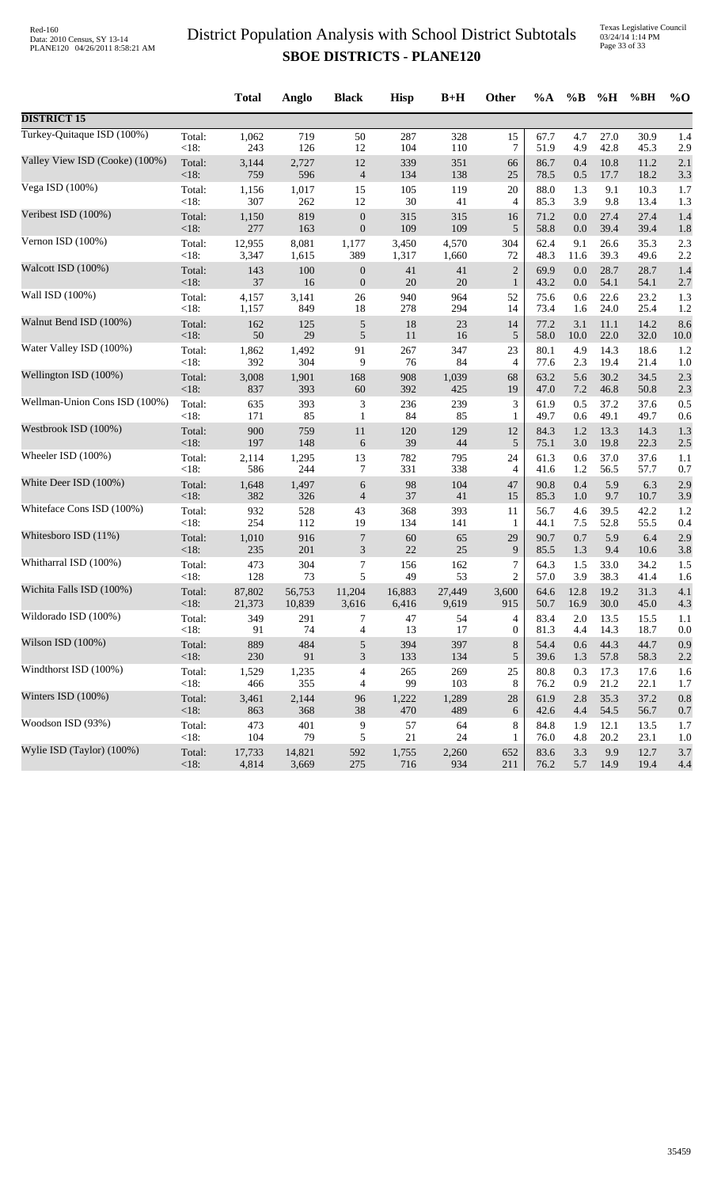# District Population Analysis with School District Subtotals
## SBOE DISTRICTS - PLANE120

| | | Total | Anglo | Black | Hisp | B+H | Other | %A | %B | %H | %BH | %O |
|---|---|---|---|---|---|---|---|---|---|---|---|---|
| **DISTRICT 15** | | | | | | | | | | | | |
| Turkey-Quitaque ISD (100%) | Total: | 1,062 | 719 | 50 | 287 | 328 | 15 | 67.7 | 4.7 | 27.0 | 30.9 | 1.4 |
| | <18: | 243 | 126 | 12 | 104 | 110 | 7 | 51.9 | 4.9 | 42.8 | 45.3 | 2.9 |
| Valley View ISD (Cooke) (100%) | Total: | 3,144 | 2,727 | 12 | 339 | 351 | 66 | 86.7 | 0.4 | 10.8 | 11.2 | 2.1 |
| | <18: | 759 | 596 | 4 | 134 | 138 | 25 | 78.5 | 0.5 | 17.7 | 18.2 | 3.3 |
| Vega ISD (100%) | Total: | 1,156 | 1,017 | 15 | 105 | 119 | 20 | 88.0 | 1.3 | 9.1 | 10.3 | 1.7 |
| | <18: | 307 | 262 | 12 | 30 | 41 | 4 | 85.3 | 3.9 | 9.8 | 13.4 | 1.3 |
| Veribest ISD (100%) | Total: | 1,150 | 819 | 0 | 315 | 315 | 16 | 71.2 | 0.0 | 27.4 | 27.4 | 1.4 |
| | <18: | 277 | 163 | 0 | 109 | 109 | 5 | 58.8 | 0.0 | 39.4 | 39.4 | 1.8 |
| Vernon ISD (100%) | Total: | 12,955 | 8,081 | 1,177 | 3,450 | 4,570 | 304 | 62.4 | 9.1 | 26.6 | 35.3 | 2.3 |
| | <18: | 3,347 | 1,615 | 389 | 1,317 | 1,660 | 72 | 48.3 | 11.6 | 39.3 | 49.6 | 2.2 |
| Walcott ISD (100%) | Total: | 143 | 100 | 0 | 41 | 41 | 2 | 69.9 | 0.0 | 28.7 | 28.7 | 1.4 |
| | <18: | 37 | 16 | 0 | 20 | 20 | 1 | 43.2 | 0.0 | 54.1 | 54.1 | 2.7 |
| Wall ISD (100%) | Total: | 4,157 | 3,141 | 26 | 940 | 964 | 52 | 75.6 | 0.6 | 22.6 | 23.2 | 1.3 |
| | <18: | 1,157 | 849 | 18 | 278 | 294 | 14 | 73.4 | 1.6 | 24.0 | 25.4 | 1.2 |
| Walnut Bend ISD (100%) | Total: | 162 | 125 | 5 | 18 | 23 | 14 | 77.2 | 3.1 | 11.1 | 14.2 | 8.6 |
| | <18: | 50 | 29 | 5 | 11 | 16 | 5 | 58.0 | 10.0 | 22.0 | 32.0 | 10.0 |
| Water Valley ISD (100%) | Total: | 1,862 | 1,492 | 91 | 267 | 347 | 23 | 80.1 | 4.9 | 14.3 | 18.6 | 1.2 |
| | <18: | 392 | 304 | 9 | 76 | 84 | 4 | 77.6 | 2.3 | 19.4 | 21.4 | 1.0 |
| Wellington ISD (100%) | Total: | 3,008 | 1,901 | 168 | 908 | 1,039 | 68 | 63.2 | 5.6 | 30.2 | 34.5 | 2.3 |
| | <18: | 837 | 393 | 60 | 392 | 425 | 19 | 47.0 | 7.2 | 46.8 | 50.8 | 2.3 |
| Wellman-Union Cons ISD (100%) | Total: | 635 | 393 | 3 | 236 | 239 | 3 | 61.9 | 0.5 | 37.2 | 37.6 | 0.5 |
| | <18: | 171 | 85 | 1 | 84 | 85 | 1 | 49.7 | 0.6 | 49.1 | 49.7 | 0.6 |
| Westbrook ISD (100%) | Total: | 900 | 759 | 11 | 120 | 129 | 12 | 84.3 | 1.2 | 13.3 | 14.3 | 1.3 |
| | <18: | 197 | 148 | 6 | 39 | 44 | 5 | 75.1 | 3.0 | 19.8 | 22.3 | 2.5 |
| Wheeler ISD (100%) | Total: | 2,114 | 1,295 | 13 | 782 | 795 | 24 | 61.3 | 0.6 | 37.0 | 37.6 | 1.1 |
| | <18: | 586 | 244 | 7 | 331 | 338 | 4 | 41.6 | 1.2 | 56.5 | 57.7 | 0.7 |
| White Deer ISD (100%) | Total: | 1,648 | 1,497 | 6 | 98 | 104 | 47 | 90.8 | 0.4 | 5.9 | 6.3 | 2.9 |
| | <18: | 382 | 326 | 4 | 37 | 41 | 15 | 85.3 | 1.0 | 9.7 | 10.7 | 3.9 |
| Whiteface Cons ISD (100%) | Total: | 932 | 528 | 43 | 368 | 393 | 11 | 56.7 | 4.6 | 39.5 | 42.2 | 1.2 |
| | <18: | 254 | 112 | 19 | 134 | 141 | 1 | 44.1 | 7.5 | 52.8 | 55.5 | 0.4 |
| Whitesboro ISD (11%) | Total: | 1,010 | 916 | 7 | 60 | 65 | 29 | 90.7 | 0.7 | 5.9 | 6.4 | 2.9 |
| | <18: | 235 | 201 | 3 | 22 | 25 | 9 | 85.5 | 1.3 | 9.4 | 10.6 | 3.8 |
| Whitharral ISD (100%) | Total: | 473 | 304 | 7 | 156 | 162 | 7 | 64.3 | 1.5 | 33.0 | 34.2 | 1.5 |
| | <18: | 128 | 73 | 5 | 49 | 53 | 2 | 57.0 | 3.9 | 38.3 | 41.4 | 1.6 |
| Wichita Falls ISD (100%) | Total: | 87,802 | 56,753 | 11,204 | 16,883 | 27,449 | 3,600 | 64.6 | 12.8 | 19.2 | 31.3 | 4.1 |
| | <18: | 21,373 | 10,839 | 3,616 | 6,416 | 9,619 | 915 | 50.7 | 16.9 | 30.0 | 45.0 | 4.3 |
| Wildorado ISD (100%) | Total: | 349 | 291 | 7 | 47 | 54 | 4 | 83.4 | 2.0 | 13.5 | 15.5 | 1.1 |
| | <18: | 91 | 74 | 4 | 13 | 17 | 0 | 81.3 | 4.4 | 14.3 | 18.7 | 0.0 |
| Wilson ISD (100%) | Total: | 889 | 484 | 5 | 394 | 397 | 8 | 54.4 | 0.6 | 44.3 | 44.7 | 0.9 |
| | <18: | 230 | 91 | 3 | 133 | 134 | 5 | 39.6 | 1.3 | 57.8 | 58.3 | 2.2 |
| Windthorst ISD (100%) | Total: | 1,529 | 1,235 | 4 | 265 | 269 | 25 | 80.8 | 0.3 | 17.3 | 17.6 | 1.6 |
| | <18: | 466 | 355 | 4 | 99 | 103 | 8 | 76.2 | 0.9 | 21.2 | 22.1 | 1.7 |
| Winters ISD (100%) | Total: | 3,461 | 2,144 | 96 | 1,222 | 1,289 | 28 | 61.9 | 2.8 | 35.3 | 37.2 | 0.8 |
| | <18: | 863 | 368 | 38 | 470 | 489 | 6 | 42.6 | 4.4 | 54.5 | 56.7 | 0.7 |
| Woodson ISD (93%) | Total: | 473 | 401 | 9 | 57 | 64 | 8 | 84.8 | 1.9 | 12.1 | 13.5 | 1.7 |
| | <18: | 104 | 79 | 5 | 21 | 24 | 1 | 76.0 | 4.8 | 20.2 | 23.1 | 1.0 |
| Wylie ISD (Taylor) (100%) | Total: | 17,733 | 14,821 | 592 | 1,755 | 2,260 | 652 | 83.6 | 3.3 | 9.9 | 12.7 | 3.7 |
| | <18: | 4,814 | 3,669 | 275 | 716 | 934 | 211 | 76.2 | 5.7 | 14.9 | 19.4 | 4.4 |